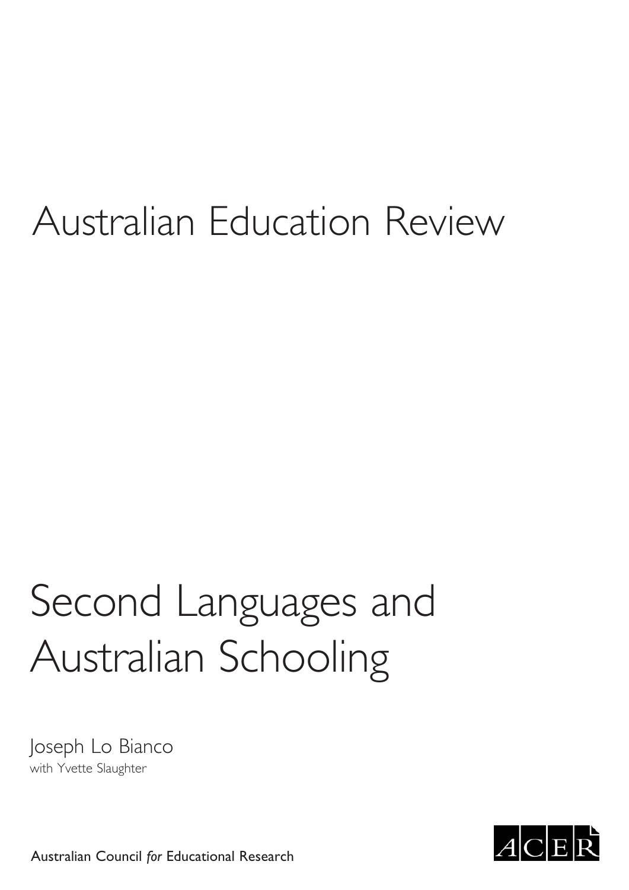# Australian Education Review

# Second Languages and Australian Schooling

Joseph Lo Bianco
with Yvette Slaughter

Australian Council *for* Educational Research

ACER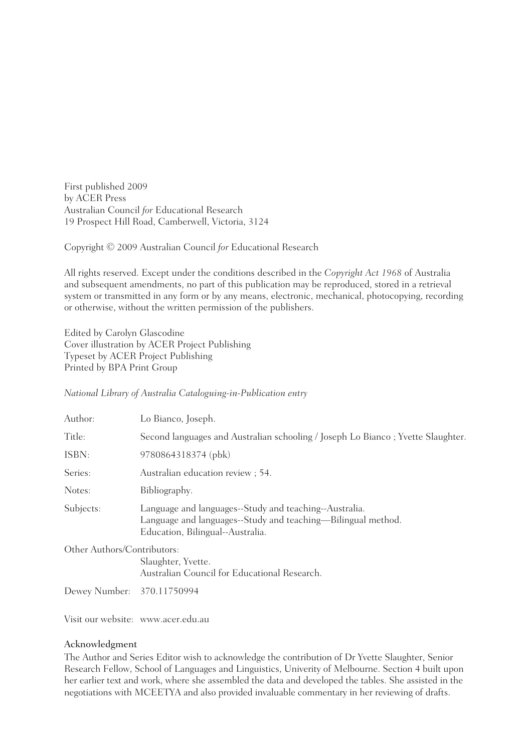First published 2009
by ACER Press
Australian Council *for* Educational Research
19 Prospect Hill Road, Camberwell, Victoria, 3124

Copyright © 2009 Australian Council *for* Educational Research

All rights reserved. Except under the conditions described in the *Copyright Act 1968* of Australia and subsequent amendments, no part of this publication may be reproduced, stored in a retrieval system or transmitted in any form or by any means, electronic, mechanical, photocopying, recording or otherwise, without the written permission of the publishers.

Edited by Carolyn Glascodine
Cover illustration by ACER Project Publishing
Typeset by ACER Project Publishing
Printed by BPA Print Group

*National Library of Australia Cataloguing-in-Publication entry*

| | |
|---|---|
| Author: | Lo Bianco, Joseph. |
| Title: | Second languages and Australian schooling / Joseph Lo Bianco ; Yvette Slaughter. |
| ISBN: | 9780864318374 (pbk) |
| Series: | Australian education review ; 54. |
| Notes: | Bibliography. |
| Subjects: | Language and languages--Study and teaching--Australia.<br>Language and languages--Study and teaching—Bilingual method.<br>Education, Bilingual--Australia. |
| Other Authors/Contributors: | Slaughter, Yvette.<br>Australian Council for Educational Research. |
| Dewey Number: | 370.11750994 |

Visit our website: www.acer.edu.au

**Acknowledgment**

The Author and Series Editor wish to acknowledge the contribution of Dr Yvette Slaughter, Senior Research Fellow, School of Languages and Linguistics, Univerity of Melbourne. Section 4 built upon her earlier text and work, where she assembled the data and developed the tables. She assisted in the negotiations with MCEETYA and also provided invaluable commentary in her reviewing of drafts.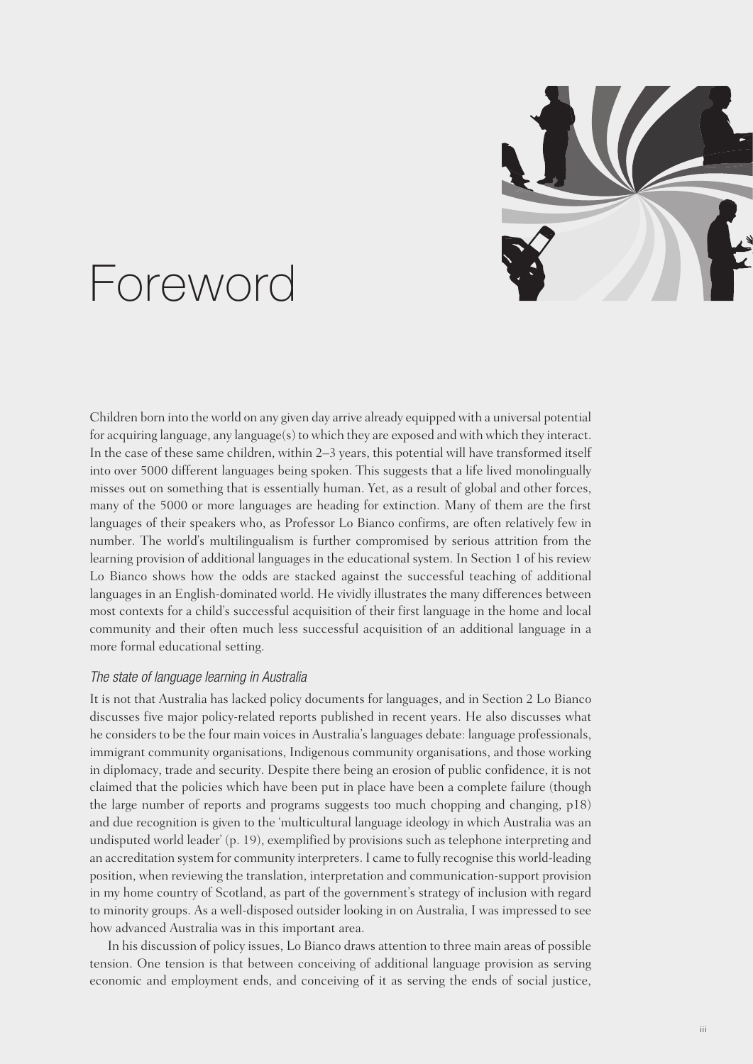# Foreword

Children born into the world on any given day arrive already equipped with a universal potential for acquiring language, any language(s) to which they are exposed and with which they interact. In the case of these same children, within 2–3 years, this potential will have transformed itself into over 5000 different languages being spoken. This suggests that a life lived monolingually misses out on something that is essentially human. Yet, as a result of global and other forces, many of the 5000 or more languages are heading for extinction. Many of them are the first languages of their speakers who, as Professor Lo Bianco confirms, are often relatively few in number. The world's multilingualism is further compromised by serious attrition from the learning provision of additional languages in the educational system. In Section 1 of his review Lo Bianco shows how the odds are stacked against the successful teaching of additional languages in an English-dominated world. He vividly illustrates the many differences between most contexts for a child's successful acquisition of their first language in the home and local community and their often much less successful acquisition of an additional language in a more formal educational setting.

### *The state of language learning in Australia*

It is not that Australia has lacked policy documents for languages, and in Section 2 Lo Bianco discusses five major policy-related reports published in recent years. He also discusses what he considers to be the four main voices in Australia's languages debate: language professionals, immigrant community organisations, Indigenous community organisations, and those working in diplomacy, trade and security. Despite there being an erosion of public confidence, it is not claimed that the policies which have been put in place have been a complete failure (though the large number of reports and programs suggests too much chopping and changing, p18) and due recognition is given to the 'multicultural language ideology in which Australia was an undisputed world leader' (p. 19), exemplified by provisions such as telephone interpreting and an accreditation system for community interpreters. I came to fully recognise this world-leading position, when reviewing the translation, interpretation and communication-support provision in my home country of Scotland, as part of the government's strategy of inclusion with regard to minority groups. As a well-disposed outsider looking in on Australia, I was impressed to see how advanced Australia was in this important area.

In his discussion of policy issues, Lo Bianco draws attention to three main areas of possible tension. One tension is that between conceiving of additional language provision as serving economic and employment ends, and conceiving of it as serving the ends of social justice,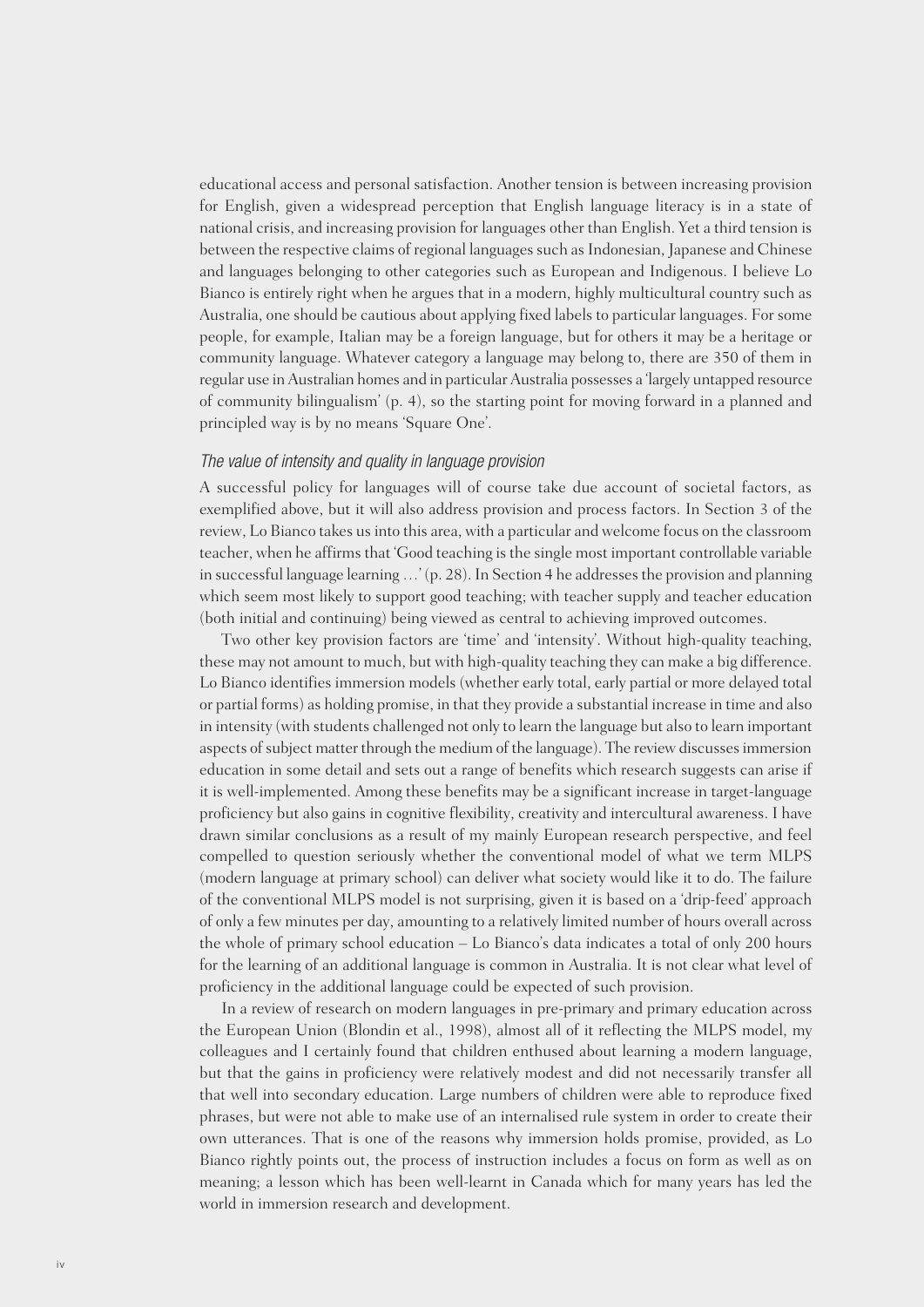educational access and personal satisfaction. Another tension is between increasing provision for English, given a widespread perception that English language literacy is in a state of national crisis, and increasing provision for languages other than English. Yet a third tension is between the respective claims of regional languages such as Indonesian, Japanese and Chinese and languages belonging to other categories such as European and Indigenous. I believe Lo Bianco is entirely right when he argues that in a modern, highly multicultural country such as Australia, one should be cautious about applying fixed labels to particular languages. For some people, for example, Italian may be a foreign language, but for others it may be a heritage or community language. Whatever category a language may belong to, there are 350 of them in regular use in Australian homes and in particular Australia possesses a 'largely untapped resource of community bilingualism' (p. 4), so the starting point for moving forward in a planned and principled way is by no means 'Square One'.

### *The value of intensity and quality in language provision*

A successful policy for languages will of course take due account of societal factors, as exemplified above, but it will also address provision and process factors. In Section 3 of the review, Lo Bianco takes us into this area, with a particular and welcome focus on the classroom teacher, when he affirms that 'Good teaching is the single most important controllable variable in successful language learning …' (p. 28). In Section 4 he addresses the provision and planning which seem most likely to support good teaching; with teacher supply and teacher education (both initial and continuing) being viewed as central to achieving improved outcomes.

Two other key provision factors are 'time' and 'intensity'. Without high-quality teaching, these may not amount to much, but with high-quality teaching they can make a big difference. Lo Bianco identifies immersion models (whether early total, early partial or more delayed total or partial forms) as holding promise, in that they provide a substantial increase in time and also in intensity (with students challenged not only to learn the language but also to learn important aspects of subject matter through the medium of the language). The review discusses immersion education in some detail and sets out a range of benefits which research suggests can arise if it is well-implemented. Among these benefits may be a significant increase in target-language proficiency but also gains in cognitive flexibility, creativity and intercultural awareness. I have drawn similar conclusions as a result of my mainly European research perspective, and feel compelled to question seriously whether the conventional model of what we term MLPS (modern language at primary school) can deliver what society would like it to do. The failure of the conventional MLPS model is not surprising, given it is based on a 'drip-feed' approach of only a few minutes per day, amounting to a relatively limited number of hours overall across the whole of primary school education – Lo Bianco's data indicates a total of only 200 hours for the learning of an additional language is common in Australia. It is not clear what level of proficiency in the additional language could be expected of such provision.

In a review of research on modern languages in pre-primary and primary education across the European Union (Blondin et al., 1998), almost all of it reflecting the MLPS model, my colleagues and I certainly found that children enthused about learning a modern language, but that the gains in proficiency were relatively modest and did not necessarily transfer all that well into secondary education. Large numbers of children were able to reproduce fixed phrases, but were not able to make use of an internalised rule system in order to create their own utterances. That is one of the reasons why immersion holds promise, provided, as Lo Bianco rightly points out, the process of instruction includes a focus on form as well as on meaning; a lesson which has been well-learnt in Canada which for many years has led the world in immersion research and development.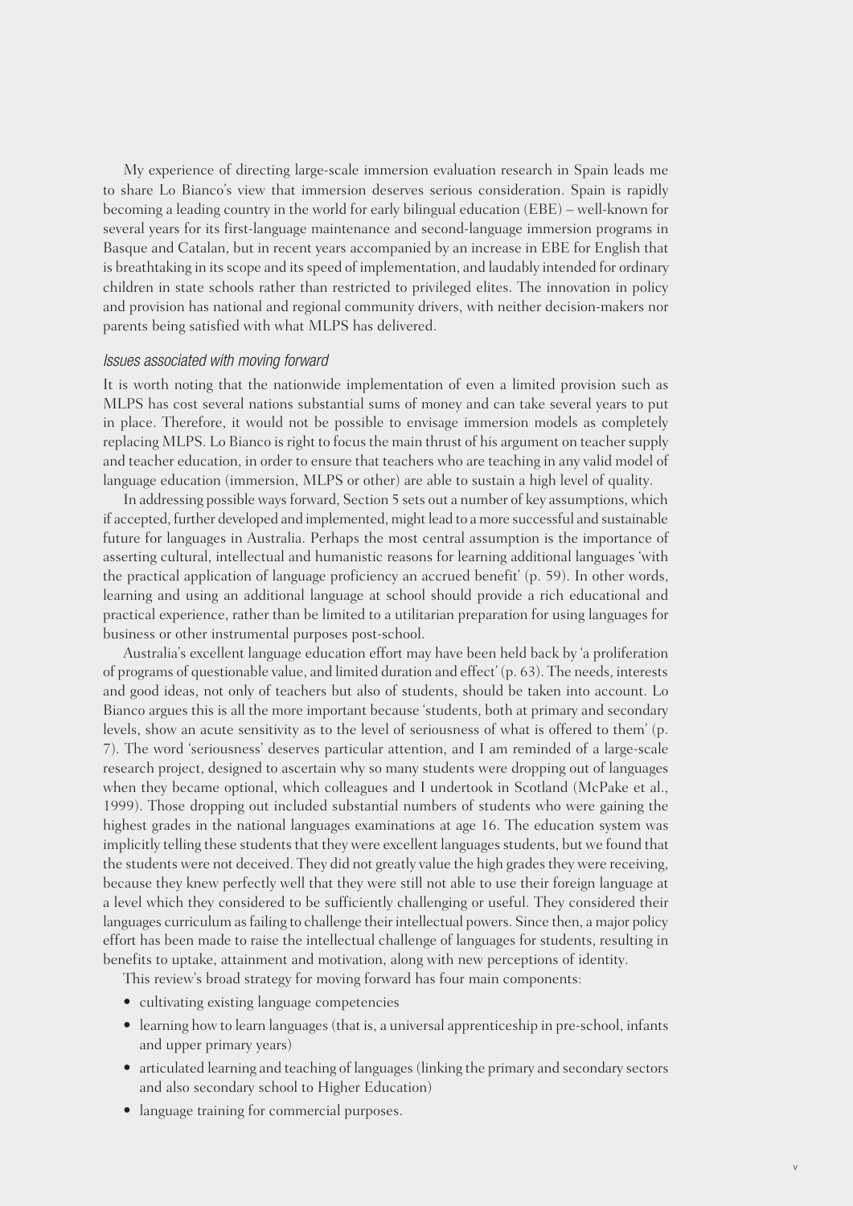My experience of directing large-scale immersion evaluation research in Spain leads me to share Lo Bianco's view that immersion deserves serious consideration. Spain is rapidly becoming a leading country in the world for early bilingual education (EBE) – well-known for several years for its first-language maintenance and second-language immersion programs in Basque and Catalan, but in recent years accompanied by an increase in EBE for English that is breathtaking in its scope and its speed of implementation, and laudably intended for ordinary children in state schools rather than restricted to privileged elites. The innovation in policy and provision has national and regional community drivers, with neither decision-makers nor parents being satisfied with what MLPS has delivered.

### *Issues associated with moving forward*

It is worth noting that the nationwide implementation of even a limited provision such as MLPS has cost several nations substantial sums of money and can take several years to put in place. Therefore, it would not be possible to envisage immersion models as completely replacing MLPS. Lo Bianco is right to focus the main thrust of his argument on teacher supply and teacher education, in order to ensure that teachers who are teaching in any valid model of language education (immersion, MLPS or other) are able to sustain a high level of quality.

In addressing possible ways forward, Section 5 sets out a number of key assumptions, which if accepted, further developed and implemented, might lead to a more successful and sustainable future for languages in Australia. Perhaps the most central assumption is the importance of asserting cultural, intellectual and humanistic reasons for learning additional languages 'with the practical application of language proficiency an accrued benefit' (p. 59). In other words, learning and using an additional language at school should provide a rich educational and practical experience, rather than be limited to a utilitarian preparation for using languages for business or other instrumental purposes post-school.

Australia's excellent language education effort may have been held back by 'a proliferation of programs of questionable value, and limited duration and effect' (p. 63). The needs, interests and good ideas, not only of teachers but also of students, should be taken into account. Lo Bianco argues this is all the more important because 'students, both at primary and secondary levels, show an acute sensitivity as to the level of seriousness of what is offered to them' (p. 7). The word 'seriousness' deserves particular attention, and I am reminded of a large-scale research project, designed to ascertain why so many students were dropping out of languages when they became optional, which colleagues and I undertook in Scotland (McPake et al., 1999). Those dropping out included substantial numbers of students who were gaining the highest grades in the national languages examinations at age 16. The education system was implicitly telling these students that they were excellent languages students, but we found that the students were not deceived. They did not greatly value the high grades they were receiving, because they knew perfectly well that they were still not able to use their foreign language at a level which they considered to be sufficiently challenging or useful. They considered their languages curriculum as failing to challenge their intellectual powers. Since then, a major policy effort has been made to raise the intellectual challenge of languages for students, resulting in benefits to uptake, attainment and motivation, along with new perceptions of identity.

This review's broad strategy for moving forward has four main components:

- cultivating existing language competencies
- learning how to learn languages (that is, a universal apprenticeship in pre-school, infants and upper primary years)
- articulated learning and teaching of languages (linking the primary and secondary sectors and also secondary school to Higher Education)
- language training for commercial purposes.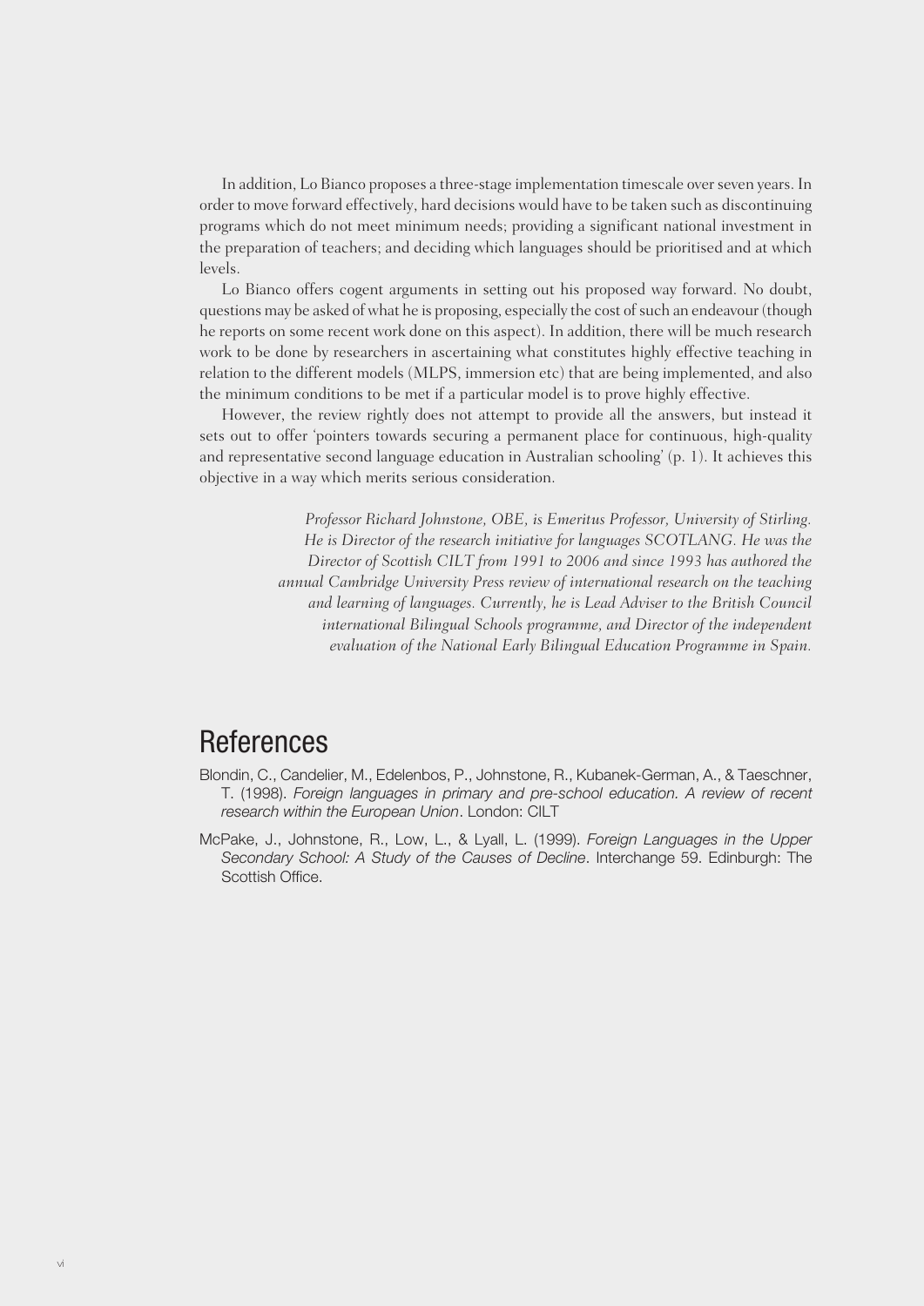In addition, Lo Bianco proposes a three-stage implementation timescale over seven years. In order to move forward effectively, hard decisions would have to be taken such as discontinuing programs which do not meet minimum needs; providing a significant national investment in the preparation of teachers; and deciding which languages should be prioritised and at which levels.

Lo Bianco offers cogent arguments in setting out his proposed way forward. No doubt, questions may be asked of what he is proposing, especially the cost of such an endeavour (though he reports on some recent work done on this aspect). In addition, there will be much research work to be done by researchers in ascertaining what constitutes highly effective teaching in relation to the different models (MLPS, immersion etc) that are being implemented, and also the minimum conditions to be met if a particular model is to prove highly effective.

However, the review rightly does not attempt to provide all the answers, but instead it sets out to offer 'pointers towards securing a permanent place for continuous, high-quality and representative second language education in Australian schooling' (p. 1). It achieves this objective in a way which merits serious consideration.

*Professor Richard Johnstone, OBE, is Emeritus Professor, University of Stirling. He is Director of the research initiative for languages SCOTLANG. He was the Director of Scottish CILT from 1991 to 2006 and since 1993 has authored the annual Cambridge University Press review of international research on the teaching and learning of languages. Currently, he is Lead Adviser to the British Council international Bilingual Schools programme, and Director of the independent evaluation of the National Early Bilingual Education Programme in Spain.*

## References

Blondin, C., Candelier, M., Edelenbos, P., Johnstone, R., Kubanek-German, A., & Taeschner, T. (1998). *Foreign languages in primary and pre-school education. A review of recent research within the European Union*. London: CILT

McPake, J., Johnstone, R., Low, L., & Lyall, L. (1999). *Foreign Languages in the Upper Secondary School: A Study of the Causes of Decline*. Interchange 59. Edinburgh: The Scottish Office.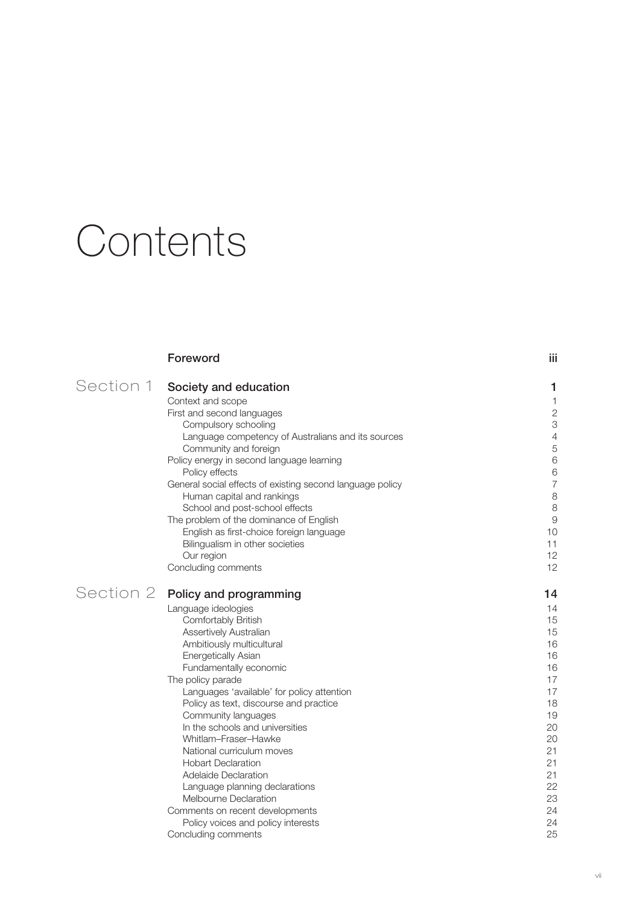# Contents

| | | |
|---|---|---|
| | **Foreword** | **iii** |
| Section 1 | **Society and education** | **1** |
| | Context and scope | 1 |
| | First and second languages | 2 |
| | Compulsory schooling | 3 |
| | Language competency of Australians and its sources | 4 |
| | Community and foreign | 5 |
| | Policy energy in second language learning | 6 |
| | Policy effects | 6 |
| | General social effects of existing second language policy | 7 |
| | Human capital and rankings | 8 |
| | School and post-school effects | 8 |
| | The problem of the dominance of English | 9 |
| | English as first-choice foreign language | 10 |
| | Bilingualism in other societies | 11 |
| | Our region | 12 |
| | Concluding comments | 12 |
| Section 2 | **Policy and programming** | **14** |
| | Language ideologies | 14 |
| | Comfortably British | 15 |
| | Assertively Australian | 15 |
| | Ambitiously multicultural | 16 |
| | Energetically Asian | 16 |
| | Fundamentally economic | 16 |
| | The policy parade | 17 |
| | Languages 'available' for policy attention | 17 |
| | Policy as text, discourse and practice | 18 |
| | Community languages | 19 |
| | In the schools and universities | 20 |
| | Whitlam–Fraser–Hawke | 20 |
| | National curriculum moves | 21 |
| | Hobart Declaration | 21 |
| | Adelaide Declaration | 21 |
| | Language planning declarations | 22 |
| | Melbourne Declaration | 23 |
| | Comments on recent developments | 24 |
| | Policy voices and policy interests | 24 |
| | Concluding comments | 25 |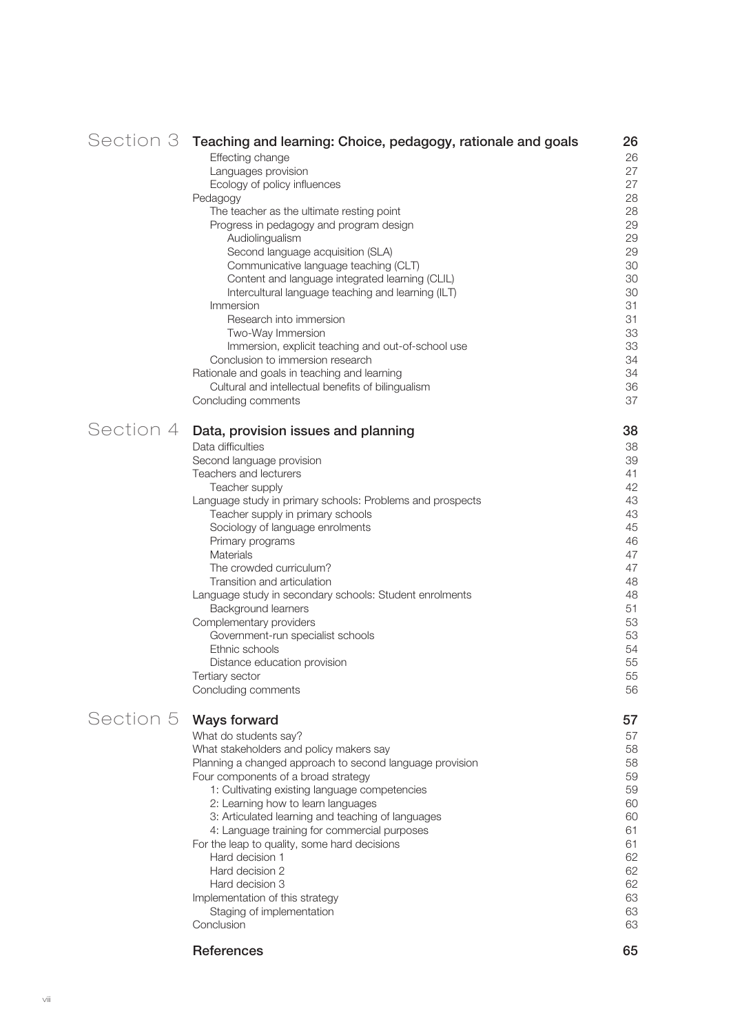## Section 3 Teaching and learning: Choice, pedagogy, rationale and goals — 26

- Effecting change — 26
- Languages provision — 27
- Ecology of policy influences — 27

Pedagogy — 28

- The teacher as the ultimate resting point — 28
- Progress in pedagogy and program design — 29
  - Audiolingualism — 29
  - Second language acquisition (SLA) — 29
  - Communicative language teaching (CLT) — 30
  - Content and language integrated learning (CLIL) — 30
  - Intercultural language teaching and learning (ILT) — 30
- Immersion — 31
  - Research into immersion — 31
  - Two-Way Immersion — 33
  - Immersion, explicit teaching and out-of-school use — 33
- Conclusion to immersion research — 34

Rationale and goals in teaching and learning — 34

- Cultural and intellectual benefits of bilingualism — 36

Concluding comments — 37

## Section 4 Data, provision issues and planning — 38

Data difficulties — 38

Second language provision — 39

Teachers and lecturers — 41

- Teacher supply — 42

Language study in primary schools: Problems and prospects — 43

- Teacher supply in primary schools — 43
- Sociology of language enrolments — 45
- Primary programs — 46
- Materials — 47
- The crowded curriculum? — 47
- Transition and articulation — 48

Language study in secondary schools: Student enrolments — 48

- Background learners — 51

Complementary providers — 53

- Government-run specialist schools — 53
- Ethnic schools — 54
- Distance education provision — 55

Tertiary sector — 55

Concluding comments — 56

## Section 5 Ways forward — 57

What do students say? — 57

What stakeholders and policy makers say — 58

Planning a changed approach to second language provision — 58

Four components of a broad strategy — 59

- 1: Cultivating existing language competencies — 59
- 2: Learning how to learn languages — 60
- 3: Articulated learning and teaching of languages — 60
- 4: Language training for commercial purposes — 61

For the leap to quality, some hard decisions — 61

- Hard decision 1 — 62
- Hard decision 2 — 62
- Hard decision 3 — 62

Implementation of this strategy — 63

- Staging of implementation — 63

Conclusion — 63

## References — 65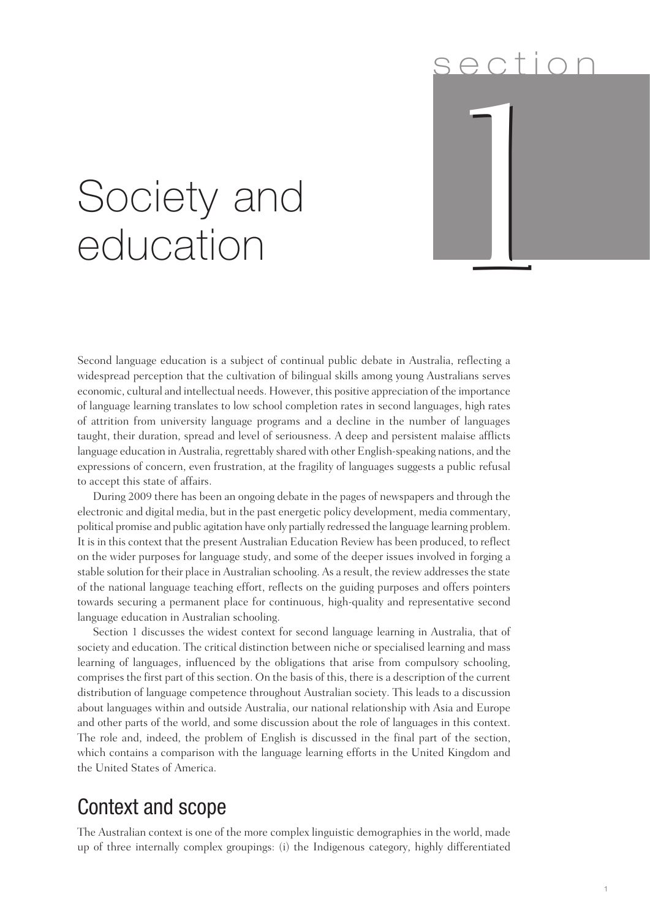# section 1

# Society and education

Second language education is a subject of continual public debate in Australia, reflecting a widespread perception that the cultivation of bilingual skills among young Australians serves economic, cultural and intellectual needs. However, this positive appreciation of the importance of language learning translates to low school completion rates in second languages, high rates of attrition from university language programs and a decline in the number of languages taught, their duration, spread and level of seriousness. A deep and persistent malaise afflicts language education in Australia, regrettably shared with other English-speaking nations, and the expressions of concern, even frustration, at the fragility of languages suggests a public refusal to accept this state of affairs.

During 2009 there has been an ongoing debate in the pages of newspapers and through the electronic and digital media, but in the past energetic policy development, media commentary, political promise and public agitation have only partially redressed the language learning problem. It is in this context that the present Australian Education Review has been produced, to reflect on the wider purposes for language study, and some of the deeper issues involved in forging a stable solution for their place in Australian schooling. As a result, the review addresses the state of the national language teaching effort, reflects on the guiding purposes and offers pointers towards securing a permanent place for continuous, high-quality and representative second language education in Australian schooling.

Section 1 discusses the widest context for second language learning in Australia, that of society and education. The critical distinction between niche or specialised learning and mass learning of languages, influenced by the obligations that arise from compulsory schooling, comprises the first part of this section. On the basis of this, there is a description of the current distribution of language competence throughout Australian society. This leads to a discussion about languages within and outside Australia, our national relationship with Asia and Europe and other parts of the world, and some discussion about the role of languages in this context. The role and, indeed, the problem of English is discussed in the final part of the section, which contains a comparison with the language learning efforts in the United Kingdom and the United States of America.

## Context and scope

The Australian context is one of the more complex linguistic demographies in the world, made up of three internally complex groupings: (i) the Indigenous category, highly differentiated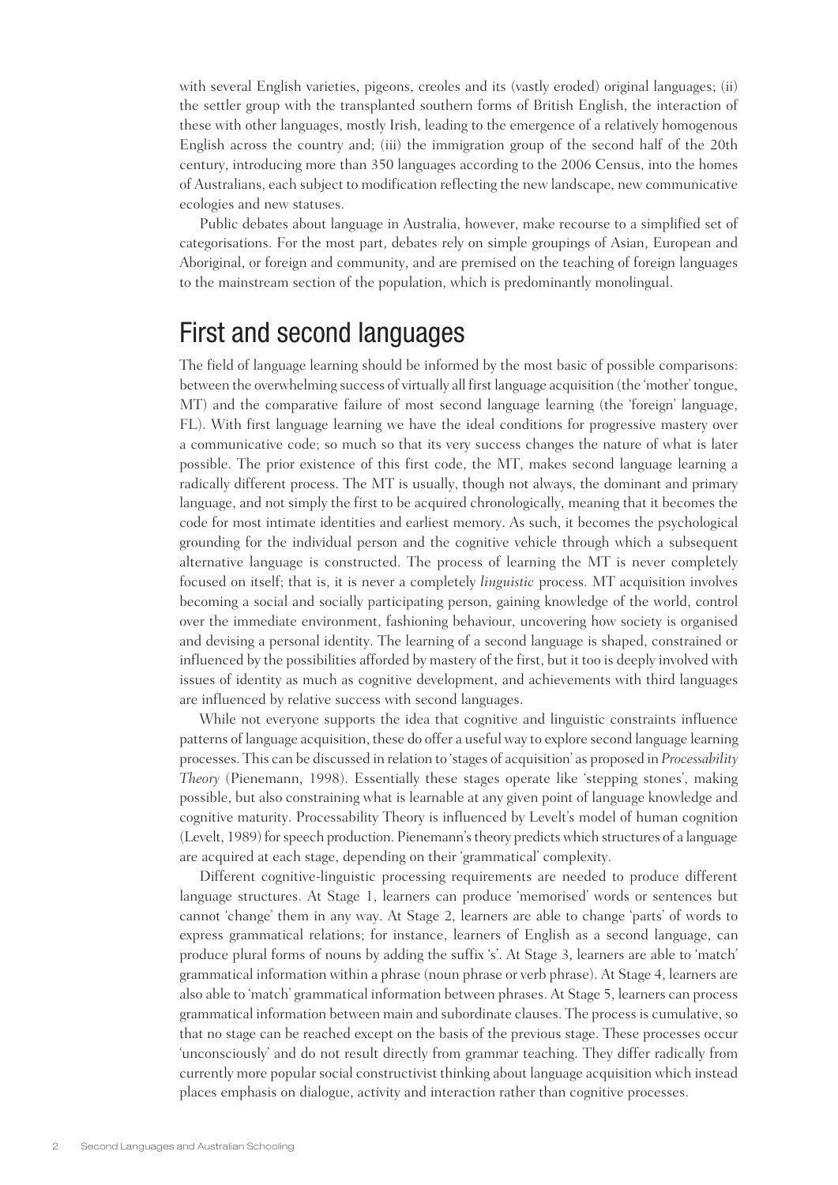with several English varieties, pigeons, creoles and its (vastly eroded) original languages; (ii) the settler group with the transplanted southern forms of British English, the interaction of these with other languages, mostly Irish, leading to the emergence of a relatively homogenous English across the country and; (iii) the immigration group of the second half of the 20th century, introducing more than 350 languages according to the 2006 Census, into the homes of Australians, each subject to modification reflecting the new landscape, new communicative ecologies and new statuses.

Public debates about language in Australia, however, make recourse to a simplified set of categorisations. For the most part, debates rely on simple groupings of Asian, European and Aboriginal, or foreign and community, and are premised on the teaching of foreign languages to the mainstream section of the population, which is predominantly monolingual.

## First and second languages

The field of language learning should be informed by the most basic of possible comparisons: between the overwhelming success of virtually all first language acquisition (the 'mother' tongue, MT) and the comparative failure of most second language learning (the 'foreign' language, FL). With first language learning we have the ideal conditions for progressive mastery over a communicative code; so much so that its very success changes the nature of what is later possible. The prior existence of this first code, the MT, makes second language learning a radically different process. The MT is usually, though not always, the dominant and primary language, and not simply the first to be acquired chronologically, meaning that it becomes the code for most intimate identities and earliest memory. As such, it becomes the psychological grounding for the individual person and the cognitive vehicle through which a subsequent alternative language is constructed. The process of learning the MT is never completely focused on itself; that is, it is never a completely *linguistic* process. MT acquisition involves becoming a social and socially participating person, gaining knowledge of the world, control over the immediate environment, fashioning behaviour, uncovering how society is organised and devising a personal identity. The learning of a second language is shaped, constrained or influenced by the possibilities afforded by mastery of the first, but it too is deeply involved with issues of identity as much as cognitive development, and achievements with third languages are influenced by relative success with second languages.

While not everyone supports the idea that cognitive and linguistic constraints influence patterns of language acquisition, these do offer a useful way to explore second language learning processes. This can be discussed in relation to 'stages of acquisition' as proposed in *Processability Theory* (Pienemann, 1998). Essentially these stages operate like 'stepping stones', making possible, but also constraining what is learnable at any given point of language knowledge and cognitive maturity. Processability Theory is influenced by Levelt's model of human cognition (Levelt, 1989) for speech production. Pienemann's theory predicts which structures of a language are acquired at each stage, depending on their 'grammatical' complexity.

Different cognitive-linguistic processing requirements are needed to produce different language structures. At Stage 1, learners can produce 'memorised' words or sentences but cannot 'change' them in any way. At Stage 2, learners are able to change 'parts' of words to express grammatical relations; for instance, learners of English as a second language, can produce plural forms of nouns by adding the suffix 's'. At Stage 3, learners are able to 'match' grammatical information within a phrase (noun phrase or verb phrase). At Stage 4, learners are also able to 'match' grammatical information between phrases. At Stage 5, learners can process grammatical information between main and subordinate clauses. The process is cumulative, so that no stage can be reached except on the basis of the previous stage. These processes occur 'unconsciously' and do not result directly from grammar teaching. They differ radically from currently more popular social constructivist thinking about language acquisition which instead places emphasis on dialogue, activity and interaction rather than cognitive processes.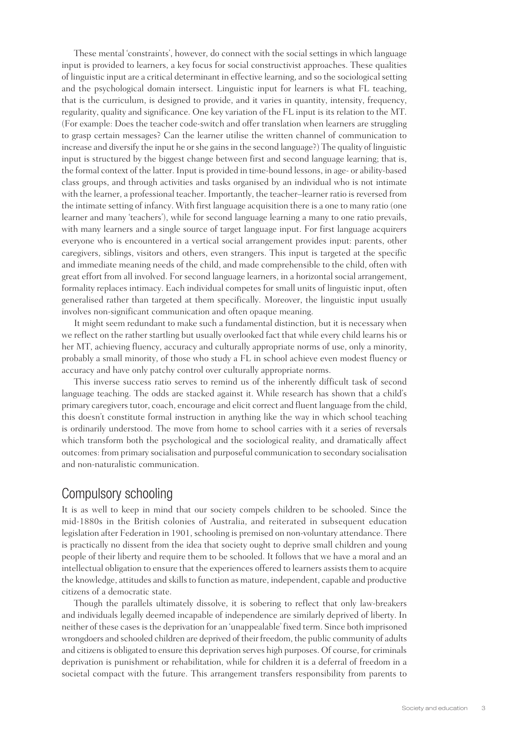These mental 'constraints', however, do connect with the social settings in which language input is provided to learners, a key focus for social constructivist approaches. These qualities of linguistic input are a critical determinant in effective learning, and so the sociological setting and the psychological domain intersect. Linguistic input for learners is what FL teaching, that is the curriculum, is designed to provide, and it varies in quantity, intensity, frequency, regularity, quality and significance. One key variation of the FL input is its relation to the MT. (For example: Does the teacher code-switch and offer translation when learners are struggling to grasp certain messages? Can the learner utilise the written channel of communication to increase and diversify the input he or she gains in the second language?) The quality of linguistic input is structured by the biggest change between first and second language learning; that is, the formal context of the latter. Input is provided in time-bound lessons, in age- or ability-based class groups, and through activities and tasks organised by an individual who is not intimate with the learner, a professional teacher. Importantly, the teacher–learner ratio is reversed from the intimate setting of infancy. With first language acquisition there is a one to many ratio (one learner and many 'teachers'), while for second language learning a many to one ratio prevails, with many learners and a single source of target language input. For first language acquirers everyone who is encountered in a vertical social arrangement provides input: parents, other caregivers, siblings, visitors and others, even strangers. This input is targeted at the specific and immediate meaning needs of the child, and made comprehensible to the child, often with great effort from all involved. For second language learners, in a horizontal social arrangement, formality replaces intimacy. Each individual competes for small units of linguistic input, often generalised rather than targeted at them specifically. Moreover, the linguistic input usually involves non-significant communication and often opaque meaning.

It might seem redundant to make such a fundamental distinction, but it is necessary when we reflect on the rather startling but usually overlooked fact that while every child learns his or her MT, achieving fluency, accuracy and culturally appropriate norms of use, only a minority, probably a small minority, of those who study a FL in school achieve even modest fluency or accuracy and have only patchy control over culturally appropriate norms.

This inverse success ratio serves to remind us of the inherently difficult task of second language teaching. The odds are stacked against it. While research has shown that a child's primary caregivers tutor, coach, encourage and elicit correct and fluent language from the child, this doesn't constitute formal instruction in anything like the way in which school teaching is ordinarily understood. The move from home to school carries with it a series of reversals which transform both the psychological and the sociological reality, and dramatically affect outcomes: from primary socialisation and purposeful communication to secondary socialisation and non-naturalistic communication.

## Compulsory schooling

It is as well to keep in mind that our society compels children to be schooled. Since the mid-1880s in the British colonies of Australia, and reiterated in subsequent education legislation after Federation in 1901, schooling is premised on non-voluntary attendance. There is practically no dissent from the idea that society ought to deprive small children and young people of their liberty and require them to be schooled. It follows that we have a moral and an intellectual obligation to ensure that the experiences offered to learners assists them to acquire the knowledge, attitudes and skills to function as mature, independent, capable and productive citizens of a democratic state.

Though the parallels ultimately dissolve, it is sobering to reflect that only law-breakers and individuals legally deemed incapable of independence are similarly deprived of liberty. In neither of these cases is the deprivation for an 'unappealable' fixed term. Since both imprisoned wrongdoers and schooled children are deprived of their freedom, the public community of adults and citizens is obligated to ensure this deprivation serves high purposes. Of course, for criminals deprivation is punishment or rehabilitation, while for children it is a deferral of freedom in a societal compact with the future. This arrangement transfers responsibility from parents to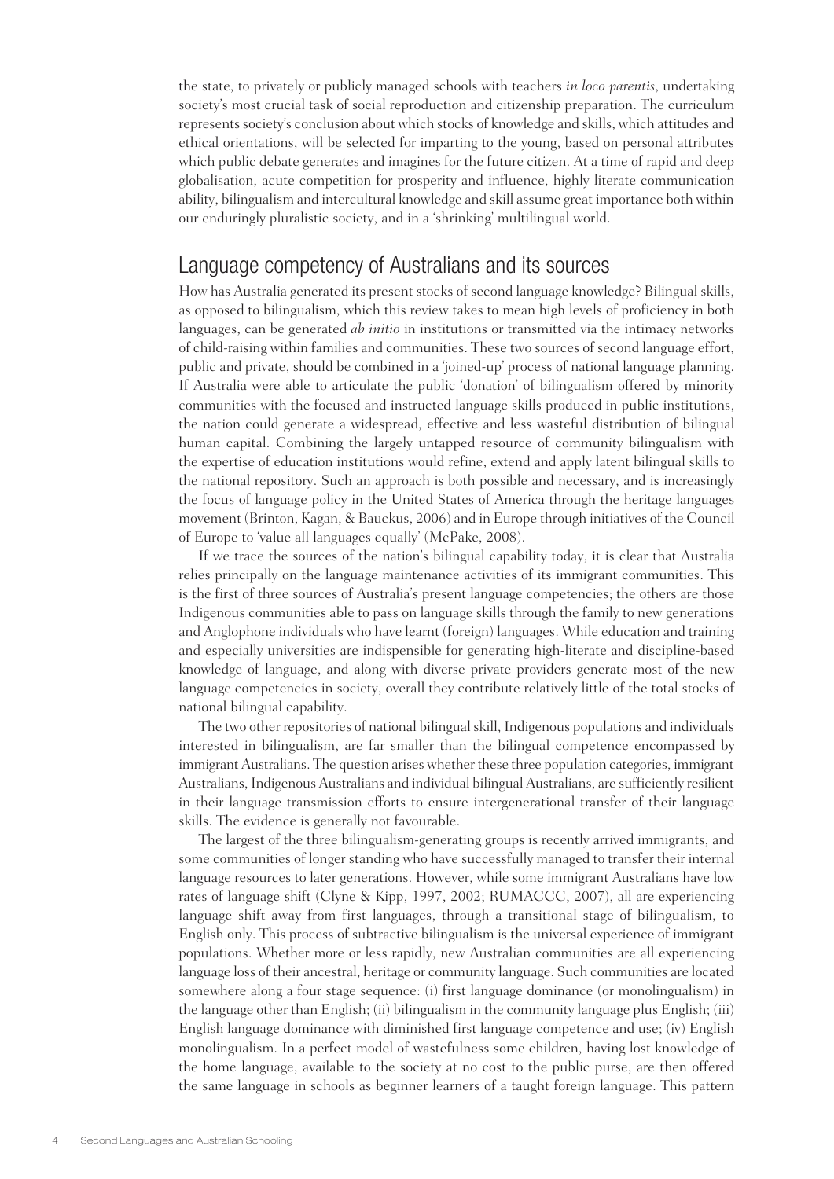the state, to privately or publicly managed schools with teachers *in loco parentis*, undertaking society's most crucial task of social reproduction and citizenship preparation. The curriculum represents society's conclusion about which stocks of knowledge and skills, which attitudes and ethical orientations, will be selected for imparting to the young, based on personal attributes which public debate generates and imagines for the future citizen. At a time of rapid and deep globalisation, acute competition for prosperity and influence, highly literate communication ability, bilingualism and intercultural knowledge and skill assume great importance both within our enduringly pluralistic society, and in a 'shrinking' multilingual world.

## Language competency of Australians and its sources

How has Australia generated its present stocks of second language knowledge? Bilingual skills, as opposed to bilingualism, which this review takes to mean high levels of proficiency in both languages, can be generated *ab initio* in institutions or transmitted via the intimacy networks of child-raising within families and communities. These two sources of second language effort, public and private, should be combined in a 'joined-up' process of national language planning. If Australia were able to articulate the public 'donation' of bilingualism offered by minority communities with the focused and instructed language skills produced in public institutions, the nation could generate a widespread, effective and less wasteful distribution of bilingual human capital. Combining the largely untapped resource of community bilingualism with the expertise of education institutions would refine, extend and apply latent bilingual skills to the national repository. Such an approach is both possible and necessary, and is increasingly the focus of language policy in the United States of America through the heritage languages movement (Brinton, Kagan, & Bauckus, 2006) and in Europe through initiatives of the Council of Europe to 'value all languages equally' (McPake, 2008).

If we trace the sources of the nation's bilingual capability today, it is clear that Australia relies principally on the language maintenance activities of its immigrant communities. This is the first of three sources of Australia's present language competencies; the others are those Indigenous communities able to pass on language skills through the family to new generations and Anglophone individuals who have learnt (foreign) languages. While education and training and especially universities are indispensible for generating high-literate and discipline-based knowledge of language, and along with diverse private providers generate most of the new language competencies in society, overall they contribute relatively little of the total stocks of national bilingual capability.

The two other repositories of national bilingual skill, Indigenous populations and individuals interested in bilingualism, are far smaller than the bilingual competence encompassed by immigrant Australians. The question arises whether these three population categories, immigrant Australians, Indigenous Australians and individual bilingual Australians, are sufficiently resilient in their language transmission efforts to ensure intergenerational transfer of their language skills. The evidence is generally not favourable.

The largest of the three bilingualism-generating groups is recently arrived immigrants, and some communities of longer standing who have successfully managed to transfer their internal language resources to later generations. However, while some immigrant Australians have low rates of language shift (Clyne & Kipp, 1997, 2002; RUMACCC, 2007), all are experiencing language shift away from first languages, through a transitional stage of bilingualism, to English only. This process of subtractive bilingualism is the universal experience of immigrant populations. Whether more or less rapidly, new Australian communities are all experiencing language loss of their ancestral, heritage or community language. Such communities are located somewhere along a four stage sequence: (i) first language dominance (or monolingualism) in the language other than English; (ii) bilingualism in the community language plus English; (iii) English language dominance with diminished first language competence and use; (iv) English monolingualism. In a perfect model of wastefulness some children, having lost knowledge of the home language, available to the society at no cost to the public purse, are then offered the same language in schools as beginner learners of a taught foreign language. This pattern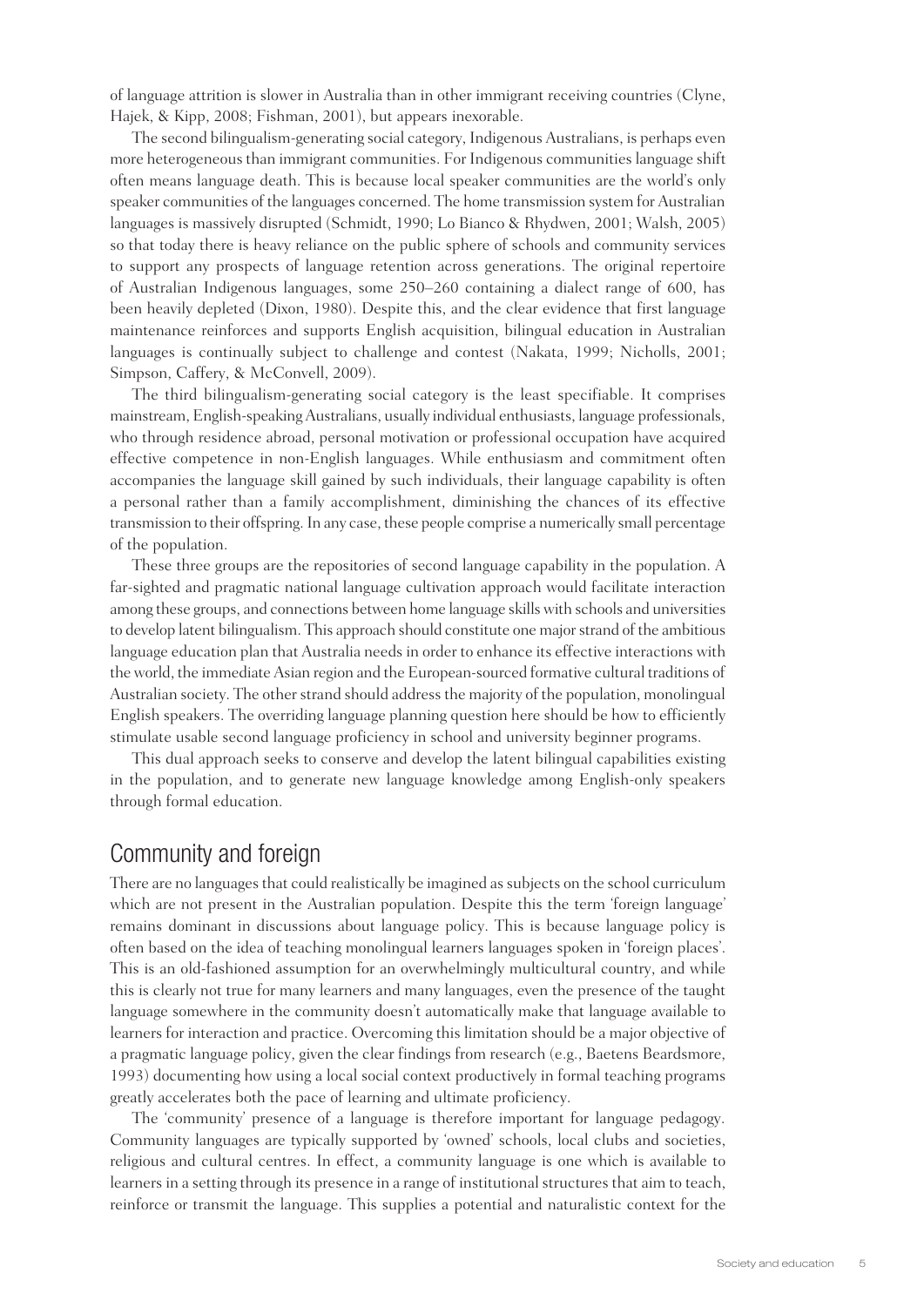of language attrition is slower in Australia than in other immigrant receiving countries (Clyne, Hajek, & Kipp, 2008; Fishman, 2001), but appears inexorable.

The second bilingualism-generating social category, Indigenous Australians, is perhaps even more heterogeneous than immigrant communities. For Indigenous communities language shift often means language death. This is because local speaker communities are the world's only speaker communities of the languages concerned. The home transmission system for Australian languages is massively disrupted (Schmidt, 1990; Lo Bianco & Rhydwen, 2001; Walsh, 2005) so that today there is heavy reliance on the public sphere of schools and community services to support any prospects of language retention across generations. The original repertoire of Australian Indigenous languages, some 250–260 containing a dialect range of 600, has been heavily depleted (Dixon, 1980). Despite this, and the clear evidence that first language maintenance reinforces and supports English acquisition, bilingual education in Australian languages is continually subject to challenge and contest (Nakata, 1999; Nicholls, 2001; Simpson, Caffery, & McConvell, 2009).

The third bilingualism-generating social category is the least specifiable. It comprises mainstream, English-speaking Australians, usually individual enthusiasts, language professionals, who through residence abroad, personal motivation or professional occupation have acquired effective competence in non-English languages. While enthusiasm and commitment often accompanies the language skill gained by such individuals, their language capability is often a personal rather than a family accomplishment, diminishing the chances of its effective transmission to their offspring. In any case, these people comprise a numerically small percentage of the population.

These three groups are the repositories of second language capability in the population. A far-sighted and pragmatic national language cultivation approach would facilitate interaction among these groups, and connections between home language skills with schools and universities to develop latent bilingualism. This approach should constitute one major strand of the ambitious language education plan that Australia needs in order to enhance its effective interactions with the world, the immediate Asian region and the European-sourced formative cultural traditions of Australian society. The other strand should address the majority of the population, monolingual English speakers. The overriding language planning question here should be how to efficiently stimulate usable second language proficiency in school and university beginner programs.

This dual approach seeks to conserve and develop the latent bilingual capabilities existing in the population, and to generate new language knowledge among English-only speakers through formal education.

## Community and foreign

There are no languages that could realistically be imagined as subjects on the school curriculum which are not present in the Australian population. Despite this the term 'foreign language' remains dominant in discussions about language policy. This is because language policy is often based on the idea of teaching monolingual learners languages spoken in 'foreign places'. This is an old-fashioned assumption for an overwhelmingly multicultural country, and while this is clearly not true for many learners and many languages, even the presence of the taught language somewhere in the community doesn't automatically make that language available to learners for interaction and practice. Overcoming this limitation should be a major objective of a pragmatic language policy, given the clear findings from research (e.g., Baetens Beardsmore, 1993) documenting how using a local social context productively in formal teaching programs greatly accelerates both the pace of learning and ultimate proficiency.

The 'community' presence of a language is therefore important for language pedagogy. Community languages are typically supported by 'owned' schools, local clubs and societies, religious and cultural centres. In effect, a community language is one which is available to learners in a setting through its presence in a range of institutional structures that aim to teach, reinforce or transmit the language. This supplies a potential and naturalistic context for the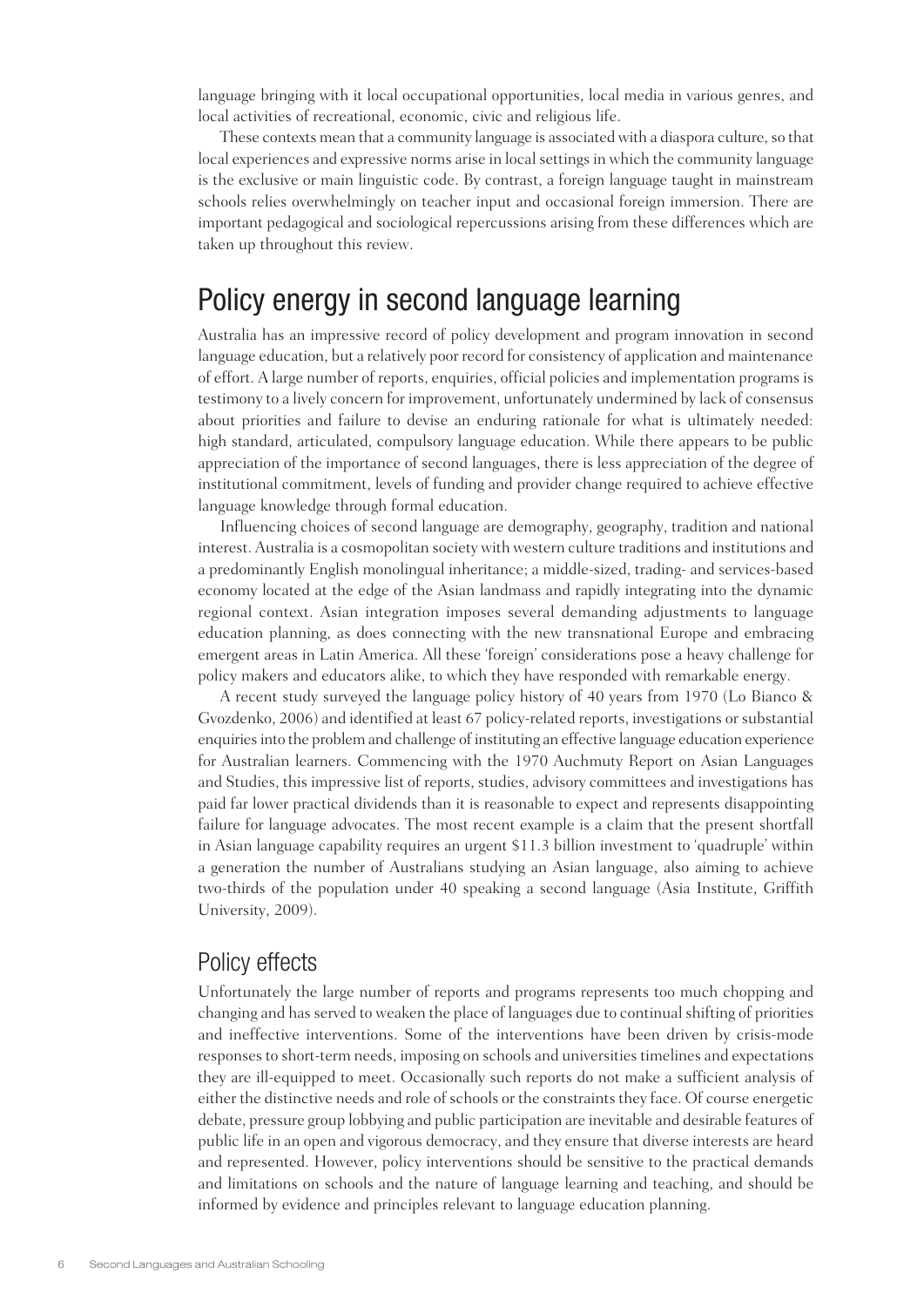language bringing with it local occupational opportunities, local media in various genres, and local activities of recreational, economic, civic and religious life.

These contexts mean that a community language is associated with a diaspora culture, so that local experiences and expressive norms arise in local settings in which the community language is the exclusive or main linguistic code. By contrast, a foreign language taught in mainstream schools relies overwhelmingly on teacher input and occasional foreign immersion. There are important pedagogical and sociological repercussions arising from these differences which are taken up throughout this review.

## Policy energy in second language learning

Australia has an impressive record of policy development and program innovation in second language education, but a relatively poor record for consistency of application and maintenance of effort. A large number of reports, enquiries, official policies and implementation programs is testimony to a lively concern for improvement, unfortunately undermined by lack of consensus about priorities and failure to devise an enduring rationale for what is ultimately needed: high standard, articulated, compulsory language education. While there appears to be public appreciation of the importance of second languages, there is less appreciation of the degree of institutional commitment, levels of funding and provider change required to achieve effective language knowledge through formal education.

Influencing choices of second language are demography, geography, tradition and national interest. Australia is a cosmopolitan society with western culture traditions and institutions and a predominantly English monolingual inheritance; a middle-sized, trading- and services-based economy located at the edge of the Asian landmass and rapidly integrating into the dynamic regional context. Asian integration imposes several demanding adjustments to language education planning, as does connecting with the new transnational Europe and embracing emergent areas in Latin America. All these 'foreign' considerations pose a heavy challenge for policy makers and educators alike, to which they have responded with remarkable energy.

A recent study surveyed the language policy history of 40 years from 1970 (Lo Bianco & Gvozdenko, 2006) and identified at least 67 policy-related reports, investigations or substantial enquiries into the problem and challenge of instituting an effective language education experience for Australian learners. Commencing with the 1970 Auchmuty Report on Asian Languages and Studies, this impressive list of reports, studies, advisory committees and investigations has paid far lower practical dividends than it is reasonable to expect and represents disappointing failure for language advocates. The most recent example is a claim that the present shortfall in Asian language capability requires an urgent $11.3 billion investment to 'quadruple' within a generation the number of Australians studying an Asian language, also aiming to achieve two-thirds of the population under 40 speaking a second language (Asia Institute, Griffith University, 2009).

### Policy effects

Unfortunately the large number of reports and programs represents too much chopping and changing and has served to weaken the place of languages due to continual shifting of priorities and ineffective interventions. Some of the interventions have been driven by crisis-mode responses to short-term needs, imposing on schools and universities timelines and expectations they are ill-equipped to meet. Occasionally such reports do not make a sufficient analysis of either the distinctive needs and role of schools or the constraints they face. Of course energetic debate, pressure group lobbying and public participation are inevitable and desirable features of public life in an open and vigorous democracy, and they ensure that diverse interests are heard and represented. However, policy interventions should be sensitive to the practical demands and limitations on schools and the nature of language learning and teaching, and should be informed by evidence and principles relevant to language education planning.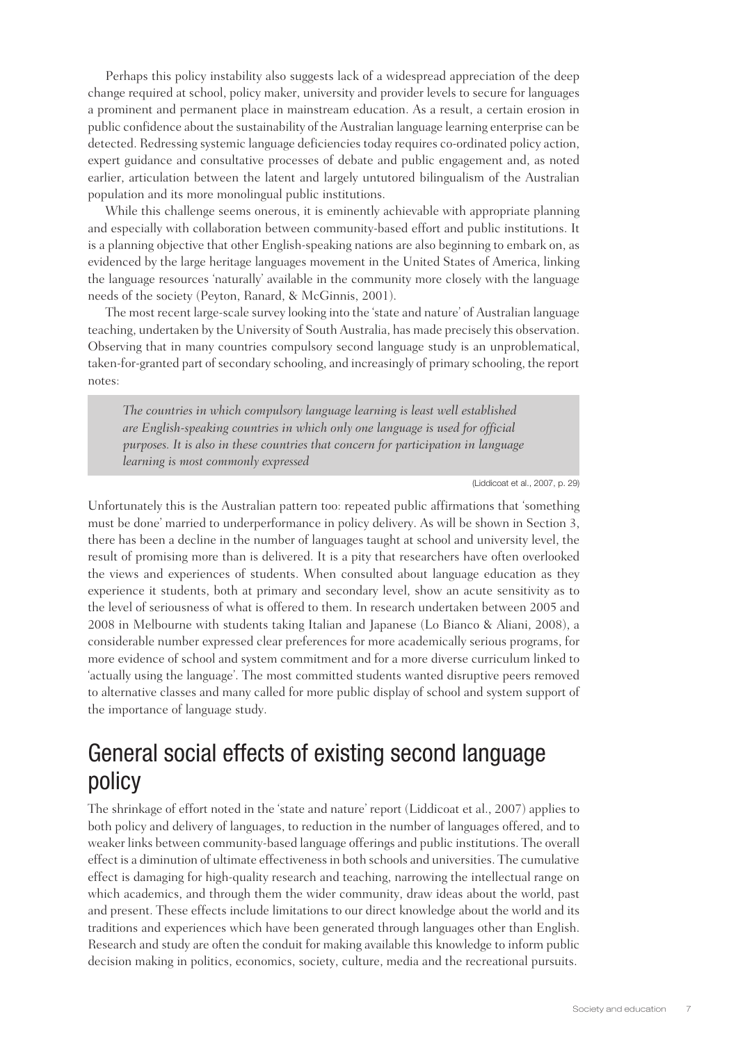Perhaps this policy instability also suggests lack of a widespread appreciation of the deep change required at school, policy maker, university and provider levels to secure for languages a prominent and permanent place in mainstream education. As a result, a certain erosion in public confidence about the sustainability of the Australian language learning enterprise can be detected. Redressing systemic language deficiencies today requires co-ordinated policy action, expert guidance and consultative processes of debate and public engagement and, as noted earlier, articulation between the latent and largely untutored bilingualism of the Australian population and its more monolingual public institutions.

While this challenge seems onerous, it is eminently achievable with appropriate planning and especially with collaboration between community-based effort and public institutions. It is a planning objective that other English-speaking nations are also beginning to embark on, as evidenced by the large heritage languages movement in the United States of America, linking the language resources 'naturally' available in the community more closely with the language needs of the society (Peyton, Ranard, & McGinnis, 2001).

The most recent large-scale survey looking into the 'state and nature' of Australian language teaching, undertaken by the University of South Australia, has made precisely this observation. Observing that in many countries compulsory second language study is an unproblematical, taken-for-granted part of secondary schooling, and increasingly of primary schooling, the report notes:

> *The countries in which compulsory language learning is least well established are English-speaking countries in which only one language is used for official purposes. It is also in these countries that concern for participation in language learning is most commonly expressed*
>
> (Liddicoat et al., 2007, p. 29)

Unfortunately this is the Australian pattern too: repeated public affirmations that 'something must be done' married to underperformance in policy delivery. As will be shown in Section 3, there has been a decline in the number of languages taught at school and university level, the result of promising more than is delivered. It is a pity that researchers have often overlooked the views and experiences of students. When consulted about language education as they experience it students, both at primary and secondary level, show an acute sensitivity as to the level of seriousness of what is offered to them. In research undertaken between 2005 and 2008 in Melbourne with students taking Italian and Japanese (Lo Bianco & Aliani, 2008), a considerable number expressed clear preferences for more academically serious programs, for more evidence of school and system commitment and for a more diverse curriculum linked to 'actually using the language'. The most committed students wanted disruptive peers removed to alternative classes and many called for more public display of school and system support of the importance of language study.

## General social effects of existing second language policy

The shrinkage of effort noted in the 'state and nature' report (Liddicoat et al., 2007) applies to both policy and delivery of languages, to reduction in the number of languages offered, and to weaker links between community-based language offerings and public institutions. The overall effect is a diminution of ultimate effectiveness in both schools and universities. The cumulative effect is damaging for high-quality research and teaching, narrowing the intellectual range on which academics, and through them the wider community, draw ideas about the world, past and present. These effects include limitations to our direct knowledge about the world and its traditions and experiences which have been generated through languages other than English. Research and study are often the conduit for making available this knowledge to inform public decision making in politics, economics, society, culture, media and the recreational pursuits.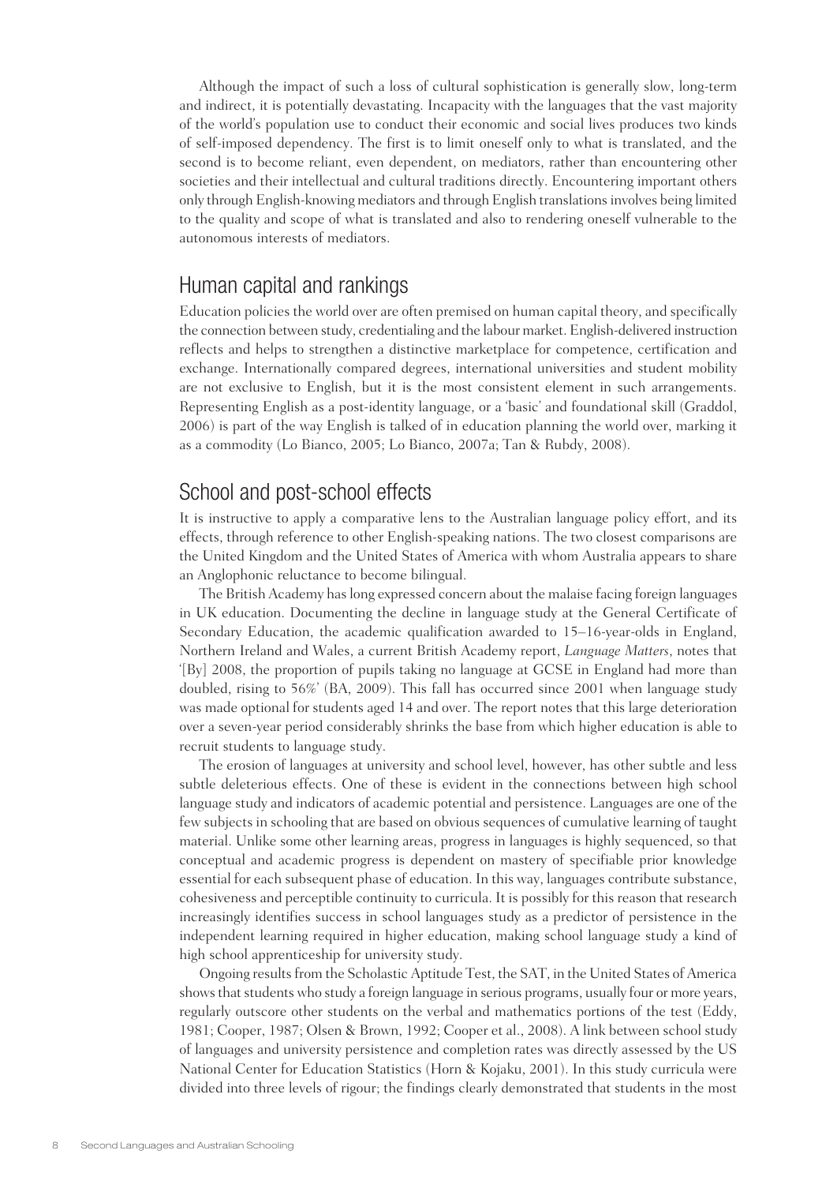Although the impact of such a loss of cultural sophistication is generally slow, long-term and indirect, it is potentially devastating. Incapacity with the languages that the vast majority of the world's population use to conduct their economic and social lives produces two kinds of self-imposed dependency. The first is to limit oneself only to what is translated, and the second is to become reliant, even dependent, on mediators, rather than encountering other societies and their intellectual and cultural traditions directly. Encountering important others only through English-knowing mediators and through English translations involves being limited to the quality and scope of what is translated and also to rendering oneself vulnerable to the autonomous interests of mediators.

## Human capital and rankings

Education policies the world over are often premised on human capital theory, and specifically the connection between study, credentialing and the labour market. English-delivered instruction reflects and helps to strengthen a distinctive marketplace for competence, certification and exchange. Internationally compared degrees, international universities and student mobility are not exclusive to English, but it is the most consistent element in such arrangements. Representing English as a post-identity language, or a 'basic' and foundational skill (Graddol, 2006) is part of the way English is talked of in education planning the world over, marking it as a commodity (Lo Bianco, 2005; Lo Bianco, 2007a; Tan & Rubdy, 2008).

## School and post-school effects

It is instructive to apply a comparative lens to the Australian language policy effort, and its effects, through reference to other English-speaking nations. The two closest comparisons are the United Kingdom and the United States of America with whom Australia appears to share an Anglophonic reluctance to become bilingual.

The British Academy has long expressed concern about the malaise facing foreign languages in UK education. Documenting the decline in language study at the General Certificate of Secondary Education, the academic qualification awarded to 15–16-year-olds in England, Northern Ireland and Wales, a current British Academy report, *Language Matters*, notes that '[By] 2008, the proportion of pupils taking no language at GCSE in England had more than doubled, rising to 56%' (BA, 2009). This fall has occurred since 2001 when language study was made optional for students aged 14 and over. The report notes that this large deterioration over a seven-year period considerably shrinks the base from which higher education is able to recruit students to language study.

The erosion of languages at university and school level, however, has other subtle and less subtle deleterious effects. One of these is evident in the connections between high school language study and indicators of academic potential and persistence. Languages are one of the few subjects in schooling that are based on obvious sequences of cumulative learning of taught material. Unlike some other learning areas, progress in languages is highly sequenced, so that conceptual and academic progress is dependent on mastery of specifiable prior knowledge essential for each subsequent phase of education. In this way, languages contribute substance, cohesiveness and perceptible continuity to curricula. It is possibly for this reason that research increasingly identifies success in school languages study as a predictor of persistence in the independent learning required in higher education, making school language study a kind of high school apprenticeship for university study.

Ongoing results from the Scholastic Aptitude Test, the SAT, in the United States of America shows that students who study a foreign language in serious programs, usually four or more years, regularly outscore other students on the verbal and mathematics portions of the test (Eddy, 1981; Cooper, 1987; Olsen & Brown, 1992; Cooper et al., 2008). A link between school study of languages and university persistence and completion rates was directly assessed by the US National Center for Education Statistics (Horn & Kojaku, 2001). In this study curricula were divided into three levels of rigour; the findings clearly demonstrated that students in the most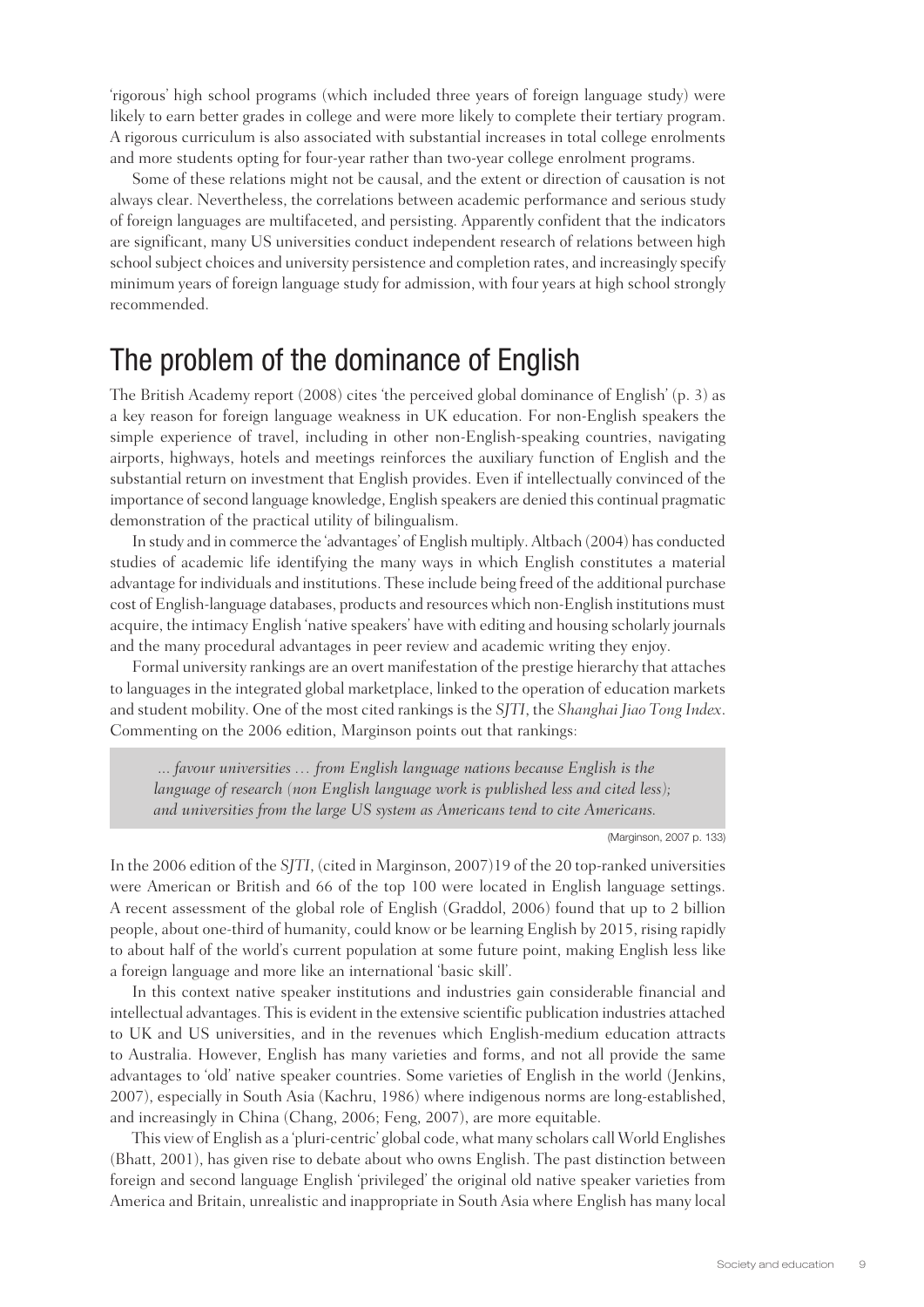'rigorous' high school programs (which included three years of foreign language study) were likely to earn better grades in college and were more likely to complete their tertiary program. A rigorous curriculum is also associated with substantial increases in total college enrolments and more students opting for four-year rather than two-year college enrolment programs.

Some of these relations might not be causal, and the extent or direction of causation is not always clear. Nevertheless, the correlations between academic performance and serious study of foreign languages are multifaceted, and persisting. Apparently confident that the indicators are significant, many US universities conduct independent research of relations between high school subject choices and university persistence and completion rates, and increasingly specify minimum years of foreign language study for admission, with four years at high school strongly recommended.

## The problem of the dominance of English

The British Academy report (2008) cites 'the perceived global dominance of English' (p. 3) as a key reason for foreign language weakness in UK education. For non-English speakers the simple experience of travel, including in other non-English-speaking countries, navigating airports, highways, hotels and meetings reinforces the auxiliary function of English and the substantial return on investment that English provides. Even if intellectually convinced of the importance of second language knowledge, English speakers are denied this continual pragmatic demonstration of the practical utility of bilingualism.

In study and in commerce the 'advantages' of English multiply. Altbach (2004) has conducted studies of academic life identifying the many ways in which English constitutes a material advantage for individuals and institutions. These include being freed of the additional purchase cost of English-language databases, products and resources which non-English institutions must acquire, the intimacy English 'native speakers' have with editing and housing scholarly journals and the many procedural advantages in peer review and academic writing they enjoy.

Formal university rankings are an overt manifestation of the prestige hierarchy that attaches to languages in the integrated global marketplace, linked to the operation of education markets and student mobility. One of the most cited rankings is the *SJTI*, the *Shanghai Jiao Tong Index*. Commenting on the 2006 edition, Marginson points out that rankings:

> *... favour universities … from English language nations because English is the language of research (non English language work is published less and cited less); and universities from the large US system as Americans tend to cite Americans.*
>
> (Marginson, 2007 p. 133)

In the 2006 edition of the *SJTI*, (cited in Marginson, 2007)19 of the 20 top-ranked universities were American or British and 66 of the top 100 were located in English language settings. A recent assessment of the global role of English (Graddol, 2006) found that up to 2 billion people, about one-third of humanity, could know or be learning English by 2015, rising rapidly to about half of the world's current population at some future point, making English less like a foreign language and more like an international 'basic skill'.

In this context native speaker institutions and industries gain considerable financial and intellectual advantages. This is evident in the extensive scientific publication industries attached to UK and US universities, and in the revenues which English-medium education attracts to Australia. However, English has many varieties and forms, and not all provide the same advantages to 'old' native speaker countries. Some varieties of English in the world (Jenkins, 2007), especially in South Asia (Kachru, 1986) where indigenous norms are long-established, and increasingly in China (Chang, 2006; Feng, 2007), are more equitable.

This view of English as a 'pluri-centric' global code, what many scholars call World Englishes (Bhatt, 2001), has given rise to debate about who owns English. The past distinction between foreign and second language English 'privileged' the original old native speaker varieties from America and Britain, unrealistic and inappropriate in South Asia where English has many local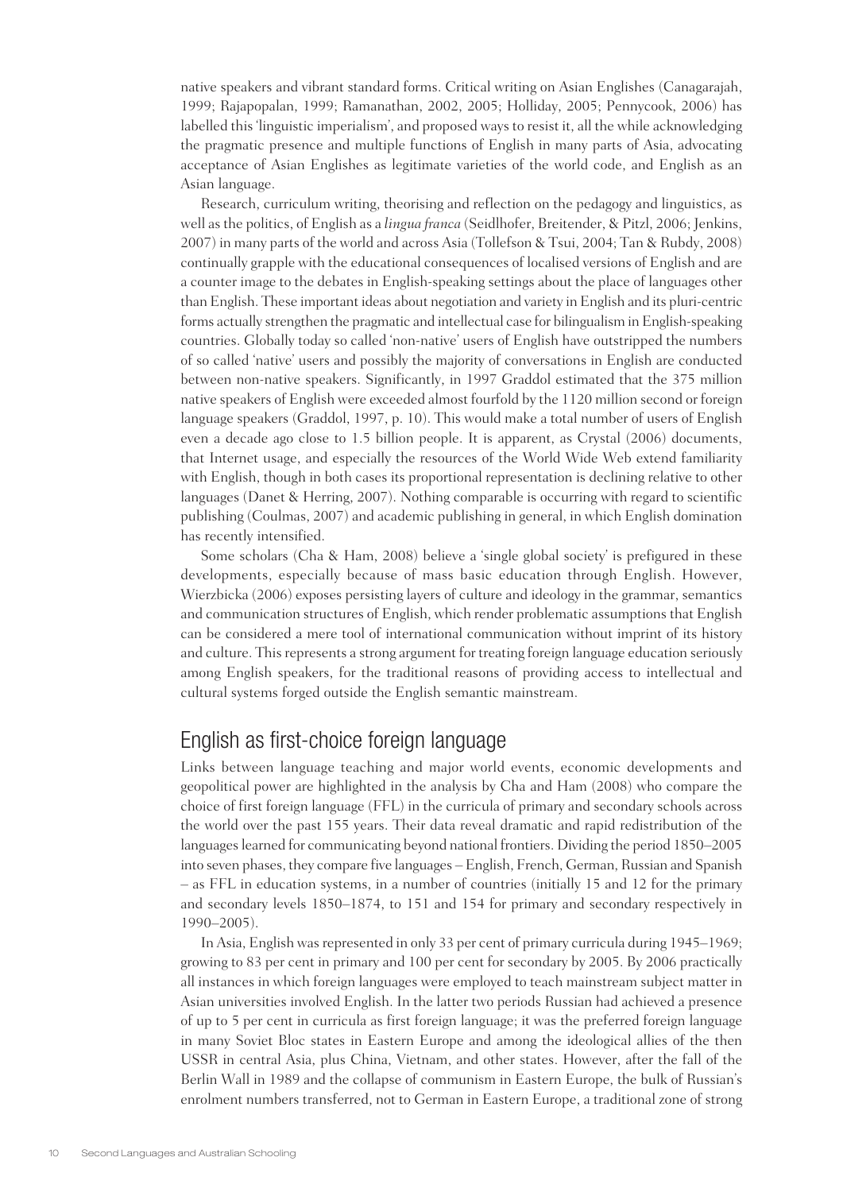native speakers and vibrant standard forms. Critical writing on Asian Englishes (Canagarajah, 1999; Rajapopalan, 1999; Ramanathan, 2002, 2005; Holliday, 2005; Pennycook, 2006) has labelled this 'linguistic imperialism', and proposed ways to resist it, all the while acknowledging the pragmatic presence and multiple functions of English in many parts of Asia, advocating acceptance of Asian Englishes as legitimate varieties of the world code, and English as an Asian language.

Research, curriculum writing, theorising and reflection on the pedagogy and linguistics, as well as the politics, of English as a *lingua franca* (Seidlhofer, Breitender, & Pitzl, 2006; Jenkins, 2007) in many parts of the world and across Asia (Tollefson & Tsui, 2004; Tan & Rubdy, 2008) continually grapple with the educational consequences of localised versions of English and are a counter image to the debates in English-speaking settings about the place of languages other than English. These important ideas about negotiation and variety in English and its pluri-centric forms actually strengthen the pragmatic and intellectual case for bilingualism in English-speaking countries. Globally today so called 'non-native' users of English have outstripped the numbers of so called 'native' users and possibly the majority of conversations in English are conducted between non-native speakers. Significantly, in 1997 Graddol estimated that the 375 million native speakers of English were exceeded almost fourfold by the 1120 million second or foreign language speakers (Graddol, 1997, p. 10). This would make a total number of users of English even a decade ago close to 1.5 billion people. It is apparent, as Crystal (2006) documents, that Internet usage, and especially the resources of the World Wide Web extend familiarity with English, though in both cases its proportional representation is declining relative to other languages (Danet & Herring, 2007). Nothing comparable is occurring with regard to scientific publishing (Coulmas, 2007) and academic publishing in general, in which English domination has recently intensified.

Some scholars (Cha & Ham, 2008) believe a 'single global society' is prefigured in these developments, especially because of mass basic education through English. However, Wierzbicka (2006) exposes persisting layers of culture and ideology in the grammar, semantics and communication structures of English, which render problematic assumptions that English can be considered a mere tool of international communication without imprint of its history and culture. This represents a strong argument for treating foreign language education seriously among English speakers, for the traditional reasons of providing access to intellectual and cultural systems forged outside the English semantic mainstream.

## English as first-choice foreign language

Links between language teaching and major world events, economic developments and geopolitical power are highlighted in the analysis by Cha and Ham (2008) who compare the choice of first foreign language (FFL) in the curricula of primary and secondary schools across the world over the past 155 years. Their data reveal dramatic and rapid redistribution of the languages learned for communicating beyond national frontiers. Dividing the period 1850–2005 into seven phases, they compare five languages – English, French, German, Russian and Spanish – as FFL in education systems, in a number of countries (initially 15 and 12 for the primary and secondary levels 1850–1874, to 151 and 154 for primary and secondary respectively in 1990–2005).

In Asia, English was represented in only 33 per cent of primary curricula during 1945–1969; growing to 83 per cent in primary and 100 per cent for secondary by 2005. By 2006 practically all instances in which foreign languages were employed to teach mainstream subject matter in Asian universities involved English. In the latter two periods Russian had achieved a presence of up to 5 per cent in curricula as first foreign language; it was the preferred foreign language in many Soviet Bloc states in Eastern Europe and among the ideological allies of the then USSR in central Asia, plus China, Vietnam, and other states. However, after the fall of the Berlin Wall in 1989 and the collapse of communism in Eastern Europe, the bulk of Russian's enrolment numbers transferred, not to German in Eastern Europe, a traditional zone of strong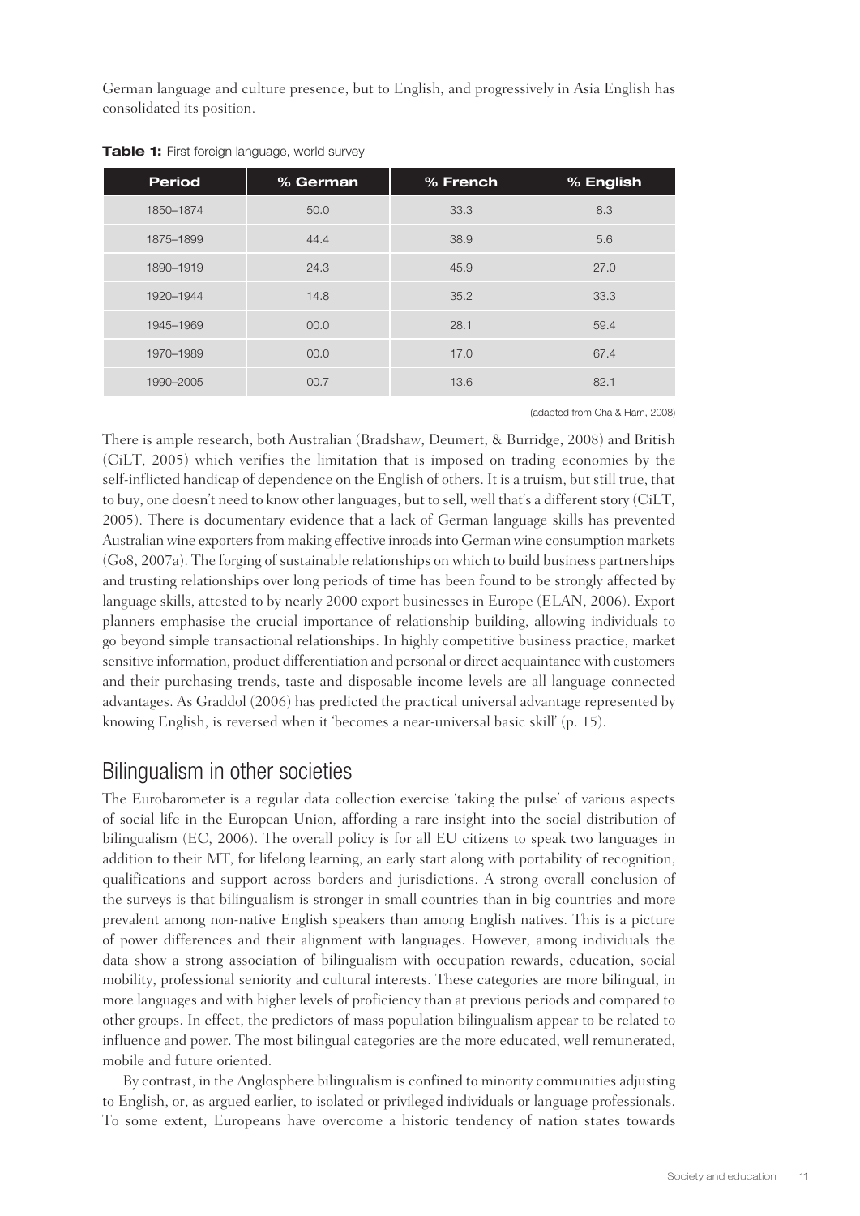German language and culture presence, but to English, and progressively in Asia English has consolidated its position.

**Table 1:** First foreign language, world survey

| Period | % German | % French | % English |
|---|---|---|---|
| 1850–1874 | 50.0 | 33.3 | 8.3 |
| 1875–1899 | 44.4 | 38.9 | 5.6 |
| 1890–1919 | 24.3 | 45.9 | 27.0 |
| 1920–1944 | 14.8 | 35.2 | 33.3 |
| 1945–1969 | 00.0 | 28.1 | 59.4 |
| 1970–1989 | 00.0 | 17.0 | 67.4 |
| 1990–2005 | 00.7 | 13.6 | 82.1 |

(adapted from Cha & Ham, 2008)

There is ample research, both Australian (Bradshaw, Deumert, & Burridge, 2008) and British (CiLT, 2005) which verifies the limitation that is imposed on trading economies by the self-inflicted handicap of dependence on the English of others. It is a truism, but still true, that to buy, one doesn't need to know other languages, but to sell, well that's a different story (CiLT, 2005). There is documentary evidence that a lack of German language skills has prevented Australian wine exporters from making effective inroads into German wine consumption markets (Go8, 2007a). The forging of sustainable relationships on which to build business partnerships and trusting relationships over long periods of time has been found to be strongly affected by language skills, attested to by nearly 2000 export businesses in Europe (ELAN, 2006). Export planners emphasise the crucial importance of relationship building, allowing individuals to go beyond simple transactional relationships. In highly competitive business practice, market sensitive information, product differentiation and personal or direct acquaintance with customers and their purchasing trends, taste and disposable income levels are all language connected advantages. As Graddol (2006) has predicted the practical universal advantage represented by knowing English, is reversed when it 'becomes a near-universal basic skill' (p. 15).

## Bilingualism in other societies

The Eurobarometer is a regular data collection exercise 'taking the pulse' of various aspects of social life in the European Union, affording a rare insight into the social distribution of bilingualism (EC, 2006). The overall policy is for all EU citizens to speak two languages in addition to their MT, for lifelong learning, an early start along with portability of recognition, qualifications and support across borders and jurisdictions. A strong overall conclusion of the surveys is that bilingualism is stronger in small countries than in big countries and more prevalent among non-native English speakers than among English natives. This is a picture of power differences and their alignment with languages. However, among individuals the data show a strong association of bilingualism with occupation rewards, education, social mobility, professional seniority and cultural interests. These categories are more bilingual, in more languages and with higher levels of proficiency than at previous periods and compared to other groups. In effect, the predictors of mass population bilingualism appear to be related to influence and power. The most bilingual categories are the more educated, well remunerated, mobile and future oriented.

By contrast, in the Anglosphere bilingualism is confined to minority communities adjusting to English, or, as argued earlier, to isolated or privileged individuals or language professionals. To some extent, Europeans have overcome a historic tendency of nation states towards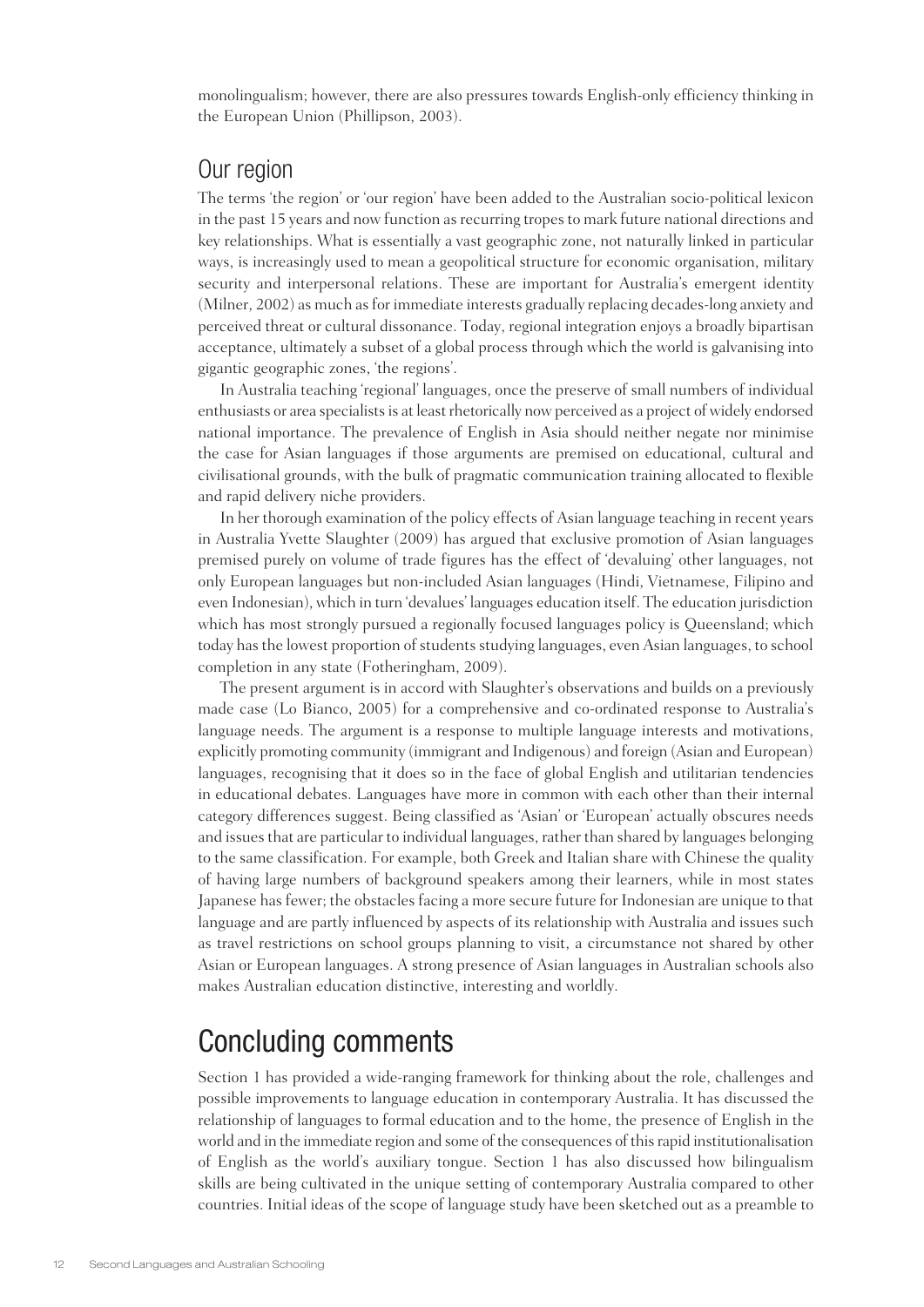monolingualism; however, there are also pressures towards English-only efficiency thinking in the European Union (Phillipson, 2003).

### Our region

The terms 'the region' or 'our region' have been added to the Australian socio-political lexicon in the past 15 years and now function as recurring tropes to mark future national directions and key relationships. What is essentially a vast geographic zone, not naturally linked in particular ways, is increasingly used to mean a geopolitical structure for economic organisation, military security and interpersonal relations. These are important for Australia's emergent identity (Milner, 2002) as much as for immediate interests gradually replacing decades-long anxiety and perceived threat or cultural dissonance. Today, regional integration enjoys a broadly bipartisan acceptance, ultimately a subset of a global process through which the world is galvanising into gigantic geographic zones, 'the regions'.

In Australia teaching 'regional' languages, once the preserve of small numbers of individual enthusiasts or area specialists is at least rhetorically now perceived as a project of widely endorsed national importance. The prevalence of English in Asia should neither negate nor minimise the case for Asian languages if those arguments are premised on educational, cultural and civilisational grounds, with the bulk of pragmatic communication training allocated to flexible and rapid delivery niche providers.

In her thorough examination of the policy effects of Asian language teaching in recent years in Australia Yvette Slaughter (2009) has argued that exclusive promotion of Asian languages premised purely on volume of trade figures has the effect of 'devaluing' other languages, not only European languages but non-included Asian languages (Hindi, Vietnamese, Filipino and even Indonesian), which in turn 'devalues' languages education itself. The education jurisdiction which has most strongly pursued a regionally focused languages policy is Queensland; which today has the lowest proportion of students studying languages, even Asian languages, to school completion in any state (Fotheringham, 2009).

The present argument is in accord with Slaughter's observations and builds on a previously made case (Lo Bianco, 2005) for a comprehensive and co-ordinated response to Australia's language needs. The argument is a response to multiple language interests and motivations, explicitly promoting community (immigrant and Indigenous) and foreign (Asian and European) languages, recognising that it does so in the face of global English and utilitarian tendencies in educational debates. Languages have more in common with each other than their internal category differences suggest. Being classified as 'Asian' or 'European' actually obscures needs and issues that are particular to individual languages, rather than shared by languages belonging to the same classification. For example, both Greek and Italian share with Chinese the quality of having large numbers of background speakers among their learners, while in most states Japanese has fewer; the obstacles facing a more secure future for Indonesian are unique to that language and are partly influenced by aspects of its relationship with Australia and issues such as travel restrictions on school groups planning to visit, a circumstance not shared by other Asian or European languages. A strong presence of Asian languages in Australian schools also makes Australian education distinctive, interesting and worldly.

## Concluding comments

Section 1 has provided a wide-ranging framework for thinking about the role, challenges and possible improvements to language education in contemporary Australia. It has discussed the relationship of languages to formal education and to the home, the presence of English in the world and in the immediate region and some of the consequences of this rapid institutionalisation of English as the world's auxiliary tongue. Section 1 has also discussed how bilingualism skills are being cultivated in the unique setting of contemporary Australia compared to other countries. Initial ideas of the scope of language study have been sketched out as a preamble to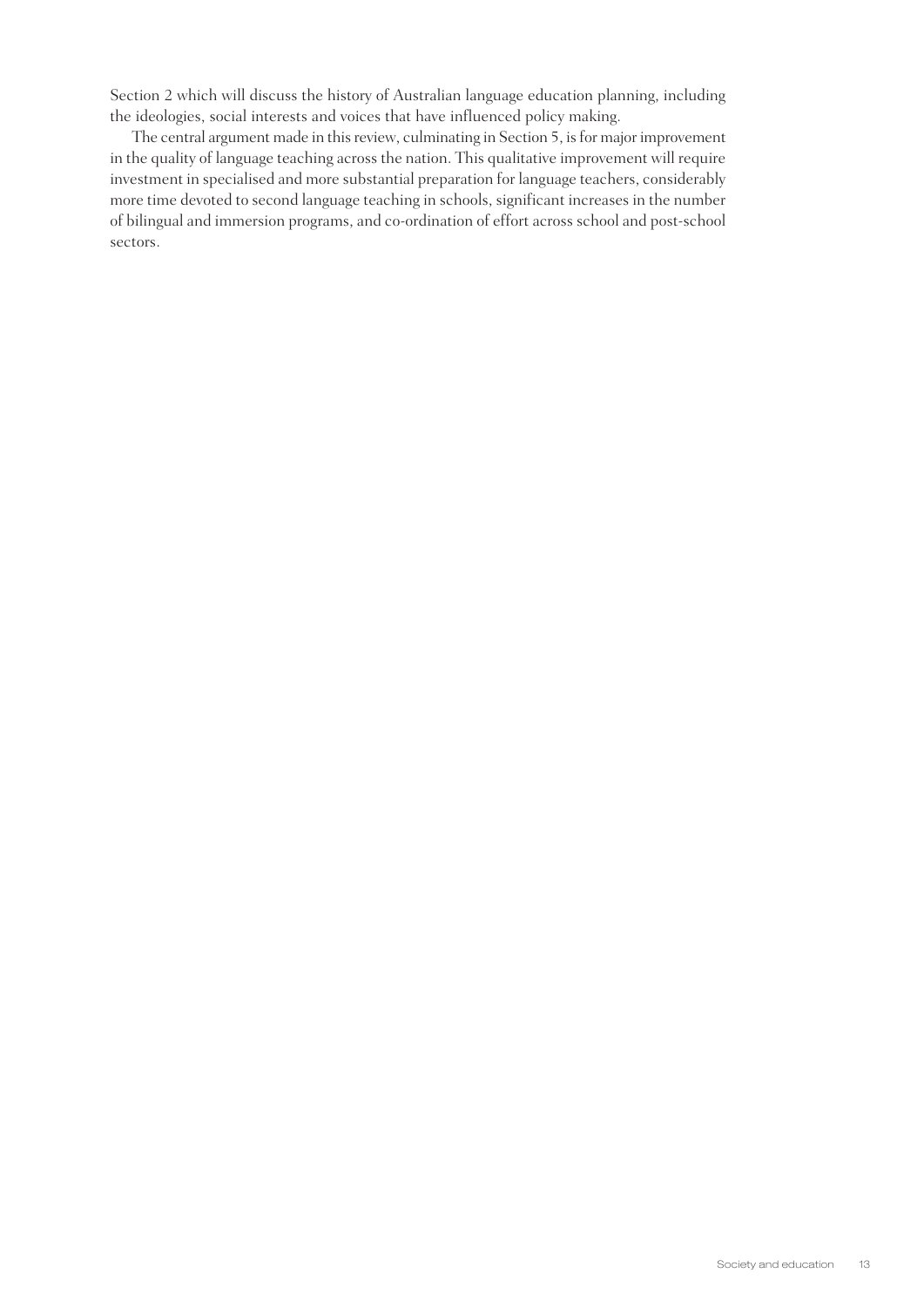Section 2 which will discuss the history of Australian language education planning, including the ideologies, social interests and voices that have influenced policy making.

The central argument made in this review, culminating in Section 5, is for major improvement in the quality of language teaching across the nation. This qualitative improvement will require investment in specialised and more substantial preparation for language teachers, considerably more time devoted to second language teaching in schools, significant increases in the number of bilingual and immersion programs, and co-ordination of effort across school and post-school sectors.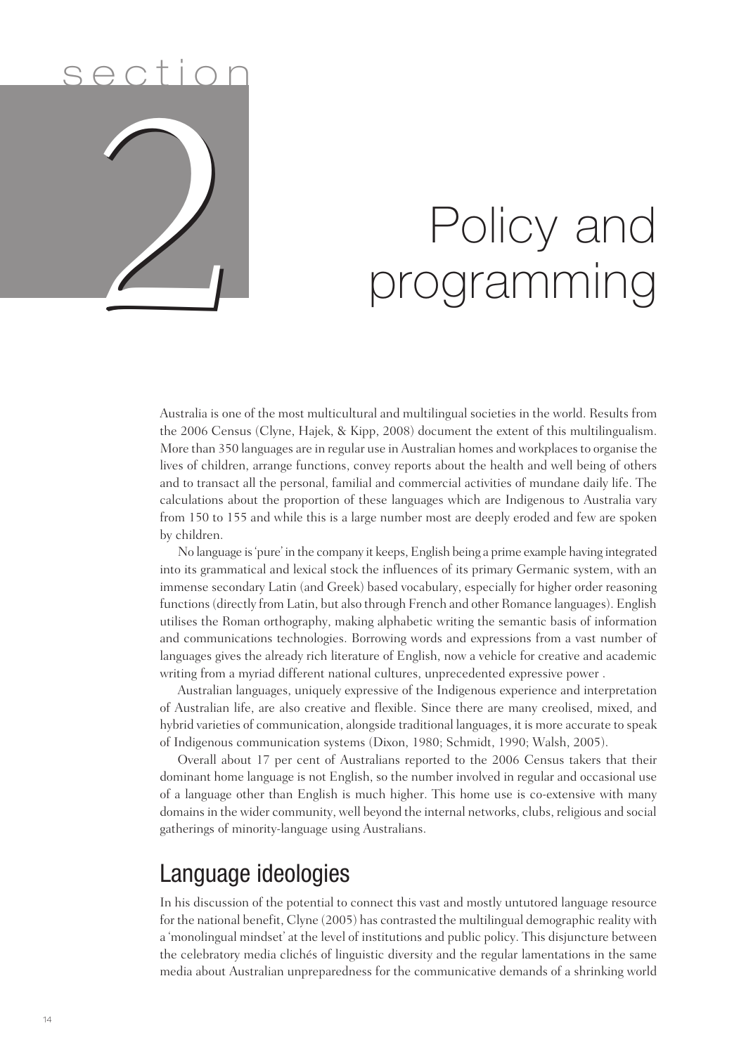# section 2 Policy and programming

Australia is one of the most multicultural and multilingual societies in the world. Results from the 2006 Census (Clyne, Hajek, & Kipp, 2008) document the extent of this multilingualism. More than 350 languages are in regular use in Australian homes and workplaces to organise the lives of children, arrange functions, convey reports about the health and well being of others and to transact all the personal, familial and commercial activities of mundane daily life. The calculations about the proportion of these languages which are Indigenous to Australia vary from 150 to 155 and while this is a large number most are deeply eroded and few are spoken by children.

No language is 'pure' in the company it keeps, English being a prime example having integrated into its grammatical and lexical stock the influences of its primary Germanic system, with an immense secondary Latin (and Greek) based vocabulary, especially for higher order reasoning functions (directly from Latin, but also through French and other Romance languages). English utilises the Roman orthography, making alphabetic writing the semantic basis of information and communications technologies. Borrowing words and expressions from a vast number of languages gives the already rich literature of English, now a vehicle for creative and academic writing from a myriad different national cultures, unprecedented expressive power .

Australian languages, uniquely expressive of the Indigenous experience and interpretation of Australian life, are also creative and flexible. Since there are many creolised, mixed, and hybrid varieties of communication, alongside traditional languages, it is more accurate to speak of Indigenous communication systems (Dixon, 1980; Schmidt, 1990; Walsh, 2005).

Overall about 17 per cent of Australians reported to the 2006 Census takers that their dominant home language is not English, so the number involved in regular and occasional use of a language other than English is much higher. This home use is co-extensive with many domains in the wider community, well beyond the internal networks, clubs, religious and social gatherings of minority-language using Australians.

## Language ideologies

In his discussion of the potential to connect this vast and mostly untutored language resource for the national benefit, Clyne (2005) has contrasted the multilingual demographic reality with a 'monolingual mindset' at the level of institutions and public policy. This disjuncture between the celebratory media clichés of linguistic diversity and the regular lamentations in the same media about Australian unpreparedness for the communicative demands of a shrinking world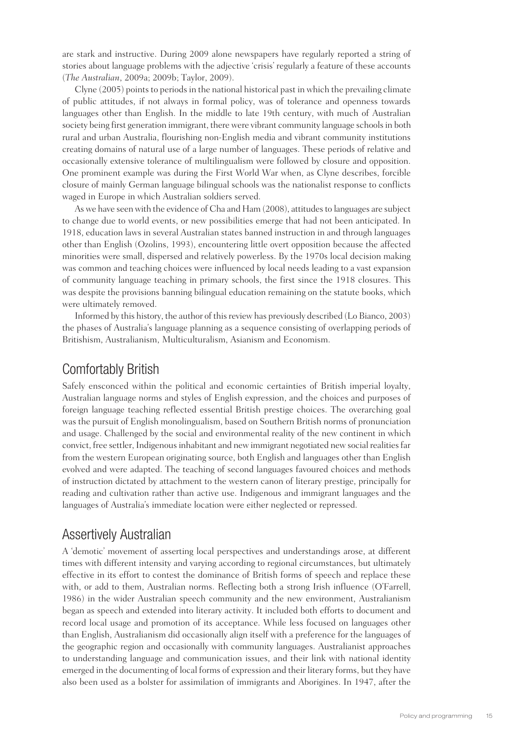are stark and instructive. During 2009 alone newspapers have regularly reported a string of stories about language problems with the adjective 'crisis' regularly a feature of these accounts (*The Australian*, 2009a; 2009b; Taylor, 2009).

Clyne (2005) points to periods in the national historical past in which the prevailing climate of public attitudes, if not always in formal policy, was of tolerance and openness towards languages other than English. In the middle to late 19th century, with much of Australian society being first generation immigrant, there were vibrant community language schools in both rural and urban Australia, flourishing non-English media and vibrant community institutions creating domains of natural use of a large number of languages. These periods of relative and occasionally extensive tolerance of multilingualism were followed by closure and opposition. One prominent example was during the First World War when, as Clyne describes, forcible closure of mainly German language bilingual schools was the nationalist response to conflicts waged in Europe in which Australian soldiers served.

As we have seen with the evidence of Cha and Ham (2008), attitudes to languages are subject to change due to world events, or new possibilities emerge that had not been anticipated. In 1918, education laws in several Australian states banned instruction in and through languages other than English (Ozolins, 1993), encountering little overt opposition because the affected minorities were small, dispersed and relatively powerless. By the 1970s local decision making was common and teaching choices were influenced by local needs leading to a vast expansion of community language teaching in primary schools, the first since the 1918 closures. This was despite the provisions banning bilingual education remaining on the statute books, which were ultimately removed.

Informed by this history, the author of this review has previously described (Lo Bianco, 2003) the phases of Australia's language planning as a sequence consisting of overlapping periods of Britishism, Australianism, Multiculturalism, Asianism and Economism.

## Comfortably British

Safely ensconced within the political and economic certainties of British imperial loyalty, Australian language norms and styles of English expression, and the choices and purposes of foreign language teaching reflected essential British prestige choices. The overarching goal was the pursuit of English monolingualism, based on Southern British norms of pronunciation and usage. Challenged by the social and environmental reality of the new continent in which convict, free settler, Indigenous inhabitant and new immigrant negotiated new social realities far from the western European originating source, both English and languages other than English evolved and were adapted. The teaching of second languages favoured choices and methods of instruction dictated by attachment to the western canon of literary prestige, principally for reading and cultivation rather than active use. Indigenous and immigrant languages and the languages of Australia's immediate location were either neglected or repressed.

## Assertively Australian

A 'demotic' movement of asserting local perspectives and understandings arose, at different times with different intensity and varying according to regional circumstances, but ultimately effective in its effort to contest the dominance of British forms of speech and replace these with, or add to them, Australian norms. Reflecting both a strong Irish influence (O'Farrell, 1986) in the wider Australian speech community and the new environment, Australianism began as speech and extended into literary activity. It included both efforts to document and record local usage and promotion of its acceptance. While less focused on languages other than English, Australianism did occasionally align itself with a preference for the languages of the geographic region and occasionally with community languages. Australianist approaches to understanding language and communication issues, and their link with national identity emerged in the documenting of local forms of expression and their literary forms, but they have also been used as a bolster for assimilation of immigrants and Aborigines. In 1947, after the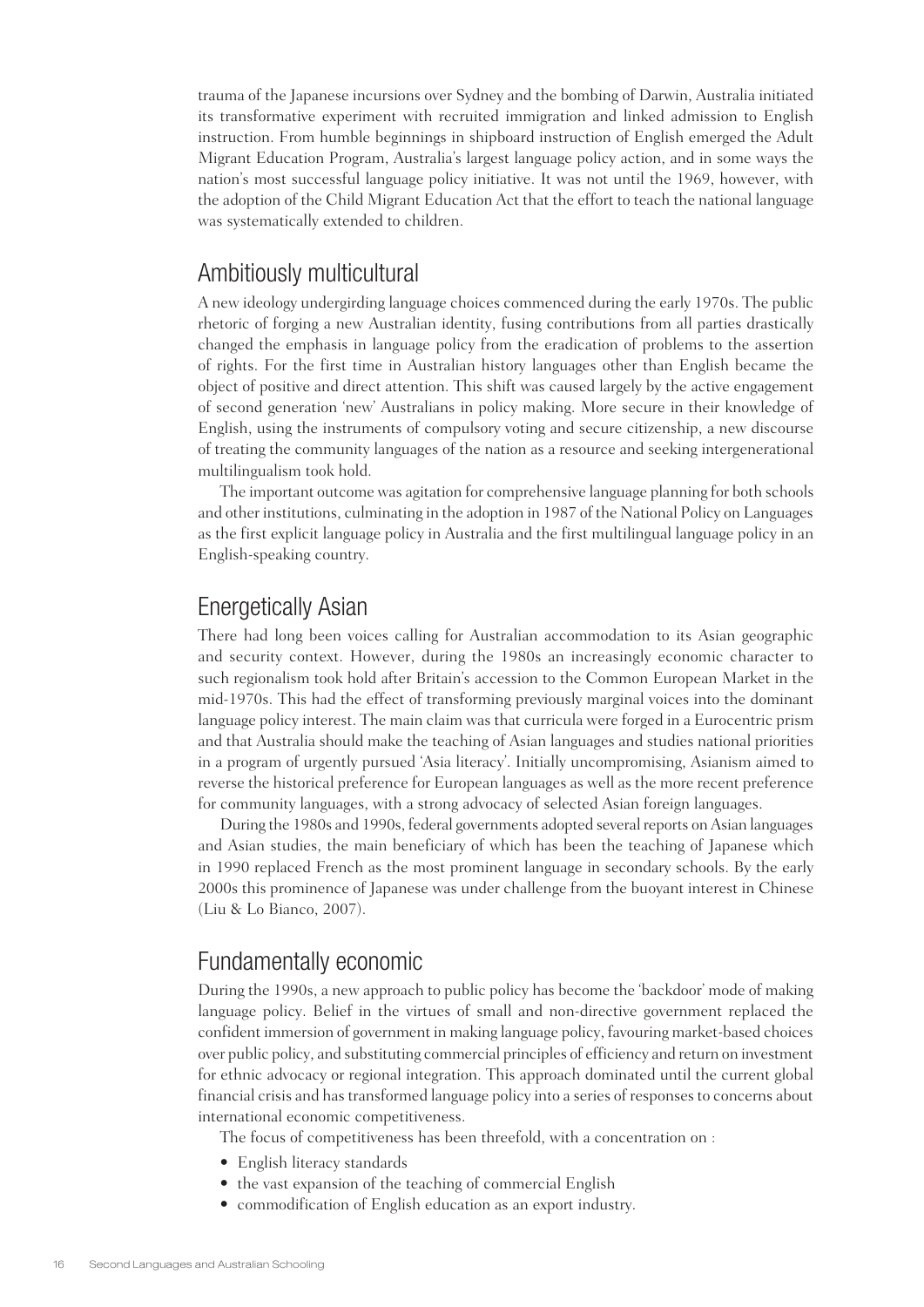trauma of the Japanese incursions over Sydney and the bombing of Darwin, Australia initiated its transformative experiment with recruited immigration and linked admission to English instruction. From humble beginnings in shipboard instruction of English emerged the Adult Migrant Education Program, Australia's largest language policy action, and in some ways the nation's most successful language policy initiative. It was not until the 1969, however, with the adoption of the Child Migrant Education Act that the effort to teach the national language was systematically extended to children.

## Ambitiously multicultural

A new ideology undergirding language choices commenced during the early 1970s. The public rhetoric of forging a new Australian identity, fusing contributions from all parties drastically changed the emphasis in language policy from the eradication of problems to the assertion of rights. For the first time in Australian history languages other than English became the object of positive and direct attention. This shift was caused largely by the active engagement of second generation 'new' Australians in policy making. More secure in their knowledge of English, using the instruments of compulsory voting and secure citizenship, a new discourse of treating the community languages of the nation as a resource and seeking intergenerational multilingualism took hold.

The important outcome was agitation for comprehensive language planning for both schools and other institutions, culminating in the adoption in 1987 of the National Policy on Languages as the first explicit language policy in Australia and the first multilingual language policy in an English-speaking country.

## Energetically Asian

There had long been voices calling for Australian accommodation to its Asian geographic and security context. However, during the 1980s an increasingly economic character to such regionalism took hold after Britain's accession to the Common European Market in the mid-1970s. This had the effect of transforming previously marginal voices into the dominant language policy interest. The main claim was that curricula were forged in a Eurocentric prism and that Australia should make the teaching of Asian languages and studies national priorities in a program of urgently pursued 'Asia literacy'. Initially uncompromising, Asianism aimed to reverse the historical preference for European languages as well as the more recent preference for community languages, with a strong advocacy of selected Asian foreign languages.

During the 1980s and 1990s, federal governments adopted several reports on Asian languages and Asian studies, the main beneficiary of which has been the teaching of Japanese which in 1990 replaced French as the most prominent language in secondary schools. By the early 2000s this prominence of Japanese was under challenge from the buoyant interest in Chinese (Liu & Lo Bianco, 2007).

## Fundamentally economic

During the 1990s, a new approach to public policy has become the 'backdoor' mode of making language policy. Belief in the virtues of small and non-directive government replaced the confident immersion of government in making language policy, favouring market-based choices over public policy, and substituting commercial principles of efficiency and return on investment for ethnic advocacy or regional integration. This approach dominated until the current global financial crisis and has transformed language policy into a series of responses to concerns about international economic competitiveness.

The focus of competitiveness has been threefold, with a concentration on :

- English literacy standards
- the vast expansion of the teaching of commercial English
- commodification of English education as an export industry.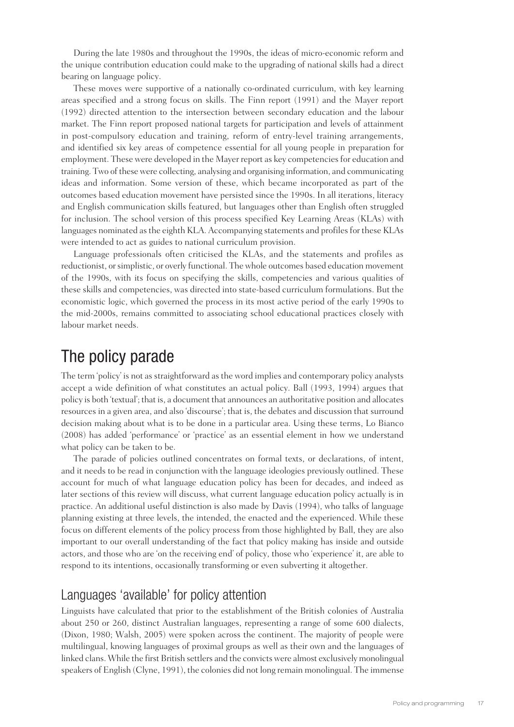During the late 1980s and throughout the 1990s, the ideas of micro-economic reform and the unique contribution education could make to the upgrading of national skills had a direct bearing on language policy.

These moves were supportive of a nationally co-ordinated curriculum, with key learning areas specified and a strong focus on skills. The Finn report (1991) and the Mayer report (1992) directed attention to the intersection between secondary education and the labour market. The Finn report proposed national targets for participation and levels of attainment in post-compulsory education and training, reform of entry-level training arrangements, and identified six key areas of competence essential for all young people in preparation for employment. These were developed in the Mayer report as key competencies for education and training. Two of these were collecting, analysing and organising information, and communicating ideas and information. Some version of these, which became incorporated as part of the outcomes based education movement have persisted since the 1990s. In all iterations, literacy and English communication skills featured, but languages other than English often struggled for inclusion. The school version of this process specified Key Learning Areas (KLAs) with languages nominated as the eighth KLA. Accompanying statements and profiles for these KLAs were intended to act as guides to national curriculum provision.

Language professionals often criticised the KLAs, and the statements and profiles as reductionist, or simplistic, or overly functional. The whole outcomes based education movement of the 1990s, with its focus on specifying the skills, competencies and various qualities of these skills and competencies, was directed into state-based curriculum formulations. But the economistic logic, which governed the process in its most active period of the early 1990s to the mid-2000s, remains committed to associating school educational practices closely with labour market needs.

## The policy parade

The term 'policy' is not as straightforward as the word implies and contemporary policy analysts accept a wide definition of what constitutes an actual policy. Ball (1993, 1994) argues that policy is both 'textual'; that is, a document that announces an authoritative position and allocates resources in a given area, and also 'discourse'; that is, the debates and discussion that surround decision making about what is to be done in a particular area. Using these terms, Lo Bianco (2008) has added 'performance' or 'practice' as an essential element in how we understand what policy can be taken to be.

The parade of policies outlined concentrates on formal texts, or declarations, of intent, and it needs to be read in conjunction with the language ideologies previously outlined. These account for much of what language education policy has been for decades, and indeed as later sections of this review will discuss, what current language education policy actually is in practice. An additional useful distinction is also made by Davis (1994), who talks of language planning existing at three levels, the intended, the enacted and the experienced. While these focus on different elements of the policy process from those highlighted by Ball, they are also important to our overall understanding of the fact that policy making has inside and outside actors, and those who are 'on the receiving end' of policy, those who 'experience' it, are able to respond to its intentions, occasionally transforming or even subverting it altogether.

### Languages 'available' for policy attention

Linguists have calculated that prior to the establishment of the British colonies of Australia about 250 or 260, distinct Australian languages, representing a range of some 600 dialects, (Dixon, 1980; Walsh, 2005) were spoken across the continent. The majority of people were multilingual, knowing languages of proximal groups as well as their own and the languages of linked clans. While the first British settlers and the convicts were almost exclusively monolingual speakers of English (Clyne, 1991), the colonies did not long remain monolingual. The immense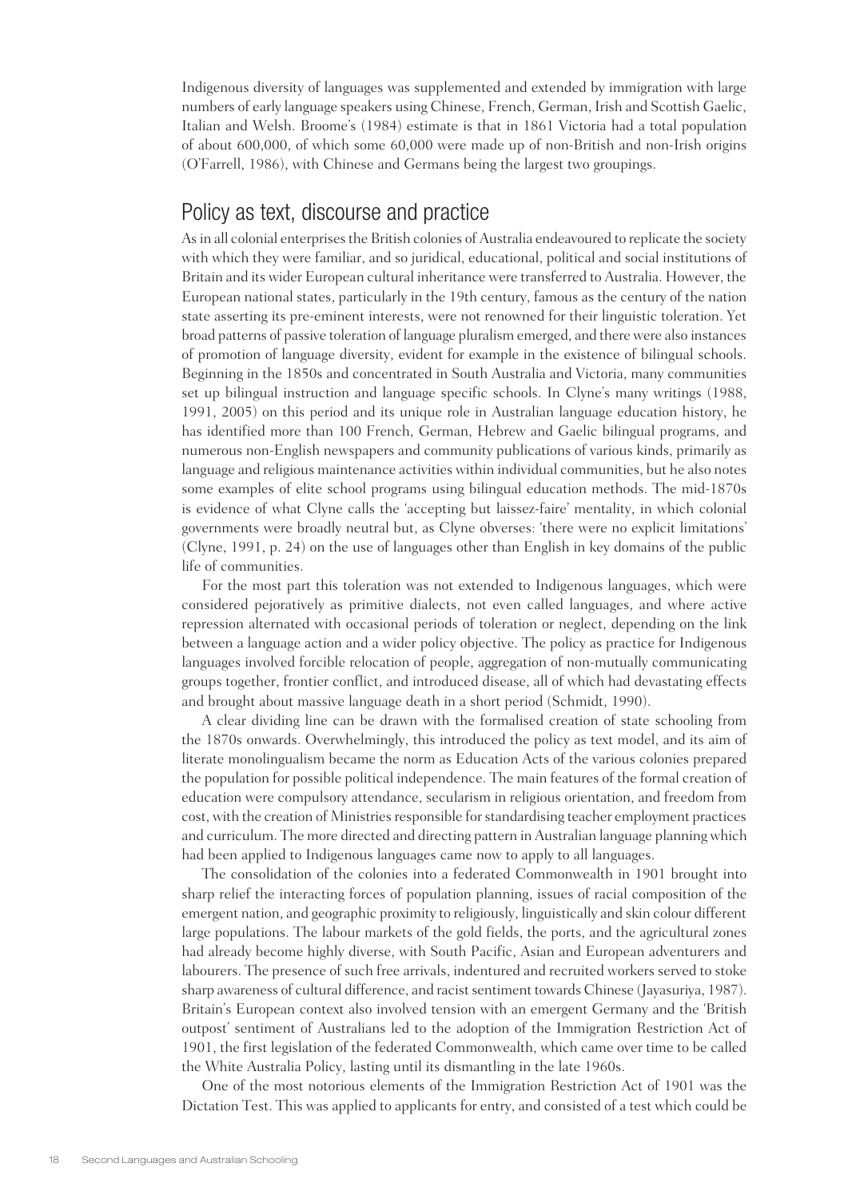Indigenous diversity of languages was supplemented and extended by immigration with large numbers of early language speakers using Chinese, French, German, Irish and Scottish Gaelic, Italian and Welsh. Broome's (1984) estimate is that in 1861 Victoria had a total population of about 600,000, of which some 60,000 were made up of non-British and non-Irish origins (O'Farrell, 1986), with Chinese and Germans being the largest two groupings.

## Policy as text, discourse and practice

As in all colonial enterprises the British colonies of Australia endeavoured to replicate the society with which they were familiar, and so juridical, educational, political and social institutions of Britain and its wider European cultural inheritance were transferred to Australia. However, the European national states, particularly in the 19th century, famous as the century of the nation state asserting its pre-eminent interests, were not renowned for their linguistic toleration. Yet broad patterns of passive toleration of language pluralism emerged, and there were also instances of promotion of language diversity, evident for example in the existence of bilingual schools. Beginning in the 1850s and concentrated in South Australia and Victoria, many communities set up bilingual instruction and language specific schools. In Clyne's many writings (1988, 1991, 2005) on this period and its unique role in Australian language education history, he has identified more than 100 French, German, Hebrew and Gaelic bilingual programs, and numerous non-English newspapers and community publications of various kinds, primarily as language and religious maintenance activities within individual communities, but he also notes some examples of elite school programs using bilingual education methods. The mid-1870s is evidence of what Clyne calls the 'accepting but laissez-faire' mentality, in which colonial governments were broadly neutral but, as Clyne obverses: 'there were no explicit limitations' (Clyne, 1991, p. 24) on the use of languages other than English in key domains of the public life of communities.

For the most part this toleration was not extended to Indigenous languages, which were considered pejoratively as primitive dialects, not even called languages, and where active repression alternated with occasional periods of toleration or neglect, depending on the link between a language action and a wider policy objective. The policy as practice for Indigenous languages involved forcible relocation of people, aggregation of non-mutually communicating groups together, frontier conflict, and introduced disease, all of which had devastating effects and brought about massive language death in a short period (Schmidt, 1990).

A clear dividing line can be drawn with the formalised creation of state schooling from the 1870s onwards. Overwhelmingly, this introduced the policy as text model, and its aim of literate monolingualism became the norm as Education Acts of the various colonies prepared the population for possible political independence. The main features of the formal creation of education were compulsory attendance, secularism in religious orientation, and freedom from cost, with the creation of Ministries responsible for standardising teacher employment practices and curriculum. The more directed and directing pattern in Australian language planning which had been applied to Indigenous languages came now to apply to all languages.

The consolidation of the colonies into a federated Commonwealth in 1901 brought into sharp relief the interacting forces of population planning, issues of racial composition of the emergent nation, and geographic proximity to religiously, linguistically and skin colour different large populations. The labour markets of the gold fields, the ports, and the agricultural zones had already become highly diverse, with South Pacific, Asian and European adventurers and labourers. The presence of such free arrivals, indentured and recruited workers served to stoke sharp awareness of cultural difference, and racist sentiment towards Chinese (Jayasuriya, 1987). Britain's European context also involved tension with an emergent Germany and the 'British outpost' sentiment of Australians led to the adoption of the Immigration Restriction Act of 1901, the first legislation of the federated Commonwealth, which came over time to be called the White Australia Policy, lasting until its dismantling in the late 1960s.

One of the most notorious elements of the Immigration Restriction Act of 1901 was the Dictation Test. This was applied to applicants for entry, and consisted of a test which could be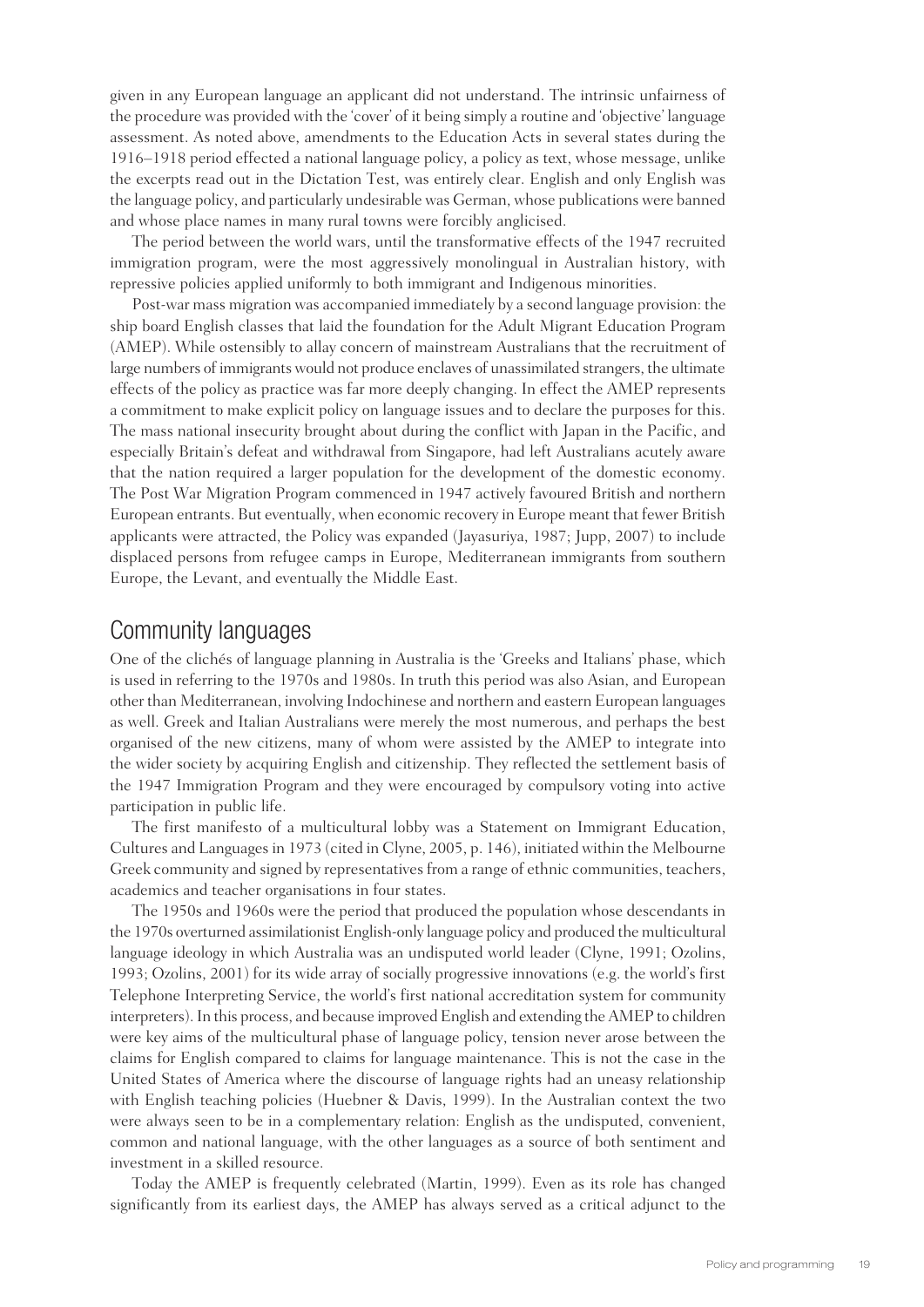given in any European language an applicant did not understand. The intrinsic unfairness of the procedure was provided with the 'cover' of it being simply a routine and 'objective' language assessment. As noted above, amendments to the Education Acts in several states during the 1916–1918 period effected a national language policy, a policy as text, whose message, unlike the excerpts read out in the Dictation Test, was entirely clear. English and only English was the language policy, and particularly undesirable was German, whose publications were banned and whose place names in many rural towns were forcibly anglicised.

The period between the world wars, until the transformative effects of the 1947 recruited immigration program, were the most aggressively monolingual in Australian history, with repressive policies applied uniformly to both immigrant and Indigenous minorities.

Post-war mass migration was accompanied immediately by a second language provision: the ship board English classes that laid the foundation for the Adult Migrant Education Program (AMEP). While ostensibly to allay concern of mainstream Australians that the recruitment of large numbers of immigrants would not produce enclaves of unassimilated strangers, the ultimate effects of the policy as practice was far more deeply changing. In effect the AMEP represents a commitment to make explicit policy on language issues and to declare the purposes for this. The mass national insecurity brought about during the conflict with Japan in the Pacific, and especially Britain's defeat and withdrawal from Singapore, had left Australians acutely aware that the nation required a larger population for the development of the domestic economy. The Post War Migration Program commenced in 1947 actively favoured British and northern European entrants. But eventually, when economic recovery in Europe meant that fewer British applicants were attracted, the Policy was expanded (Jayasuriya, 1987; Jupp, 2007) to include displaced persons from refugee camps in Europe, Mediterranean immigrants from southern Europe, the Levant, and eventually the Middle East.

## Community languages

One of the clichés of language planning in Australia is the 'Greeks and Italians' phase, which is used in referring to the 1970s and 1980s. In truth this period was also Asian, and European other than Mediterranean, involving Indochinese and northern and eastern European languages as well. Greek and Italian Australians were merely the most numerous, and perhaps the best organised of the new citizens, many of whom were assisted by the AMEP to integrate into the wider society by acquiring English and citizenship. They reflected the settlement basis of the 1947 Immigration Program and they were encouraged by compulsory voting into active participation in public life.

The first manifesto of a multicultural lobby was a Statement on Immigrant Education, Cultures and Languages in 1973 (cited in Clyne, 2005, p. 146), initiated within the Melbourne Greek community and signed by representatives from a range of ethnic communities, teachers, academics and teacher organisations in four states.

The 1950s and 1960s were the period that produced the population whose descendants in the 1970s overturned assimilationist English-only language policy and produced the multicultural language ideology in which Australia was an undisputed world leader (Clyne, 1991; Ozolins, 1993; Ozolins, 2001) for its wide array of socially progressive innovations (e.g. the world's first Telephone Interpreting Service, the world's first national accreditation system for community interpreters). In this process, and because improved English and extending the AMEP to children were key aims of the multicultural phase of language policy, tension never arose between the claims for English compared to claims for language maintenance. This is not the case in the United States of America where the discourse of language rights had an uneasy relationship with English teaching policies (Huebner & Davis, 1999). In the Australian context the two were always seen to be in a complementary relation: English as the undisputed, convenient, common and national language, with the other languages as a source of both sentiment and investment in a skilled resource.

Today the AMEP is frequently celebrated (Martin, 1999). Even as its role has changed significantly from its earliest days, the AMEP has always served as a critical adjunct to the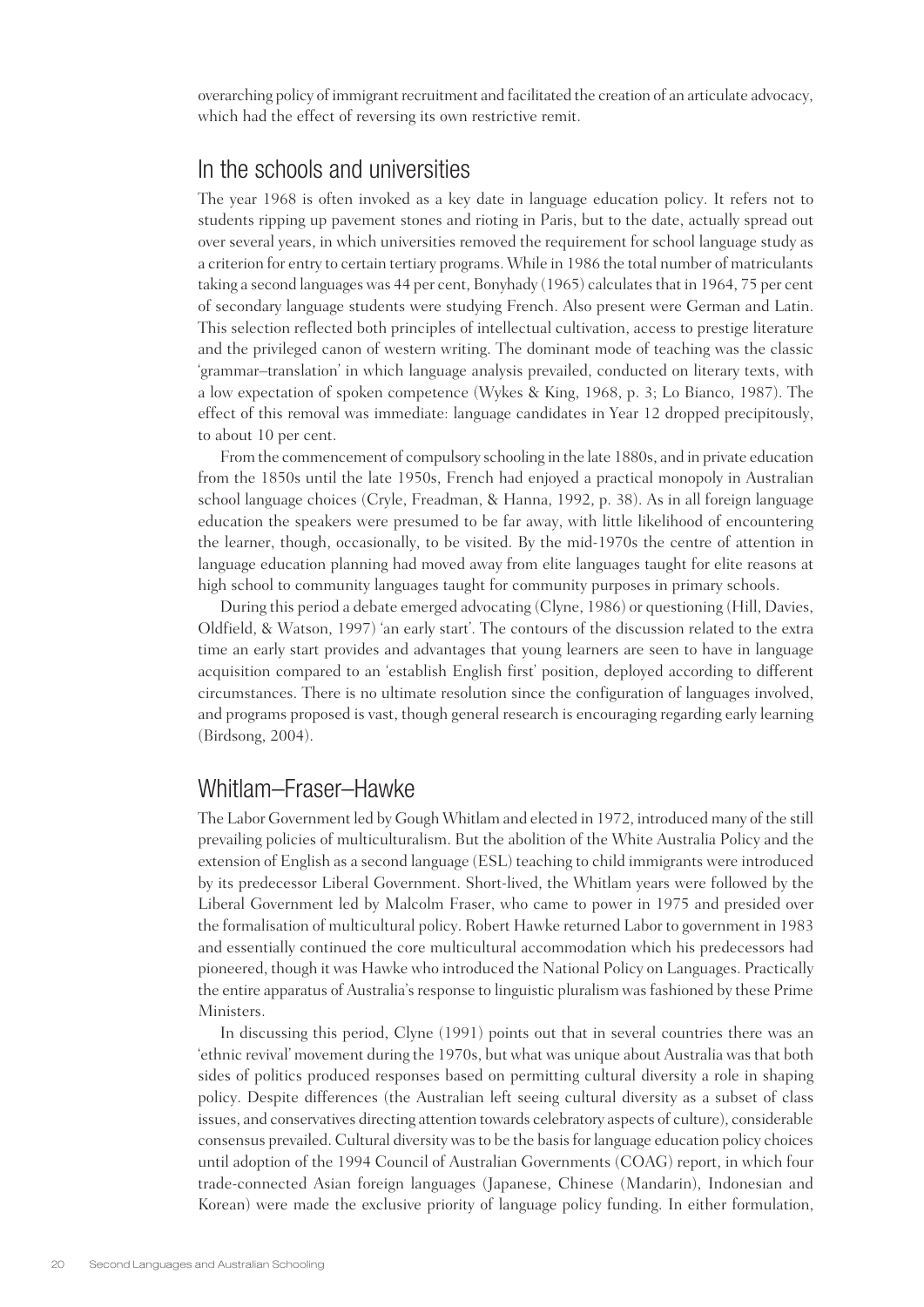overarching policy of immigrant recruitment and facilitated the creation of an articulate advocacy, which had the effect of reversing its own restrictive remit.

## In the schools and universities

The year 1968 is often invoked as a key date in language education policy. It refers not to students ripping up pavement stones and rioting in Paris, but to the date, actually spread out over several years, in which universities removed the requirement for school language study as a criterion for entry to certain tertiary programs. While in 1986 the total number of matriculants taking a second languages was 44 per cent, Bonyhady (1965) calculates that in 1964, 75 per cent of secondary language students were studying French. Also present were German and Latin. This selection reflected both principles of intellectual cultivation, access to prestige literature and the privileged canon of western writing. The dominant mode of teaching was the classic 'grammar–translation' in which language analysis prevailed, conducted on literary texts, with a low expectation of spoken competence (Wykes & King, 1968, p. 3; Lo Bianco, 1987). The effect of this removal was immediate: language candidates in Year 12 dropped precipitously, to about 10 per cent.

From the commencement of compulsory schooling in the late 1880s, and in private education from the 1850s until the late 1950s, French had enjoyed a practical monopoly in Australian school language choices (Cryle, Freadman, & Hanna, 1992, p. 38). As in all foreign language education the speakers were presumed to be far away, with little likelihood of encountering the learner, though, occasionally, to be visited. By the mid-1970s the centre of attention in language education planning had moved away from elite languages taught for elite reasons at high school to community languages taught for community purposes in primary schools.

During this period a debate emerged advocating (Clyne, 1986) or questioning (Hill, Davies, Oldfield, & Watson, 1997) 'an early start'. The contours of the discussion related to the extra time an early start provides and advantages that young learners are seen to have in language acquisition compared to an 'establish English first' position, deployed according to different circumstances. There is no ultimate resolution since the configuration of languages involved, and programs proposed is vast, though general research is encouraging regarding early learning (Birdsong, 2004).

## Whitlam–Fraser–Hawke

The Labor Government led by Gough Whitlam and elected in 1972, introduced many of the still prevailing policies of multiculturalism. But the abolition of the White Australia Policy and the extension of English as a second language (ESL) teaching to child immigrants were introduced by its predecessor Liberal Government. Short-lived, the Whitlam years were followed by the Liberal Government led by Malcolm Fraser, who came to power in 1975 and presided over the formalisation of multicultural policy. Robert Hawke returned Labor to government in 1983 and essentially continued the core multicultural accommodation which his predecessors had pioneered, though it was Hawke who introduced the National Policy on Languages. Practically the entire apparatus of Australia's response to linguistic pluralism was fashioned by these Prime Ministers.

In discussing this period, Clyne (1991) points out that in several countries there was an 'ethnic revival' movement during the 1970s, but what was unique about Australia was that both sides of politics produced responses based on permitting cultural diversity a role in shaping policy. Despite differences (the Australian left seeing cultural diversity as a subset of class issues, and conservatives directing attention towards celebratory aspects of culture), considerable consensus prevailed. Cultural diversity was to be the basis for language education policy choices until adoption of the 1994 Council of Australian Governments (COAG) report, in which four trade-connected Asian foreign languages (Japanese, Chinese (Mandarin), Indonesian and Korean) were made the exclusive priority of language policy funding. In either formulation,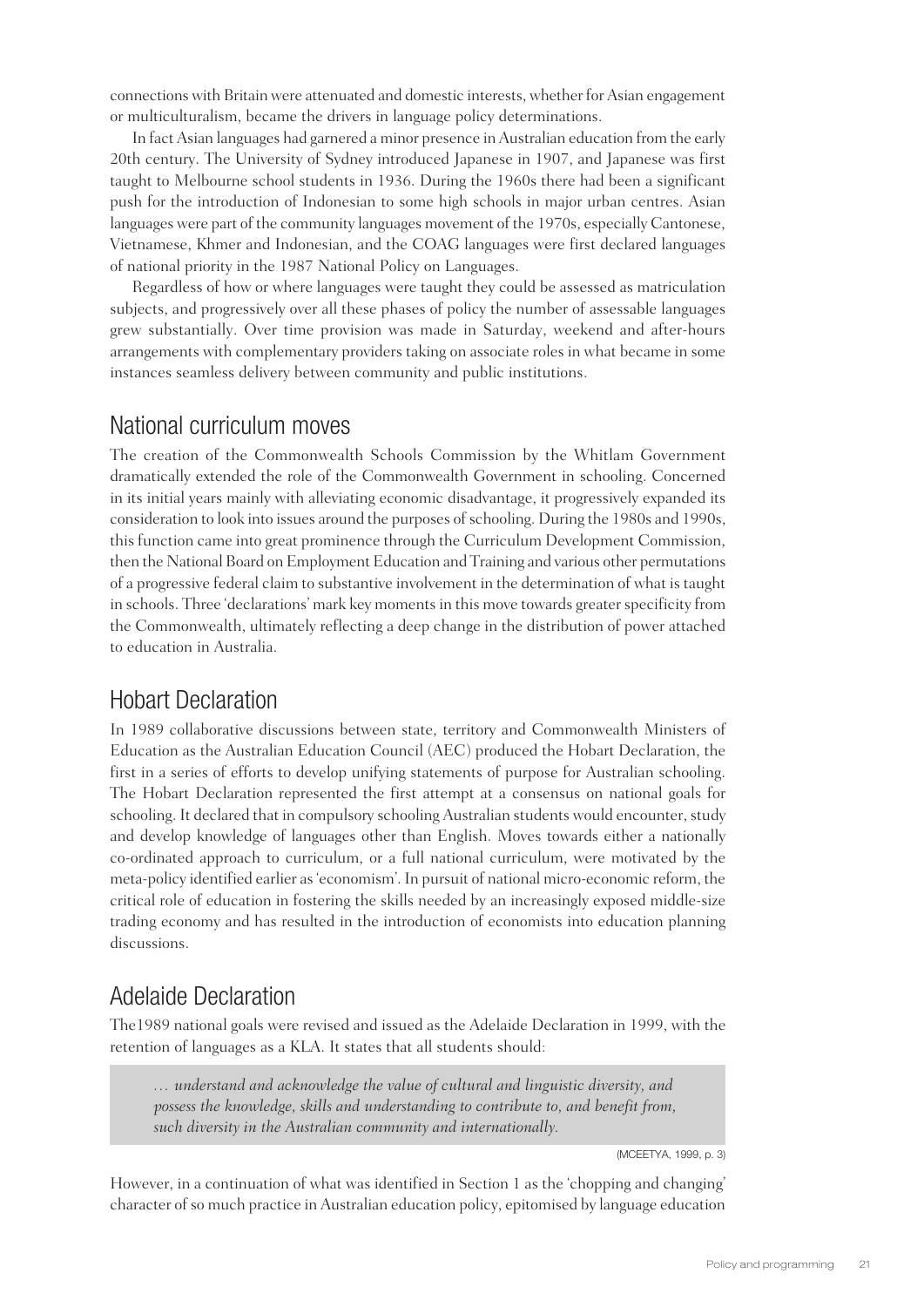connections with Britain were attenuated and domestic interests, whether for Asian engagement or multiculturalism, became the drivers in language policy determinations.

In fact Asian languages had garnered a minor presence in Australian education from the early 20th century. The University of Sydney introduced Japanese in 1907, and Japanese was first taught to Melbourne school students in 1936. During the 1960s there had been a significant push for the introduction of Indonesian to some high schools in major urban centres. Asian languages were part of the community languages movement of the 1970s, especially Cantonese, Vietnamese, Khmer and Indonesian, and the COAG languages were first declared languages of national priority in the 1987 National Policy on Languages.

Regardless of how or where languages were taught they could be assessed as matriculation subjects, and progressively over all these phases of policy the number of assessable languages grew substantially. Over time provision was made in Saturday, weekend and after-hours arrangements with complementary providers taking on associate roles in what became in some instances seamless delivery between community and public institutions.

## National curriculum moves

The creation of the Commonwealth Schools Commission by the Whitlam Government dramatically extended the role of the Commonwealth Government in schooling. Concerned in its initial years mainly with alleviating economic disadvantage, it progressively expanded its consideration to look into issues around the purposes of schooling. During the 1980s and 1990s, this function came into great prominence through the Curriculum Development Commission, then the National Board on Employment Education and Training and various other permutations of a progressive federal claim to substantive involvement in the determination of what is taught in schools. Three 'declarations' mark key moments in this move towards greater specificity from the Commonwealth, ultimately reflecting a deep change in the distribution of power attached to education in Australia.

## Hobart Declaration

In 1989 collaborative discussions between state, territory and Commonwealth Ministers of Education as the Australian Education Council (AEC) produced the Hobart Declaration, the first in a series of efforts to develop unifying statements of purpose for Australian schooling. The Hobart Declaration represented the first attempt at a consensus on national goals for schooling. It declared that in compulsory schooling Australian students would encounter, study and develop knowledge of languages other than English. Moves towards either a nationally co-ordinated approach to curriculum, or a full national curriculum, were motivated by the meta-policy identified earlier as 'economism'. In pursuit of national micro-economic reform, the critical role of education in fostering the skills needed by an increasingly exposed middle-size trading economy and has resulted in the introduction of economists into education planning discussions.

## Adelaide Declaration

The1989 national goals were revised and issued as the Adelaide Declaration in 1999, with the retention of languages as a KLA. It states that all students should:

> *… understand and acknowledge the value of cultural and linguistic diversity, and possess the knowledge, skills and understanding to contribute to, and benefit from, such diversity in the Australian community and internationally.*
>
> (MCEETYA, 1999, p. 3)

However, in a continuation of what was identified in Section 1 as the 'chopping and changing' character of so much practice in Australian education policy, epitomised by language education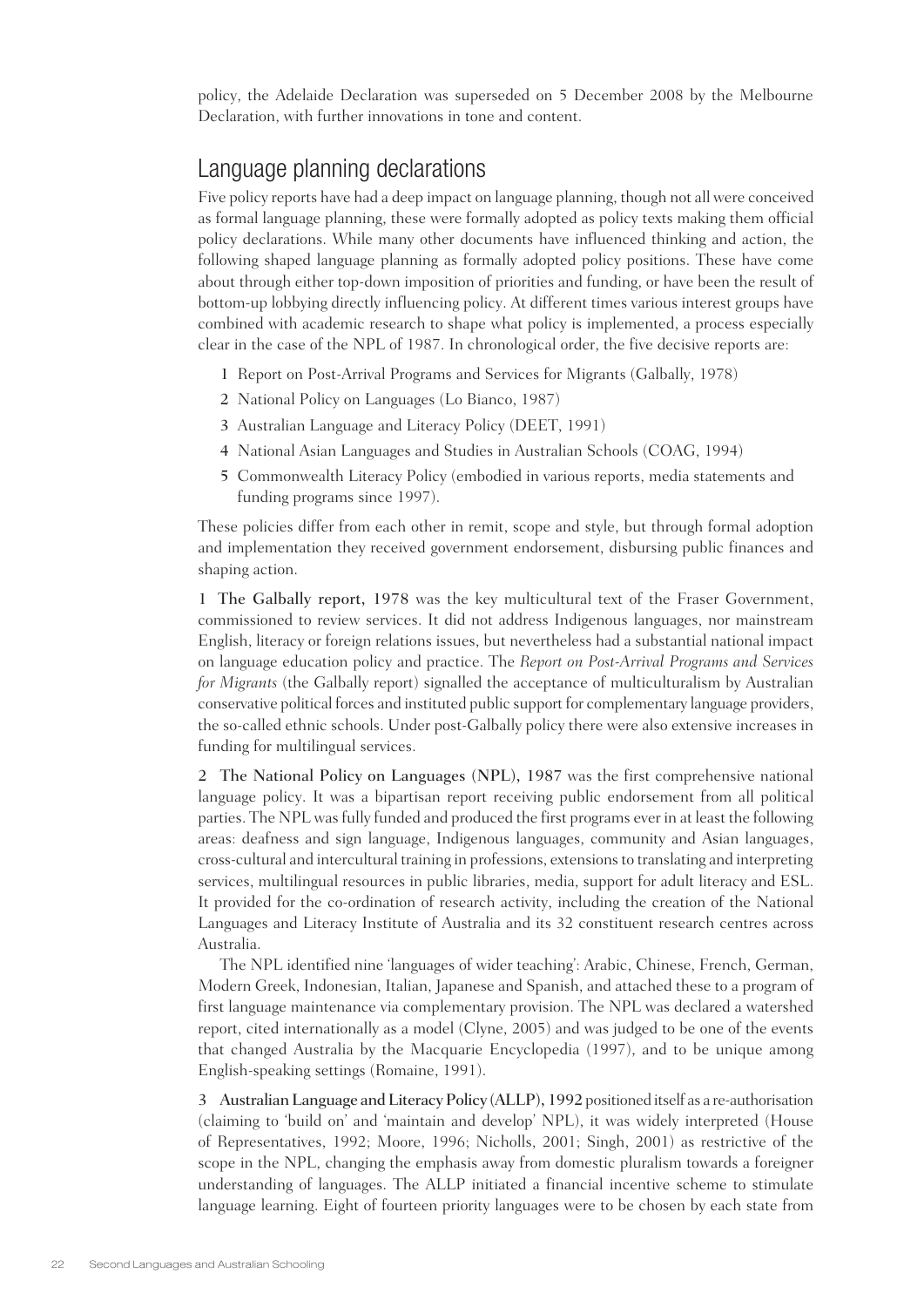policy, the Adelaide Declaration was superseded on 5 December 2008 by the Melbourne Declaration, with further innovations in tone and content.

## Language planning declarations

Five policy reports have had a deep impact on language planning, though not all were conceived as formal language planning, these were formally adopted as policy texts making them official policy declarations. While many other documents have influenced thinking and action, the following shaped language planning as formally adopted policy positions. These have come about through either top-down imposition of priorities and funding, or have been the result of bottom-up lobbying directly influencing policy. At different times various interest groups have combined with academic research to shape what policy is implemented, a process especially clear in the case of the NPL of 1987. In chronological order, the five decisive reports are:

1. Report on Post-Arrival Programs and Services for Migrants (Galbally, 1978)
2. National Policy on Languages (Lo Bianco, 1987)
3. Australian Language and Literacy Policy (DEET, 1991)
4. National Asian Languages and Studies in Australian Schools (COAG, 1994)
5. Commonwealth Literacy Policy (embodied in various reports, media statements and funding programs since 1997).

These policies differ from each other in remit, scope and style, but through formal adoption and implementation they received government endorsement, disbursing public finances and shaping action.

**1 The Galbally report, 1978** was the key multicultural text of the Fraser Government, commissioned to review services. It did not address Indigenous languages, nor mainstream English, literacy or foreign relations issues, but nevertheless had a substantial national impact on language education policy and practice. The *Report on Post-Arrival Programs and Services for Migrants* (the Galbally report) signalled the acceptance of multiculturalism by Australian conservative political forces and instituted public support for complementary language providers, the so-called ethnic schools. Under post-Galbally policy there were also extensive increases in funding for multilingual services.

**2 The National Policy on Languages (NPL), 1987** was the first comprehensive national language policy. It was a bipartisan report receiving public endorsement from all political parties. The NPL was fully funded and produced the first programs ever in at least the following areas: deafness and sign language, Indigenous languages, community and Asian languages, cross-cultural and intercultural training in professions, extensions to translating and interpreting services, multilingual resources in public libraries, media, support for adult literacy and ESL. It provided for the co-ordination of research activity, including the creation of the National Languages and Literacy Institute of Australia and its 32 constituent research centres across Australia.

The NPL identified nine 'languages of wider teaching': Arabic, Chinese, French, German, Modern Greek, Indonesian, Italian, Japanese and Spanish, and attached these to a program of first language maintenance via complementary provision. The NPL was declared a watershed report, cited internationally as a model (Clyne, 2005) and was judged to be one of the events that changed Australia by the Macquarie Encyclopedia (1997), and to be unique among English-speaking settings (Romaine, 1991).

**3 Australian Language and Literacy Policy (ALLP), 1992** positioned itself as a re-authorisation (claiming to 'build on' and 'maintain and develop' NPL), it was widely interpreted (House of Representatives, 1992; Moore, 1996; Nicholls, 2001; Singh, 2001) as restrictive of the scope in the NPL, changing the emphasis away from domestic pluralism towards a foreigner understanding of languages. The ALLP initiated a financial incentive scheme to stimulate language learning. Eight of fourteen priority languages were to be chosen by each state from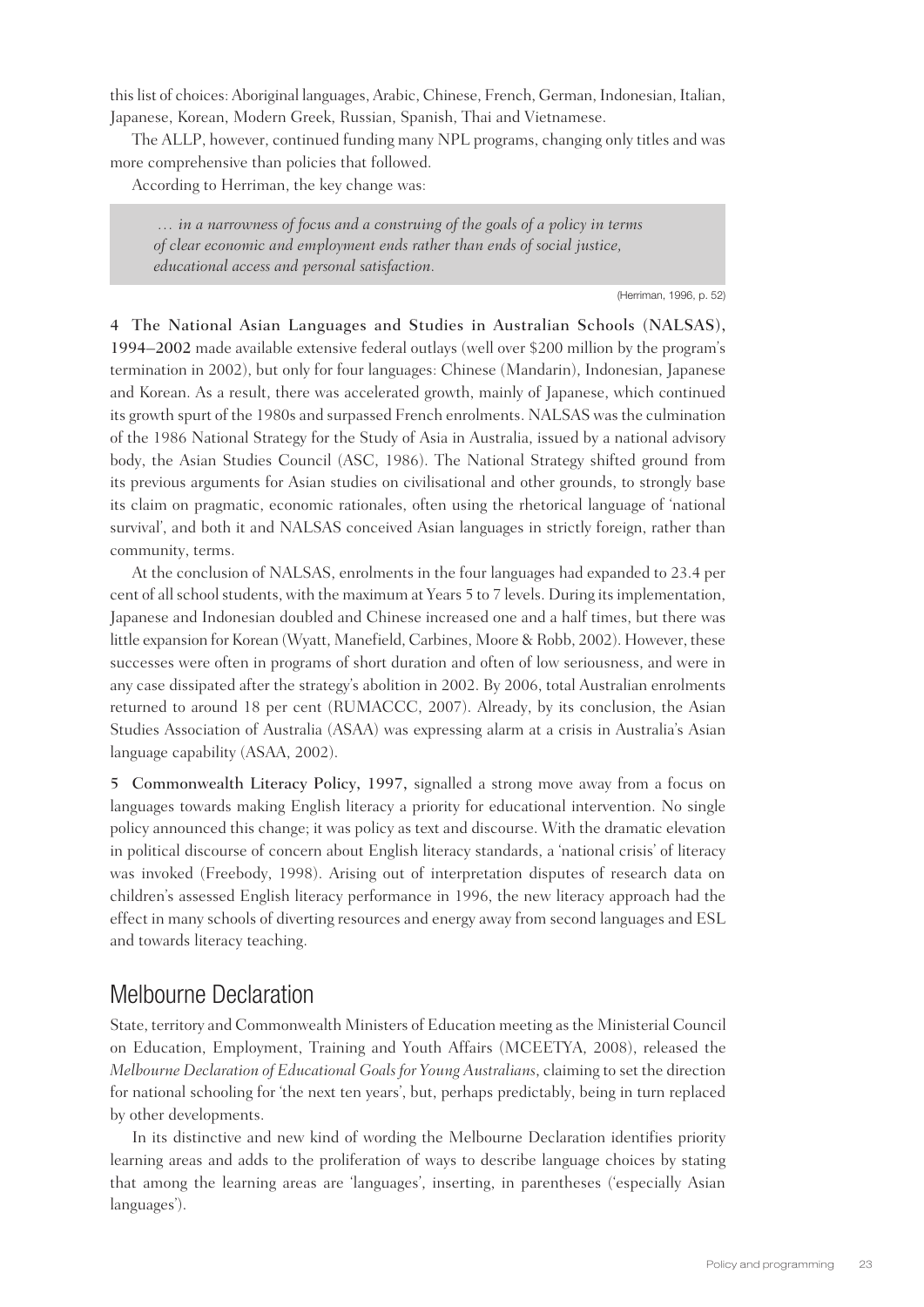this list of choices: Aboriginal languages, Arabic, Chinese, French, German, Indonesian, Italian, Japanese, Korean, Modern Greek, Russian, Spanish, Thai and Vietnamese.

The ALLP, however, continued funding many NPL programs, changing only titles and was more comprehensive than policies that followed.

According to Herriman, the key change was:

> *… in a narrowness of focus and a construing of the goals of a policy in terms of clear economic and employment ends rather than ends of social justice, educational access and personal satisfaction.*
>
> (Herriman, 1996, p. 52)

**4 The National Asian Languages and Studies in Australian Schools (NALSAS), 1994–2002** made available extensive federal outlays (well over $200 million by the program's termination in 2002), but only for four languages: Chinese (Mandarin), Indonesian, Japanese and Korean. As a result, there was accelerated growth, mainly of Japanese, which continued its growth spurt of the 1980s and surpassed French enrolments. NALSAS was the culmination of the 1986 National Strategy for the Study of Asia in Australia, issued by a national advisory body, the Asian Studies Council (ASC, 1986). The National Strategy shifted ground from its previous arguments for Asian studies on civilisational and other grounds, to strongly base its claim on pragmatic, economic rationales, often using the rhetorical language of 'national survival', and both it and NALSAS conceived Asian languages in strictly foreign, rather than community, terms.

At the conclusion of NALSAS, enrolments in the four languages had expanded to 23.4 per cent of all school students, with the maximum at Years 5 to 7 levels. During its implementation, Japanese and Indonesian doubled and Chinese increased one and a half times, but there was little expansion for Korean (Wyatt, Manefield, Carbines, Moore & Robb, 2002). However, these successes were often in programs of short duration and often of low seriousness, and were in any case dissipated after the strategy's abolition in 2002. By 2006, total Australian enrolments returned to around 18 per cent (RUMACCC, 2007). Already, by its conclusion, the Asian Studies Association of Australia (ASAA) was expressing alarm at a crisis in Australia's Asian language capability (ASAA, 2002).

**5 Commonwealth Literacy Policy, 1997,** signalled a strong move away from a focus on languages towards making English literacy a priority for educational intervention. No single policy announced this change; it was policy as text and discourse. With the dramatic elevation in political discourse of concern about English literacy standards, a 'national crisis' of literacy was invoked (Freebody, 1998). Arising out of interpretation disputes of research data on children's assessed English literacy performance in 1996, the new literacy approach had the effect in many schools of diverting resources and energy away from second languages and ESL and towards literacy teaching.

## Melbourne Declaration

State, territory and Commonwealth Ministers of Education meeting as the Ministerial Council on Education, Employment, Training and Youth Affairs (MCEETYA, 2008), released the *Melbourne Declaration of Educational Goals for Young Australians*, claiming to set the direction for national schooling for 'the next ten years', but, perhaps predictably, being in turn replaced by other developments.

In its distinctive and new kind of wording the Melbourne Declaration identifies priority learning areas and adds to the proliferation of ways to describe language choices by stating that among the learning areas are 'languages', inserting, in parentheses ('especially Asian languages').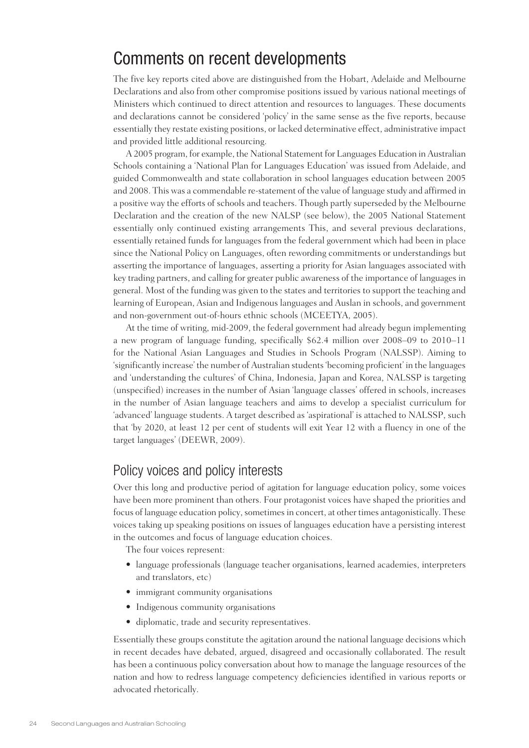## Comments on recent developments

The five key reports cited above are distinguished from the Hobart, Adelaide and Melbourne Declarations and also from other compromise positions issued by various national meetings of Ministers which continued to direct attention and resources to languages. These documents and declarations cannot be considered 'policy' in the same sense as the five reports, because essentially they restate existing positions, or lacked determinative effect, administrative impact and provided little additional resourcing.

A 2005 program, for example, the National Statement for Languages Education in Australian Schools containing a 'National Plan for Languages Education' was issued from Adelaide, and guided Commonwealth and state collaboration in school languages education between 2005 and 2008. This was a commendable re-statement of the value of language study and affirmed in a positive way the efforts of schools and teachers. Though partly superseded by the Melbourne Declaration and the creation of the new NALSP (see below), the 2005 National Statement essentially only continued existing arrangements This, and several previous declarations, essentially retained funds for languages from the federal government which had been in place since the National Policy on Languages, often rewording commitments or understandings but asserting the importance of languages, asserting a priority for Asian languages associated with key trading partners, and calling for greater public awareness of the importance of languages in general. Most of the funding was given to the states and territories to support the teaching and learning of European, Asian and Indigenous languages and Auslan in schools, and government and non-government out-of-hours ethnic schools (MCEETYA, 2005).

At the time of writing, mid-2009, the federal government had already begun implementing a new program of language funding, specifically $62.4 million over 2008–09 to 2010–11 for the National Asian Languages and Studies in Schools Program (NALSSP). Aiming to 'significantly increase' the number of Australian students 'becoming proficient' in the languages and 'understanding the cultures' of China, Indonesia, Japan and Korea, NALSSP is targeting (unspecified) increases in the number of Asian 'language classes' offered in schools, increases in the number of Asian language teachers and aims to develop a specialist curriculum for 'advanced' language students. A target described as 'aspirational' is attached to NALSSP, such that 'by 2020, at least 12 per cent of students will exit Year 12 with a fluency in one of the target languages' (DEEWR, 2009).

### Policy voices and policy interests

Over this long and productive period of agitation for language education policy, some voices have been more prominent than others. Four protagonist voices have shaped the priorities and focus of language education policy, sometimes in concert, at other times antagonistically. These voices taking up speaking positions on issues of languages education have a persisting interest in the outcomes and focus of language education choices.

The four voices represent:

- language professionals (language teacher organisations, learned academies, interpreters and translators, etc)
- immigrant community organisations
- Indigenous community organisations
- diplomatic, trade and security representatives.

Essentially these groups constitute the agitation around the national language decisions which in recent decades have debated, argued, disagreed and occasionally collaborated. The result has been a continuous policy conversation about how to manage the language resources of the nation and how to redress language competency deficiencies identified in various reports or advocated rhetorically.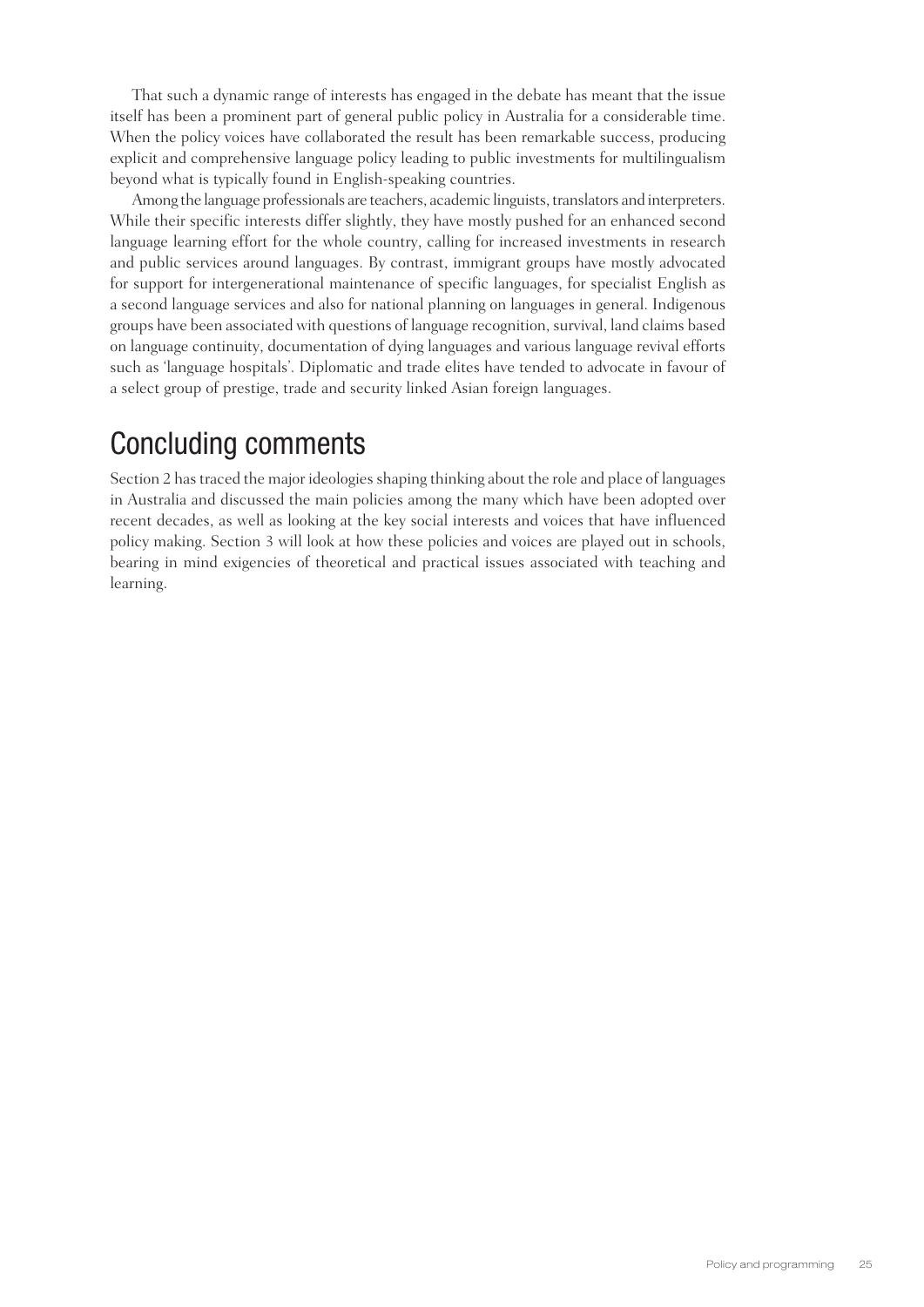That such a dynamic range of interests has engaged in the debate has meant that the issue itself has been a prominent part of general public policy in Australia for a considerable time. When the policy voices have collaborated the result has been remarkable success, producing explicit and comprehensive language policy leading to public investments for multilingualism beyond what is typically found in English-speaking countries.

Among the language professionals are teachers, academic linguists, translators and interpreters. While their specific interests differ slightly, they have mostly pushed for an enhanced second language learning effort for the whole country, calling for increased investments in research and public services around languages. By contrast, immigrant groups have mostly advocated for support for intergenerational maintenance of specific languages, for specialist English as a second language services and also for national planning on languages in general. Indigenous groups have been associated with questions of language recognition, survival, land claims based on language continuity, documentation of dying languages and various language revival efforts such as 'language hospitals'. Diplomatic and trade elites have tended to advocate in favour of a select group of prestige, trade and security linked Asian foreign languages.

## Concluding comments

Section 2 has traced the major ideologies shaping thinking about the role and place of languages in Australia and discussed the main policies among the many which have been adopted over recent decades, as well as looking at the key social interests and voices that have influenced policy making. Section 3 will look at how these policies and voices are played out in schools, bearing in mind exigencies of theoretical and practical issues associated with teaching and learning.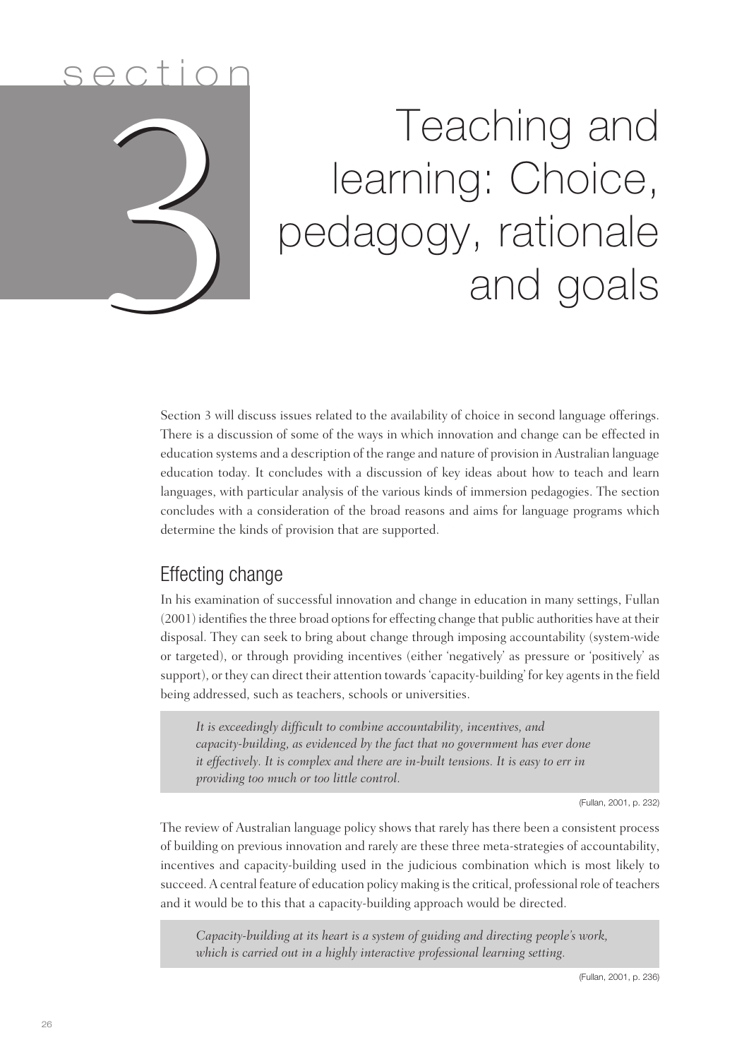# Section 3 Teaching and learning: Choice, pedagogy, rationale and goals

Section 3 will discuss issues related to the availability of choice in second language offerings. There is a discussion of some of the ways in which innovation and change can be effected in education systems and a description of the range and nature of provision in Australian language education today. It concludes with a discussion of key ideas about how to teach and learn languages, with particular analysis of the various kinds of immersion pedagogies. The section concludes with a consideration of the broad reasons and aims for language programs which determine the kinds of provision that are supported.

## Effecting change

In his examination of successful innovation and change in education in many settings, Fullan (2001) identifies the three broad options for effecting change that public authorities have at their disposal. They can seek to bring about change through imposing accountability (system-wide or targeted), or through providing incentives (either 'negatively' as pressure or 'positively' as support), or they can direct their attention towards 'capacity-building' for key agents in the field being addressed, such as teachers, schools or universities.

> *It is exceedingly difficult to combine accountability, incentives, and capacity-building, as evidenced by the fact that no government has ever done it effectively. It is complex and there are in-built tensions. It is easy to err in providing too much or too little control.*
>
> (Fullan, 2001, p. 232)

The review of Australian language policy shows that rarely has there been a consistent process of building on previous innovation and rarely are these three meta-strategies of accountability, incentives and capacity-building used in the judicious combination which is most likely to succeed. A central feature of education policy making is the critical, professional role of teachers and it would be to this that a capacity-building approach would be directed.

> *Capacity-building at its heart is a system of guiding and directing people's work, which is carried out in a highly interactive professional learning setting.*
>
> (Fullan, 2001, p. 236)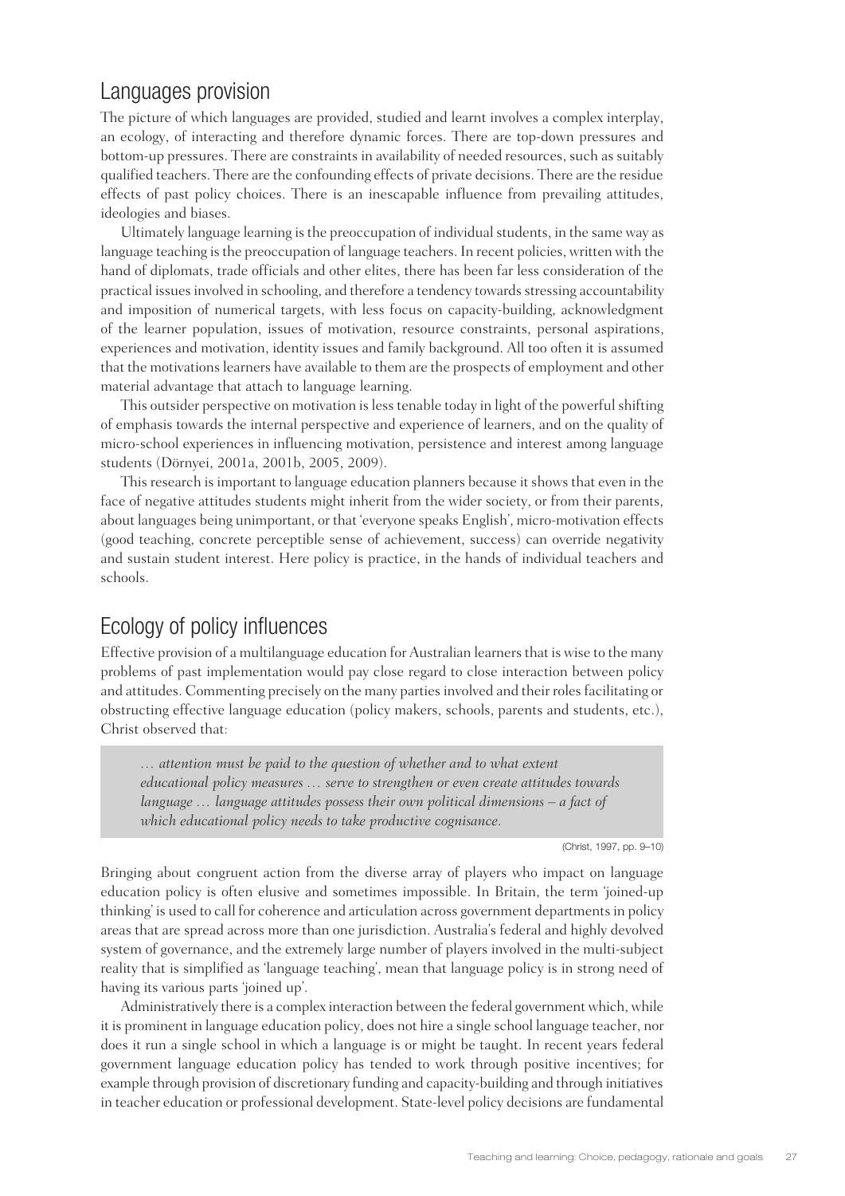## Languages provision

The picture of which languages are provided, studied and learnt involves a complex interplay, an ecology, of interacting and therefore dynamic forces. There are top-down pressures and bottom-up pressures. There are constraints in availability of needed resources, such as suitably qualified teachers. There are the confounding effects of private decisions. There are the residue effects of past policy choices. There is an inescapable influence from prevailing attitudes, ideologies and biases.

Ultimately language learning is the preoccupation of individual students, in the same way as language teaching is the preoccupation of language teachers. In recent policies, written with the hand of diplomats, trade officials and other elites, there has been far less consideration of the practical issues involved in schooling, and therefore a tendency towards stressing accountability and imposition of numerical targets, with less focus on capacity-building, acknowledgment of the learner population, issues of motivation, resource constraints, personal aspirations, experiences and motivation, identity issues and family background. All too often it is assumed that the motivations learners have available to them are the prospects of employment and other material advantage that attach to language learning.

This outsider perspective on motivation is less tenable today in light of the powerful shifting of emphasis towards the internal perspective and experience of learners, and on the quality of micro-school experiences in influencing motivation, persistence and interest among language students (Dörnyei, 2001a, 2001b, 2005, 2009).

This research is important to language education planners because it shows that even in the face of negative attitudes students might inherit from the wider society, or from their parents, about languages being unimportant, or that 'everyone speaks English', micro-motivation effects (good teaching, concrete perceptible sense of achievement, success) can override negativity and sustain student interest. Here policy is practice, in the hands of individual teachers and schools.

## Ecology of policy influences

Effective provision of a multilanguage education for Australian learners that is wise to the many problems of past implementation would pay close regard to close interaction between policy and attitudes. Commenting precisely on the many parties involved and their roles facilitating or obstructing effective language education (policy makers, schools, parents and students, etc.), Christ observed that:

> *… attention must be paid to the question of whether and to what extent educational policy measures … serve to strengthen or even create attitudes towards language … language attitudes possess their own political dimensions – a fact of which educational policy needs to take productive cognisance.*
>
> (Christ, 1997, pp. 9–10)

Bringing about congruent action from the diverse array of players who impact on language education policy is often elusive and sometimes impossible. In Britain, the term 'joined-up thinking' is used to call for coherence and articulation across government departments in policy areas that are spread across more than one jurisdiction. Australia's federal and highly devolved system of governance, and the extremely large number of players involved in the multi-subject reality that is simplified as 'language teaching', mean that language policy is in strong need of having its various parts 'joined up'.

Administratively there is a complex interaction between the federal government which, while it is prominent in language education policy, does not hire a single school language teacher, nor does it run a single school in which a language is or might be taught. In recent years federal government language education policy has tended to work through positive incentives; for example through provision of discretionary funding and capacity-building and through initiatives in teacher education or professional development. State-level policy decisions are fundamental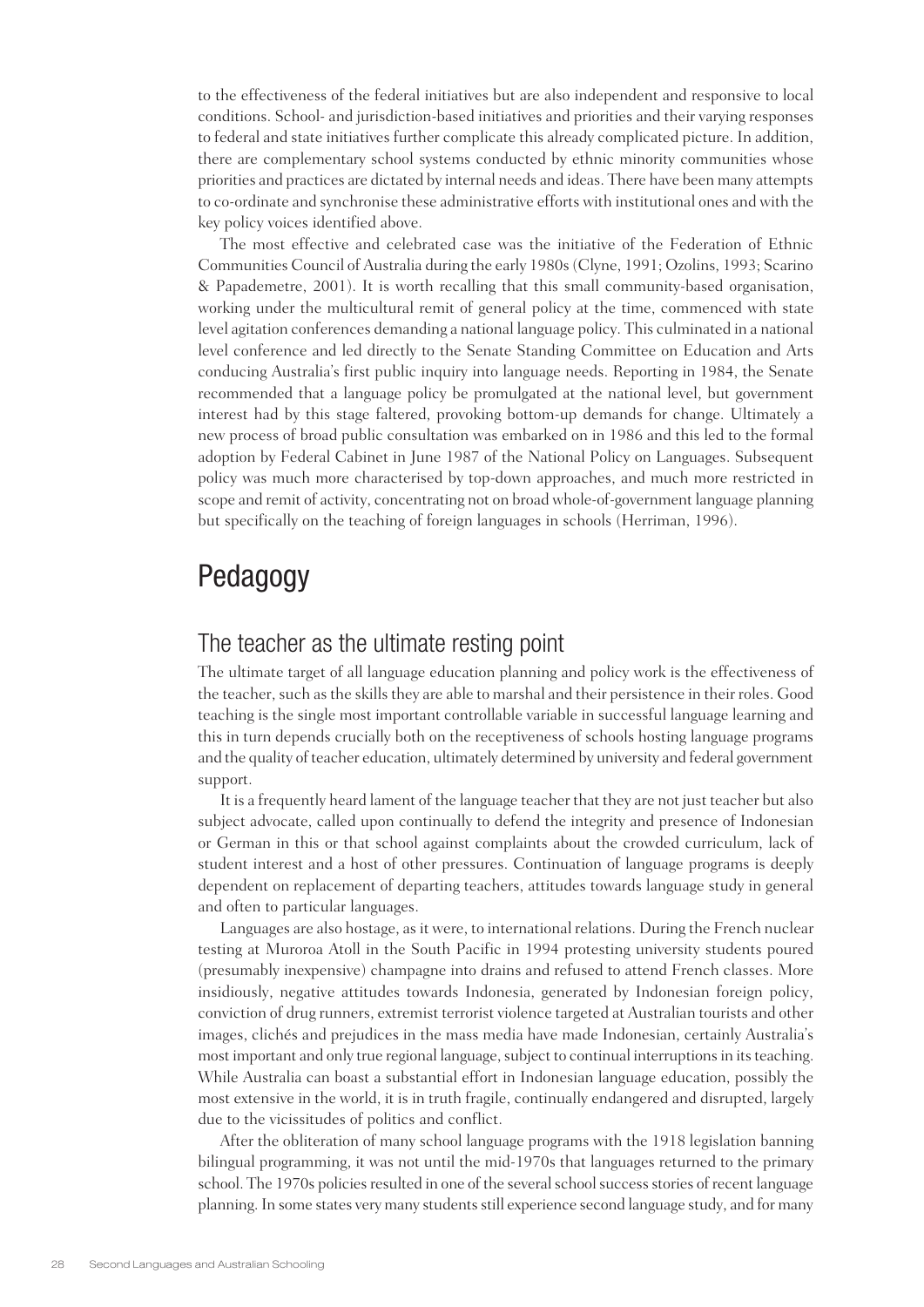to the effectiveness of the federal initiatives but are also independent and responsive to local conditions. School- and jurisdiction-based initiatives and priorities and their varying responses to federal and state initiatives further complicate this already complicated picture. In addition, there are complementary school systems conducted by ethnic minority communities whose priorities and practices are dictated by internal needs and ideas. There have been many attempts to co-ordinate and synchronise these administrative efforts with institutional ones and with the key policy voices identified above.

The most effective and celebrated case was the initiative of the Federation of Ethnic Communities Council of Australia during the early 1980s (Clyne, 1991; Ozolins, 1993; Scarino & Papademetre, 2001). It is worth recalling that this small community-based organisation, working under the multicultural remit of general policy at the time, commenced with state level agitation conferences demanding a national language policy. This culminated in a national level conference and led directly to the Senate Standing Committee on Education and Arts conducing Australia's first public inquiry into language needs. Reporting in 1984, the Senate recommended that a language policy be promulgated at the national level, but government interest had by this stage faltered, provoking bottom-up demands for change. Ultimately a new process of broad public consultation was embarked on in 1986 and this led to the formal adoption by Federal Cabinet in June 1987 of the National Policy on Languages. Subsequent policy was much more characterised by top-down approaches, and much more restricted in scope and remit of activity, concentrating not on broad whole-of-government language planning but specifically on the teaching of foreign languages in schools (Herriman, 1996).

# Pedagogy

## The teacher as the ultimate resting point

The ultimate target of all language education planning and policy work is the effectiveness of the teacher, such as the skills they are able to marshal and their persistence in their roles. Good teaching is the single most important controllable variable in successful language learning and this in turn depends crucially both on the receptiveness of schools hosting language programs and the quality of teacher education, ultimately determined by university and federal government support.

It is a frequently heard lament of the language teacher that they are not just teacher but also subject advocate, called upon continually to defend the integrity and presence of Indonesian or German in this or that school against complaints about the crowded curriculum, lack of student interest and a host of other pressures. Continuation of language programs is deeply dependent on replacement of departing teachers, attitudes towards language study in general and often to particular languages.

Languages are also hostage, as it were, to international relations. During the French nuclear testing at Muroroa Atoll in the South Pacific in 1994 protesting university students poured (presumably inexpensive) champagne into drains and refused to attend French classes. More insidiously, negative attitudes towards Indonesia, generated by Indonesian foreign policy, conviction of drug runners, extremist terrorist violence targeted at Australian tourists and other images, clichés and prejudices in the mass media have made Indonesian, certainly Australia's most important and only true regional language, subject to continual interruptions in its teaching. While Australia can boast a substantial effort in Indonesian language education, possibly the most extensive in the world, it is in truth fragile, continually endangered and disrupted, largely due to the vicissitudes of politics and conflict.

After the obliteration of many school language programs with the 1918 legislation banning bilingual programming, it was not until the mid-1970s that languages returned to the primary school. The 1970s policies resulted in one of the several school success stories of recent language planning. In some states very many students still experience second language study, and for many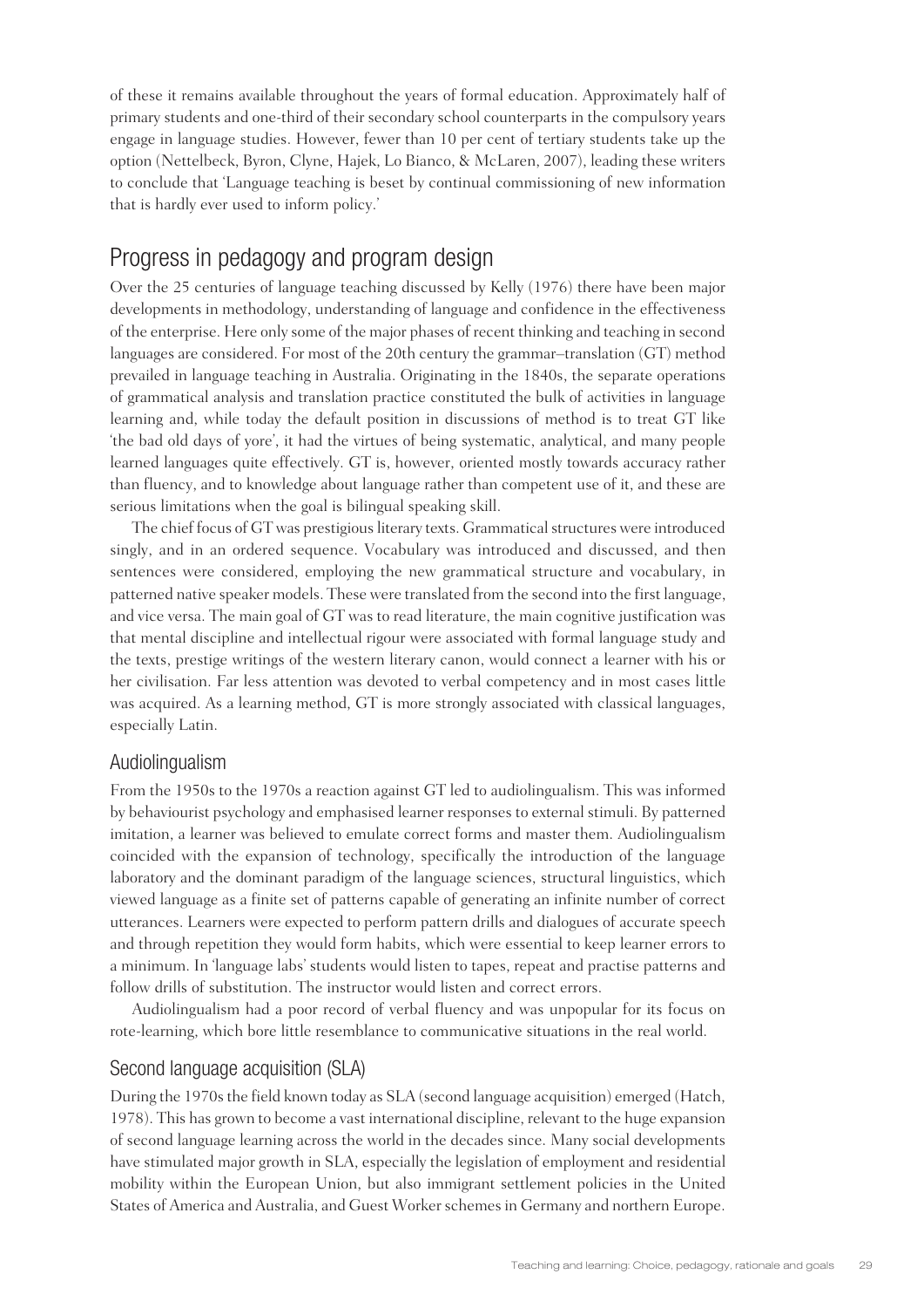of these it remains available throughout the years of formal education. Approximately half of primary students and one-third of their secondary school counterparts in the compulsory years engage in language studies. However, fewer than 10 per cent of tertiary students take up the option (Nettelbeck, Byron, Clyne, Hajek, Lo Bianco, & McLaren, 2007), leading these writers to conclude that 'Language teaching is beset by continual commissioning of new information that is hardly ever used to inform policy.'

## Progress in pedagogy and program design

Over the 25 centuries of language teaching discussed by Kelly (1976) there have been major developments in methodology, understanding of language and confidence in the effectiveness of the enterprise. Here only some of the major phases of recent thinking and teaching in second languages are considered. For most of the 20th century the grammar–translation (GT) method prevailed in language teaching in Australia. Originating in the 1840s, the separate operations of grammatical analysis and translation practice constituted the bulk of activities in language learning and, while today the default position in discussions of method is to treat GT like 'the bad old days of yore', it had the virtues of being systematic, analytical, and many people learned languages quite effectively. GT is, however, oriented mostly towards accuracy rather than fluency, and to knowledge about language rather than competent use of it, and these are serious limitations when the goal is bilingual speaking skill.

The chief focus of GT was prestigious literary texts. Grammatical structures were introduced singly, and in an ordered sequence. Vocabulary was introduced and discussed, and then sentences were considered, employing the new grammatical structure and vocabulary, in patterned native speaker models. These were translated from the second into the first language, and vice versa. The main goal of GT was to read literature, the main cognitive justification was that mental discipline and intellectual rigour were associated with formal language study and the texts, prestige writings of the western literary canon, would connect a learner with his or her civilisation. Far less attention was devoted to verbal competency and in most cases little was acquired. As a learning method, GT is more strongly associated with classical languages, especially Latin.

### Audiolingualism

From the 1950s to the 1970s a reaction against GT led to audiolingualism. This was informed by behaviourist psychology and emphasised learner responses to external stimuli. By patterned imitation, a learner was believed to emulate correct forms and master them. Audiolingualism coincided with the expansion of technology, specifically the introduction of the language laboratory and the dominant paradigm of the language sciences, structural linguistics, which viewed language as a finite set of patterns capable of generating an infinite number of correct utterances. Learners were expected to perform pattern drills and dialogues of accurate speech and through repetition they would form habits, which were essential to keep learner errors to a minimum. In 'language labs' students would listen to tapes, repeat and practise patterns and follow drills of substitution. The instructor would listen and correct errors.

Audiolingualism had a poor record of verbal fluency and was unpopular for its focus on rote-learning, which bore little resemblance to communicative situations in the real world.

### Second language acquisition (SLA)

During the 1970s the field known today as SLA (second language acquisition) emerged (Hatch, 1978). This has grown to become a vast international discipline, relevant to the huge expansion of second language learning across the world in the decades since. Many social developments have stimulated major growth in SLA, especially the legislation of employment and residential mobility within the European Union, but also immigrant settlement policies in the United States of America and Australia, and Guest Worker schemes in Germany and northern Europe.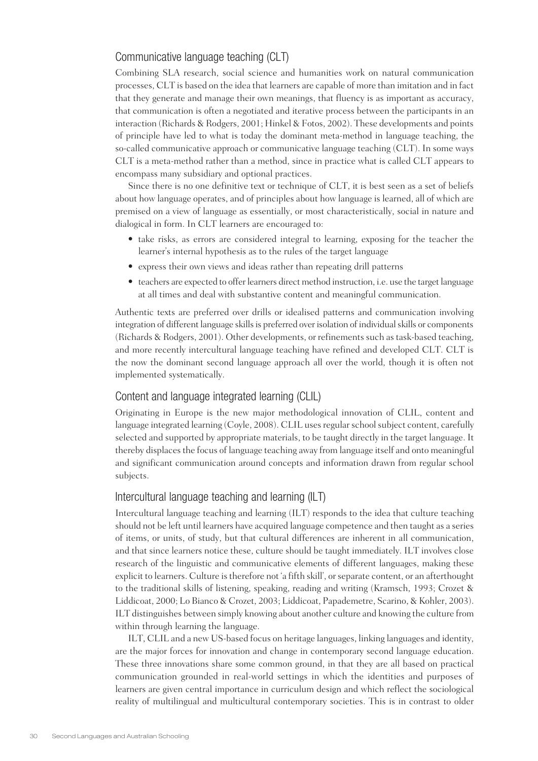## Communicative language teaching (CLT)

Combining SLA research, social science and humanities work on natural communication processes, CLT is based on the idea that learners are capable of more than imitation and in fact that they generate and manage their own meanings, that fluency is as important as accuracy, that communication is often a negotiated and iterative process between the participants in an interaction (Richards & Rodgers, 2001; Hinkel & Fotos, 2002). These developments and points of principle have led to what is today the dominant meta-method in language teaching, the so-called communicative approach or communicative language teaching (CLT). In some ways CLT is a meta-method rather than a method, since in practice what is called CLT appears to encompass many subsidiary and optional practices.

Since there is no one definitive text or technique of CLT, it is best seen as a set of beliefs about how language operates, and of principles about how language is learned, all of which are premised on a view of language as essentially, or most characteristically, social in nature and dialogical in form. In CLT learners are encouraged to:

- take risks, as errors are considered integral to learning, exposing for the teacher the learner's internal hypothesis as to the rules of the target language
- express their own views and ideas rather than repeating drill patterns
- teachers are expected to offer learners direct method instruction, i.e. use the target language at all times and deal with substantive content and meaningful communication.

Authentic texts are preferred over drills or idealised patterns and communication involving integration of different language skills is preferred over isolation of individual skills or components (Richards & Rodgers, 2001). Other developments, or refinements such as task-based teaching, and more recently intercultural language teaching have refined and developed CLT. CLT is the now the dominant second language approach all over the world, though it is often not implemented systematically.

## Content and language integrated learning (CLIL)

Originating in Europe is the new major methodological innovation of CLIL, content and language integrated learning (Coyle, 2008). CLIL uses regular school subject content, carefully selected and supported by appropriate materials, to be taught directly in the target language. It thereby displaces the focus of language teaching away from language itself and onto meaningful and significant communication around concepts and information drawn from regular school subjects.

## Intercultural language teaching and learning (ILT)

Intercultural language teaching and learning (ILT) responds to the idea that culture teaching should not be left until learners have acquired language competence and then taught as a series of items, or units, of study, but that cultural differences are inherent in all communication, and that since learners notice these, culture should be taught immediately. ILT involves close research of the linguistic and communicative elements of different languages, making these explicit to learners. Culture is therefore not 'a fifth skill', or separate content, or an afterthought to the traditional skills of listening, speaking, reading and writing (Kramsch, 1993; Crozet & Liddicoat, 2000; Lo Bianco & Crozet, 2003; Liddicoat, Papademetre, Scarino, & Kohler, 2003). ILT distinguishes between simply knowing about another culture and knowing the culture from within through learning the language.

ILT, CLIL and a new US-based focus on heritage languages, linking languages and identity, are the major forces for innovation and change in contemporary second language education. These three innovations share some common ground, in that they are all based on practical communication grounded in real-world settings in which the identities and purposes of learners are given central importance in curriculum design and which reflect the sociological reality of multilingual and multicultural contemporary societies. This is in contrast to older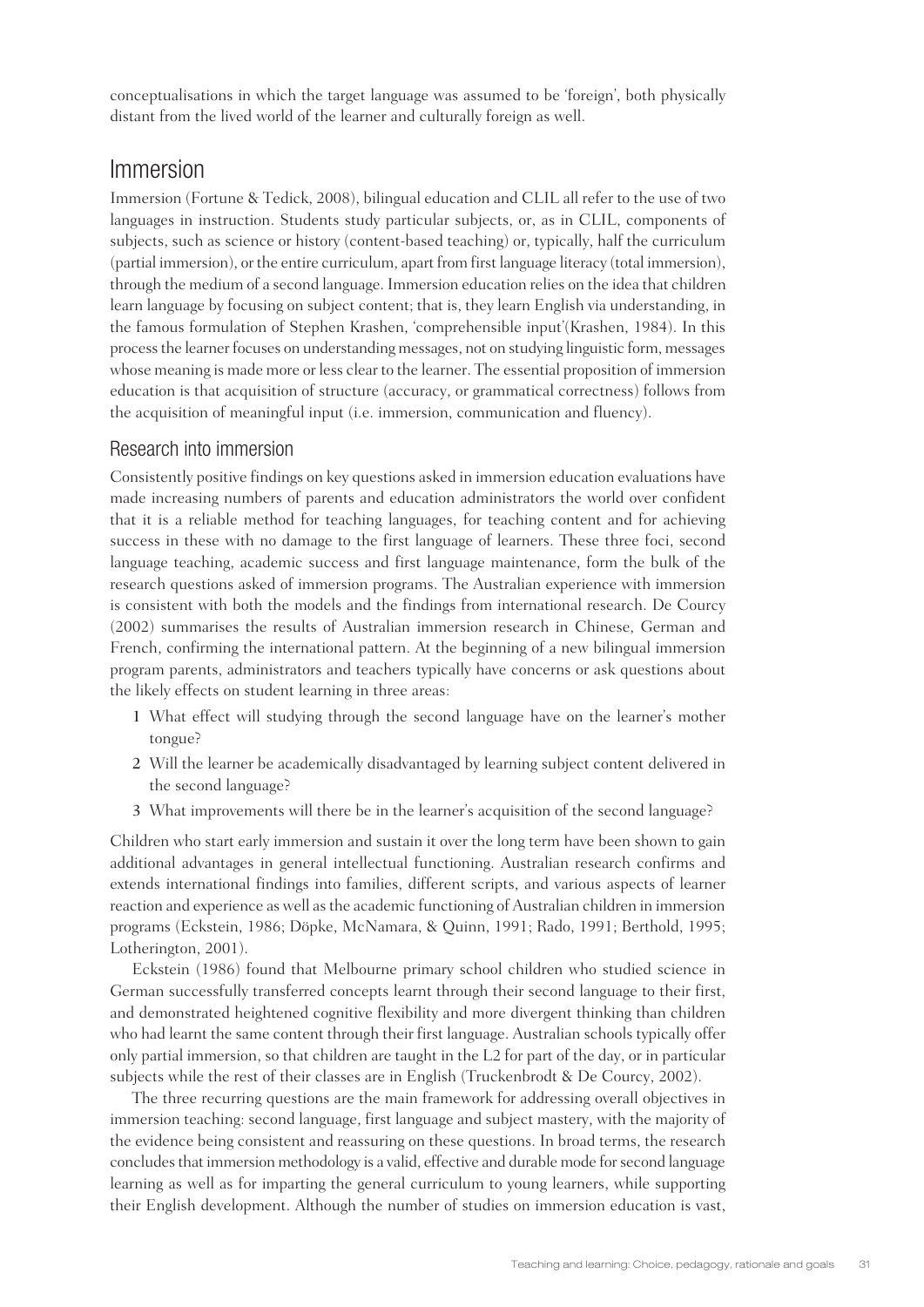conceptualisations in which the target language was assumed to be 'foreign', both physically distant from the lived world of the learner and culturally foreign as well.

## Immersion

Immersion (Fortune & Tedick, 2008), bilingual education and CLIL all refer to the use of two languages in instruction. Students study particular subjects, or, as in CLIL, components of subjects, such as science or history (content-based teaching) or, typically, half the curriculum (partial immersion), or the entire curriculum, apart from first language literacy (total immersion), through the medium of a second language. Immersion education relies on the idea that children learn language by focusing on subject content; that is, they learn English via understanding, in the famous formulation of Stephen Krashen, 'comprehensible input'(Krashen, 1984). In this process the learner focuses on understanding messages, not on studying linguistic form, messages whose meaning is made more or less clear to the learner. The essential proposition of immersion education is that acquisition of structure (accuracy, or grammatical correctness) follows from the acquisition of meaningful input (i.e. immersion, communication and fluency).

### Research into immersion

Consistently positive findings on key questions asked in immersion education evaluations have made increasing numbers of parents and education administrators the world over confident that it is a reliable method for teaching languages, for teaching content and for achieving success in these with no damage to the first language of learners. These three foci, second language teaching, academic success and first language maintenance, form the bulk of the research questions asked of immersion programs. The Australian experience with immersion is consistent with both the models and the findings from international research. De Courcy (2002) summarises the results of Australian immersion research in Chinese, German and French, confirming the international pattern. At the beginning of a new bilingual immersion program parents, administrators and teachers typically have concerns or ask questions about the likely effects on student learning in three areas:

1. What effect will studying through the second language have on the learner's mother tongue?
2. Will the learner be academically disadvantaged by learning subject content delivered in the second language?
3. What improvements will there be in the learner's acquisition of the second language?

Children who start early immersion and sustain it over the long term have been shown to gain additional advantages in general intellectual functioning. Australian research confirms and extends international findings into families, different scripts, and various aspects of learner reaction and experience as well as the academic functioning of Australian children in immersion programs (Eckstein, 1986; Döpke, McNamara, & Quinn, 1991; Rado, 1991; Berthold, 1995; Lotherington, 2001).

Eckstein (1986) found that Melbourne primary school children who studied science in German successfully transferred concepts learnt through their second language to their first, and demonstrated heightened cognitive flexibility and more divergent thinking than children who had learnt the same content through their first language. Australian schools typically offer only partial immersion, so that children are taught in the L2 for part of the day, or in particular subjects while the rest of their classes are in English (Truckenbrodt & De Courcy, 2002).

The three recurring questions are the main framework for addressing overall objectives in immersion teaching: second language, first language and subject mastery, with the majority of the evidence being consistent and reassuring on these questions. In broad terms, the research concludes that immersion methodology is a valid, effective and durable mode for second language learning as well as for imparting the general curriculum to young learners, while supporting their English development. Although the number of studies on immersion education is vast,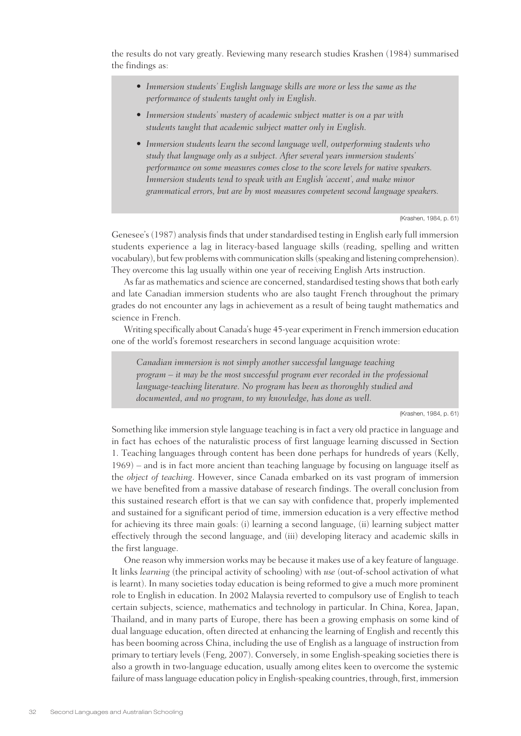the results do not vary greatly. Reviewing many research studies Krashen (1984) summarised the findings as:

> - *Immersion students' English language skills are more or less the same as the performance of students taught only in English.*
> - *Immersion students' mastery of academic subject matter is on a par with students taught that academic subject matter only in English.*
> - *Immersion students learn the second language well, outperforming students who study that language only as a subject. After several years immersion students' performance on some measures comes close to the score levels for native speakers. Immersion students tend to speak with an English 'accent', and make minor grammatical errors, but are by most measures competent second language speakers.*
>
> (Krashen, 1984, p. 61)

Genesee's (1987) analysis finds that under standardised testing in English early full immersion students experience a lag in literacy-based language skills (reading, spelling and written vocabulary), but few problems with communication skills (speaking and listening comprehension). They overcome this lag usually within one year of receiving English Arts instruction.

As far as mathematics and science are concerned, standardised testing shows that both early and late Canadian immersion students who are also taught French throughout the primary grades do not encounter any lags in achievement as a result of being taught mathematics and science in French.

Writing specifically about Canada's huge 45-year experiment in French immersion education one of the world's foremost researchers in second language acquisition wrote:

> *Canadian immersion is not simply another successful language teaching program – it may be the most successful program ever recorded in the professional language-teaching literature. No program has been as thoroughly studied and documented, and no program, to my knowledge, has done as well.*
>
> (Krashen, 1984, p. 61)

Something like immersion style language teaching is in fact a very old practice in language and in fact has echoes of the naturalistic process of first language learning discussed in Section 1. Teaching languages through content has been done perhaps for hundreds of years (Kelly, 1969) – and is in fact more ancient than teaching language by focusing on language itself as the *object of teaching*. However, since Canada embarked on its vast program of immersion we have benefited from a massive database of research findings. The overall conclusion from this sustained research effort is that we can say with confidence that, properly implemented and sustained for a significant period of time, immersion education is a very effective method for achieving its three main goals: (i) learning a second language, (ii) learning subject matter effectively through the second language, and (iii) developing literacy and academic skills in the first language.

One reason why immersion works may be because it makes use of a key feature of language. It links *learning* (the principal activity of schooling) with *use* (out-of-school activation of what is learnt). In many societies today education is being reformed to give a much more prominent role to English in education. In 2002 Malaysia reverted to compulsory use of English to teach certain subjects, science, mathematics and technology in particular. In China, Korea, Japan, Thailand, and in many parts of Europe, there has been a growing emphasis on some kind of dual language education, often directed at enhancing the learning of English and recently this has been booming across China, including the use of English as a language of instruction from primary to tertiary levels (Feng, 2007). Conversely, in some English-speaking societies there is also a growth in two-language education, usually among elites keen to overcome the systemic failure of mass language education policy in English-speaking countries, through, first, immersion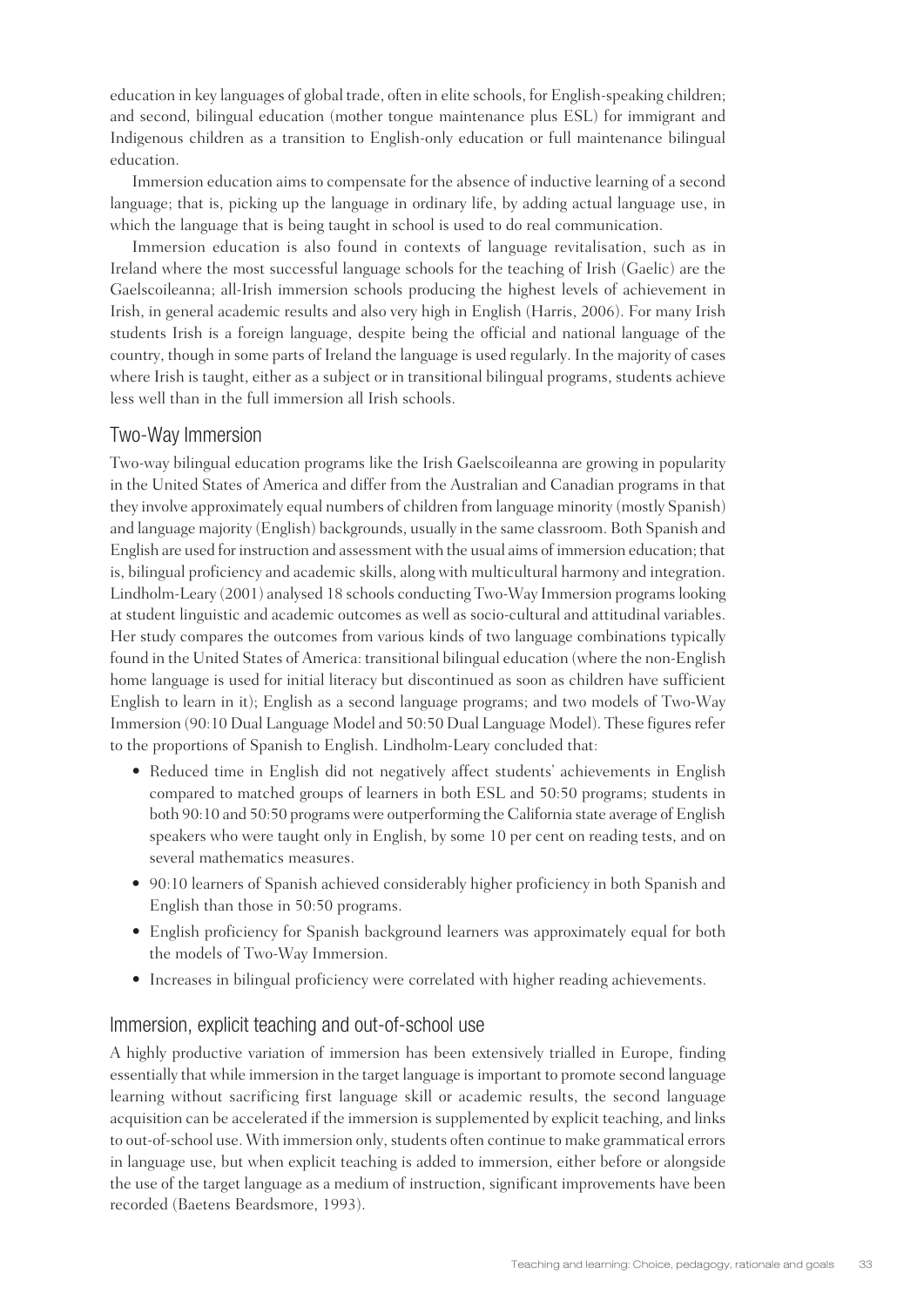education in key languages of global trade, often in elite schools, for English-speaking children; and second, bilingual education (mother tongue maintenance plus ESL) for immigrant and Indigenous children as a transition to English-only education or full maintenance bilingual education.

Immersion education aims to compensate for the absence of inductive learning of a second language; that is, picking up the language in ordinary life, by adding actual language use, in which the language that is being taught in school is used to do real communication.

Immersion education is also found in contexts of language revitalisation, such as in Ireland where the most successful language schools for the teaching of Irish (Gaelic) are the Gaelscoileanna; all-Irish immersion schools producing the highest levels of achievement in Irish, in general academic results and also very high in English (Harris, 2006). For many Irish students Irish is a foreign language, despite being the official and national language of the country, though in some parts of Ireland the language is used regularly. In the majority of cases where Irish is taught, either as a subject or in transitional bilingual programs, students achieve less well than in the full immersion all Irish schools.

## Two-Way Immersion

Two-way bilingual education programs like the Irish Gaelscoileanna are growing in popularity in the United States of America and differ from the Australian and Canadian programs in that they involve approximately equal numbers of children from language minority (mostly Spanish) and language majority (English) backgrounds, usually in the same classroom. Both Spanish and English are used for instruction and assessment with the usual aims of immersion education; that is, bilingual proficiency and academic skills, along with multicultural harmony and integration. Lindholm-Leary (2001) analysed 18 schools conducting Two-Way Immersion programs looking at student linguistic and academic outcomes as well as socio-cultural and attitudinal variables. Her study compares the outcomes from various kinds of two language combinations typically found in the United States of America: transitional bilingual education (where the non-English home language is used for initial literacy but discontinued as soon as children have sufficient English to learn in it); English as a second language programs; and two models of Two-Way Immersion (90:10 Dual Language Model and 50:50 Dual Language Model). These figures refer to the proportions of Spanish to English. Lindholm-Leary concluded that:

- Reduced time in English did not negatively affect students' achievements in English compared to matched groups of learners in both ESL and 50:50 programs; students in both 90:10 and 50:50 programs were outperforming the California state average of English speakers who were taught only in English, by some 10 per cent on reading tests, and on several mathematics measures.
- 90:10 learners of Spanish achieved considerably higher proficiency in both Spanish and English than those in 50:50 programs.
- English proficiency for Spanish background learners was approximately equal for both the models of Two-Way Immersion.
- Increases in bilingual proficiency were correlated with higher reading achievements.

## Immersion, explicit teaching and out-of-school use

A highly productive variation of immersion has been extensively trialled in Europe, finding essentially that while immersion in the target language is important to promote second language learning without sacrificing first language skill or academic results, the second language acquisition can be accelerated if the immersion is supplemented by explicit teaching, and links to out-of-school use. With immersion only, students often continue to make grammatical errors in language use, but when explicit teaching is added to immersion, either before or alongside the use of the target language as a medium of instruction, significant improvements have been recorded (Baetens Beardsmore, 1993).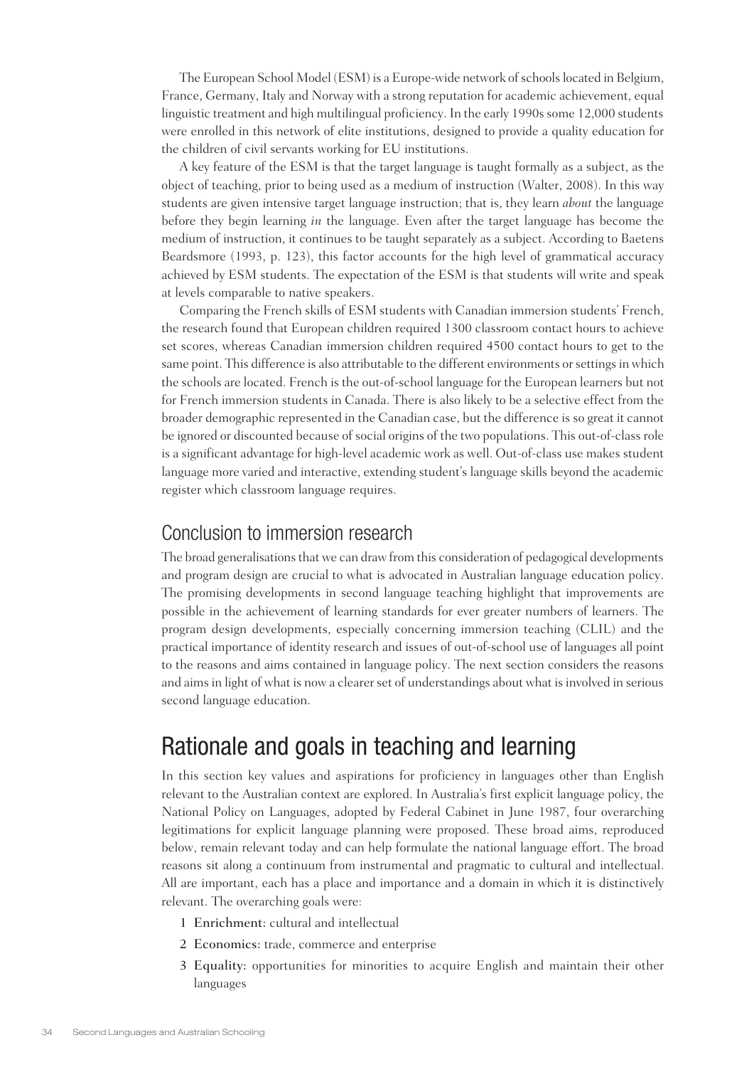The European School Model (ESM) is a Europe-wide network of schools located in Belgium, France, Germany, Italy and Norway with a strong reputation for academic achievement, equal linguistic treatment and high multilingual proficiency. In the early 1990s some 12,000 students were enrolled in this network of elite institutions, designed to provide a quality education for the children of civil servants working for EU institutions.

A key feature of the ESM is that the target language is taught formally as a subject, as the object of teaching, prior to being used as a medium of instruction (Walter, 2008). In this way students are given intensive target language instruction; that is, they learn *about* the language before they begin learning *in* the language. Even after the target language has become the medium of instruction, it continues to be taught separately as a subject. According to Baetens Beardsmore (1993, p. 123), this factor accounts for the high level of grammatical accuracy achieved by ESM students. The expectation of the ESM is that students will write and speak at levels comparable to native speakers.

Comparing the French skills of ESM students with Canadian immersion students' French, the research found that European children required 1300 classroom contact hours to achieve set scores, whereas Canadian immersion children required 4500 contact hours to get to the same point. This difference is also attributable to the different environments or settings in which the schools are located. French is the out-of-school language for the European learners but not for French immersion students in Canada. There is also likely to be a selective effect from the broader demographic represented in the Canadian case, but the difference is so great it cannot be ignored or discounted because of social origins of the two populations. This out-of-class role is a significant advantage for high-level academic work as well. Out-of-class use makes student language more varied and interactive, extending student's language skills beyond the academic register which classroom language requires.

### Conclusion to immersion research

The broad generalisations that we can draw from this consideration of pedagogical developments and program design are crucial to what is advocated in Australian language education policy. The promising developments in second language teaching highlight that improvements are possible in the achievement of learning standards for ever greater numbers of learners. The program design developments, especially concerning immersion teaching (CLIL) and the practical importance of identity research and issues of out-of-school use of languages all point to the reasons and aims contained in language policy. The next section considers the reasons and aims in light of what is now a clearer set of understandings about what is involved in serious second language education.

## Rationale and goals in teaching and learning

In this section key values and aspirations for proficiency in languages other than English relevant to the Australian context are explored. In Australia's first explicit language policy, the National Policy on Languages, adopted by Federal Cabinet in June 1987, four overarching legitimations for explicit language planning were proposed. These broad aims, reproduced below, remain relevant today and can help formulate the national language effort. The broad reasons sit along a continuum from instrumental and pragmatic to cultural and intellectual. All are important, each has a place and importance and a domain in which it is distinctively relevant. The overarching goals were:

1. **Enrichment:** cultural and intellectual
2. **Economics:** trade, commerce and enterprise
3. **Equality:** opportunities for minorities to acquire English and maintain their other languages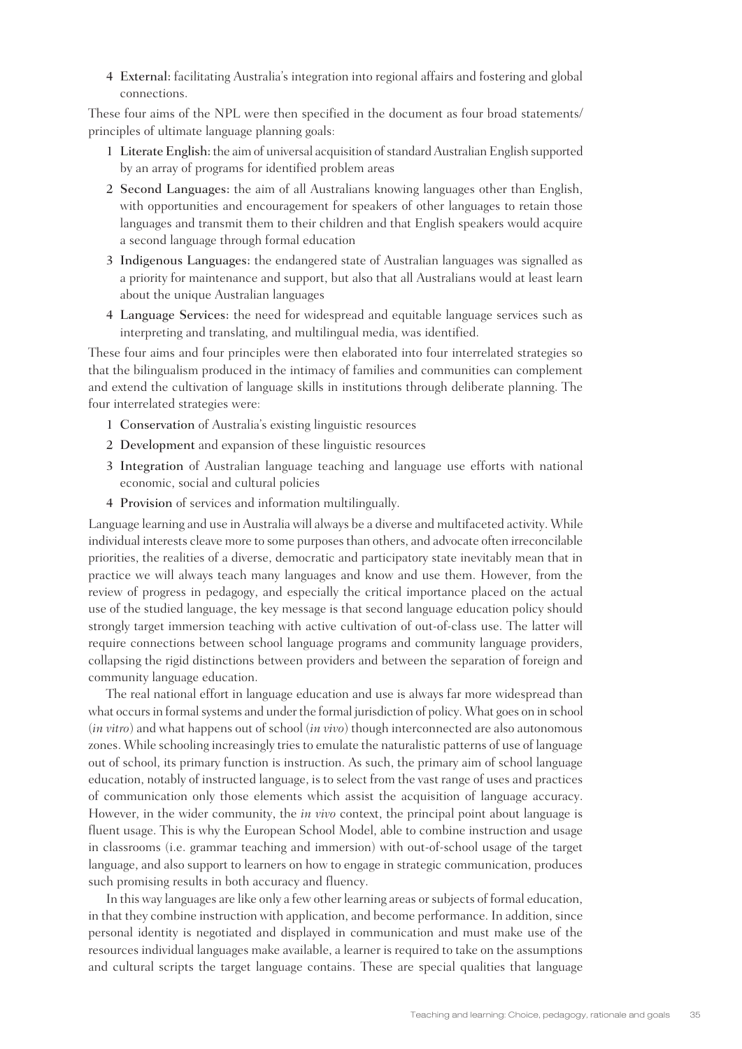4 **External:** facilitating Australia's integration into regional affairs and fostering and global connections.

These four aims of the NPL were then specified in the document as four broad statements/principles of ultimate language planning goals:

1 **Literate English:** the aim of universal acquisition of standard Australian English supported by an array of programs for identified problem areas
2 **Second Languages:** the aim of all Australians knowing languages other than English, with opportunities and encouragement for speakers of other languages to retain those languages and transmit them to their children and that English speakers would acquire a second language through formal education
3 **Indigenous Languages:** the endangered state of Australian languages was signalled as a priority for maintenance and support, but also that all Australians would at least learn about the unique Australian languages
4 **Language Services:** the need for widespread and equitable language services such as interpreting and translating, and multilingual media, was identified.

These four aims and four principles were then elaborated into four interrelated strategies so that the bilingualism produced in the intimacy of families and communities can complement and extend the cultivation of language skills in institutions through deliberate planning. The four interrelated strategies were:

1 **Conservation** of Australia's existing linguistic resources
2 **Development** and expansion of these linguistic resources
3 **Integration** of Australian language teaching and language use efforts with national economic, social and cultural policies
4 **Provision** of services and information multilingually.

Language learning and use in Australia will always be a diverse and multifaceted activity. While individual interests cleave more to some purposes than others, and advocate often irreconcilable priorities, the realities of a diverse, democratic and participatory state inevitably mean that in practice we will always teach many languages and know and use them. However, from the review of progress in pedagogy, and especially the critical importance placed on the actual use of the studied language, the key message is that second language education policy should strongly target immersion teaching with active cultivation of out-of-class use. The latter will require connections between school language programs and community language providers, collapsing the rigid distinctions between providers and between the separation of foreign and community language education.

The real national effort in language education and use is always far more widespread than what occurs in formal systems and under the formal jurisdiction of policy. What goes on in school (*in vitro*) and what happens out of school (*in vivo*) though interconnected are also autonomous zones. While schooling increasingly tries to emulate the naturalistic patterns of use of language out of school, its primary function is instruction. As such, the primary aim of school language education, notably of instructed language, is to select from the vast range of uses and practices of communication only those elements which assist the acquisition of language accuracy. However, in the wider community, the *in vivo* context, the principal point about language is fluent usage. This is why the European School Model, able to combine instruction and usage in classrooms (i.e. grammar teaching and immersion) with out-of-school usage of the target language, and also support to learners on how to engage in strategic communication, produces such promising results in both accuracy and fluency.

In this way languages are like only a few other learning areas or subjects of formal education, in that they combine instruction with application, and become performance. In addition, since personal identity is negotiated and displayed in communication and must make use of the resources individual languages make available, a learner is required to take on the assumptions and cultural scripts the target language contains. These are special qualities that language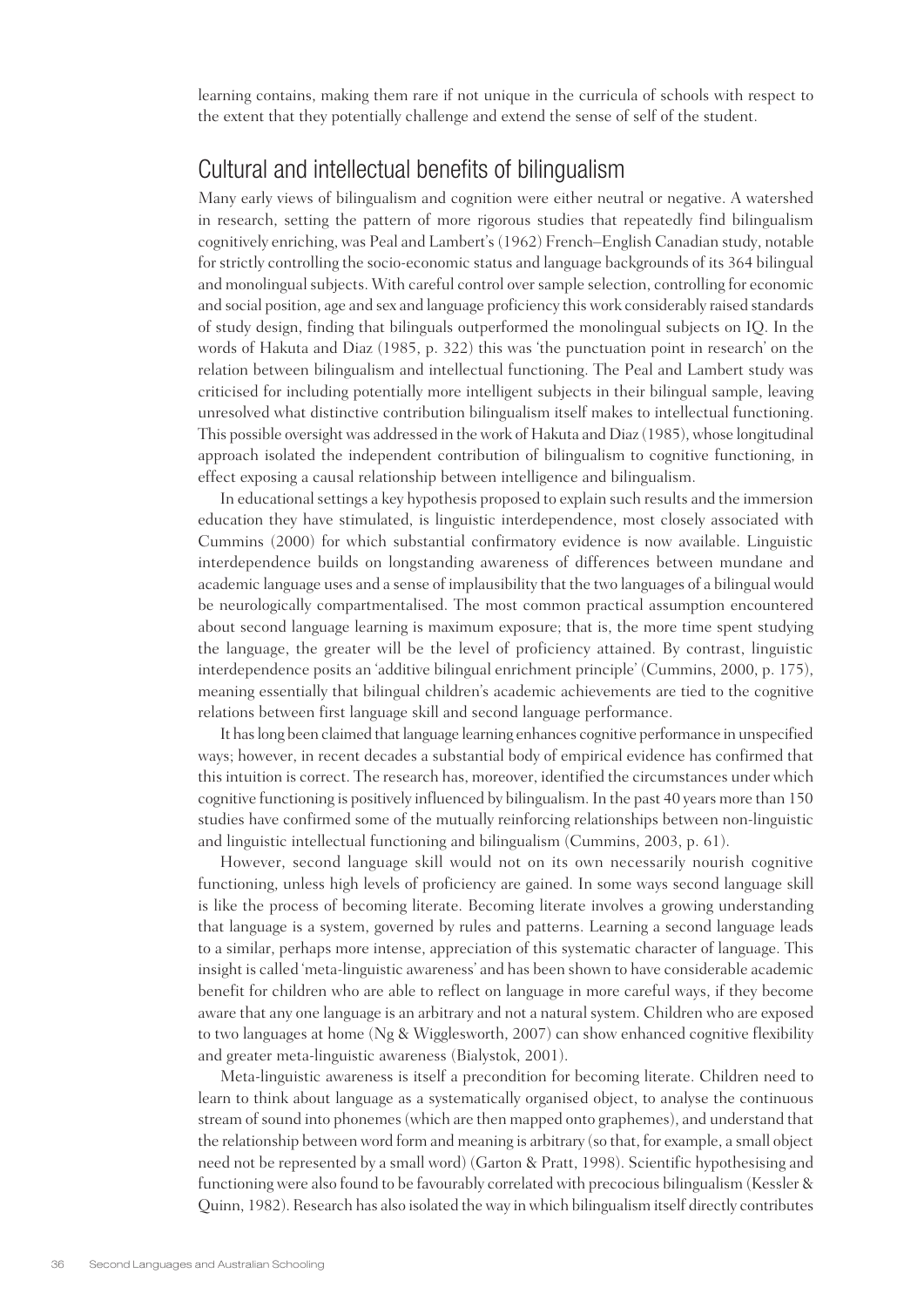learning contains, making them rare if not unique in the curricula of schools with respect to the extent that they potentially challenge and extend the sense of self of the student.

## Cultural and intellectual benefits of bilingualism

Many early views of bilingualism and cognition were either neutral or negative. A watershed in research, setting the pattern of more rigorous studies that repeatedly find bilingualism cognitively enriching, was Peal and Lambert's (1962) French–English Canadian study, notable for strictly controlling the socio-economic status and language backgrounds of its 364 bilingual and monolingual subjects. With careful control over sample selection, controlling for economic and social position, age and sex and language proficiency this work considerably raised standards of study design, finding that bilinguals outperformed the monolingual subjects on IQ. In the words of Hakuta and Diaz (1985, p. 322) this was 'the punctuation point in research' on the relation between bilingualism and intellectual functioning. The Peal and Lambert study was criticised for including potentially more intelligent subjects in their bilingual sample, leaving unresolved what distinctive contribution bilingualism itself makes to intellectual functioning. This possible oversight was addressed in the work of Hakuta and Diaz (1985), whose longitudinal approach isolated the independent contribution of bilingualism to cognitive functioning, in effect exposing a causal relationship between intelligence and bilingualism.

In educational settings a key hypothesis proposed to explain such results and the immersion education they have stimulated, is linguistic interdependence, most closely associated with Cummins (2000) for which substantial confirmatory evidence is now available. Linguistic interdependence builds on longstanding awareness of differences between mundane and academic language uses and a sense of implausibility that the two languages of a bilingual would be neurologically compartmentalised. The most common practical assumption encountered about second language learning is maximum exposure; that is, the more time spent studying the language, the greater will be the level of proficiency attained. By contrast, linguistic interdependence posits an 'additive bilingual enrichment principle' (Cummins, 2000, p. 175), meaning essentially that bilingual children's academic achievements are tied to the cognitive relations between first language skill and second language performance.

It has long been claimed that language learning enhances cognitive performance in unspecified ways; however, in recent decades a substantial body of empirical evidence has confirmed that this intuition is correct. The research has, moreover, identified the circumstances under which cognitive functioning is positively influenced by bilingualism. In the past 40 years more than 150 studies have confirmed some of the mutually reinforcing relationships between non-linguistic and linguistic intellectual functioning and bilingualism (Cummins, 2003, p. 61).

However, second language skill would not on its own necessarily nourish cognitive functioning, unless high levels of proficiency are gained. In some ways second language skill is like the process of becoming literate. Becoming literate involves a growing understanding that language is a system, governed by rules and patterns. Learning a second language leads to a similar, perhaps more intense, appreciation of this systematic character of language. This insight is called 'meta-linguistic awareness' and has been shown to have considerable academic benefit for children who are able to reflect on language in more careful ways, if they become aware that any one language is an arbitrary and not a natural system. Children who are exposed to two languages at home (Ng & Wigglesworth, 2007) can show enhanced cognitive flexibility and greater meta-linguistic awareness (Bialystok, 2001).

Meta-linguistic awareness is itself a precondition for becoming literate. Children need to learn to think about language as a systematically organised object, to analyse the continuous stream of sound into phonemes (which are then mapped onto graphemes), and understand that the relationship between word form and meaning is arbitrary (so that, for example, a small object need not be represented by a small word) (Garton & Pratt, 1998). Scientific hypothesising and functioning were also found to be favourably correlated with precocious bilingualism (Kessler & Quinn, 1982). Research has also isolated the way in which bilingualism itself directly contributes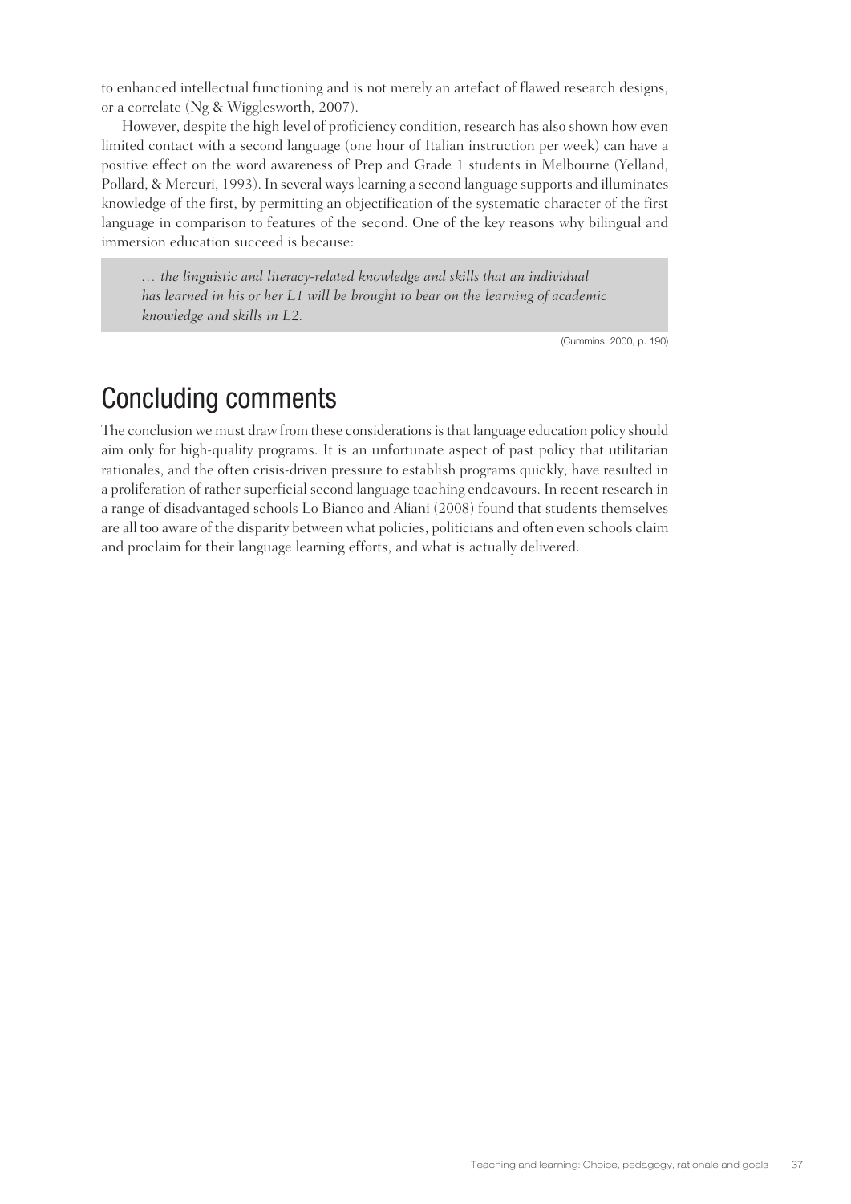to enhanced intellectual functioning and is not merely an artefact of flawed research designs, or a correlate (Ng & Wigglesworth, 2007).

However, despite the high level of proficiency condition, research has also shown how even limited contact with a second language (one hour of Italian instruction per week) can have a positive effect on the word awareness of Prep and Grade 1 students in Melbourne (Yelland, Pollard, & Mercuri, 1993). In several ways learning a second language supports and illuminates knowledge of the first, by permitting an objectification of the systematic character of the first language in comparison to features of the second. One of the key reasons why bilingual and immersion education succeed is because:

> *… the linguistic and literacy-related knowledge and skills that an individual has learned in his or her L1 will be brought to bear on the learning of academic knowledge and skills in L2.*
>
> (Cummins, 2000, p. 190)

## Concluding comments

The conclusion we must draw from these considerations is that language education policy should aim only for high-quality programs. It is an unfortunate aspect of past policy that utilitarian rationales, and the often crisis-driven pressure to establish programs quickly, have resulted in a proliferation of rather superficial second language teaching endeavours. In recent research in a range of disadvantaged schools Lo Bianco and Aliani (2008) found that students themselves are all too aware of the disparity between what policies, politicians and often even schools claim and proclaim for their language learning efforts, and what is actually delivered.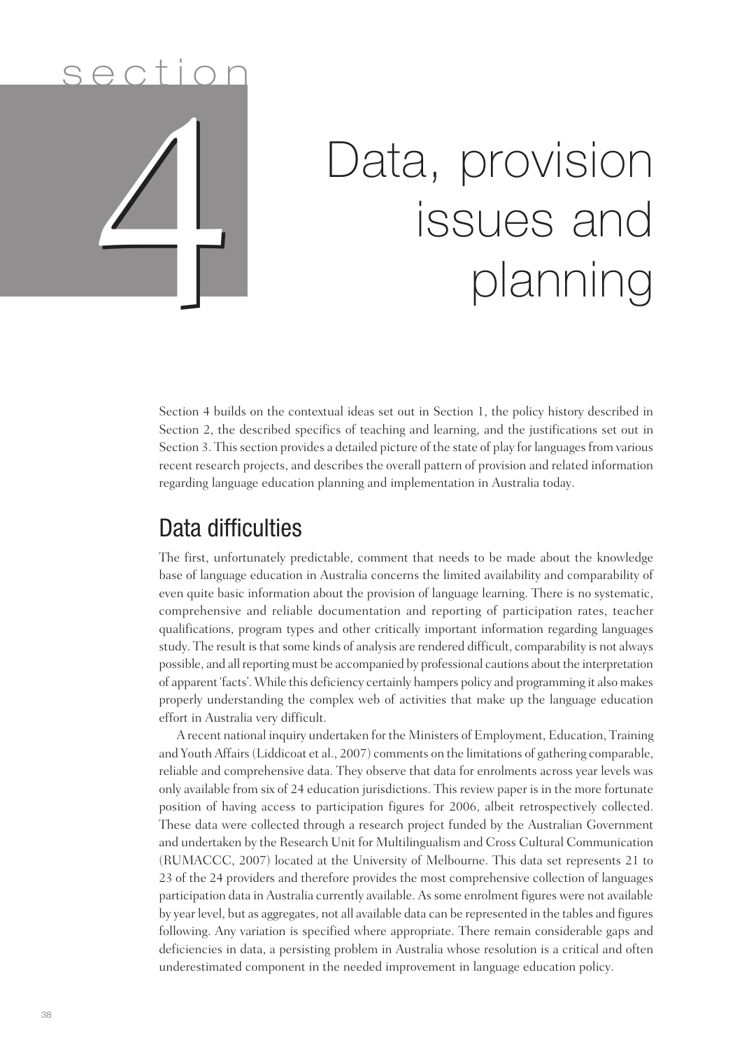# Section 4: Data, provision issues and planning

Section 4 builds on the contextual ideas set out in Section 1, the policy history described in Section 2, the described specifics of teaching and learning, and the justifications set out in Section 3. This section provides a detailed picture of the state of play for languages from various recent research projects, and describes the overall pattern of provision and related information regarding language education planning and implementation in Australia today.

## Data difficulties

The first, unfortunately predictable, comment that needs to be made about the knowledge base of language education in Australia concerns the limited availability and comparability of even quite basic information about the provision of language learning. There is no systematic, comprehensive and reliable documentation and reporting of participation rates, teacher qualifications, program types and other critically important information regarding languages study. The result is that some kinds of analysis are rendered difficult, comparability is not always possible, and all reporting must be accompanied by professional cautions about the interpretation of apparent 'facts'. While this deficiency certainly hampers policy and programming it also makes properly understanding the complex web of activities that make up the language education effort in Australia very difficult.

A recent national inquiry undertaken for the Ministers of Employment, Education, Training and Youth Affairs (Liddicoat et al., 2007) comments on the limitations of gathering comparable, reliable and comprehensive data. They observe that data for enrolments across year levels was only available from six of 24 education jurisdictions. This review paper is in the more fortunate position of having access to participation figures for 2006, albeit retrospectively collected. These data were collected through a research project funded by the Australian Government and undertaken by the Research Unit for Multilingualism and Cross Cultural Communication (RUMACCC, 2007) located at the University of Melbourne. This data set represents 21 to 23 of the 24 providers and therefore provides the most comprehensive collection of languages participation data in Australia currently available. As some enrolment figures were not available by year level, but as aggregates, not all available data can be represented in the tables and figures following. Any variation is specified where appropriate. There remain considerable gaps and deficiencies in data, a persisting problem in Australia whose resolution is a critical and often underestimated component in the needed improvement in language education policy.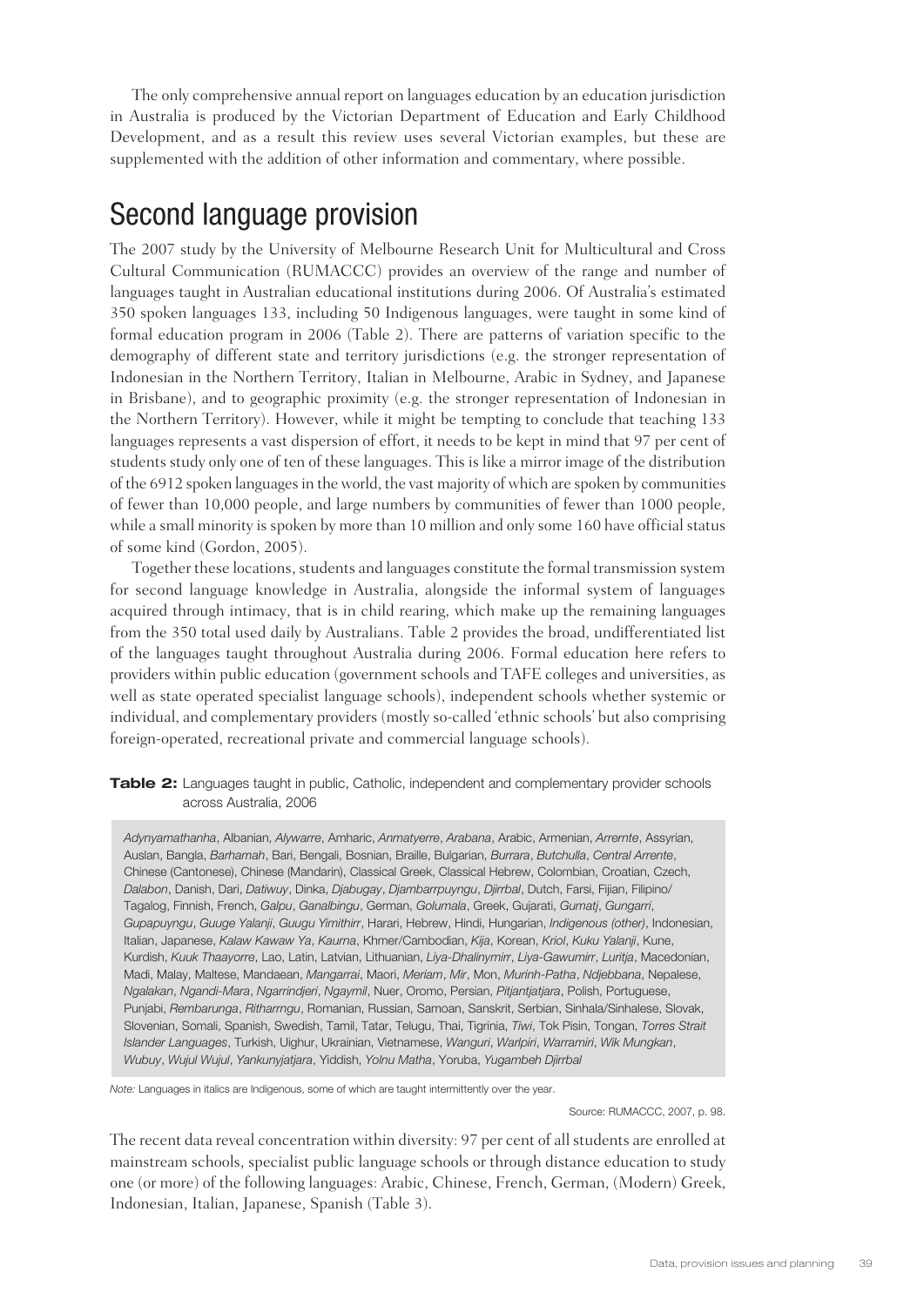The only comprehensive annual report on languages education by an education jurisdiction in Australia is produced by the Victorian Department of Education and Early Childhood Development, and as a result this review uses several Victorian examples, but these are supplemented with the addition of other information and commentary, where possible.

# Second language provision

The 2007 study by the University of Melbourne Research Unit for Multicultural and Cross Cultural Communication (RUMACCC) provides an overview of the range and number of languages taught in Australian educational institutions during 2006. Of Australia's estimated 350 spoken languages 133, including 50 Indigenous languages, were taught in some kind of formal education program in 2006 (Table 2). There are patterns of variation specific to the demography of different state and territory jurisdictions (e.g. the stronger representation of Indonesian in the Northern Territory, Italian in Melbourne, Arabic in Sydney, and Japanese in Brisbane), and to geographic proximity (e.g. the stronger representation of Indonesian in the Northern Territory). However, while it might be tempting to conclude that teaching 133 languages represents a vast dispersion of effort, it needs to be kept in mind that 97 per cent of students study only one of ten of these languages. This is like a mirror image of the distribution of the 6912 spoken languages in the world, the vast majority of which are spoken by communities of fewer than 10,000 people, and large numbers by communities of fewer than 1000 people, while a small minority is spoken by more than 10 million and only some 160 have official status of some kind (Gordon, 2005).

Together these locations, students and languages constitute the formal transmission system for second language knowledge in Australia, alongside the informal system of languages acquired through intimacy, that is in child rearing, which make up the remaining languages from the 350 total used daily by Australians. Table 2 provides the broad, undifferentiated list of the languages taught throughout Australia during 2006. Formal education here refers to providers within public education (government schools and TAFE colleges and universities, as well as state operated specialist language schools), independent schools whether systemic or individual, and complementary providers (mostly so-called 'ethnic schools' but also comprising foreign-operated, recreational private and commercial language schools).

**Table 2:** Languages taught in public, Catholic, independent and complementary provider schools across Australia, 2006

*Adynyamathanha*, Albanian, *Alywarre*, Amharic, *Anmatyerre*, *Arabana*, Arabic, Armenian, *Arrernte*, Assyrian, Auslan, Bangla, *Barhamah*, Bari, Bengali, Bosnian, Braille, Bulgarian, *Burrara*, *Butchulla*, *Central Arrente*, Chinese (Cantonese), Chinese (Mandarin), Classical Greek, Classical Hebrew, Colombian, Croatian, Czech, *Dalabon*, Danish, Dari, *Datiwuy*, Dinka, *Djabugay*, *Djambarrpuyngu*, *Djirrbal*, Dutch, Farsi, Fijian, Filipino/Tagalog, Finnish, French, *Galpu*, *Ganalbingu*, German, *Golumala*, Greek, Gujarati, *Gumatj*, *Gungarri*, *Gupapuyngu*, *Guuge Yalanji*, *Guugu Yimithirr*, Harari, Hebrew, Hindi, Hungarian, *Indigenous (other)*, Indonesian, Italian, Japanese, *Kalaw Kawaw Ya*, *Kaurna*, Khmer/Cambodian, *Kija*, Korean, *Kriol*, *Kuku Yalanji*, Kune, Kurdish, *Kuuk Thaayorre*, Lao, Latin, Latvian, Lithuanian, *Liya-Dhalinymirr*, *Liya-Gawumirr*, *Luritja*, Macedonian, Madi, Malay, Maltese, Mandaean, *Mangarrai*, Maori, *Meriam*, *Mir*, Mon, *Murinh-Patha*, *Ndjebbana*, Nepalese, *Ngalakan*, *Ngandi-Mara*, *Ngarrindjeri*, *Ngaymil*, Nuer, Oromo, Persian, *Pitjantjatjara*, Polish, Portuguese, Punjabi, *Rembarunga*, *Ritharrngu*, Romanian, Russian, Samoan, Sanskrit, Serbian, Sinhala/Sinhalese, Slovak, Slovenian, Somali, Spanish, Swedish, Tamil, Tatar, Telugu, Thai, Tigrinia, *Tiwi*, Tok Pisin, Tongan, *Torres Strait Islander Languages*, Turkish, Uighur, Ukrainian, Vietnamese, *Wanguri*, *Warlpiri*, *Warramiri*, *Wik Mungkan*, *Wubuy*, *Wujul Wujul*, *Yankunyjatjara*, Yiddish, *Yolnu Matha*, Yoruba, *Yugambeh Djirrbal*

*Note:* Languages in italics are Indigenous, some of which are taught intermittently over the year.

Source: RUMACCC, 2007, p. 98.

The recent data reveal concentration within diversity: 97 per cent of all students are enrolled at mainstream schools, specialist public language schools or through distance education to study one (or more) of the following languages: Arabic, Chinese, French, German, (Modern) Greek, Indonesian, Italian, Japanese, Spanish (Table 3).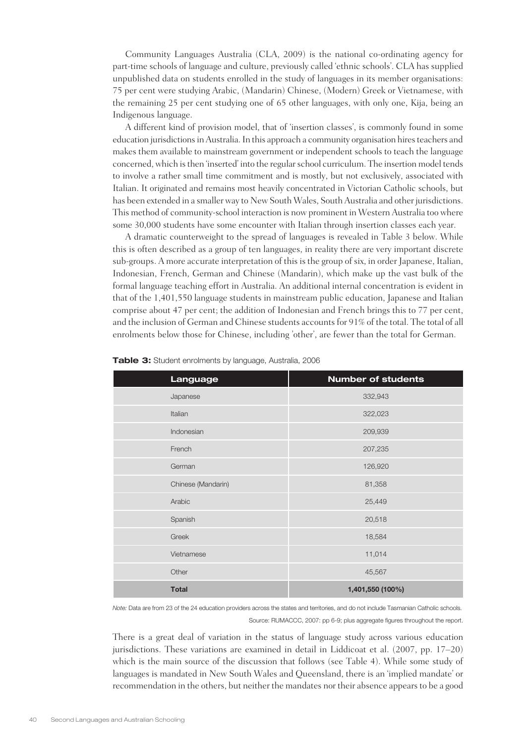Community Languages Australia (CLA, 2009) is the national co-ordinating agency for part-time schools of language and culture, previously called 'ethnic schools'. CLA has supplied unpublished data on students enrolled in the study of languages in its member organisations: 75 per cent were studying Arabic, (Mandarin) Chinese, (Modern) Greek or Vietnamese, with the remaining 25 per cent studying one of 65 other languages, with only one, Kija, being an Indigenous language.

A different kind of provision model, that of 'insertion classes', is commonly found in some education jurisdictions in Australia. In this approach a community organisation hires teachers and makes them available to mainstream government or independent schools to teach the language concerned, which is then 'inserted' into the regular school curriculum. The insertion model tends to involve a rather small time commitment and is mostly, but not exclusively, associated with Italian. It originated and remains most heavily concentrated in Victorian Catholic schools, but has been extended in a smaller way to New South Wales, South Australia and other jurisdictions. This method of community-school interaction is now prominent in Western Australia too where some 30,000 students have some encounter with Italian through insertion classes each year.

A dramatic counterweight to the spread of languages is revealed in Table 3 below. While this is often described as a group of ten languages, in reality there are very important discrete sub-groups. A more accurate interpretation of this is the group of six, in order Japanese, Italian, Indonesian, French, German and Chinese (Mandarin), which make up the vast bulk of the formal language teaching effort in Australia. An additional internal concentration is evident in that of the 1,401,550 language students in mainstream public education, Japanese and Italian comprise about 47 per cent; the addition of Indonesian and French brings this to 77 per cent, and the inclusion of German and Chinese students accounts for 91% of the total. The total of all enrolments below those for Chinese, including 'other', are fewer than the total for German.

**Table 3:** Student enrolments by language, Australia, 2006

| Language | Number of students |
|---|---|
| Japanese | 332,943 |
| Italian | 322,023 |
| Indonesian | 209,939 |
| French | 207,235 |
| German | 126,920 |
| Chinese (Mandarin) | 81,358 |
| Arabic | 25,449 |
| Spanish | 20,518 |
| Greek | 18,584 |
| Vietnamese | 11,014 |
| Other | 45,567 |
| **Total** | **1,401,550 (100%)** |

*Note:* Data are from 23 of the 24 education providers across the states and territories, and do not include Tasmanian Catholic schools.

Source: RUMACCC, 2007: pp 6-9; plus aggregate figures throughout the report.

There is a great deal of variation in the status of language study across various education jurisdictions. These variations are examined in detail in Liddicoat et al. (2007, pp. 17–20) which is the main source of the discussion that follows (see Table 4). While some study of languages is mandated in New South Wales and Queensland, there is an 'implied mandate' or recommendation in the others, but neither the mandates nor their absence appears to be a good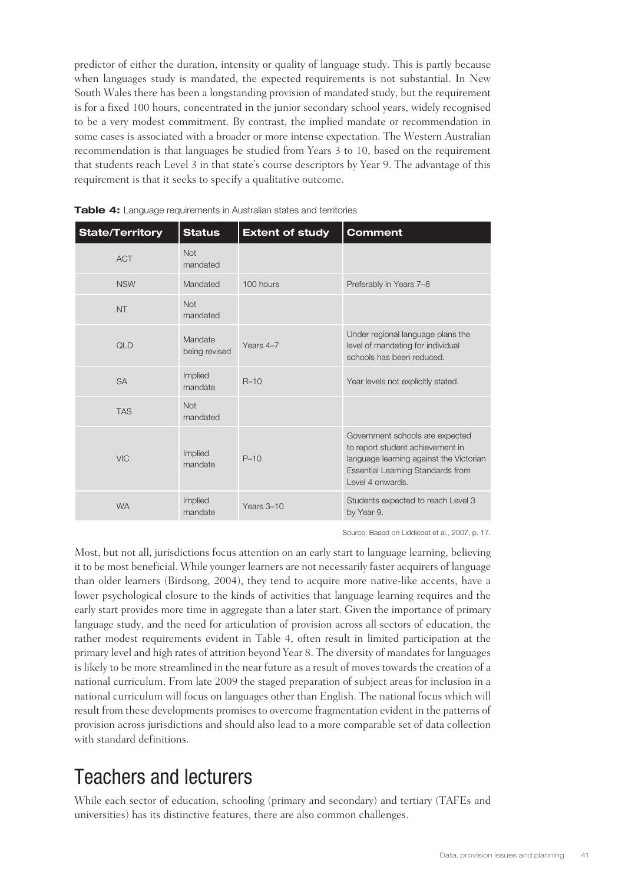predictor of either the duration, intensity or quality of language study. This is partly because when languages study is mandated, the expected requirements is not substantial. In New South Wales there has been a longstanding provision of mandated study, but the requirement is for a fixed 100 hours, concentrated in the junior secondary school years, widely recognised to be a very modest commitment. By contrast, the implied mandate or recommendation in some cases is associated with a broader or more intense expectation. The Western Australian recommendation is that languages be studied from Years 3 to 10, based on the requirement that students reach Level 3 in that state's course descriptors by Year 9. The advantage of this requirement is that it seeks to specify a qualitative outcome.

**Table 4:** Language requirements in Australian states and territories

| State/Territory | Status | Extent of study | Comment |
|---|---|---|---|
| ACT | Not mandated | | |
| NSW | Mandated | 100 hours | Preferably in Years 7–8 |
| NT | Not mandated | | |
| QLD | Mandate being revised | Years 4–7 | Under regional language plans the level of mandating for individual schools has been reduced. |
| SA | Implied mandate | R–10 | Year levels not explicitly stated. |
| TAS | Not mandated | | |
| VIC | Implied mandate | P–10 | Government schools are expected to report student achievement in language learning against the Victorian Essential Learning Standards from Level 4 onwards. |
| WA | Implied mandate | Years 3–10 | Students expected to reach Level 3 by Year 9. |

Source: Based on Liddicoat et al., 2007, p. 17.

Most, but not all, jurisdictions focus attention on an early start to language learning, believing it to be most beneficial. While younger learners are not necessarily faster acquirers of language than older learners (Birdsong, 2004), they tend to acquire more native-like accents, have a lower psychological closure to the kinds of activities that language learning requires and the early start provides more time in aggregate than a later start. Given the importance of primary language study, and the need for articulation of provision across all sectors of education, the rather modest requirements evident in Table 4, often result in limited participation at the primary level and high rates of attrition beyond Year 8. The diversity of mandates for languages is likely to be more streamlined in the near future as a result of moves towards the creation of a national curriculum. From late 2009 the staged preparation of subject areas for inclusion in a national curriculum will focus on languages other than English. The national focus which will result from these developments promises to overcome fragmentation evident in the patterns of provision across jurisdictions and should also lead to a more comparable set of data collection with standard definitions.

# Teachers and lecturers

While each sector of education, schooling (primary and secondary) and tertiary (TAFEs and universities) has its distinctive features, there are also common challenges.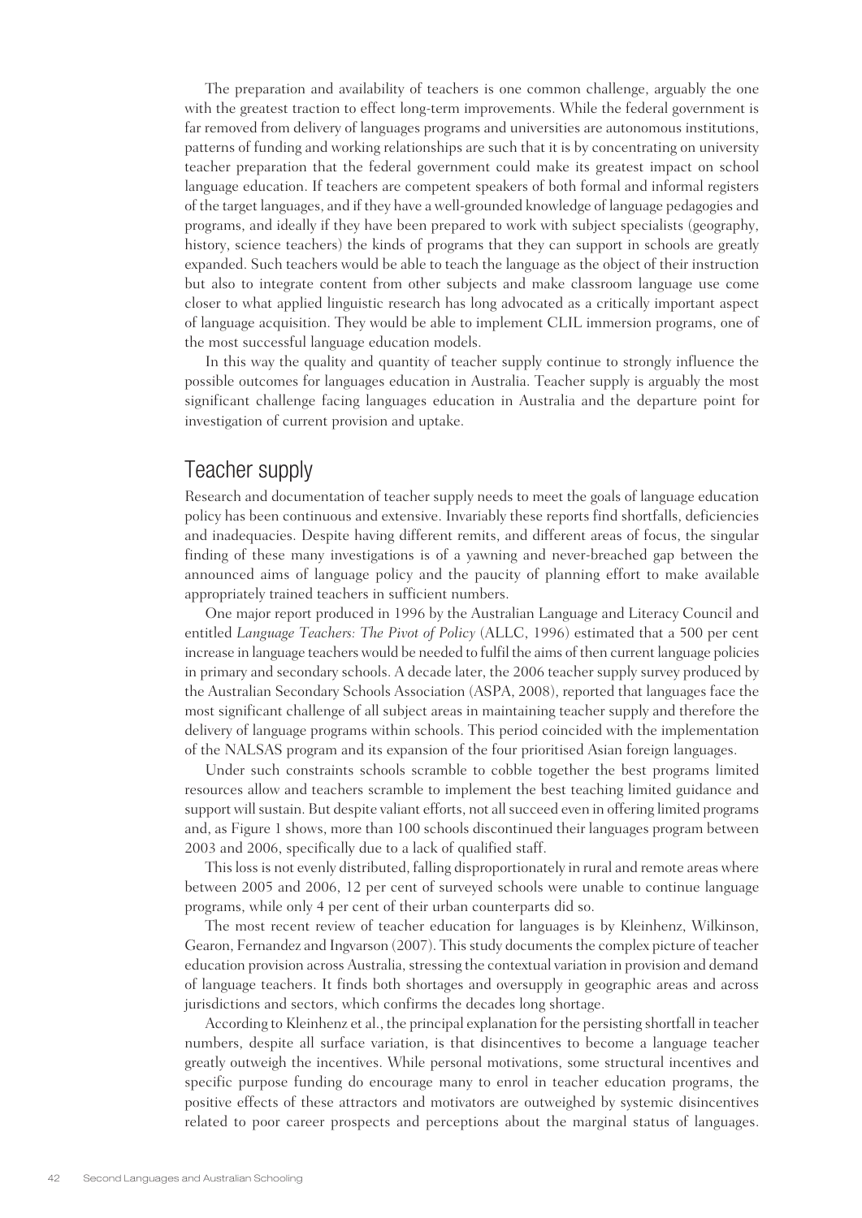The preparation and availability of teachers is one common challenge, arguably the one with the greatest traction to effect long-term improvements. While the federal government is far removed from delivery of languages programs and universities are autonomous institutions, patterns of funding and working relationships are such that it is by concentrating on university teacher preparation that the federal government could make its greatest impact on school language education. If teachers are competent speakers of both formal and informal registers of the target languages, and if they have a well-grounded knowledge of language pedagogies and programs, and ideally if they have been prepared to work with subject specialists (geography, history, science teachers) the kinds of programs that they can support in schools are greatly expanded. Such teachers would be able to teach the language as the object of their instruction but also to integrate content from other subjects and make classroom language use come closer to what applied linguistic research has long advocated as a critically important aspect of language acquisition. They would be able to implement CLIL immersion programs, one of the most successful language education models.

In this way the quality and quantity of teacher supply continue to strongly influence the possible outcomes for languages education in Australia. Teacher supply is arguably the most significant challenge facing languages education in Australia and the departure point for investigation of current provision and uptake.

## Teacher supply

Research and documentation of teacher supply needs to meet the goals of language education policy has been continuous and extensive. Invariably these reports find shortfalls, deficiencies and inadequacies. Despite having different remits, and different areas of focus, the singular finding of these many investigations is of a yawning and never-breached gap between the announced aims of language policy and the paucity of planning effort to make available appropriately trained teachers in sufficient numbers.

One major report produced in 1996 by the Australian Language and Literacy Council and entitled *Language Teachers: The Pivot of Policy* (ALLC, 1996) estimated that a 500 per cent increase in language teachers would be needed to fulfil the aims of then current language policies in primary and secondary schools. A decade later, the 2006 teacher supply survey produced by the Australian Secondary Schools Association (ASPA, 2008), reported that languages face the most significant challenge of all subject areas in maintaining teacher supply and therefore the delivery of language programs within schools. This period coincided with the implementation of the NALSAS program and its expansion of the four prioritised Asian foreign languages.

Under such constraints schools scramble to cobble together the best programs limited resources allow and teachers scramble to implement the best teaching limited guidance and support will sustain. But despite valiant efforts, not all succeed even in offering limited programs and, as Figure 1 shows, more than 100 schools discontinued their languages program between 2003 and 2006, specifically due to a lack of qualified staff.

This loss is not evenly distributed, falling disproportionately in rural and remote areas where between 2005 and 2006, 12 per cent of surveyed schools were unable to continue language programs, while only 4 per cent of their urban counterparts did so.

The most recent review of teacher education for languages is by Kleinhenz, Wilkinson, Gearon, Fernandez and Ingvarson (2007). This study documents the complex picture of teacher education provision across Australia, stressing the contextual variation in provision and demand of language teachers. It finds both shortages and oversupply in geographic areas and across jurisdictions and sectors, which confirms the decades long shortage.

According to Kleinhenz et al., the principal explanation for the persisting shortfall in teacher numbers, despite all surface variation, is that disincentives to become a language teacher greatly outweigh the incentives. While personal motivations, some structural incentives and specific purpose funding do encourage many to enrol in teacher education programs, the positive effects of these attractors and motivators are outweighed by systemic disincentives related to poor career prospects and perceptions about the marginal status of languages.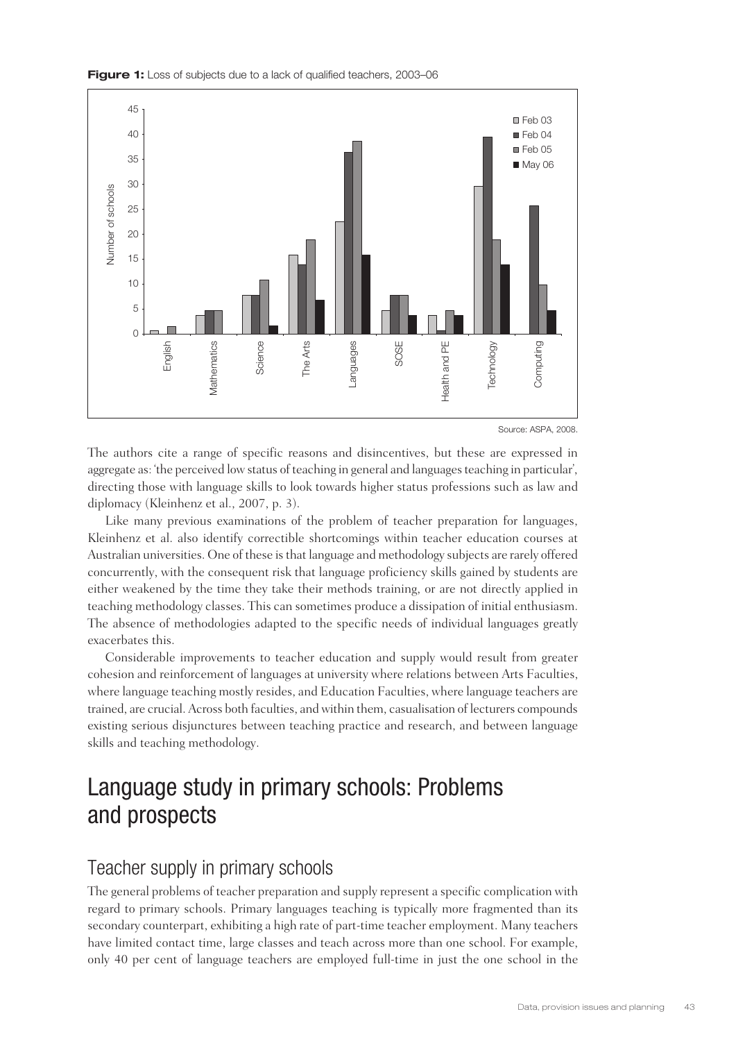**Figure 1:** Loss of subjects due to a lack of qualified teachers, 2003–06

Source: ASPA, 2008.

The authors cite a range of specific reasons and disincentives, but these are expressed in aggregate as: 'the perceived low status of teaching in general and languages teaching in particular', directing those with language skills to look towards higher status professions such as law and diplomacy (Kleinhenz et al., 2007, p. 3).

Like many previous examinations of the problem of teacher preparation for languages, Kleinhenz et al. also identify correctible shortcomings within teacher education courses at Australian universities. One of these is that language and methodology subjects are rarely offered concurrently, with the consequent risk that language proficiency skills gained by students are either weakened by the time they take their methods training, or are not directly applied in teaching methodology classes. This can sometimes produce a dissipation of initial enthusiasm. The absence of methodologies adapted to the specific needs of individual languages greatly exacerbates this.

Considerable improvements to teacher education and supply would result from greater cohesion and reinforcement of languages at university where relations between Arts Faculties, where language teaching mostly resides, and Education Faculties, where language teachers are trained, are crucial. Across both faculties, and within them, casualisation of lecturers compounds existing serious disjunctures between teaching practice and research, and between language skills and teaching methodology.

# Language study in primary schools: Problems and prospects

## Teacher supply in primary schools

The general problems of teacher preparation and supply represent a specific complication with regard to primary schools. Primary languages teaching is typically more fragmented than its secondary counterpart, exhibiting a high rate of part-time teacher employment. Many teachers have limited contact time, large classes and teach across more than one school. For example, only 40 per cent of language teachers are employed full-time in just the one school in the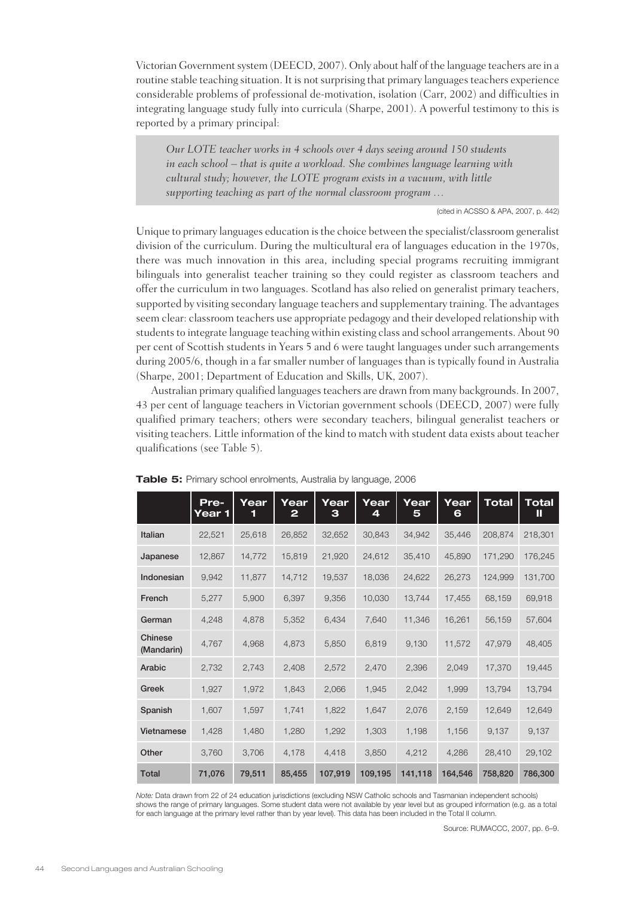Victorian Government system (DEECD, 2007). Only about half of the language teachers are in a routine stable teaching situation. It is not surprising that primary languages teachers experience considerable problems of professional de-motivation, isolation (Carr, 2002) and difficulties in integrating language study fully into curricula (Sharpe, 2001). A powerful testimony to this is reported by a primary principal:

> *Our LOTE teacher works in 4 schools over 4 days seeing around 150 students in each school – that is quite a workload. She combines language learning with cultural study; however, the LOTE program exists in a vacuum, with little supporting teaching as part of the normal classroom program …*
>
> (cited in ACSSO & APA, 2007, p. 442)

Unique to primary languages education is the choice between the specialist/classroom generalist division of the curriculum. During the multicultural era of languages education in the 1970s, there was much innovation in this area, including special programs recruiting immigrant bilinguals into generalist teacher training so they could register as classroom teachers and offer the curriculum in two languages. Scotland has also relied on generalist primary teachers, supported by visiting secondary language teachers and supplementary training. The advantages seem clear: classroom teachers use appropriate pedagogy and their developed relationship with students to integrate language teaching within existing class and school arrangements. About 90 per cent of Scottish students in Years 5 and 6 were taught languages under such arrangements during 2005/6, though in a far smaller number of languages than is typically found in Australia (Sharpe, 2001; Department of Education and Skills, UK, 2007).

Australian primary qualified languages teachers are drawn from many backgrounds. In 2007, 43 per cent of language teachers in Victorian government schools (DEECD, 2007) were fully qualified primary teachers; others were secondary teachers, bilingual generalist teachers or visiting teachers. Little information of the kind to match with student data exists about teacher qualifications (see Table 5).

**Table 5:** Primary school enrolments, Australia by language, 2006

| | Pre-Year 1 | Year 1 | Year 2 | Year 3 | Year 4 | Year 5 | Year 6 | Total | Total II |
|---|---|---|---|---|---|---|---|---|---|
| Italian | 22,521 | 25,618 | 26,852 | 32,652 | 30,843 | 34,942 | 35,446 | 208,874 | 218,301 |
| Japanese | 12,867 | 14,772 | 15,819 | 21,920 | 24,612 | 35,410 | 45,890 | 171,290 | 176,245 |
| Indonesian | 9,942 | 11,877 | 14,712 | 19,537 | 18,036 | 24,622 | 26,273 | 124,999 | 131,700 |
| French | 5,277 | 5,900 | 6,397 | 9,356 | 10,030 | 13,744 | 17,455 | 68,159 | 69,918 |
| German | 4,248 | 4,878 | 5,352 | 6,434 | 7,640 | 11,346 | 16,261 | 56,159 | 57,604 |
| Chinese (Mandarin) | 4,767 | 4,968 | 4,873 | 5,850 | 6,819 | 9,130 | 11,572 | 47,979 | 48,405 |
| Arabic | 2,732 | 2,743 | 2,408 | 2,572 | 2,470 | 2,396 | 2,049 | 17,370 | 19,445 |
| Greek | 1,927 | 1,972 | 1,843 | 2,066 | 1,945 | 2,042 | 1,999 | 13,794 | 13,794 |
| Spanish | 1,607 | 1,597 | 1,741 | 1,822 | 1,647 | 2,076 | 2,159 | 12,649 | 12,649 |
| Vietnamese | 1,428 | 1,480 | 1,280 | 1,292 | 1,303 | 1,198 | 1,156 | 9,137 | 9,137 |
| Other | 3,760 | 3,706 | 4,178 | 4,418 | 3,850 | 4,212 | 4,286 | 28,410 | 29,102 |
| **Total** | **71,076** | **79,511** | **85,455** | **107,919** | **109,195** | **141,118** | **164,546** | **758,820** | **786,300** |

*Note:* Data drawn from 22 of 24 education jurisdictions (excluding NSW Catholic schools and Tasmanian independent schools) shows the range of primary languages. Some student data were not available by year level but as grouped information (e.g. as a total for each language at the primary level rather than by year level). This data has been included in the Total II column.

Source: RUMACCC, 2007, pp. 6–9.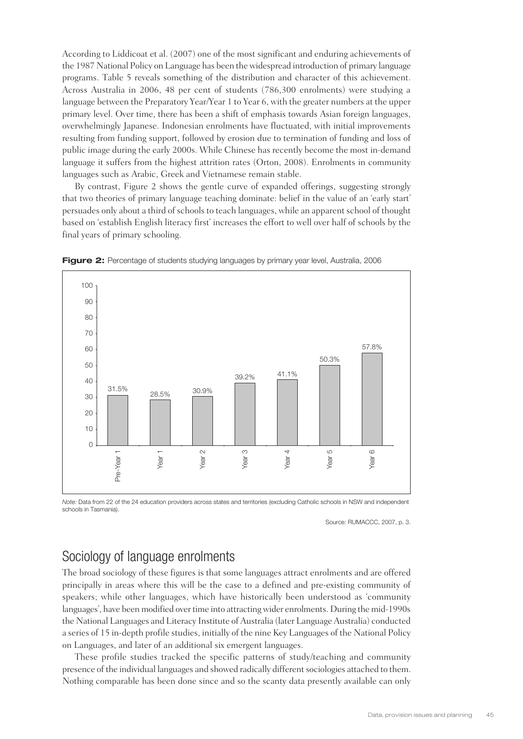According to Liddicoat et al. (2007) one of the most significant and enduring achievements of the 1987 National Policy on Language has been the widespread introduction of primary language programs. Table 5 reveals something of the distribution and character of this achievement. Across Australia in 2006, 48 per cent of students (786,300 enrolments) were studying a language between the Preparatory Year/Year 1 to Year 6, with the greater numbers at the upper primary level. Over time, there has been a shift of emphasis towards Asian foreign languages, overwhelmingly Japanese. Indonesian enrolments have fluctuated, with initial improvements resulting from funding support, followed by erosion due to termination of funding and loss of public image during the early 2000s. While Chinese has recently become the most in-demand language it suffers from the highest attrition rates (Orton, 2008). Enrolments in community languages such as Arabic, Greek and Vietnamese remain stable.

By contrast, Figure 2 shows the gentle curve of expanded offerings, suggesting strongly that two theories of primary language teaching dominate: belief in the value of an 'early start' persuades only about a third of schools to teach languages, while an apparent school of thought based on 'establish English literacy first' increases the effort to well over half of schools by the final years of primary schooling.

**Figure 2:** Percentage of students studying languages by primary year level, Australia, 2006

| Year level | Percentage |
|---|---|
| Pre-Year 1 | 31.5% |
| Year 1 | 28.5% |
| Year 2 | 30.9% |
| Year 3 | 39.2% |
| Year 4 | 41.1% |
| Year 5 | 50.3% |
| Year 6 | 57.8% |

*Note:* Data from 22 of the 24 education providers across states and territories (excluding Catholic schools in NSW and independent schools in Tasmania).

Source: RUMACCC, 2007, p. 3.

## Sociology of language enrolments

The broad sociology of these figures is that some languages attract enrolments and are offered principally in areas where this will be the case to a defined and pre-existing community of speakers; while other languages, which have historically been understood as 'community languages', have been modified over time into attracting wider enrolments. During the mid-1990s the National Languages and Literacy Institute of Australia (later Language Australia) conducted a series of 15 in-depth profile studies, initially of the nine Key Languages of the National Policy on Languages, and later of an additional six emergent languages.

These profile studies tracked the specific patterns of study/teaching and community presence of the individual languages and showed radically different sociologies attached to them. Nothing comparable has been done since and so the scanty data presently available can only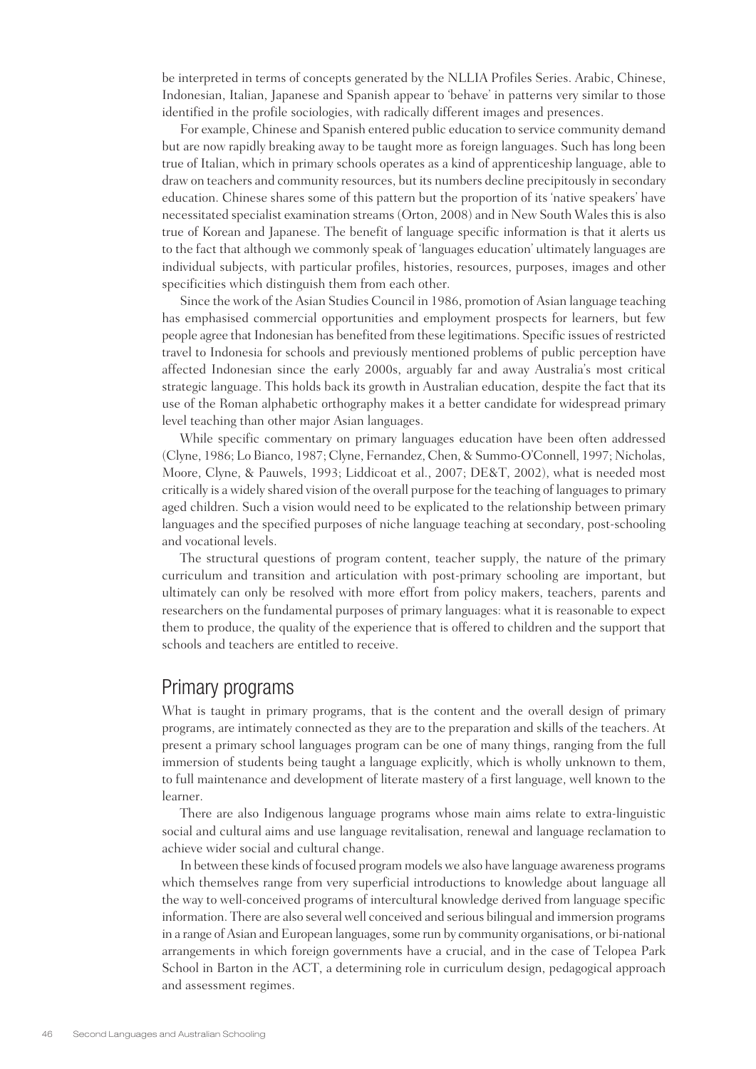be interpreted in terms of concepts generated by the NLLIA Profiles Series. Arabic, Chinese, Indonesian, Italian, Japanese and Spanish appear to 'behave' in patterns very similar to those identified in the profile sociologies, with radically different images and presences.

For example, Chinese and Spanish entered public education to service community demand but are now rapidly breaking away to be taught more as foreign languages. Such has long been true of Italian, which in primary schools operates as a kind of apprenticeship language, able to draw on teachers and community resources, but its numbers decline precipitously in secondary education. Chinese shares some of this pattern but the proportion of its 'native speakers' have necessitated specialist examination streams (Orton, 2008) and in New South Wales this is also true of Korean and Japanese. The benefit of language specific information is that it alerts us to the fact that although we commonly speak of 'languages education' ultimately languages are individual subjects, with particular profiles, histories, resources, purposes, images and other specificities which distinguish them from each other.

Since the work of the Asian Studies Council in 1986, promotion of Asian language teaching has emphasised commercial opportunities and employment prospects for learners, but few people agree that Indonesian has benefited from these legitimations. Specific issues of restricted travel to Indonesia for schools and previously mentioned problems of public perception have affected Indonesian since the early 2000s, arguably far and away Australia's most critical strategic language. This holds back its growth in Australian education, despite the fact that its use of the Roman alphabetic orthography makes it a better candidate for widespread primary level teaching than other major Asian languages.

While specific commentary on primary languages education have been often addressed (Clyne, 1986; Lo Bianco, 1987; Clyne, Fernandez, Chen, & Summo-O'Connell, 1997; Nicholas, Moore, Clyne, & Pauwels, 1993; Liddicoat et al., 2007; DE&T, 2002), what is needed most critically is a widely shared vision of the overall purpose for the teaching of languages to primary aged children. Such a vision would need to be explicated to the relationship between primary languages and the specified purposes of niche language teaching at secondary, post-schooling and vocational levels.

The structural questions of program content, teacher supply, the nature of the primary curriculum and transition and articulation with post-primary schooling are important, but ultimately can only be resolved with more effort from policy makers, teachers, parents and researchers on the fundamental purposes of primary languages: what it is reasonable to expect them to produce, the quality of the experience that is offered to children and the support that schools and teachers are entitled to receive.

## Primary programs

What is taught in primary programs, that is the content and the overall design of primary programs, are intimately connected as they are to the preparation and skills of the teachers. At present a primary school languages program can be one of many things, ranging from the full immersion of students being taught a language explicitly, which is wholly unknown to them, to full maintenance and development of literate mastery of a first language, well known to the learner.

There are also Indigenous language programs whose main aims relate to extra-linguistic social and cultural aims and use language revitalisation, renewal and language reclamation to achieve wider social and cultural change.

In between these kinds of focused program models we also have language awareness programs which themselves range from very superficial introductions to knowledge about language all the way to well-conceived programs of intercultural knowledge derived from language specific information. There are also several well conceived and serious bilingual and immersion programs in a range of Asian and European languages, some run by community organisations, or bi-national arrangements in which foreign governments have a crucial, and in the case of Telopea Park School in Barton in the ACT, a determining role in curriculum design, pedagogical approach and assessment regimes.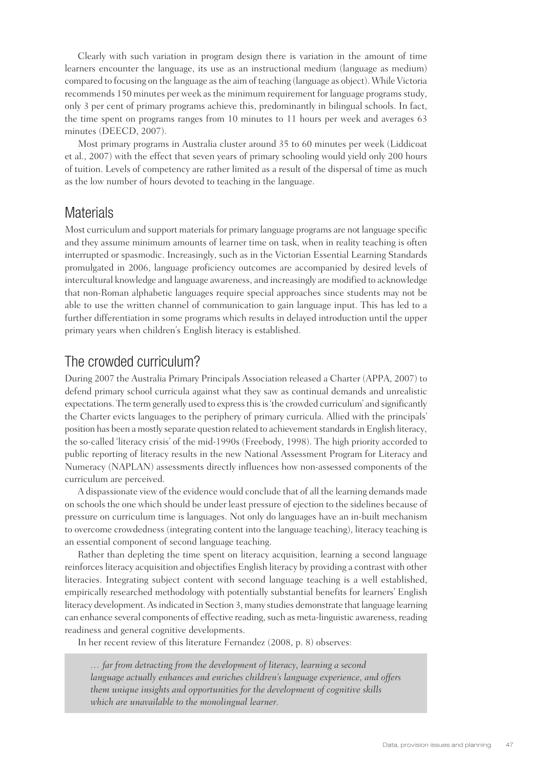Clearly with such variation in program design there is variation in the amount of time learners encounter the language, its use as an instructional medium (language as medium) compared to focusing on the language as the aim of teaching (language as object). While Victoria recommends 150 minutes per week as the minimum requirement for language programs study, only 3 per cent of primary programs achieve this, predominantly in bilingual schools. In fact, the time spent on programs ranges from 10 minutes to 11 hours per week and averages 63 minutes (DEECD, 2007).

Most primary programs in Australia cluster around 35 to 60 minutes per week (Liddicoat et al., 2007) with the effect that seven years of primary schooling would yield only 200 hours of tuition. Levels of competency are rather limited as a result of the dispersal of time as much as the low number of hours devoted to teaching in the language.

## Materials

Most curriculum and support materials for primary language programs are not language specific and they assume minimum amounts of learner time on task, when in reality teaching is often interrupted or spasmodic. Increasingly, such as in the Victorian Essential Learning Standards promulgated in 2006, language proficiency outcomes are accompanied by desired levels of intercultural knowledge and language awareness, and increasingly are modified to acknowledge that non-Roman alphabetic languages require special approaches since students may not be able to use the written channel of communication to gain language input. This has led to a further differentiation in some programs which results in delayed introduction until the upper primary years when children's English literacy is established.

## The crowded curriculum?

During 2007 the Australia Primary Principals Association released a Charter (APPA, 2007) to defend primary school curricula against what they saw as continual demands and unrealistic expectations. The term generally used to express this is 'the crowded curriculum' and significantly the Charter evicts languages to the periphery of primary curricula. Allied with the principals' position has been a mostly separate question related to achievement standards in English literacy, the so-called 'literacy crisis' of the mid-1990s (Freebody, 1998). The high priority accorded to public reporting of literacy results in the new National Assessment Program for Literacy and Numeracy (NAPLAN) assessments directly influences how non-assessed components of the curriculum are perceived.

A dispassionate view of the evidence would conclude that of all the learning demands made on schools the one which should be under least pressure of ejection to the sidelines because of pressure on curriculum time is languages. Not only do languages have an in-built mechanism to overcome crowdedness (integrating content into the language teaching), literacy teaching is an essential component of second language teaching.

Rather than depleting the time spent on literacy acquisition, learning a second language reinforces literacy acquisition and objectifies English literacy by providing a contrast with other literacies. Integrating subject content with second language teaching is a well established, empirically researched methodology with potentially substantial benefits for learners' English literacy development. As indicated in Section 3, many studies demonstrate that language learning can enhance several components of effective reading, such as meta-linguistic awareness, reading readiness and general cognitive developments.

In her recent review of this literature Fernandez (2008, p. 8) observes:

> *… far from detracting from the development of literacy, learning a second language actually enhances and enriches children's language experience, and offers them unique insights and opportunities for the development of cognitive skills which are unavailable to the monolingual learner.*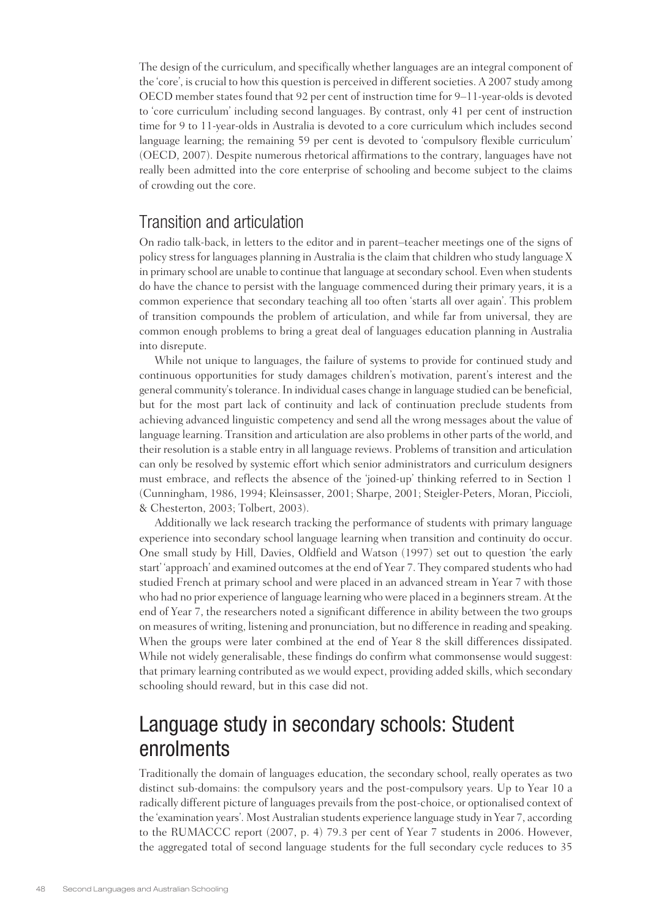The design of the curriculum, and specifically whether languages are an integral component of the 'core', is crucial to how this question is perceived in different societies. A 2007 study among OECD member states found that 92 per cent of instruction time for 9–11-year-olds is devoted to 'core curriculum' including second languages. By contrast, only 41 per cent of instruction time for 9 to 11-year-olds in Australia is devoted to a core curriculum which includes second language learning; the remaining 59 per cent is devoted to 'compulsory flexible curriculum' (OECD, 2007). Despite numerous rhetorical affirmations to the contrary, languages have not really been admitted into the core enterprise of schooling and become subject to the claims of crowding out the core.

## Transition and articulation

On radio talk-back, in letters to the editor and in parent–teacher meetings one of the signs of policy stress for languages planning in Australia is the claim that children who study language X in primary school are unable to continue that language at secondary school. Even when students do have the chance to persist with the language commenced during their primary years, it is a common experience that secondary teaching all too often 'starts all over again'. This problem of transition compounds the problem of articulation, and while far from universal, they are common enough problems to bring a great deal of languages education planning in Australia into disrepute.

While not unique to languages, the failure of systems to provide for continued study and continuous opportunities for study damages children's motivation, parent's interest and the general community's tolerance. In individual cases change in language studied can be beneficial, but for the most part lack of continuity and lack of continuation preclude students from achieving advanced linguistic competency and send all the wrong messages about the value of language learning. Transition and articulation are also problems in other parts of the world, and their resolution is a stable entry in all language reviews. Problems of transition and articulation can only be resolved by systemic effort which senior administrators and curriculum designers must embrace, and reflects the absence of the 'joined-up' thinking referred to in Section 1 (Cunningham, 1986, 1994; Kleinsasser, 2001; Sharpe, 2001; Steigler-Peters, Moran, Piccioli, & Chesterton, 2003; Tolbert, 2003).

Additionally we lack research tracking the performance of students with primary language experience into secondary school language learning when transition and continuity do occur. One small study by Hill, Davies, Oldfield and Watson (1997) set out to question 'the early start' 'approach' and examined outcomes at the end of Year 7. They compared students who had studied French at primary school and were placed in an advanced stream in Year 7 with those who had no prior experience of language learning who were placed in a beginners stream. At the end of Year 7, the researchers noted a significant difference in ability between the two groups on measures of writing, listening and pronunciation, but no difference in reading and speaking. When the groups were later combined at the end of Year 8 the skill differences dissipated. While not widely generalisable, these findings do confirm what commonsense would suggest: that primary learning contributed as we would expect, providing added skills, which secondary schooling should reward, but in this case did not.

# Language study in secondary schools: Student enrolments

Traditionally the domain of languages education, the secondary school, really operates as two distinct sub-domains: the compulsory years and the post-compulsory years. Up to Year 10 a radically different picture of languages prevails from the post-choice, or optionalised context of the 'examination years'. Most Australian students experience language study in Year 7, according to the RUMACCC report (2007, p. 4) 79.3 per cent of Year 7 students in 2006. However, the aggregated total of second language students for the full secondary cycle reduces to 35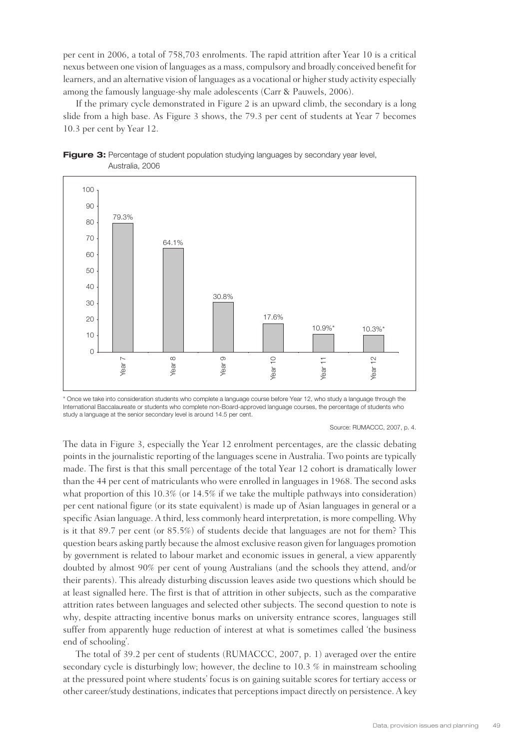per cent in 2006, a total of 758,703 enrolments. The rapid attrition after Year 10 is a critical nexus between one vision of languages as a mass, compulsory and broadly conceived benefit for learners, and an alternative vision of languages as a vocational or higher study activity especially among the famously language-shy male adolescents (Carr & Pauwels, 2006).

If the primary cycle demonstrated in Figure 2 is an upward climb, the secondary is a long slide from a high base. As Figure 3 shows, the 79.3 per cent of students at Year 7 becomes 10.3 per cent by Year 12.

**Figure 3:** Percentage of student population studying languages by secondary year level, Australia, 2006

| Year level | Percentage |
|---|---|
| Year 7 | 79.3% |
| Year 8 | 64.1% |
| Year 9 | 30.8% |
| Year 10 | 17.6% |
| Year 11 | 10.9%* |
| Year 12 | 10.3%* |

\* Once we take into consideration students who complete a language course before Year 12, who study a language through the International Baccalaureate or students who complete non-Board-approved language courses, the percentage of students who study a language at the senior secondary level is around 14.5 per cent.

Source: RUMACCC, 2007, p. 4.

The data in Figure 3, especially the Year 12 enrolment percentages, are the classic debating points in the journalistic reporting of the languages scene in Australia. Two points are typically made. The first is that this small percentage of the total Year 12 cohort is dramatically lower than the 44 per cent of matriculants who were enrolled in languages in 1968. The second asks what proportion of this 10.3% (or 14.5% if we take the multiple pathways into consideration) per cent national figure (or its state equivalent) is made up of Asian languages in general or a specific Asian language. A third, less commonly heard interpretation, is more compelling. Why is it that 89.7 per cent (or 85.5%) of students decide that languages are not for them? This question bears asking partly because the almost exclusive reason given for languages promotion by government is related to labour market and economic issues in general, a view apparently doubted by almost 90% per cent of young Australians (and the schools they attend, and/or their parents). This already disturbing discussion leaves aside two questions which should be at least signalled here. The first is that of attrition in other subjects, such as the comparative attrition rates between languages and selected other subjects. The second question to note is why, despite attracting incentive bonus marks on university entrance scores, languages still suffer from apparently huge reduction of interest at what is sometimes called 'the business end of schooling'.

The total of 39.2 per cent of students (RUMACCC, 2007, p. 1) averaged over the entire secondary cycle is disturbingly low; however, the decline to 10.3 % in mainstream schooling at the pressured point where students' focus is on gaining suitable scores for tertiary access or other career/study destinations, indicates that perceptions impact directly on persistence. A key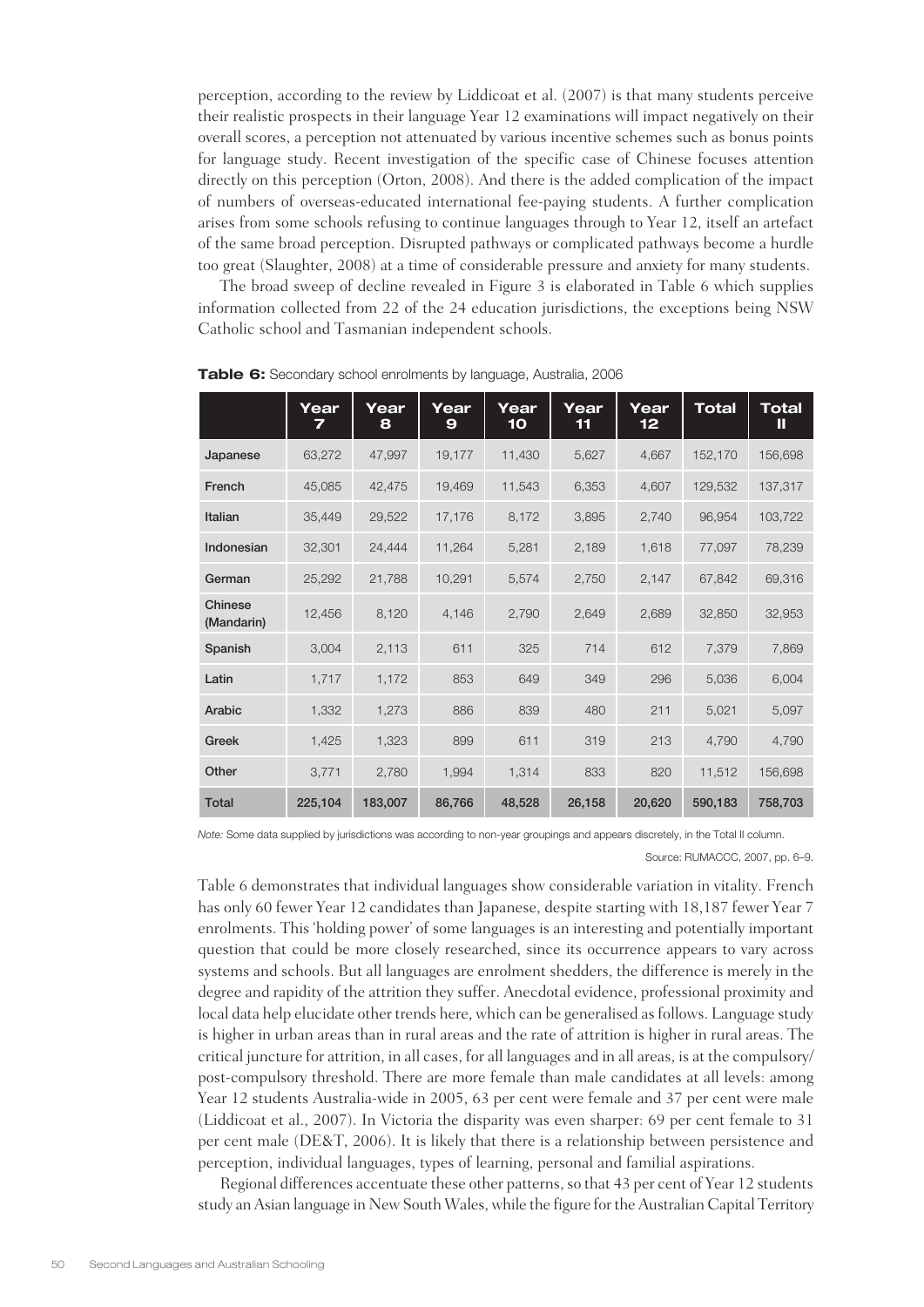perception, according to the review by Liddicoat et al. (2007) is that many students perceive their realistic prospects in their language Year 12 examinations will impact negatively on their overall scores, a perception not attenuated by various incentive schemes such as bonus points for language study. Recent investigation of the specific case of Chinese focuses attention directly on this perception (Orton, 2008). And there is the added complication of the impact of numbers of overseas-educated international fee-paying students. A further complication arises from some schools refusing to continue languages through to Year 12, itself an artefact of the same broad perception. Disrupted pathways or complicated pathways become a hurdle too great (Slaughter, 2008) at a time of considerable pressure and anxiety for many students.

The broad sweep of decline revealed in Figure 3 is elaborated in Table 6 which supplies information collected from 22 of the 24 education jurisdictions, the exceptions being NSW Catholic school and Tasmanian independent schools.

**Table 6:** Secondary school enrolments by language, Australia, 2006

| | Year 7 | Year 8 | Year 9 | Year 10 | Year 11 | Year 12 | Total | Total II |
|---|---|---|---|---|---|---|---|---|
| Japanese | 63,272 | 47,997 | 19,177 | 11,430 | 5,627 | 4,667 | 152,170 | 156,698 |
| French | 45,085 | 42,475 | 19,469 | 11,543 | 6,353 | 4,607 | 129,532 | 137,317 |
| Italian | 35,449 | 29,522 | 17,176 | 8,172 | 3,895 | 2,740 | 96,954 | 103,722 |
| Indonesian | 32,301 | 24,444 | 11,264 | 5,281 | 2,189 | 1,618 | 77,097 | 78,239 |
| German | 25,292 | 21,788 | 10,291 | 5,574 | 2,750 | 2,147 | 67,842 | 69,316 |
| Chinese (Mandarin) | 12,456 | 8,120 | 4,146 | 2,790 | 2,649 | 2,689 | 32,850 | 32,953 |
| Spanish | 3,004 | 2,113 | 611 | 325 | 714 | 612 | 7,379 | 7,869 |
| Latin | 1,717 | 1,172 | 853 | 649 | 349 | 296 | 5,036 | 6,004 |
| Arabic | 1,332 | 1,273 | 886 | 839 | 480 | 211 | 5,021 | 5,097 |
| Greek | 1,425 | 1,323 | 899 | 611 | 319 | 213 | 4,790 | 4,790 |
| Other | 3,771 | 2,780 | 1,994 | 1,314 | 833 | 820 | 11,512 | 156,698 |
| **Total** | **225,104** | **183,007** | **86,766** | **48,528** | **26,158** | **20,620** | **590,183** | **758,703** |

*Note:* Some data supplied by jurisdictions was according to non-year groupings and appears discretely, in the Total II column.

Source: RUMACCC, 2007, pp. 6–9.

Table 6 demonstrates that individual languages show considerable variation in vitality. French has only 60 fewer Year 12 candidates than Japanese, despite starting with 18,187 fewer Year 7 enrolments. This 'holding power' of some languages is an interesting and potentially important question that could be more closely researched, since its occurrence appears to vary across systems and schools. But all languages are enrolment shedders, the difference is merely in the degree and rapidity of the attrition they suffer. Anecdotal evidence, professional proximity and local data help elucidate other trends here, which can be generalised as follows. Language study is higher in urban areas than in rural areas and the rate of attrition is higher in rural areas. The critical juncture for attrition, in all cases, for all languages and in all areas, is at the compulsory/post-compulsory threshold. There are more female than male candidates at all levels: among Year 12 students Australia-wide in 2005, 63 per cent were female and 37 per cent were male (Liddicoat et al., 2007). In Victoria the disparity was even sharper: 69 per cent female to 31 per cent male (DE&T, 2006). It is likely that there is a relationship between persistence and perception, individual languages, types of learning, personal and familial aspirations.

Regional differences accentuate these other patterns, so that 43 per cent of Year 12 students study an Asian language in New South Wales, while the figure for the Australian Capital Territory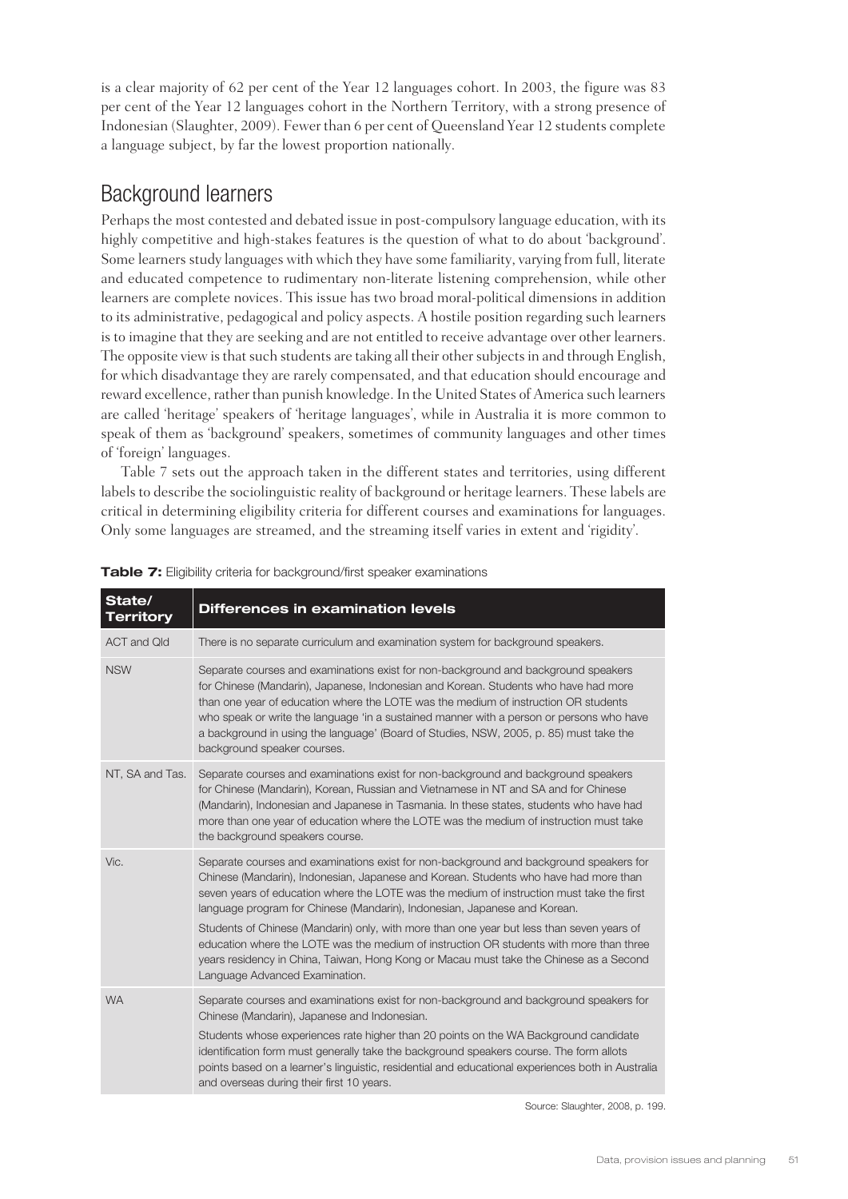is a clear majority of 62 per cent of the Year 12 languages cohort. In 2003, the figure was 83 per cent of the Year 12 languages cohort in the Northern Territory, with a strong presence of Indonesian (Slaughter, 2009). Fewer than 6 per cent of Queensland Year 12 students complete a language subject, by far the lowest proportion nationally.

## Background learners

Perhaps the most contested and debated issue in post-compulsory language education, with its highly competitive and high-stakes features is the question of what to do about 'background'. Some learners study languages with which they have some familiarity, varying from full, literate and educated competence to rudimentary non-literate listening comprehension, while other learners are complete novices. This issue has two broad moral-political dimensions in addition to its administrative, pedagogical and policy aspects. A hostile position regarding such learners is to imagine that they are seeking and are not entitled to receive advantage over other learners. The opposite view is that such students are taking all their other subjects in and through English, for which disadvantage they are rarely compensated, and that education should encourage and reward excellence, rather than punish knowledge. In the United States of America such learners are called 'heritage' speakers of 'heritage languages', while in Australia it is more common to speak of them as 'background' speakers, sometimes of community languages and other times of 'foreign' languages.

Table 7 sets out the approach taken in the different states and territories, using different labels to describe the sociolinguistic reality of background or heritage learners. These labels are critical in determining eligibility criteria for different courses and examinations for languages. Only some languages are streamed, and the streaming itself varies in extent and 'rigidity'.

**Table 7:** Eligibility criteria for background/first speaker examinations

| State/ Territory | Differences in examination levels |
|---|---|
| ACT and Qld | There is no separate curriculum and examination system for background speakers. |
| NSW | Separate courses and examinations exist for non-background and background speakers for Chinese (Mandarin), Japanese, Indonesian and Korean. Students who have had more than one year of education where the LOTE was the medium of instruction OR students who speak or write the language 'in a sustained manner with a person or persons who have a background in using the language' (Board of Studies, NSW, 2005, p. 85) must take the background speaker courses. |
| NT, SA and Tas. | Separate courses and examinations exist for non-background and background speakers for Chinese (Mandarin), Korean, Russian and Vietnamese in NT and SA and for Chinese (Mandarin), Indonesian and Japanese in Tasmania. In these states, students who have had more than one year of education where the LOTE was the medium of instruction must take the background speakers course. |
| Vic. | Separate courses and examinations exist for non-background and background speakers for Chinese (Mandarin), Indonesian, Japanese and Korean. Students who have had more than seven years of education where the LOTE was the medium of instruction must take the first language program for Chinese (Mandarin), Indonesian, Japanese and Korean.<br><br>Students of Chinese (Mandarin) only, with more than one year but less than seven years of education where the LOTE was the medium of instruction OR students with more than three years residency in China, Taiwan, Hong Kong or Macau must take the Chinese as a Second Language Advanced Examination. |
| WA | Separate courses and examinations exist for non-background and background speakers for Chinese (Mandarin), Japanese and Indonesian.<br><br>Students whose experiences rate higher than 20 points on the WA Background candidate identification form must generally take the background speakers course. The form allots points based on a learner's linguistic, residential and educational experiences both in Australia and overseas during their first 10 years. |

Source: Slaughter, 2008, p. 199.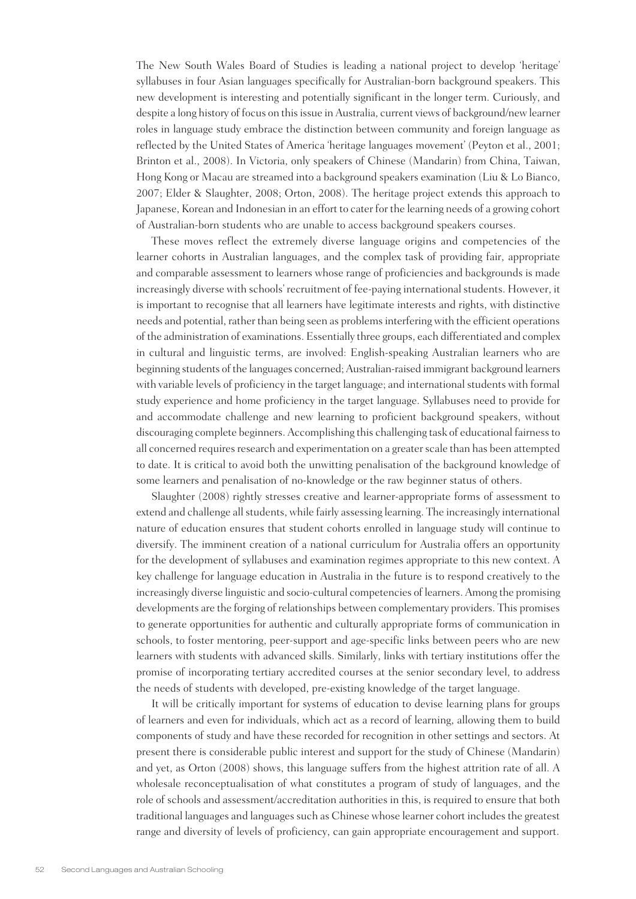The New South Wales Board of Studies is leading a national project to develop 'heritage' syllabuses in four Asian languages specifically for Australian-born background speakers. This new development is interesting and potentially significant in the longer term. Curiously, and despite a long history of focus on this issue in Australia, current views of background/new learner roles in language study embrace the distinction between community and foreign language as reflected by the United States of America 'heritage languages movement' (Peyton et al., 2001; Brinton et al., 2008). In Victoria, only speakers of Chinese (Mandarin) from China, Taiwan, Hong Kong or Macau are streamed into a background speakers examination (Liu & Lo Bianco, 2007; Elder & Slaughter, 2008; Orton, 2008). The heritage project extends this approach to Japanese, Korean and Indonesian in an effort to cater for the learning needs of a growing cohort of Australian-born students who are unable to access background speakers courses.

These moves reflect the extremely diverse language origins and competencies of the learner cohorts in Australian languages, and the complex task of providing fair, appropriate and comparable assessment to learners whose range of proficiencies and backgrounds is made increasingly diverse with schools' recruitment of fee-paying international students. However, it is important to recognise that all learners have legitimate interests and rights, with distinctive needs and potential, rather than being seen as problems interfering with the efficient operations of the administration of examinations. Essentially three groups, each differentiated and complex in cultural and linguistic terms, are involved: English-speaking Australian learners who are beginning students of the languages concerned; Australian-raised immigrant background learners with variable levels of proficiency in the target language; and international students with formal study experience and home proficiency in the target language. Syllabuses need to provide for and accommodate challenge and new learning to proficient background speakers, without discouraging complete beginners. Accomplishing this challenging task of educational fairness to all concerned requires research and experimentation on a greater scale than has been attempted to date. It is critical to avoid both the unwitting penalisation of the background knowledge of some learners and penalisation of no-knowledge or the raw beginner status of others.

Slaughter (2008) rightly stresses creative and learner-appropriate forms of assessment to extend and challenge all students, while fairly assessing learning. The increasingly international nature of education ensures that student cohorts enrolled in language study will continue to diversify. The imminent creation of a national curriculum for Australia offers an opportunity for the development of syllabuses and examination regimes appropriate to this new context. A key challenge for language education in Australia in the future is to respond creatively to the increasingly diverse linguistic and socio-cultural competencies of learners. Among the promising developments are the forging of relationships between complementary providers. This promises to generate opportunities for authentic and culturally appropriate forms of communication in schools, to foster mentoring, peer-support and age-specific links between peers who are new learners with students with advanced skills. Similarly, links with tertiary institutions offer the promise of incorporating tertiary accredited courses at the senior secondary level, to address the needs of students with developed, pre-existing knowledge of the target language.

It will be critically important for systems of education to devise learning plans for groups of learners and even for individuals, which act as a record of learning, allowing them to build components of study and have these recorded for recognition in other settings and sectors. At present there is considerable public interest and support for the study of Chinese (Mandarin) and yet, as Orton (2008) shows, this language suffers from the highest attrition rate of all. A wholesale reconceptualisation of what constitutes a program of study of languages, and the role of schools and assessment/accreditation authorities in this, is required to ensure that both traditional languages and languages such as Chinese whose learner cohort includes the greatest range and diversity of levels of proficiency, can gain appropriate encouragement and support.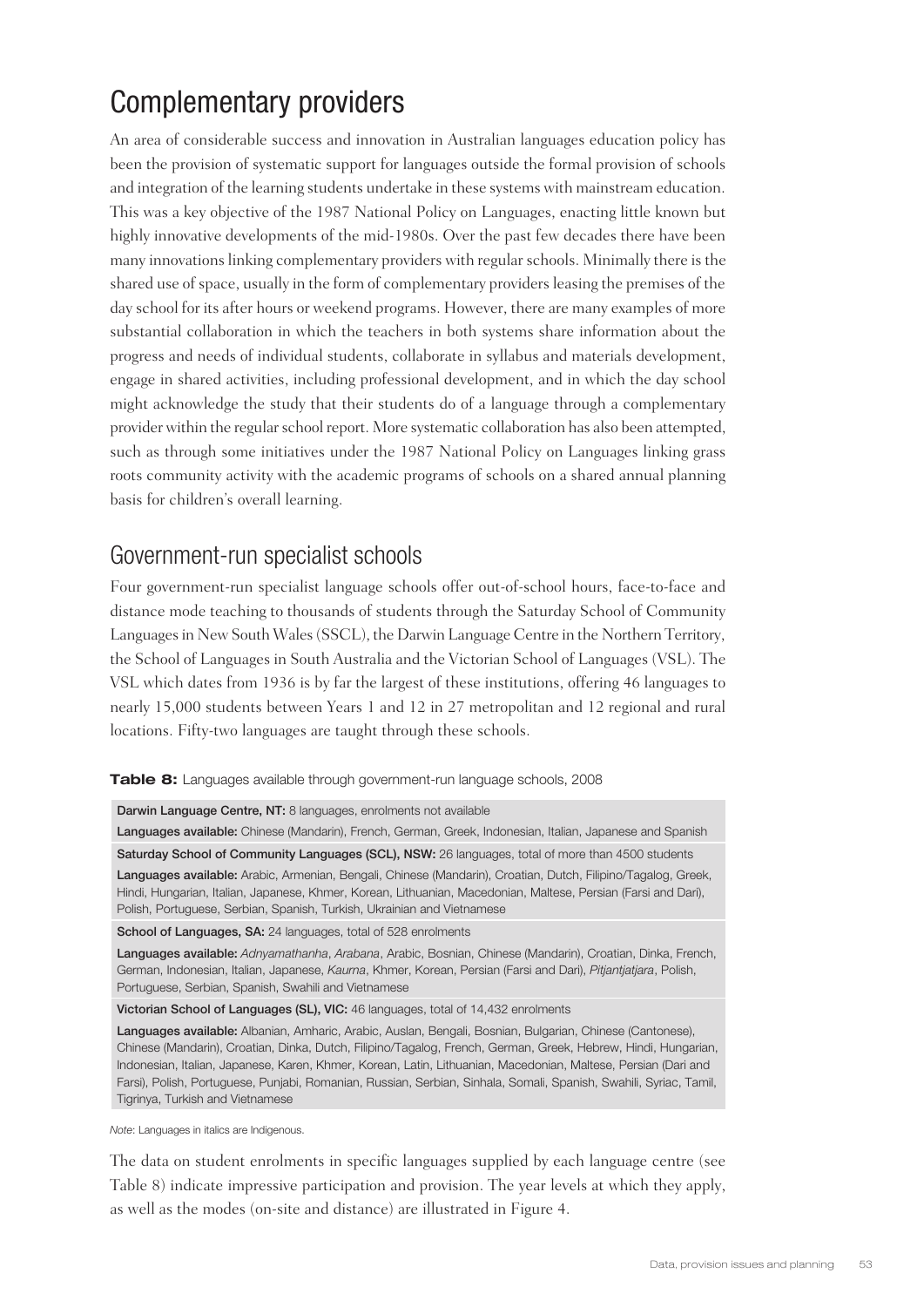# Complementary providers

An area of considerable success and innovation in Australian languages education policy has been the provision of systematic support for languages outside the formal provision of schools and integration of the learning students undertake in these systems with mainstream education. This was a key objective of the 1987 National Policy on Languages, enacting little known but highly innovative developments of the mid-1980s. Over the past few decades there have been many innovations linking complementary providers with regular schools. Minimally there is the shared use of space, usually in the form of complementary providers leasing the premises of the day school for its after hours or weekend programs. However, there are many examples of more substantial collaboration in which the teachers in both systems share information about the progress and needs of individual students, collaborate in syllabus and materials development, engage in shared activities, including professional development, and in which the day school might acknowledge the study that their students do of a language through a complementary provider within the regular school report. More systematic collaboration has also been attempted, such as through some initiatives under the 1987 National Policy on Languages linking grass roots community activity with the academic programs of schools on a shared annual planning basis for children's overall learning.

## Government-run specialist schools

Four government-run specialist language schools offer out-of-school hours, face-to-face and distance mode teaching to thousands of students through the Saturday School of Community Languages in New South Wales (SSCL), the Darwin Language Centre in the Northern Territory, the School of Languages in South Australia and the Victorian School of Languages (VSL). The VSL which dates from 1936 is by far the largest of these institutions, offering 46 languages to nearly 15,000 students between Years 1 and 12 in 27 metropolitan and 12 regional and rural locations. Fifty-two languages are taught through these schools.

**Table 8:** Languages available through government-run language schools, 2008

| |
|---|
| **Darwin Language Centre, NT:** 8 languages, enrolments not available |
| **Languages available:** Chinese (Mandarin), French, German, Greek, Indonesian, Italian, Japanese and Spanish |
| **Saturday School of Community Languages (SCL), NSW:** 26 languages, total of more than 4500 students |
| **Languages available:** Arabic, Armenian, Bengali, Chinese (Mandarin), Croatian, Dutch, Filipino/Tagalog, Greek, Hindi, Hungarian, Italian, Japanese, Khmer, Korean, Lithuanian, Macedonian, Maltese, Persian (Farsi and Dari), Polish, Portuguese, Serbian, Spanish, Turkish, Ukrainian and Vietnamese |
| **School of Languages, SA:** 24 languages, total of 528 enrolments |
| **Languages available:** *Adnyamathanha*, *Arabana*, Arabic, Bosnian, Chinese (Mandarin), Croatian, Dinka, French, German, Indonesian, Italian, Japanese, *Kaurna*, Khmer, Korean, Persian (Farsi and Dari), *Pitjantjatjara*, Polish, Portuguese, Serbian, Spanish, Swahili and Vietnamese |
| **Victorian School of Languages (SL), VIC:** 46 languages, total of 14,432 enrolments |
| **Languages available:** Albanian, Amharic, Arabic, Auslan, Bengali, Bosnian, Bulgarian, Chinese (Cantonese), Chinese (Mandarin), Croatian, Dinka, Dutch, Filipino/Tagalog, French, German, Greek, Hebrew, Hindi, Hungarian, Indonesian, Italian, Japanese, Karen, Khmer, Korean, Latin, Lithuanian, Macedonian, Maltese, Persian (Dari and Farsi), Polish, Portuguese, Punjabi, Romanian, Russian, Serbian, Sinhala, Somali, Spanish, Swahili, Syriac, Tamil, Tigrinya, Turkish and Vietnamese |

*Note*: Languages in italics are Indigenous.

The data on student enrolments in specific languages supplied by each language centre (see Table 8) indicate impressive participation and provision. The year levels at which they apply, as well as the modes (on-site and distance) are illustrated in Figure 4.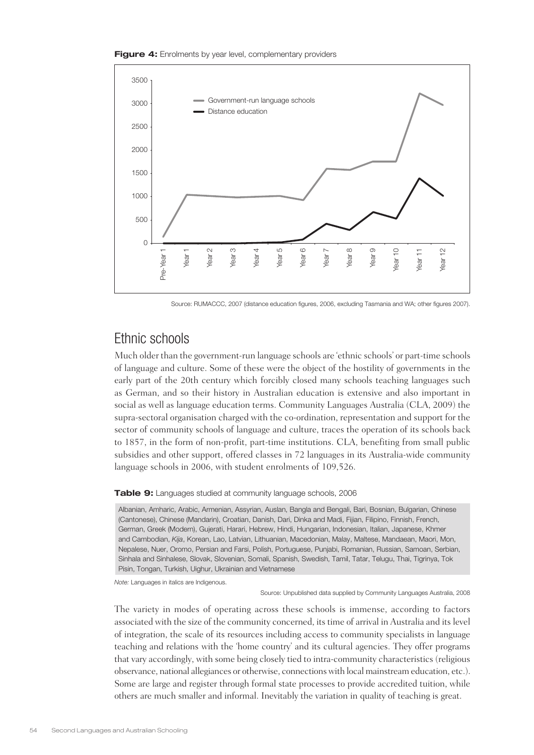**Figure 4:** Enrolments by year level, complementary providers

Source: RUMACCC, 2007 (distance education figures, 2006, excluding Tasmania and WA; other figures 2007).

## Ethnic schools

Much older than the government-run language schools are 'ethnic schools' or part-time schools of language and culture. Some of these were the object of the hostility of governments in the early part of the 20th century which forcibly closed many schools teaching languages such as German, and so their history in Australian education is extensive and also important in social as well as language education terms. Community Languages Australia (CLA, 2009) the supra-sectoral organisation charged with the co-ordination, representation and support for the sector of community schools of language and culture, traces the operation of its schools back to 1857, in the form of non-profit, part-time institutions. CLA, benefiting from small public subsidies and other support, offered classes in 72 languages in its Australia-wide community language schools in 2006, with student enrolments of 109,526.

**Table 9:** Languages studied at community language schools, 2006

Albanian, Amharic, Arabic, Armenian, Assyrian, Auslan, Bangla and Bengali, Bari, Bosnian, Bulgarian, Chinese (Cantonese), Chinese (Mandarin), Croatian, Danish, Dari, Dinka and Madi, Fijian, Filipino, Finnish, French, German, Greek (Modern), Gujerati, Harari, Hebrew, Hindi, Hungarian, Indonesian, Italian, Japanese, Khmer and Cambodian, *Kija*, Korean, Lao, Latvian, Lithuanian, Macedonian, Malay, Maltese, Mandaean, Maori, Mon, Nepalese, Nuer, Oromo, Persian and Farsi, Polish, Portuguese, Punjabi, Romanian, Russian, Samoan, Serbian, Sinhala and Sinhalese, Slovak, Slovenian, Somali, Spanish, Swedish, Tamil, Tatar, Telugu, Thai, Tigrinya, Tok Pisin, Tongan, Turkish, Uighur, Ukrainian and Vietnamese

*Note:* Languages in italics are Indigenous.

Source: Unpublished data supplied by Community Languages Australia, 2008

The variety in modes of operating across these schools is immense, according to factors associated with the size of the community concerned, its time of arrival in Australia and its level of integration, the scale of its resources including access to community specialists in language teaching and relations with the 'home country' and its cultural agencies. They offer programs that vary accordingly, with some being closely tied to intra-community characteristics (religious observance, national allegiances or otherwise, connections with local mainstream education, etc.). Some are large and register through formal state processes to provide accredited tuition, while others are much smaller and informal. Inevitably the variation in quality of teaching is great.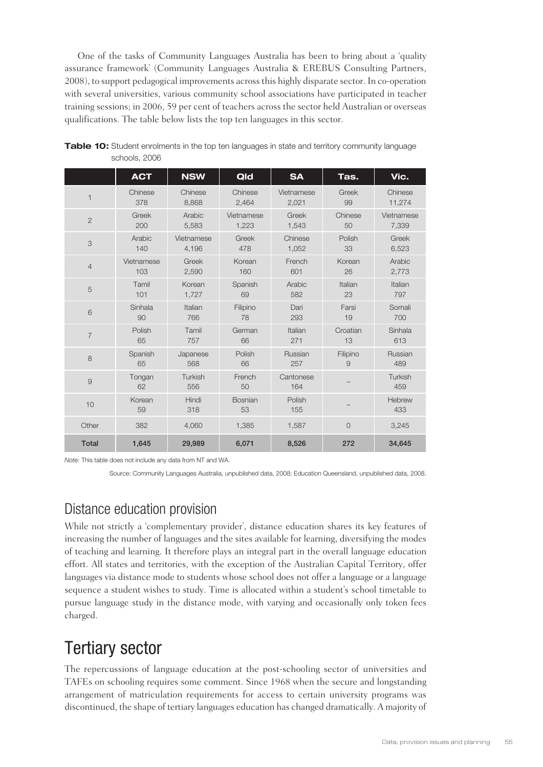One of the tasks of Community Languages Australia has been to bring about a 'quality assurance framework' (Community Languages Australia & EREBUS Consulting Partners, 2008), to support pedagogical improvements across this highly disparate sector. In co-operation with several universities, various community school associations have participated in teacher training sessions; in 2006, 59 per cent of teachers across the sector held Australian or overseas qualifications. The table below lists the top ten languages in this sector.

**Table 10:** Student enrolments in the top ten languages in state and territory community language schools, 2006

| | ACT | NSW | Qld | SA | Tas. | Vic. |
|---|---|---|---|---|---|---|
| 1 | Chinese 378 | Chinese 8,868 | Chinese 2,464 | Vietnamese 2,021 | Greek 99 | Chinese 11,274 |
| 2 | Greek 200 | Arabic 5,583 | Vietnamese 1,223 | Greek 1,543 | Chinese 50 | Vietnamese 7,339 |
| 3 | Arabic 140 | Vietnamese 4,196 | Greek 478 | Chinese 1,052 | Polish 33 | Greek 6,523 |
| 4 | Vietnamese 103 | Greek 2,590 | Korean 160 | French 601 | Korean 26 | Arabic 2,773 |
| 5 | Tamil 101 | Korean 1,727 | Spanish 69 | Arabic 582 | Italian 23 | Italian 797 |
| 6 | Sinhala 90 | Italian 766 | Filipino 78 | Dari 293 | Farsi 19 | Somali 700 |
| 7 | Polish 65 | Tamil 757 | German 66 | Italian 271 | Croatian 13 | Sinhala 613 |
| 8 | Spanish 65 | Japanese 568 | Polish 66 | Russian 257 | Filipino 9 | Russian 489 |
| 9 | Tongan 62 | Turkish 556 | French 50 | Cantonese 164 | – | Turkish 459 |
| 10 | Korean 59 | Hindi 318 | Bosnian 53 | Polish 155 | – | Hebrew 433 |
| Other | 382 | 4,060 | 1,385 | 1,587 | 0 | 3,245 |
| **Total** | **1,645** | **29,989** | **6,071** | **8,526** | **272** | **34,645** |

*Note:* This table does not include any data from NT and WA.

Source: Community Languages Australia, unpublished data, 2008; Education Queensland, unpublished data, 2008.

## Distance education provision

While not strictly a 'complementary provider', distance education shares its key features of increasing the number of languages and the sites available for learning, diversifying the modes of teaching and learning. It therefore plays an integral part in the overall language education effort. All states and territories, with the exception of the Australian Capital Territory, offer languages via distance mode to students whose school does not offer a language or a language sequence a student wishes to study. Time is allocated within a student's school timetable to pursue language study in the distance mode, with varying and occasionally only token fees charged.

# Tertiary sector

The repercussions of language education at the post-schooling sector of universities and TAFEs on schooling requires some comment. Since 1968 when the secure and longstanding arrangement of matriculation requirements for access to certain university programs was discontinued, the shape of tertiary languages education has changed dramatically. A majority of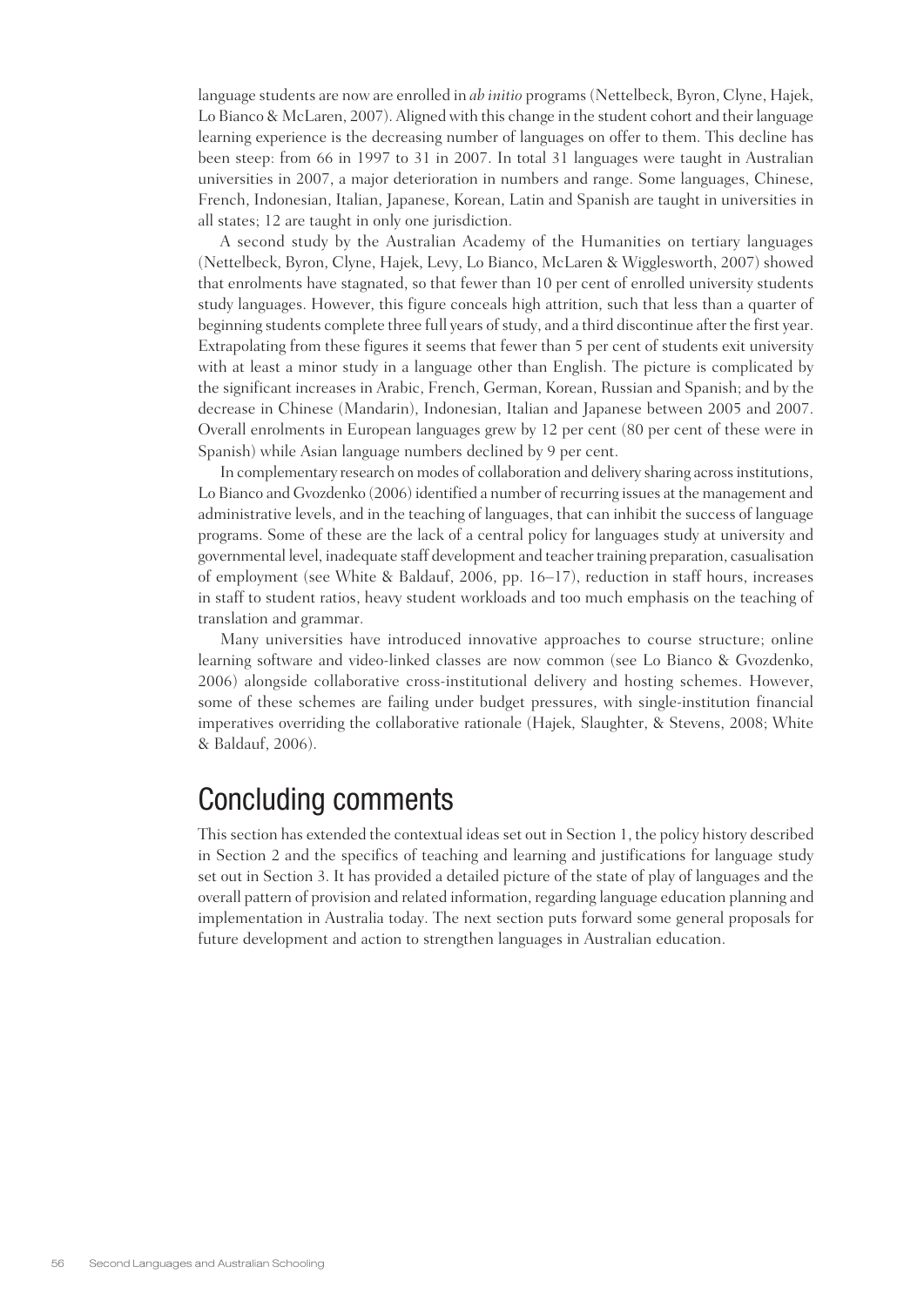language students are now are enrolled in *ab initio* programs (Nettelbeck, Byron, Clyne, Hajek, Lo Bianco & McLaren, 2007). Aligned with this change in the student cohort and their language learning experience is the decreasing number of languages on offer to them. This decline has been steep: from 66 in 1997 to 31 in 2007. In total 31 languages were taught in Australian universities in 2007, a major deterioration in numbers and range. Some languages, Chinese, French, Indonesian, Italian, Japanese, Korean, Latin and Spanish are taught in universities in all states; 12 are taught in only one jurisdiction.

A second study by the Australian Academy of the Humanities on tertiary languages (Nettelbeck, Byron, Clyne, Hajek, Levy, Lo Bianco, McLaren & Wigglesworth, 2007) showed that enrolments have stagnated, so that fewer than 10 per cent of enrolled university students study languages. However, this figure conceals high attrition, such that less than a quarter of beginning students complete three full years of study, and a third discontinue after the first year. Extrapolating from these figures it seems that fewer than 5 per cent of students exit university with at least a minor study in a language other than English. The picture is complicated by the significant increases in Arabic, French, German, Korean, Russian and Spanish; and by the decrease in Chinese (Mandarin), Indonesian, Italian and Japanese between 2005 and 2007. Overall enrolments in European languages grew by 12 per cent (80 per cent of these were in Spanish) while Asian language numbers declined by 9 per cent.

In complementary research on modes of collaboration and delivery sharing across institutions, Lo Bianco and Gvozdenko (2006) identified a number of recurring issues at the management and administrative levels, and in the teaching of languages, that can inhibit the success of language programs. Some of these are the lack of a central policy for languages study at university and governmental level, inadequate staff development and teacher training preparation, casualisation of employment (see White & Baldauf, 2006, pp. 16–17), reduction in staff hours, increases in staff to student ratios, heavy student workloads and too much emphasis on the teaching of translation and grammar.

Many universities have introduced innovative approaches to course structure; online learning software and video-linked classes are now common (see Lo Bianco & Gvozdenko, 2006) alongside collaborative cross-institutional delivery and hosting schemes. However, some of these schemes are failing under budget pressures, with single-institution financial imperatives overriding the collaborative rationale (Hajek, Slaughter, & Stevens, 2008; White & Baldauf, 2006).

## Concluding comments

This section has extended the contextual ideas set out in Section 1, the policy history described in Section 2 and the specifics of teaching and learning and justifications for language study set out in Section 3. It has provided a detailed picture of the state of play of languages and the overall pattern of provision and related information, regarding language education planning and implementation in Australia today. The next section puts forward some general proposals for future development and action to strengthen languages in Australian education.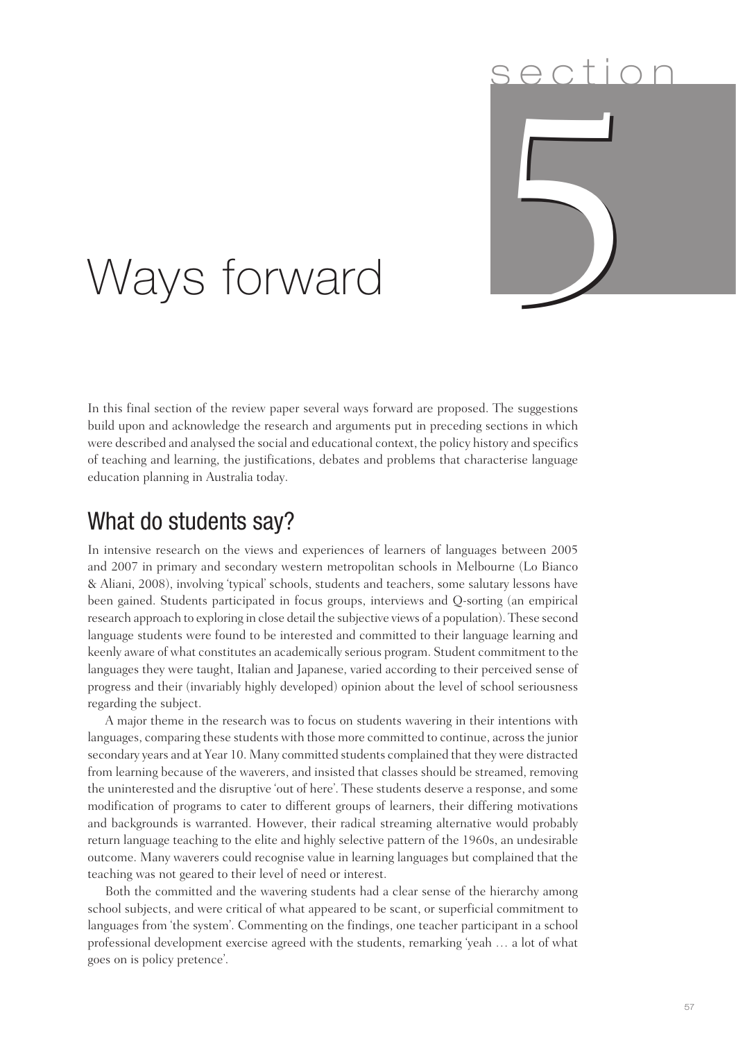# section 5

# Ways forward

In this final section of the review paper several ways forward are proposed. The suggestions build upon and acknowledge the research and arguments put in preceding sections in which were described and analysed the social and educational context, the policy history and specifics of teaching and learning, the justifications, debates and problems that characterise language education planning in Australia today.

## What do students say?

In intensive research on the views and experiences of learners of languages between 2005 and 2007 in primary and secondary western metropolitan schools in Melbourne (Lo Bianco & Aliani, 2008), involving 'typical' schools, students and teachers, some salutary lessons have been gained. Students participated in focus groups, interviews and Q-sorting (an empirical research approach to exploring in close detail the subjective views of a population). These second language students were found to be interested and committed to their language learning and keenly aware of what constitutes an academically serious program. Student commitment to the languages they were taught, Italian and Japanese, varied according to their perceived sense of progress and their (invariably highly developed) opinion about the level of school seriousness regarding the subject.

A major theme in the research was to focus on students wavering in their intentions with languages, comparing these students with those more committed to continue, across the junior secondary years and at Year 10. Many committed students complained that they were distracted from learning because of the waverers, and insisted that classes should be streamed, removing the uninterested and the disruptive 'out of here'. These students deserve a response, and some modification of programs to cater to different groups of learners, their differing motivations and backgrounds is warranted. However, their radical streaming alternative would probably return language teaching to the elite and highly selective pattern of the 1960s, an undesirable outcome. Many waverers could recognise value in learning languages but complained that the teaching was not geared to their level of need or interest.

Both the committed and the wavering students had a clear sense of the hierarchy among school subjects, and were critical of what appeared to be scant, or superficial commitment to languages from 'the system'. Commenting on the findings, one teacher participant in a school professional development exercise agreed with the students, remarking 'yeah … a lot of what goes on is policy pretence'.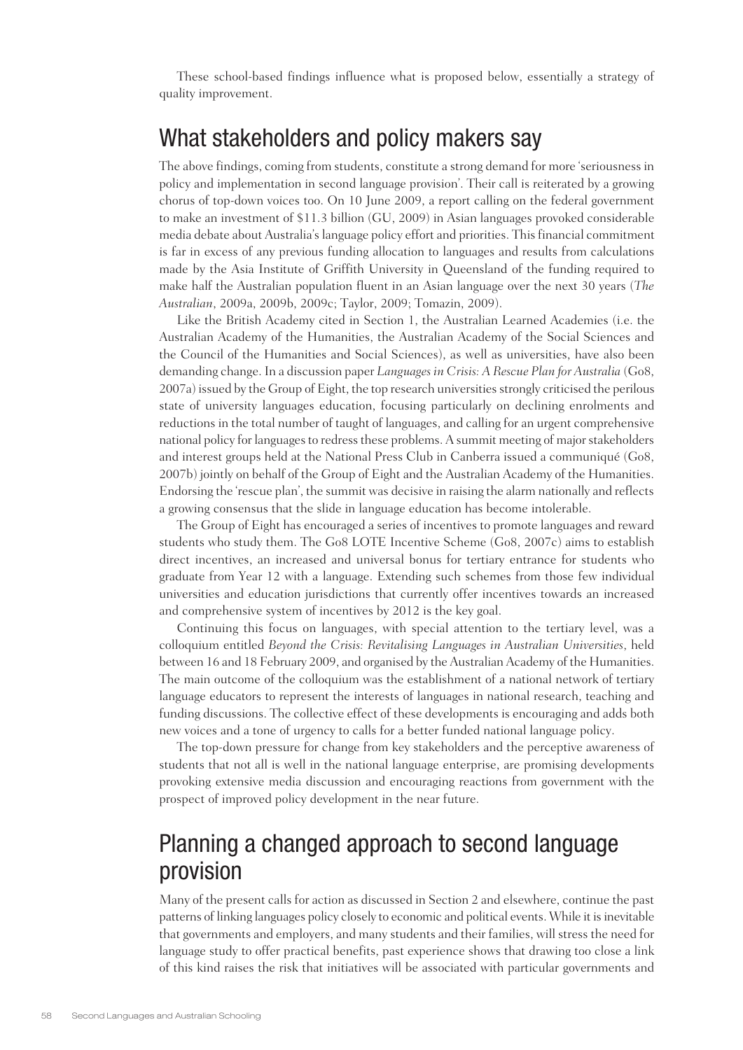These school-based findings influence what is proposed below, essentially a strategy of quality improvement.

## What stakeholders and policy makers say

The above findings, coming from students, constitute a strong demand for more 'seriousness in policy and implementation in second language provision'. Their call is reiterated by a growing chorus of top-down voices too. On 10 June 2009, a report calling on the federal government to make an investment of $11.3 billion (GU, 2009) in Asian languages provoked considerable media debate about Australia's language policy effort and priorities. This financial commitment is far in excess of any previous funding allocation to languages and results from calculations made by the Asia Institute of Griffith University in Queensland of the funding required to make half the Australian population fluent in an Asian language over the next 30 years (*The Australian*, 2009a, 2009b, 2009c; Taylor, 2009; Tomazin, 2009).

Like the British Academy cited in Section 1, the Australian Learned Academies (i.e. the Australian Academy of the Humanities, the Australian Academy of the Social Sciences and the Council of the Humanities and Social Sciences), as well as universities, have also been demanding change. In a discussion paper *Languages in Crisis: A Rescue Plan for Australia* (Go8, 2007a) issued by the Group of Eight, the top research universities strongly criticised the perilous state of university languages education, focusing particularly on declining enrolments and reductions in the total number of taught of languages, and calling for an urgent comprehensive national policy for languages to redress these problems. A summit meeting of major stakeholders and interest groups held at the National Press Club in Canberra issued a communiqué (Go8, 2007b) jointly on behalf of the Group of Eight and the Australian Academy of the Humanities. Endorsing the 'rescue plan', the summit was decisive in raising the alarm nationally and reflects a growing consensus that the slide in language education has become intolerable.

The Group of Eight has encouraged a series of incentives to promote languages and reward students who study them. The Go8 LOTE Incentive Scheme (Go8, 2007c) aims to establish direct incentives, an increased and universal bonus for tertiary entrance for students who graduate from Year 12 with a language. Extending such schemes from those few individual universities and education jurisdictions that currently offer incentives towards an increased and comprehensive system of incentives by 2012 is the key goal.

Continuing this focus on languages, with special attention to the tertiary level, was a colloquium entitled *Beyond the Crisis: Revitalising Languages in Australian Universities*, held between 16 and 18 February 2009, and organised by the Australian Academy of the Humanities. The main outcome of the colloquium was the establishment of a national network of tertiary language educators to represent the interests of languages in national research, teaching and funding discussions. The collective effect of these developments is encouraging and adds both new voices and a tone of urgency to calls for a better funded national language policy.

The top-down pressure for change from key stakeholders and the perceptive awareness of students that not all is well in the national language enterprise, are promising developments provoking extensive media discussion and encouraging reactions from government with the prospect of improved policy development in the near future.

## Planning a changed approach to second language provision

Many of the present calls for action as discussed in Section 2 and elsewhere, continue the past patterns of linking languages policy closely to economic and political events. While it is inevitable that governments and employers, and many students and their families, will stress the need for language study to offer practical benefits, past experience shows that drawing too close a link of this kind raises the risk that initiatives will be associated with particular governments and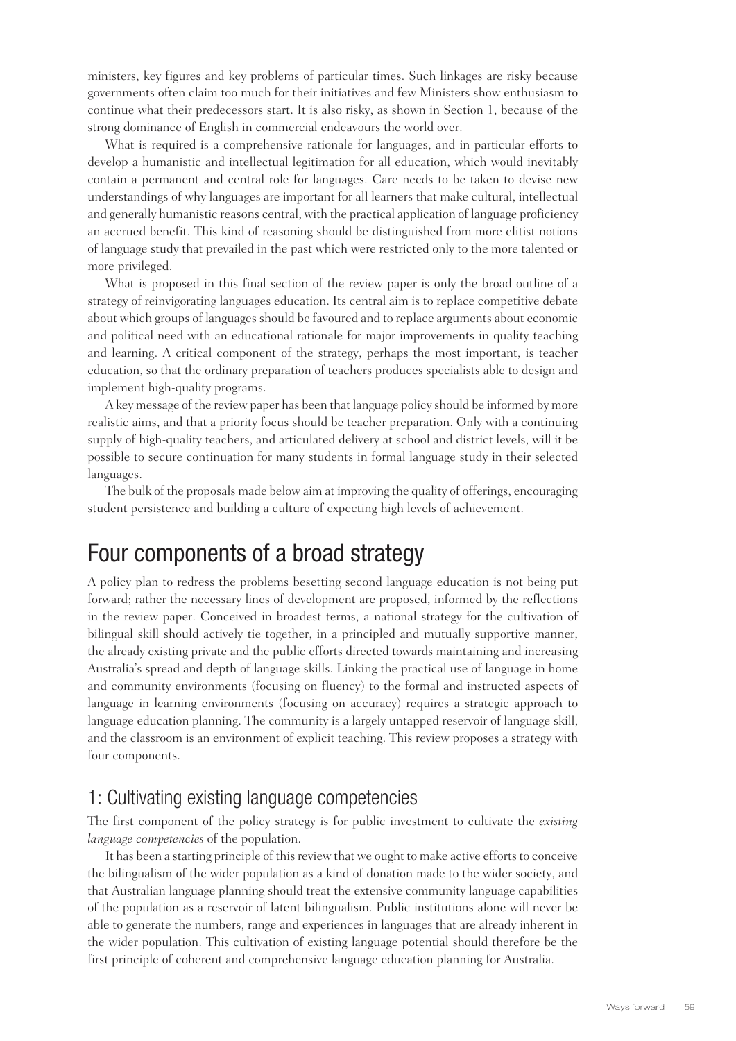ministers, key figures and key problems of particular times. Such linkages are risky because governments often claim too much for their initiatives and few Ministers show enthusiasm to continue what their predecessors start. It is also risky, as shown in Section 1, because of the strong dominance of English in commercial endeavours the world over.

What is required is a comprehensive rationale for languages, and in particular efforts to develop a humanistic and intellectual legitimation for all education, which would inevitably contain a permanent and central role for languages. Care needs to be taken to devise new understandings of why languages are important for all learners that make cultural, intellectual and generally humanistic reasons central, with the practical application of language proficiency an accrued benefit. This kind of reasoning should be distinguished from more elitist notions of language study that prevailed in the past which were restricted only to the more talented or more privileged.

What is proposed in this final section of the review paper is only the broad outline of a strategy of reinvigorating languages education. Its central aim is to replace competitive debate about which groups of languages should be favoured and to replace arguments about economic and political need with an educational rationale for major improvements in quality teaching and learning. A critical component of the strategy, perhaps the most important, is teacher education, so that the ordinary preparation of teachers produces specialists able to design and implement high-quality programs.

A key message of the review paper has been that language policy should be informed by more realistic aims, and that a priority focus should be teacher preparation. Only with a continuing supply of high-quality teachers, and articulated delivery at school and district levels, will it be possible to secure continuation for many students in formal language study in their selected languages.

The bulk of the proposals made below aim at improving the quality of offerings, encouraging student persistence and building a culture of expecting high levels of achievement.

# Four components of a broad strategy

A policy plan to redress the problems besetting second language education is not being put forward; rather the necessary lines of development are proposed, informed by the reflections in the review paper. Conceived in broadest terms, a national strategy for the cultivation of bilingual skill should actively tie together, in a principled and mutually supportive manner, the already existing private and the public efforts directed towards maintaining and increasing Australia's spread and depth of language skills. Linking the practical use of language in home and community environments (focusing on fluency) to the formal and instructed aspects of language in learning environments (focusing on accuracy) requires a strategic approach to language education planning. The community is a largely untapped reservoir of language skill, and the classroom is an environment of explicit teaching. This review proposes a strategy with four components.

## 1: Cultivating existing language competencies

The first component of the policy strategy is for public investment to cultivate the *existing language competencies* of the population.

It has been a starting principle of this review that we ought to make active efforts to conceive the bilingualism of the wider population as a kind of donation made to the wider society, and that Australian language planning should treat the extensive community language capabilities of the population as a reservoir of latent bilingualism. Public institutions alone will never be able to generate the numbers, range and experiences in languages that are already inherent in the wider population. This cultivation of existing language potential should therefore be the first principle of coherent and comprehensive language education planning for Australia.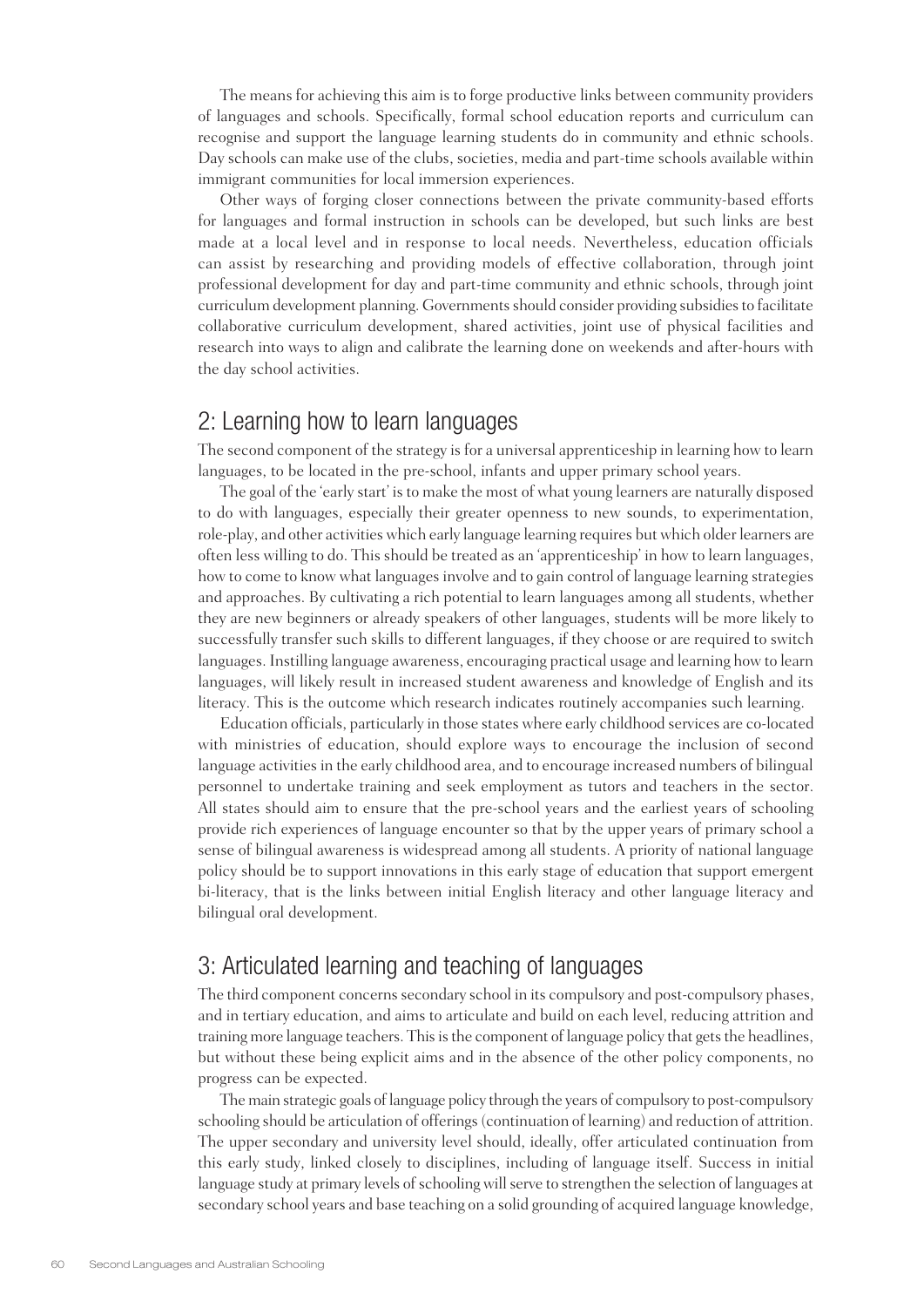The means for achieving this aim is to forge productive links between community providers of languages and schools. Specifically, formal school education reports and curriculum can recognise and support the language learning students do in community and ethnic schools. Day schools can make use of the clubs, societies, media and part-time schools available within immigrant communities for local immersion experiences.

Other ways of forging closer connections between the private community-based efforts for languages and formal instruction in schools can be developed, but such links are best made at a local level and in response to local needs. Nevertheless, education officials can assist by researching and providing models of effective collaboration, through joint professional development for day and part-time community and ethnic schools, through joint curriculum development planning. Governments should consider providing subsidies to facilitate collaborative curriculum development, shared activities, joint use of physical facilities and research into ways to align and calibrate the learning done on weekends and after-hours with the day school activities.

## 2: Learning how to learn languages

The second component of the strategy is for a universal apprenticeship in learning how to learn languages, to be located in the pre-school, infants and upper primary school years.

The goal of the 'early start' is to make the most of what young learners are naturally disposed to do with languages, especially their greater openness to new sounds, to experimentation, role-play, and other activities which early language learning requires but which older learners are often less willing to do. This should be treated as an 'apprenticeship' in how to learn languages, how to come to know what languages involve and to gain control of language learning strategies and approaches. By cultivating a rich potential to learn languages among all students, whether they are new beginners or already speakers of other languages, students will be more likely to successfully transfer such skills to different languages, if they choose or are required to switch languages. Instilling language awareness, encouraging practical usage and learning how to learn languages, will likely result in increased student awareness and knowledge of English and its literacy. This is the outcome which research indicates routinely accompanies such learning.

Education officials, particularly in those states where early childhood services are co-located with ministries of education, should explore ways to encourage the inclusion of second language activities in the early childhood area, and to encourage increased numbers of bilingual personnel to undertake training and seek employment as tutors and teachers in the sector. All states should aim to ensure that the pre-school years and the earliest years of schooling provide rich experiences of language encounter so that by the upper years of primary school a sense of bilingual awareness is widespread among all students. A priority of national language policy should be to support innovations in this early stage of education that support emergent bi-literacy, that is the links between initial English literacy and other language literacy and bilingual oral development.

## 3: Articulated learning and teaching of languages

The third component concerns secondary school in its compulsory and post-compulsory phases, and in tertiary education, and aims to articulate and build on each level, reducing attrition and training more language teachers. This is the component of language policy that gets the headlines, but without these being explicit aims and in the absence of the other policy components, no progress can be expected.

The main strategic goals of language policy through the years of compulsory to post-compulsory schooling should be articulation of offerings (continuation of learning) and reduction of attrition. The upper secondary and university level should, ideally, offer articulated continuation from this early study, linked closely to disciplines, including of language itself. Success in initial language study at primary levels of schooling will serve to strengthen the selection of languages at secondary school years and base teaching on a solid grounding of acquired language knowledge,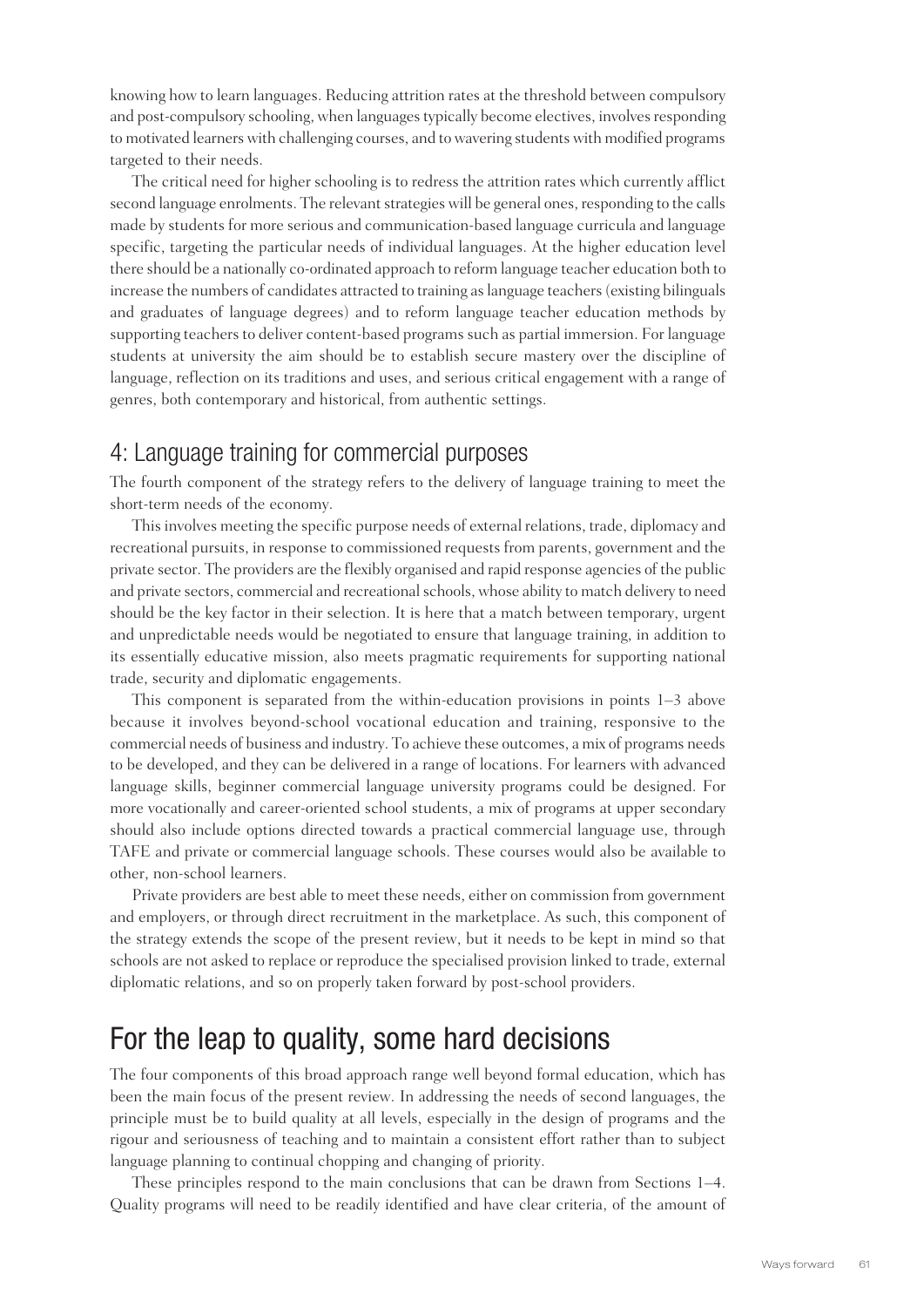knowing how to learn languages. Reducing attrition rates at the threshold between compulsory and post-compulsory schooling, when languages typically become electives, involves responding to motivated learners with challenging courses, and to wavering students with modified programs targeted to their needs.

The critical need for higher schooling is to redress the attrition rates which currently afflict second language enrolments. The relevant strategies will be general ones, responding to the calls made by students for more serious and communication-based language curricula and language specific, targeting the particular needs of individual languages. At the higher education level there should be a nationally co-ordinated approach to reform language teacher education both to increase the numbers of candidates attracted to training as language teachers (existing bilinguals and graduates of language degrees) and to reform language teacher education methods by supporting teachers to deliver content-based programs such as partial immersion. For language students at university the aim should be to establish secure mastery over the discipline of language, reflection on its traditions and uses, and serious critical engagement with a range of genres, both contemporary and historical, from authentic settings.

## 4: Language training for commercial purposes

The fourth component of the strategy refers to the delivery of language training to meet the short-term needs of the economy.

This involves meeting the specific purpose needs of external relations, trade, diplomacy and recreational pursuits, in response to commissioned requests from parents, government and the private sector. The providers are the flexibly organised and rapid response agencies of the public and private sectors, commercial and recreational schools, whose ability to match delivery to need should be the key factor in their selection. It is here that a match between temporary, urgent and unpredictable needs would be negotiated to ensure that language training, in addition to its essentially educative mission, also meets pragmatic requirements for supporting national trade, security and diplomatic engagements.

This component is separated from the within-education provisions in points 1–3 above because it involves beyond-school vocational education and training, responsive to the commercial needs of business and industry. To achieve these outcomes, a mix of programs needs to be developed, and they can be delivered in a range of locations. For learners with advanced language skills, beginner commercial language university programs could be designed. For more vocationally and career-oriented school students, a mix of programs at upper secondary should also include options directed towards a practical commercial language use, through TAFE and private or commercial language schools. These courses would also be available to other, non-school learners.

Private providers are best able to meet these needs, either on commission from government and employers, or through direct recruitment in the marketplace. As such, this component of the strategy extends the scope of the present review, but it needs to be kept in mind so that schools are not asked to replace or reproduce the specialised provision linked to trade, external diplomatic relations, and so on properly taken forward by post-school providers.

# For the leap to quality, some hard decisions

The four components of this broad approach range well beyond formal education, which has been the main focus of the present review. In addressing the needs of second languages, the principle must be to build quality at all levels, especially in the design of programs and the rigour and seriousness of teaching and to maintain a consistent effort rather than to subject language planning to continual chopping and changing of priority.

These principles respond to the main conclusions that can be drawn from Sections 1–4. Quality programs will need to be readily identified and have clear criteria, of the amount of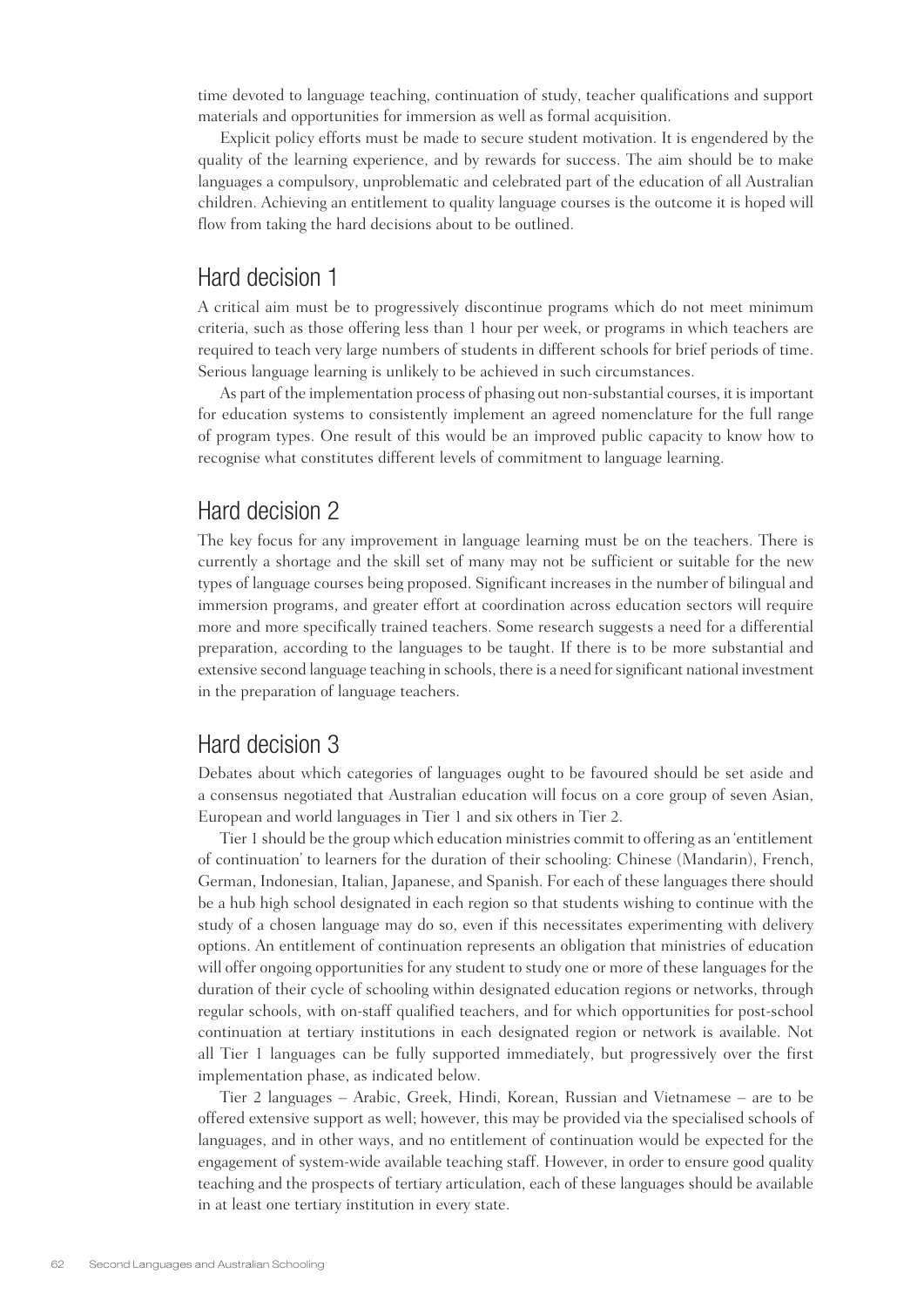time devoted to language teaching, continuation of study, teacher qualifications and support materials and opportunities for immersion as well as formal acquisition.

Explicit policy efforts must be made to secure student motivation. It is engendered by the quality of the learning experience, and by rewards for success. The aim should be to make languages a compulsory, unproblematic and celebrated part of the education of all Australian children. Achieving an entitlement to quality language courses is the outcome it is hoped will flow from taking the hard decisions about to be outlined.

## Hard decision 1

A critical aim must be to progressively discontinue programs which do not meet minimum criteria, such as those offering less than 1 hour per week, or programs in which teachers are required to teach very large numbers of students in different schools for brief periods of time. Serious language learning is unlikely to be achieved in such circumstances.

As part of the implementation process of phasing out non-substantial courses, it is important for education systems to consistently implement an agreed nomenclature for the full range of program types. One result of this would be an improved public capacity to know how to recognise what constitutes different levels of commitment to language learning.

## Hard decision 2

The key focus for any improvement in language learning must be on the teachers. There is currently a shortage and the skill set of many may not be sufficient or suitable for the new types of language courses being proposed. Significant increases in the number of bilingual and immersion programs, and greater effort at coordination across education sectors will require more and more specifically trained teachers. Some research suggests a need for a differential preparation, according to the languages to be taught. If there is to be more substantial and extensive second language teaching in schools, there is a need for significant national investment in the preparation of language teachers.

## Hard decision 3

Debates about which categories of languages ought to be favoured should be set aside and a consensus negotiated that Australian education will focus on a core group of seven Asian, European and world languages in Tier 1 and six others in Tier 2.

Tier 1 should be the group which education ministries commit to offering as an 'entitlement of continuation' to learners for the duration of their schooling: Chinese (Mandarin), French, German, Indonesian, Italian, Japanese, and Spanish. For each of these languages there should be a hub high school designated in each region so that students wishing to continue with the study of a chosen language may do so, even if this necessitates experimenting with delivery options. An entitlement of continuation represents an obligation that ministries of education will offer ongoing opportunities for any student to study one or more of these languages for the duration of their cycle of schooling within designated education regions or networks, through regular schools, with on-staff qualified teachers, and for which opportunities for post-school continuation at tertiary institutions in each designated region or network is available. Not all Tier 1 languages can be fully supported immediately, but progressively over the first implementation phase, as indicated below.

Tier 2 languages – Arabic, Greek, Hindi, Korean, Russian and Vietnamese – are to be offered extensive support as well; however, this may be provided via the specialised schools of languages, and in other ways, and no entitlement of continuation would be expected for the engagement of system-wide available teaching staff. However, in order to ensure good quality teaching and the prospects of tertiary articulation, each of these languages should be available in at least one tertiary institution in every state.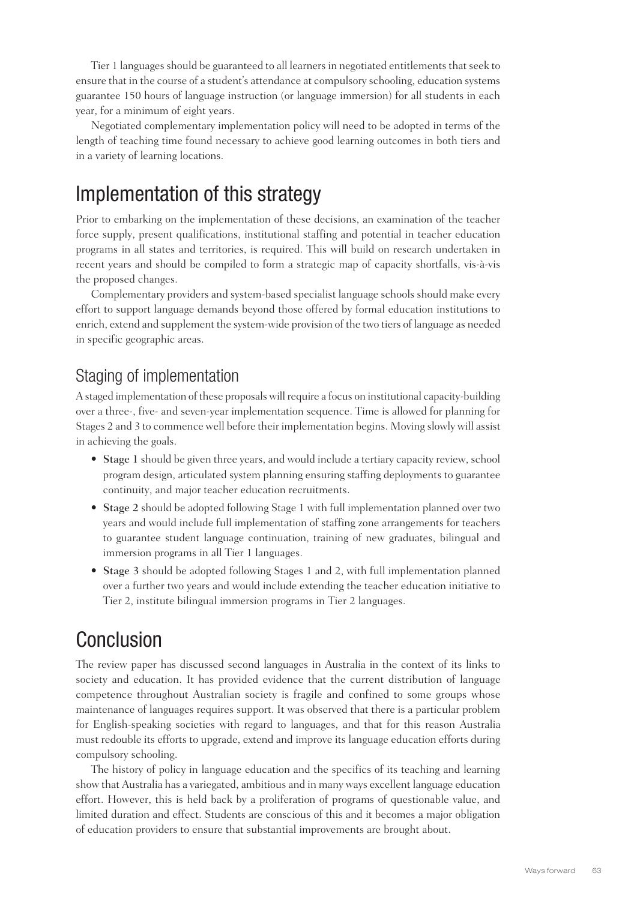Tier 1 languages should be guaranteed to all learners in negotiated entitlements that seek to ensure that in the course of a student's attendance at compulsory schooling, education systems guarantee 150 hours of language instruction (or language immersion) for all students in each year, for a minimum of eight years.

Negotiated complementary implementation policy will need to be adopted in terms of the length of teaching time found necessary to achieve good learning outcomes in both tiers and in a variety of learning locations.

## Implementation of this strategy

Prior to embarking on the implementation of these decisions, an examination of the teacher force supply, present qualifications, institutional staffing and potential in teacher education programs in all states and territories, is required. This will build on research undertaken in recent years and should be compiled to form a strategic map of capacity shortfalls, vis-à-vis the proposed changes.

Complementary providers and system-based specialist language schools should make every effort to support language demands beyond those offered by formal education institutions to enrich, extend and supplement the system-wide provision of the two tiers of language as needed in specific geographic areas.

### Staging of implementation

A staged implementation of these proposals will require a focus on institutional capacity-building over a three-, five- and seven-year implementation sequence. Time is allowed for planning for Stages 2 and 3 to commence well before their implementation begins. Moving slowly will assist in achieving the goals.

- **Stage 1** should be given three years, and would include a tertiary capacity review, school program design, articulated system planning ensuring staffing deployments to guarantee continuity, and major teacher education recruitments.
- **Stage 2** should be adopted following Stage 1 with full implementation planned over two years and would include full implementation of staffing zone arrangements for teachers to guarantee student language continuation, training of new graduates, bilingual and immersion programs in all Tier 1 languages.
- **Stage 3** should be adopted following Stages 1 and 2, with full implementation planned over a further two years and would include extending the teacher education initiative to Tier 2, institute bilingual immersion programs in Tier 2 languages.

## Conclusion

The review paper has discussed second languages in Australia in the context of its links to society and education. It has provided evidence that the current distribution of language competence throughout Australian society is fragile and confined to some groups whose maintenance of languages requires support. It was observed that there is a particular problem for English-speaking societies with regard to languages, and that for this reason Australia must redouble its efforts to upgrade, extend and improve its language education efforts during compulsory schooling.

The history of policy in language education and the specifics of its teaching and learning show that Australia has a variegated, ambitious and in many ways excellent language education effort. However, this is held back by a proliferation of programs of questionable value, and limited duration and effect. Students are conscious of this and it becomes a major obligation of education providers to ensure that substantial improvements are brought about.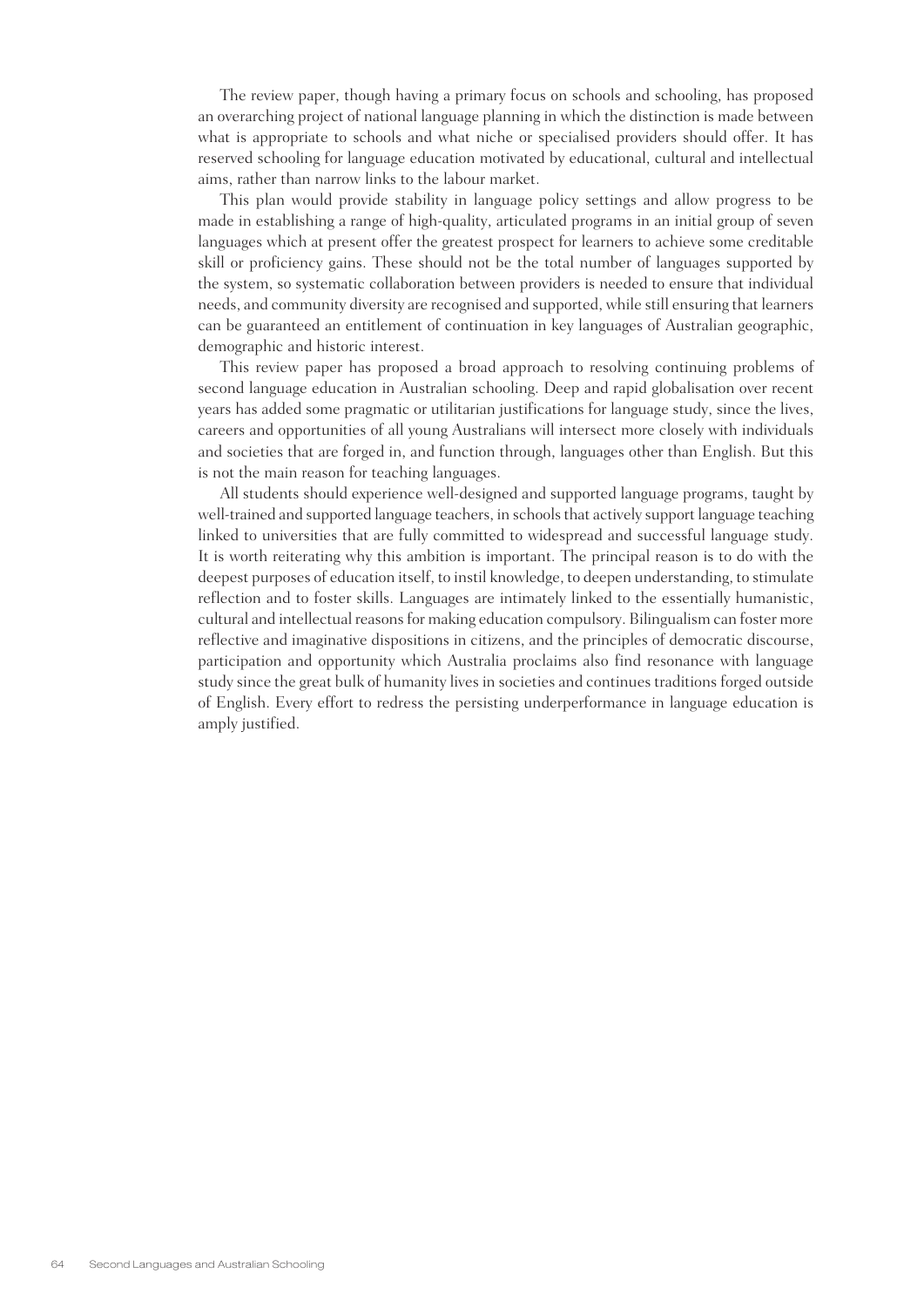The review paper, though having a primary focus on schools and schooling, has proposed an overarching project of national language planning in which the distinction is made between what is appropriate to schools and what niche or specialised providers should offer. It has reserved schooling for language education motivated by educational, cultural and intellectual aims, rather than narrow links to the labour market.

This plan would provide stability in language policy settings and allow progress to be made in establishing a range of high-quality, articulated programs in an initial group of seven languages which at present offer the greatest prospect for learners to achieve some creditable skill or proficiency gains. These should not be the total number of languages supported by the system, so systematic collaboration between providers is needed to ensure that individual needs, and community diversity are recognised and supported, while still ensuring that learners can be guaranteed an entitlement of continuation in key languages of Australian geographic, demographic and historic interest.

This review paper has proposed a broad approach to resolving continuing problems of second language education in Australian schooling. Deep and rapid globalisation over recent years has added some pragmatic or utilitarian justifications for language study, since the lives, careers and opportunities of all young Australians will intersect more closely with individuals and societies that are forged in, and function through, languages other than English. But this is not the main reason for teaching languages.

All students should experience well-designed and supported language programs, taught by well-trained and supported language teachers, in schools that actively support language teaching linked to universities that are fully committed to widespread and successful language study. It is worth reiterating why this ambition is important. The principal reason is to do with the deepest purposes of education itself, to instil knowledge, to deepen understanding, to stimulate reflection and to foster skills. Languages are intimately linked to the essentially humanistic, cultural and intellectual reasons for making education compulsory. Bilingualism can foster more reflective and imaginative dispositions in citizens, and the principles of democratic discourse, participation and opportunity which Australia proclaims also find resonance with language study since the great bulk of humanity lives in societies and continues traditions forged outside of English. Every effort to redress the persisting underperformance in language education is amply justified.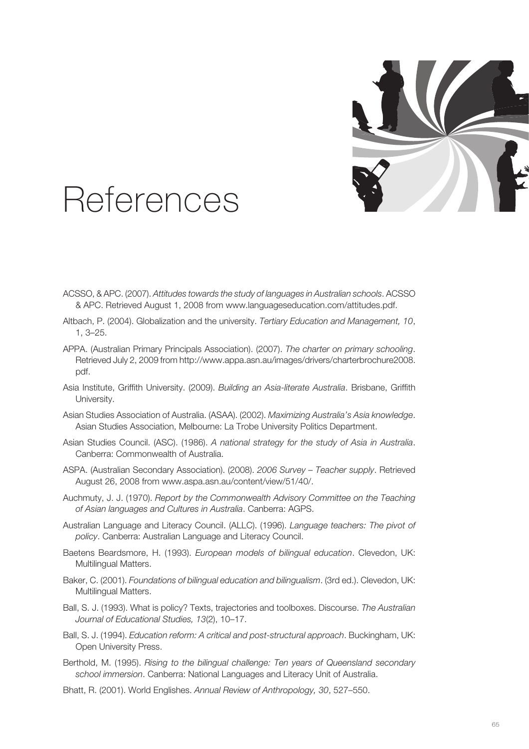# References

ACSSO, & APC. (2007). *Attitudes towards the study of languages in Australian schools*. ACSSO & APC. Retrieved August 1, 2008 from www.languageseducation.com/attitudes.pdf.

Altbach, P. (2004). Globalization and the university. *Tertiary Education and Management, 10*, 1, 3–25.

APPA. (Australian Primary Principals Association). (2007). *The charter on primary schooling*. Retrieved July 2, 2009 from http://www.appa.asn.au/images/drivers/charterbrochure2008.pdf.

Asia Institute, Griffith University. (2009). *Building an Asia-literate Australia*. Brisbane, Griffith University.

Asian Studies Association of Australia. (ASAA). (2002). *Maximizing Australia's Asia knowledge*. Asian Studies Association, Melbourne: La Trobe University Politics Department.

Asian Studies Council. (ASC). (1986). *A national strategy for the study of Asia in Australia*. Canberra: Commonwealth of Australia.

ASPA. (Australian Secondary Association). (2008). *2006 Survey – Teacher supply*. Retrieved August 26, 2008 from www.aspa.asn.au/content/view/51/40/.

Auchmuty, J. J. (1970). *Report by the Commonwealth Advisory Committee on the Teaching of Asian languages and Cultures in Australia*. Canberra: AGPS.

Australian Language and Literacy Council. (ALLC). (1996). *Language teachers: The pivot of policy*. Canberra: Australian Language and Literacy Council.

Baetens Beardsmore, H. (1993). *European models of bilingual education*. Clevedon, UK: Multilingual Matters.

Baker, C. (2001). *Foundations of bilingual education and bilingualism*. (3rd ed.). Clevedon, UK: Multilingual Matters.

Ball, S. J. (1993). What is policy? Texts, trajectories and toolboxes. Discourse. *The Australian Journal of Educational Studies, 13*(2), 10–17.

Ball, S. J. (1994). *Education reform: A critical and post-structural approach*. Buckingham, UK: Open University Press.

Berthold, M. (1995). *Rising to the bilingual challenge: Ten years of Queensland secondary school immersion*. Canberra: National Languages and Literacy Unit of Australia.

Bhatt, R. (2001). World Englishes. *Annual Review of Anthropology, 30*, 527–550.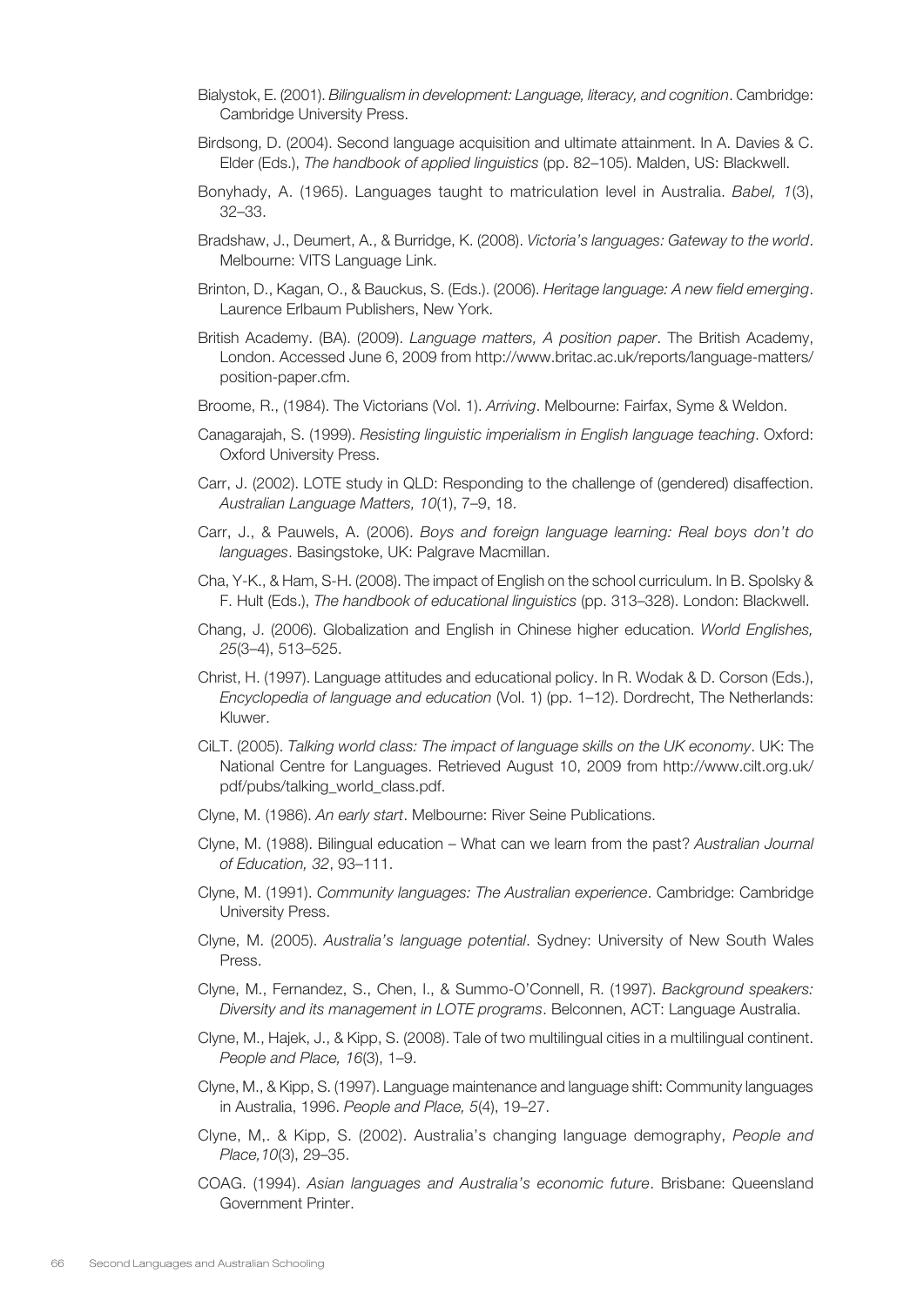Bialystok, E. (2001). *Bilingualism in development: Language, literacy, and cognition*. Cambridge: Cambridge University Press.

Birdsong, D. (2004). Second language acquisition and ultimate attainment. In A. Davies & C. Elder (Eds.), *The handbook of applied linguistics* (pp. 82–105). Malden, US: Blackwell.

Bonyhady, A. (1965). Languages taught to matriculation level in Australia. *Babel, 1*(3), 32–33.

Bradshaw, J., Deumert, A., & Burridge, K. (2008). *Victoria's languages: Gateway to the world*. Melbourne: VITS Language Link.

Brinton, D., Kagan, O., & Bauckus, S. (Eds.). (2006). *Heritage language: A new field emerging*. Laurence Erlbaum Publishers, New York.

British Academy. (BA). (2009). *Language matters, A position paper*. The British Academy, London. Accessed June 6, 2009 from http://www.britac.ac.uk/reports/language-matters/position-paper.cfm.

Broome, R., (1984). The Victorians (Vol. 1). *Arriving*. Melbourne: Fairfax, Syme & Weldon.

Canagarajah, S. (1999). *Resisting linguistic imperialism in English language teaching*. Oxford: Oxford University Press.

Carr, J. (2002). LOTE study in QLD: Responding to the challenge of (gendered) disaffection. *Australian Language Matters, 10*(1), 7–9, 18.

Carr, J., & Pauwels, A. (2006). *Boys and foreign language learning: Real boys don't do languages*. Basingstoke, UK: Palgrave Macmillan.

Cha, Y-K., & Ham, S-H. (2008). The impact of English on the school curriculum. In B. Spolsky & F. Hult (Eds.), *The handbook of educational linguistics* (pp. 313–328). London: Blackwell.

Chang, J. (2006). Globalization and English in Chinese higher education. *World Englishes, 25*(3–4), 513–525.

Christ, H. (1997). Language attitudes and educational policy. In R. Wodak & D. Corson (Eds.), *Encyclopedia of language and education* (Vol. 1) (pp. 1–12). Dordrecht, The Netherlands: Kluwer.

CiLT. (2005). *Talking world class: The impact of language skills on the UK economy*. UK: The National Centre for Languages. Retrieved August 10, 2009 from http://www.cilt.org.uk/pdf/pubs/talking_world_class.pdf.

Clyne, M. (1986). *An early start*. Melbourne: River Seine Publications.

Clyne, M. (1988). Bilingual education – What can we learn from the past? *Australian Journal of Education, 32*, 93–111.

Clyne, M. (1991). *Community languages: The Australian experience*. Cambridge: Cambridge University Press.

Clyne, M. (2005). *Australia's language potential*. Sydney: University of New South Wales Press.

Clyne, M., Fernandez, S., Chen, I., & Summo-O'Connell, R. (1997). *Background speakers: Diversity and its management in LOTE programs*. Belconnen, ACT: Language Australia.

Clyne, M., Hajek, J., & Kipp, S. (2008). Tale of two multilingual cities in a multilingual continent. *People and Place, 16*(3), 1–9.

Clyne, M., & Kipp, S. (1997). Language maintenance and language shift: Community languages in Australia, 1996. *People and Place, 5*(4), 19–27.

Clyne, M,. & Kipp, S. (2002). Australia's changing language demography, *People and Place,10*(3), 29–35.

COAG. (1994). *Asian languages and Australia's economic future*. Brisbane: Queensland Government Printer.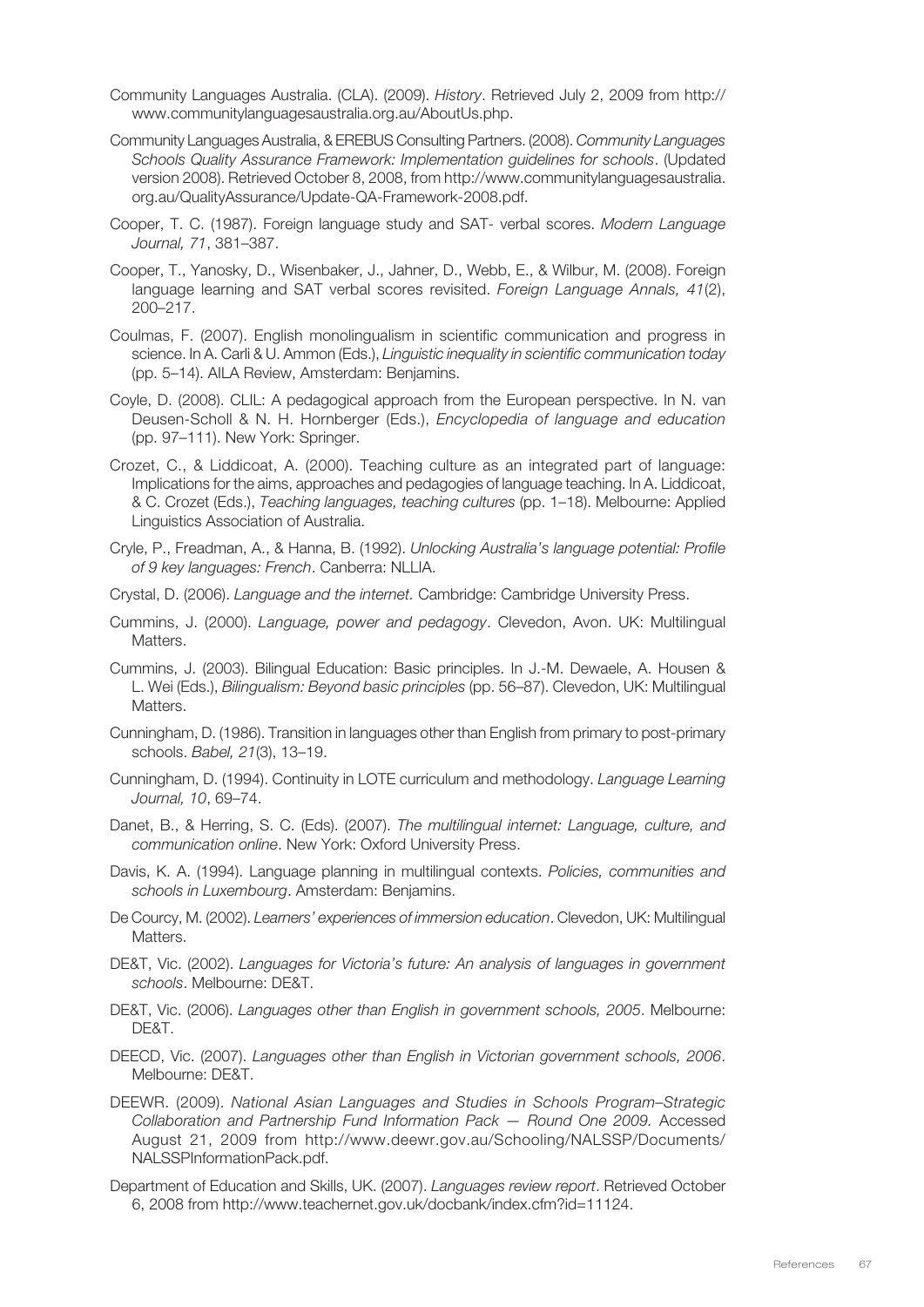Community Languages Australia. (CLA). (2009). *History*. Retrieved July 2, 2009 from http://www.communitylanguagesaustralia.org.au/AboutUs.php.

Community Languages Australia, & EREBUS Consulting Partners. (2008). *Community Languages Schools Quality Assurance Framework: Implementation guidelines for schools*. (Updated version 2008). Retrieved October 8, 2008, from http://www.communitylanguagesaustralia.org.au/QualityAssurance/Update-QA-Framework-2008.pdf.

Cooper, T. C. (1987). Foreign language study and SAT- verbal scores. *Modern Language Journal, 71*, 381–387.

Cooper, T., Yanosky, D., Wisenbaker, J., Jahner, D., Webb, E., & Wilbur, M. (2008). Foreign language learning and SAT verbal scores revisited. *Foreign Language Annals, 41*(2), 200–217.

Coulmas, F. (2007). English monolingualism in scientific communication and progress in science. In A. Carli & U. Ammon (Eds.), *Linguistic inequality in scientific communication today* (pp. 5–14). AILA Review, Amsterdam: Benjamins.

Coyle, D. (2008). CLIL: A pedagogical approach from the European perspective. In N. van Deusen-Scholl & N. H. Hornberger (Eds.), *Encyclopedia of language and education* (pp. 97–111). New York: Springer.

Crozet, C., & Liddicoat, A. (2000). Teaching culture as an integrated part of language: Implications for the aims, approaches and pedagogies of language teaching. In A. Liddicoat, & C. Crozet (Eds.), *Teaching languages, teaching cultures* (pp. 1–18). Melbourne: Applied Linguistics Association of Australia.

Cryle, P., Freadman, A., & Hanna, B. (1992). *Unlocking Australia's language potential: Profile of 9 key languages: French*. Canberra: NLLIA.

Crystal, D. (2006). *Language and the internet.* Cambridge: Cambridge University Press.

Cummins, J. (2000). *Language, power and pedagogy*. Clevedon, Avon. UK: Multilingual Matters.

Cummins, J. (2003). Bilingual Education: Basic principles. In J.-M. Dewaele, A. Housen & L. Wei (Eds.), *Bilingualism: Beyond basic principles* (pp. 56–87). Clevedon, UK: Multilingual Matters.

Cunningham, D. (1986). Transition in languages other than English from primary to post-primary schools. *Babel, 21*(3), 13–19.

Cunningham, D. (1994). Continuity in LOTE curriculum and methodology. *Language Learning Journal, 10*, 69–74.

Danet, B., & Herring, S. C. (Eds). (2007). *The multilingual internet: Language, culture, and communication online*. New York: Oxford University Press.

Davis, K. A. (1994). Language planning in multilingual contexts. *Policies, communities and schools in Luxembourg*. Amsterdam: Benjamins.

De Courcy, M. (2002). *Learners' experiences of immersion education*. Clevedon, UK: Multilingual Matters.

DE&T, Vic. (2002). *Languages for Victoria's future: An analysis of languages in government schools*. Melbourne: DE&T.

DE&T, Vic. (2006). *Languages other than English in government schools, 2005*. Melbourne: DE&T.

DEECD, Vic. (2007). *Languages other than English in Victorian government schools, 2006*. Melbourne: DE&T.

DEEWR. (2009). *National Asian Languages and Studies in Schools Program–Strategic Collaboration and Partnership Fund Information Pack — Round One 2009.* Accessed August 21, 2009 from http://www.deewr.gov.au/Schooling/NALSSP/Documents/NALSSPInformationPack.pdf.

Department of Education and Skills, UK. (2007). *Languages review report*. Retrieved October 6, 2008 from http://www.teachernet.gov.uk/docbank/index.cfm?id=11124.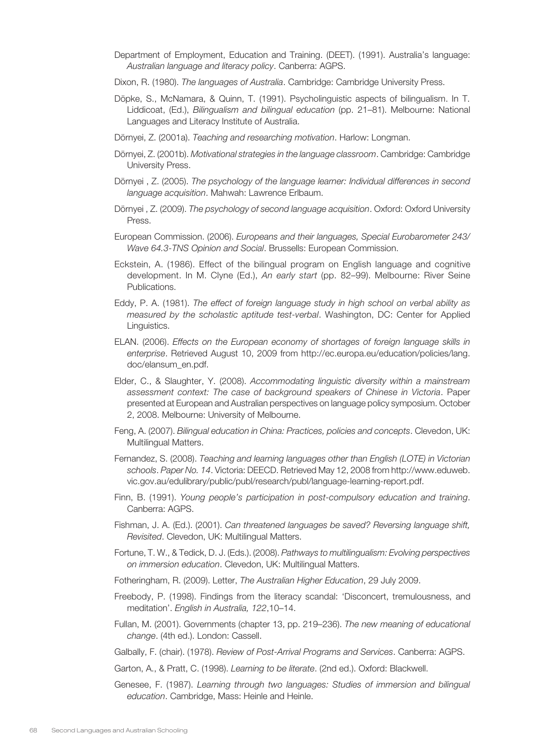Department of Employment, Education and Training. (DEET). (1991). Australia's language: *Australian language and literacy policy*. Canberra: AGPS.

Dixon, R. (1980). *The languages of Australia*. Cambridge: Cambridge University Press.

Döpke, S., McNamara, & Quinn, T. (1991). Psycholinguistic aspects of bilingualism. In T. Liddicoat, (Ed.), *Bilingualism and bilingual education* (pp. 21–81). Melbourne: National Languages and Literacy Institute of Australia.

Dörnyei, Z. (2001a). *Teaching and researching motivation*. Harlow: Longman.

Dörnyei, Z. (2001b). *Motivational strategies in the language classroom*. Cambridge: Cambridge University Press.

Dörnyei , Z. (2005). *The psychology of the language learner: Individual differences in second language acquisition*. Mahwah: Lawrence Erlbaum.

Dörnyei , Z. (2009). *The psychology of second language acquisition*. Oxford: Oxford University Press.

European Commission. (2006). *Europeans and their languages, Special Eurobarometer 243/ Wave 64.3-TNS Opinion and Social*. Brussells: European Commission.

Eckstein, A. (1986). Effect of the bilingual program on English language and cognitive development. In M. Clyne (Ed.), *An early start* (pp. 82–99). Melbourne: River Seine Publications.

Eddy, P. A. (1981). *The effect of foreign language study in high school on verbal ability as measured by the scholastic aptitude test-verbal*. Washington, DC: Center for Applied Linguistics.

ELAN. (2006). *Effects on the European economy of shortages of foreign language skills in enterprise*. Retrieved August 10, 2009 from http://ec.europa.eu/education/policies/lang.doc/elansum_en.pdf.

Elder, C., & Slaughter, Y. (2008). *Accommodating linguistic diversity within a mainstream assessment context: The case of background speakers of Chinese in Victoria*. Paper presented at European and Australian perspectives on language policy symposium. October 2, 2008. Melbourne: University of Melbourne.

Feng, A. (2007). *Bilingual education in China: Practices, policies and concepts*. Clevedon, UK: Multilingual Matters.

Fernandez, S. (2008). *Teaching and learning languages other than English (LOTE) in Victorian schools*. *Paper No. 14*. Victoria: DEECD. Retrieved May 12, 2008 from http://www.eduweb.vic.gov.au/edulibrary/public/publ/research/publ/language-learning-report.pdf.

Finn, B. (1991). *Young people's participation in post-compulsory education and training*. Canberra: AGPS.

Fishman, J. A. (Ed.). (2001). *Can threatened languages be saved? Reversing language shift, Revisited*. Clevedon, UK: Multilingual Matters.

Fortune, T. W., & Tedick, D. J. (Eds.). (2008). *Pathways to multilingualism: Evolving perspectives on immersion education*. Clevedon, UK: Multilingual Matters.

Fotheringham, R. (2009). Letter, *The Australian Higher Education*, 29 July 2009.

Freebody, P. (1998). Findings from the literacy scandal: 'Disconcert, tremulousness, and meditation'. *English in Australia, 122*,10–14.

Fullan, M. (2001). Governments (chapter 13, pp. 219–236). *The new meaning of educational change*. (4th ed.). London: Cassell.

Galbally, F. (chair). (1978). *Review of Post-Arrival Programs and Services*. Canberra: AGPS.

Garton, A., & Pratt, C. (1998). *Learning to be literate*. (2nd ed.). Oxford: Blackwell.

Genesee, F. (1987). *Learning through two languages: Studies of immersion and bilingual education*. Cambridge, Mass: Heinle and Heinle.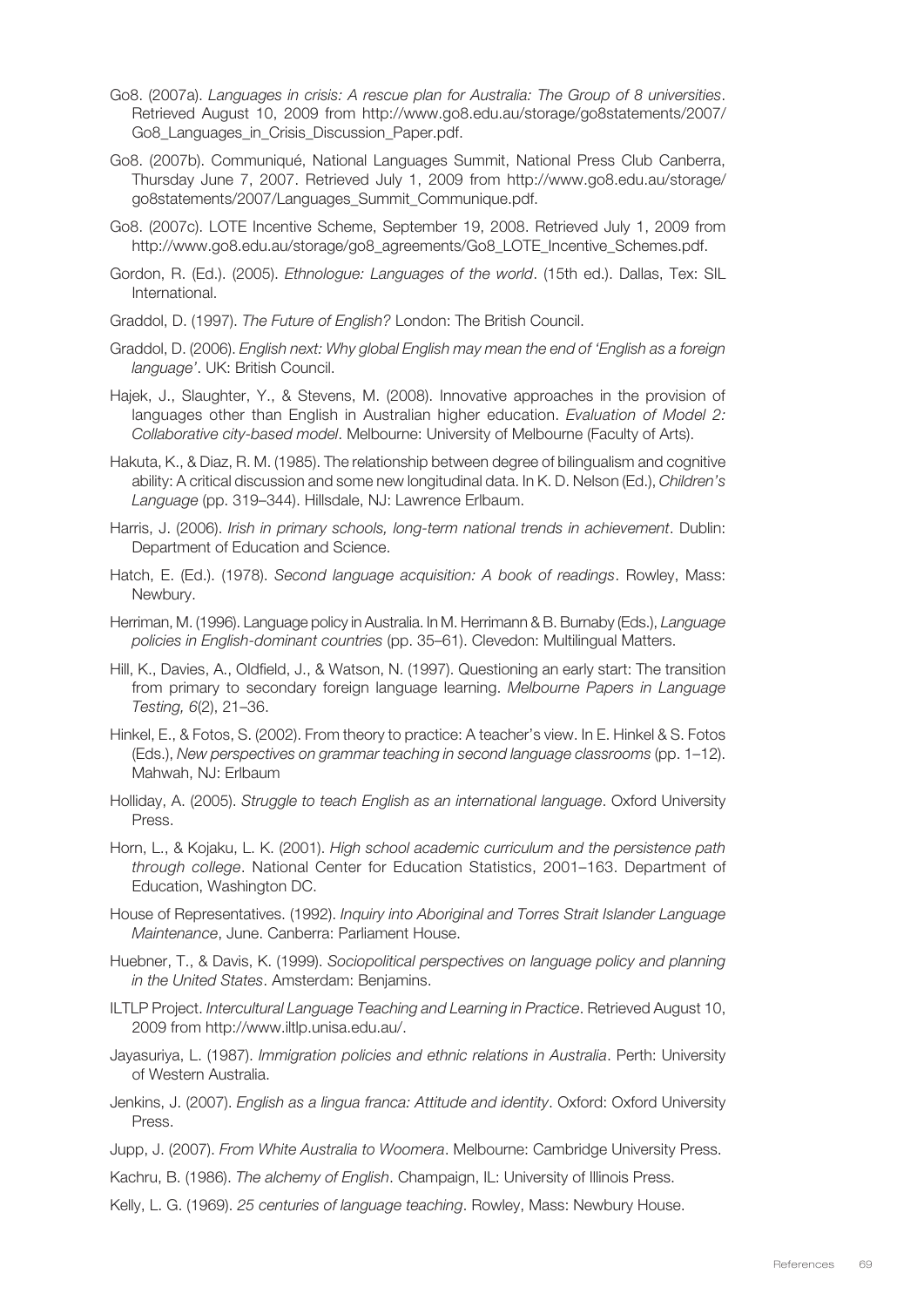Go8. (2007a). *Languages in crisis: A rescue plan for Australia: The Group of 8 universities*. Retrieved August 10, 2009 from http://www.go8.edu.au/storage/go8statements/2007/Go8_Languages_in_Crisis_Discussion_Paper.pdf.

Go8. (2007b). Communiqué, National Languages Summit, National Press Club Canberra, Thursday June 7, 2007. Retrieved July 1, 2009 from http://www.go8.edu.au/storage/go8statements/2007/Languages_Summit_Communique.pdf.

Go8. (2007c). LOTE Incentive Scheme, September 19, 2008. Retrieved July 1, 2009 from http://www.go8.edu.au/storage/go8_agreements/Go8_LOTE_Incentive_Schemes.pdf.

Gordon, R. (Ed.). (2005). *Ethnologue: Languages of the world*. (15th ed.). Dallas, Tex: SIL International.

Graddol, D. (1997). *The Future of English?* London: The British Council.

Graddol, D. (2006). *English next: Why global English may mean the end of 'English as a foreign language'*. UK: British Council.

Hajek, J., Slaughter, Y., & Stevens, M. (2008). Innovative approaches in the provision of languages other than English in Australian higher education. *Evaluation of Model 2: Collaborative city-based model*. Melbourne: University of Melbourne (Faculty of Arts).

Hakuta, K., & Diaz, R. M. (1985). The relationship between degree of bilingualism and cognitive ability: A critical discussion and some new longitudinal data. In K. D. Nelson (Ed.), *Children's Language* (pp. 319–344). Hillsdale, NJ: Lawrence Erlbaum.

Harris, J. (2006). *Irish in primary schools, long-term national trends in achievement*. Dublin: Department of Education and Science.

Hatch, E. (Ed.). (1978). *Second language acquisition: A book of readings*. Rowley, Mass: Newbury.

Herriman, M. (1996). Language policy in Australia. In M. Herrimann & B. Burnaby (Eds.), *Language policies in English-dominant countries* (pp. 35–61). Clevedon: Multilingual Matters.

Hill, K., Davies, A., Oldfield, J., & Watson, N. (1997). Questioning an early start: The transition from primary to secondary foreign language learning. *Melbourne Papers in Language Testing, 6*(2), 21–36.

Hinkel, E., & Fotos, S. (2002). From theory to practice: A teacher's view. In E. Hinkel & S. Fotos (Eds.), *New perspectives on grammar teaching in second language classrooms* (pp. 1–12). Mahwah, NJ: Erlbaum

Holliday, A. (2005). *Struggle to teach English as an international language*. Oxford University Press.

Horn, L., & Kojaku, L. K. (2001). *High school academic curriculum and the persistence path through college*. National Center for Education Statistics, 2001–163. Department of Education, Washington DC.

House of Representatives. (1992). *Inquiry into Aboriginal and Torres Strait Islander Language Maintenance*, June. Canberra: Parliament House.

Huebner, T., & Davis, K. (1999). *Sociopolitical perspectives on language policy and planning in the United States*. Amsterdam: Benjamins.

ILTLP Project. *Intercultural Language Teaching and Learning in Practice*. Retrieved August 10, 2009 from http://www.iltlp.unisa.edu.au/.

Jayasuriya, L. (1987). *Immigration policies and ethnic relations in Australia*. Perth: University of Western Australia.

Jenkins, J. (2007). *English as a lingua franca: Attitude and identity*. Oxford: Oxford University Press.

Jupp, J. (2007). *From White Australia to Woomera*. Melbourne: Cambridge University Press.

Kachru, B. (1986). *The alchemy of English*. Champaign, IL: University of Illinois Press.

Kelly, L. G. (1969). *25 centuries of language teaching*. Rowley, Mass: Newbury House.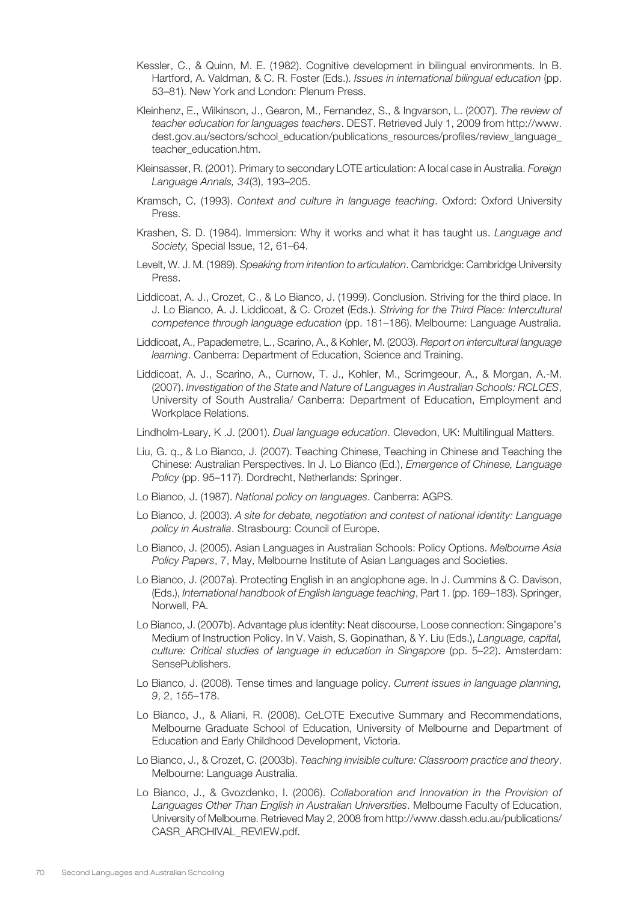Kessler, C., & Quinn, M. E. (1982). Cognitive development in bilingual environments. In B. Hartford, A. Valdman, & C. R. Foster (Eds.). *Issues in international bilingual education* (pp. 53–81). New York and London: Plenum Press.

Kleinhenz, E., Wilkinson, J., Gearon, M., Fernandez, S., & Ingvarson, L. (2007). *The review of teacher education for languages teachers*. DEST. Retrieved July 1, 2009 from http://www.dest.gov.au/sectors/school_education/publications_resources/profiles/review_language_teacher_education.htm.

Kleinsasser, R. (2001). Primary to secondary LOTE articulation: A local case in Australia. *Foreign Language Annals, 34*(3), 193–205.

Kramsch, C. (1993). *Context and culture in language teaching*. Oxford: Oxford University Press.

Krashen, S. D. (1984). Immersion: Why it works and what it has taught us. *Language and Society,* Special Issue, 12, 61–64.

Levelt, W. J. M. (1989). *Speaking from intention to articulation*. Cambridge: Cambridge University Press.

Liddicoat, A. J., Crozet, C., & Lo Bianco, J. (1999). Conclusion. Striving for the third place. In J. Lo Bianco, A. J. Liddicoat, & C. Crozet (Eds.). *Striving for the Third Place: Intercultural competence through language education* (pp. 181–186). Melbourne: Language Australia.

Liddicoat, A., Papademetre, L., Scarino, A., & Kohler, M. (2003). *Report on intercultural language learning*. Canberra: Department of Education, Science and Training.

Liddicoat, A. J., Scarino, A., Curnow, T. J., Kohler, M., Scrimgeour, A., & Morgan, A.-M. (2007). *Investigation of the State and Nature of Languages in Australian Schools: RCLCES*, University of South Australia/ Canberra: Department of Education, Employment and Workplace Relations.

Lindholm-Leary, K .J. (2001). *Dual language education*. Clevedon, UK: Multilingual Matters.

Liu, G. q., & Lo Bianco, J. (2007). Teaching Chinese, Teaching in Chinese and Teaching the Chinese: Australian Perspectives. In J. Lo Bianco (Ed.), *Emergence of Chinese, Language Policy* (pp. 95–117). Dordrecht, Netherlands: Springer.

Lo Bianco, J. (1987). *National policy on languages*. Canberra: AGPS.

Lo Bianco, J. (2003). *A site for debate, negotiation and contest of national identity: Language policy in Australia*. Strasbourg: Council of Europe.

Lo Bianco, J. (2005). Asian Languages in Australian Schools: Policy Options. *Melbourne Asia Policy Papers*, 7, May, Melbourne Institute of Asian Languages and Societies.

Lo Bianco, J. (2007a). Protecting English in an anglophone age. In J. Cummins & C. Davison, (Eds.), *International handbook of English language teaching*, Part 1. (pp. 169–183). Springer, Norwell, PA.

Lo Bianco, J. (2007b). Advantage plus identity: Neat discourse, Loose connection: Singapore's Medium of Instruction Policy. In V. Vaish, S. Gopinathan, & Y. Liu (Eds.), *Language, capital, culture: Critical studies of language in education in Singapore* (pp. 5–22). Amsterdam: SensePublishers.

Lo Bianco, J. (2008). Tense times and language policy. *Current issues in language planning, 9*, 2, 155–178.

Lo Bianco, J., & Aliani, R. (2008). CeLOTE Executive Summary and Recommendations, Melbourne Graduate School of Education, University of Melbourne and Department of Education and Early Childhood Development, Victoria.

Lo Bianco, J., & Crozet, C. (2003b). *Teaching invisible culture: Classroom practice and theory*. Melbourne: Language Australia.

Lo Bianco, J., & Gvozdenko, I. (2006). *Collaboration and Innovation in the Provision of Languages Other Than English in Australian Universities*. Melbourne Faculty of Education, University of Melbourne. Retrieved May 2, 2008 from http://www.dassh.edu.au/publications/CASR_ARCHIVAL_REVIEW.pdf.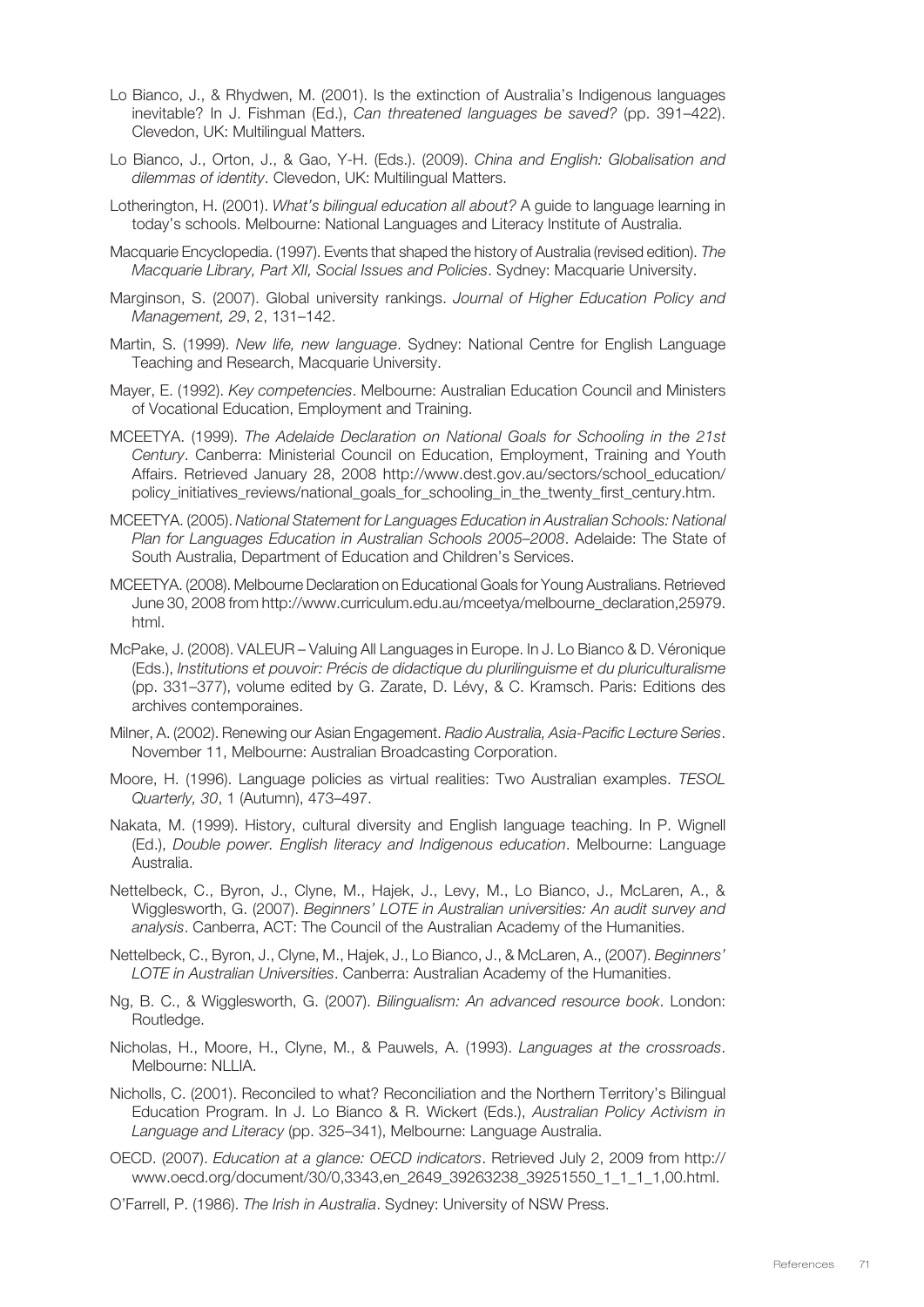Lo Bianco, J., & Rhydwen, M. (2001). Is the extinction of Australia's Indigenous languages inevitable? In J. Fishman (Ed.), *Can threatened languages be saved?* (pp. 391–422). Clevedon, UK: Multilingual Matters.

Lo Bianco, J., Orton, J., & Gao, Y-H. (Eds.). (2009). *China and English: Globalisation and dilemmas of identity*. Clevedon, UK: Multilingual Matters.

Lotherington, H. (2001). *What's bilingual education all about?* A guide to language learning in today's schools. Melbourne: National Languages and Literacy Institute of Australia.

Macquarie Encyclopedia. (1997). Events that shaped the history of Australia (revised edition). *The Macquarie Library, Part XII, Social Issues and Policies*. Sydney: Macquarie University.

Marginson, S. (2007). Global university rankings. *Journal of Higher Education Policy and Management, 29*, 2, 131–142.

Martin, S. (1999). *New life, new language*. Sydney: National Centre for English Language Teaching and Research, Macquarie University.

Mayer, E. (1992). *Key competencies*. Melbourne: Australian Education Council and Ministers of Vocational Education, Employment and Training.

MCEETYA. (1999). *The Adelaide Declaration on National Goals for Schooling in the 21st Century*. Canberra: Ministerial Council on Education, Employment, Training and Youth Affairs. Retrieved January 28, 2008 http://www.dest.gov.au/sectors/school_education/policy_initiatives_reviews/national_goals_for_schooling_in_the_twenty_first_century.htm.

MCEETYA. (2005). *National Statement for Languages Education in Australian Schools: National Plan for Languages Education in Australian Schools 2005–2008*. Adelaide: The State of South Australia, Department of Education and Children's Services.

MCEETYA. (2008). Melbourne Declaration on Educational Goals for Young Australians. Retrieved June 30, 2008 from http://www.curriculum.edu.au/mceetya/melbourne_declaration,25979.html.

McPake, J. (2008). VALEUR – Valuing All Languages in Europe. In J. Lo Bianco & D. Véronique (Eds.), *Institutions et pouvoir: Précis de didactique du plurilinguisme et du pluriculturalisme* (pp. 331–377), volume edited by G. Zarate, D. Lévy, & C. Kramsch. Paris: Editions des archives contemporaines.

Milner, A. (2002). Renewing our Asian Engagement. *Radio Australia, Asia-Pacific Lecture Series*. November 11, Melbourne: Australian Broadcasting Corporation.

Moore, H. (1996). Language policies as virtual realities: Two Australian examples. *TESOL Quarterly, 30*, 1 (Autumn), 473–497.

Nakata, M. (1999). History, cultural diversity and English language teaching. In P. Wignell (Ed.), *Double power. English literacy and Indigenous education*. Melbourne: Language Australia.

Nettelbeck, C., Byron, J., Clyne, M., Hajek, J., Levy, M., Lo Bianco, J., McLaren, A., & Wigglesworth, G. (2007). *Beginners' LOTE in Australian universities: An audit survey and analysis*. Canberra, ACT: The Council of the Australian Academy of the Humanities.

Nettelbeck, C., Byron, J., Clyne, M., Hajek, J., Lo Bianco, J., & McLaren, A., (2007). *Beginners' LOTE in Australian Universities*. Canberra: Australian Academy of the Humanities.

Ng, B. C., & Wigglesworth, G. (2007). *Bilingualism: An advanced resource book*. London: Routledge.

Nicholas, H., Moore, H., Clyne, M., & Pauwels, A. (1993). *Languages at the crossroads*. Melbourne: NLLIA.

Nicholls, C. (2001). Reconciled to what? Reconciliation and the Northern Territory's Bilingual Education Program. In J. Lo Bianco & R. Wickert (Eds.), *Australian Policy Activism in Language and Literacy* (pp. 325–341), Melbourne: Language Australia.

OECD. (2007). *Education at a glance: OECD indicators*. Retrieved July 2, 2009 from http://www.oecd.org/document/30/0,3343,en_2649_39263238_39251550_1_1_1_1,00.html.

O'Farrell, P. (1986). *The Irish in Australia*. Sydney: University of NSW Press.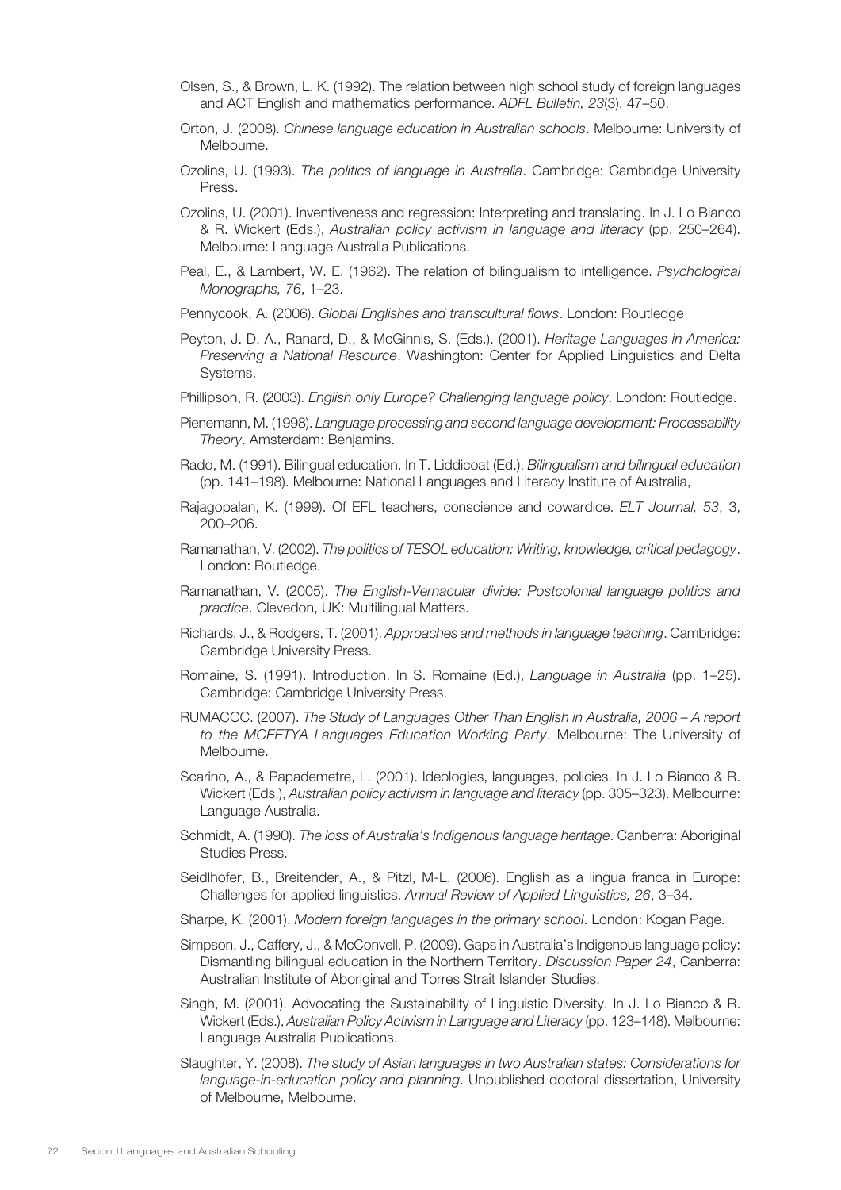Olsen, S., & Brown, L. K. (1992). The relation between high school study of foreign languages and ACT English and mathematics performance. *ADFL Bulletin, 23*(3), 47–50.

Orton, J. (2008). *Chinese language education in Australian schools*. Melbourne: University of Melbourne.

Ozolins, U. (1993). *The politics of language in Australia*. Cambridge: Cambridge University Press.

Ozolins, U. (2001). Inventiveness and regression: Interpreting and translating. In J. Lo Bianco & R. Wickert (Eds.), *Australian policy activism in language and literacy* (pp. 250–264). Melbourne: Language Australia Publications.

Peal, E., & Lambert, W. E. (1962). The relation of bilingualism to intelligence. *Psychological Monographs, 76*, 1–23.

Pennycook, A. (2006). *Global Englishes and transcultural flows*. London: Routledge

Peyton, J. D. A., Ranard, D., & McGinnis, S. (Eds.). (2001). *Heritage Languages in America: Preserving a National Resource*. Washington: Center for Applied Linguistics and Delta Systems.

Phillipson, R. (2003). *English only Europe? Challenging language policy*. London: Routledge.

Pienemann, M. (1998). *Language processing and second language development: Processability Theory*. Amsterdam: Benjamins.

Rado, M. (1991). Bilingual education. In T. Liddicoat (Ed.), *Bilingualism and bilingual education* (pp. 141–198). Melbourne: National Languages and Literacy Institute of Australia,

Rajagopalan, K. (1999). Of EFL teachers, conscience and cowardice. *ELT Journal, 53*, 3, 200–206.

Ramanathan, V. (2002). *The politics of TESOL education: Writing, knowledge, critical pedagogy*. London: Routledge.

Ramanathan, V. (2005). *The English-Vernacular divide: Postcolonial language politics and practice*. Clevedon, UK: Multilingual Matters.

Richards, J., & Rodgers, T. (2001). *Approaches and methods in language teaching*. Cambridge: Cambridge University Press.

Romaine, S. (1991). Introduction. In S. Romaine (Ed.), *Language in Australia* (pp. 1–25). Cambridge: Cambridge University Press.

RUMACCC. (2007). *The Study of Languages Other Than English in Australia, 2006 – A report to the MCEETYA Languages Education Working Party*. Melbourne: The University of Melbourne.

Scarino, A., & Papademetre, L. (2001). Ideologies, languages, policies. In J. Lo Bianco & R. Wickert (Eds.), *Australian policy activism in language and literacy* (pp. 305–323). Melbourne: Language Australia.

Schmidt, A. (1990). *The loss of Australia's Indigenous language heritage*. Canberra: Aboriginal Studies Press.

Seidlhofer, B., Breitender, A., & Pitzl, M-L. (2006). English as a lingua franca in Europe: Challenges for applied linguistics. *Annual Review of Applied Linguistics, 26*, 3–34.

Sharpe, K. (2001). *Modern foreign languages in the primary school*. London: Kogan Page.

Simpson, J., Caffery, J., & McConvell, P. (2009). Gaps in Australia's Indigenous language policy: Dismantling bilingual education in the Northern Territory. *Discussion Paper 24*, Canberra: Australian Institute of Aboriginal and Torres Strait Islander Studies.

Singh, M. (2001). Advocating the Sustainability of Linguistic Diversity. In J. Lo Bianco & R. Wickert (Eds.), *Australian Policy Activism in Language and Literacy* (pp. 123–148). Melbourne: Language Australia Publications.

Slaughter, Y. (2008). *The study of Asian languages in two Australian states: Considerations for language-in-education policy and planning*. Unpublished doctoral dissertation, University of Melbourne, Melbourne.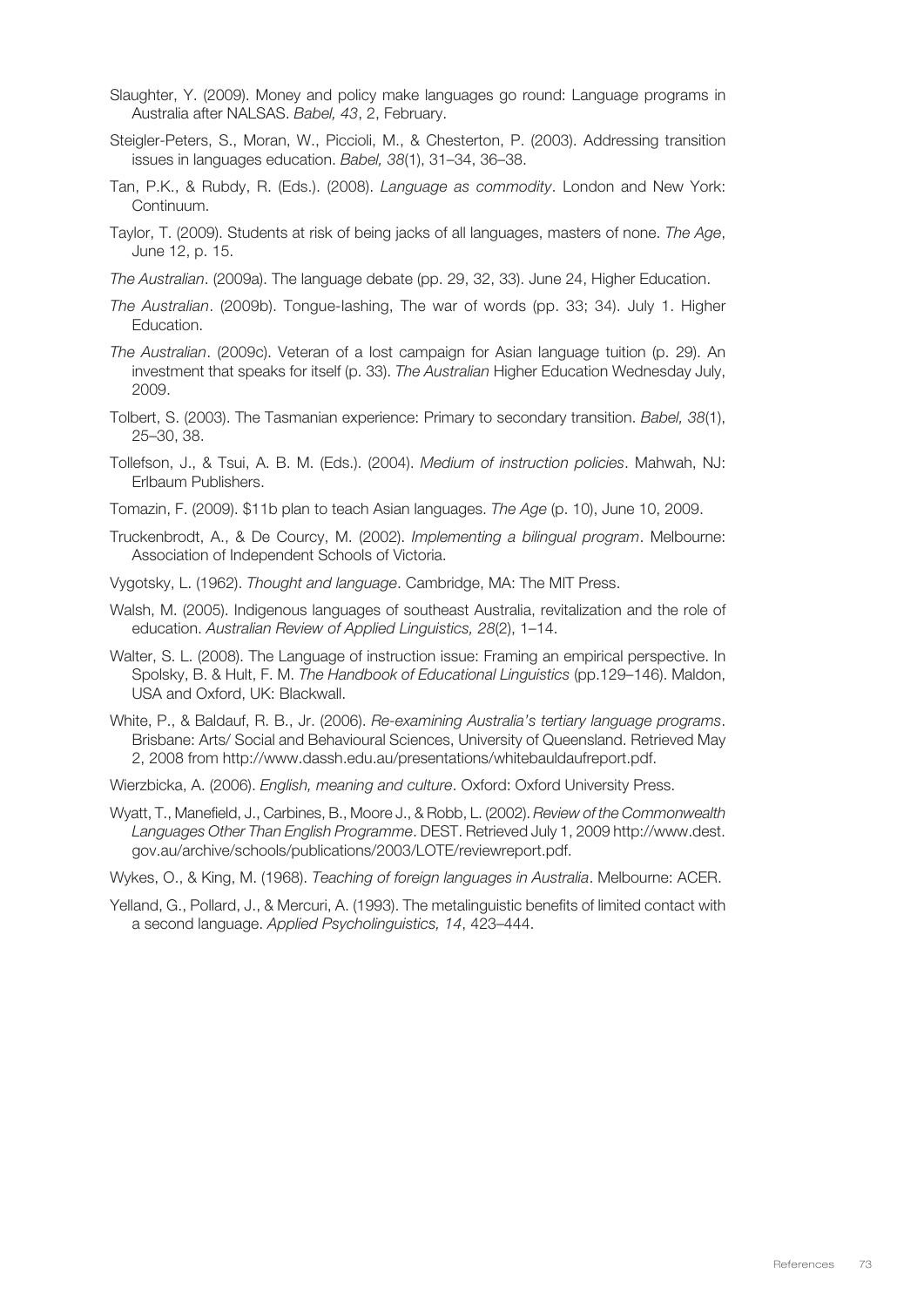Slaughter, Y. (2009). Money and policy make languages go round: Language programs in Australia after NALSAS. *Babel, 43*, 2, February.

Steigler-Peters, S., Moran, W., Piccioli, M., & Chesterton, P. (2003). Addressing transition issues in languages education. *Babel, 38*(1), 31–34, 36–38.

Tan, P.K., & Rubdy, R. (Eds.). (2008). *Language as commodity*. London and New York: Continuum.

Taylor, T. (2009). Students at risk of being jacks of all languages, masters of none. *The Age*, June 12, p. 15.

*The Australian*. (2009a). The language debate (pp. 29, 32, 33). June 24, Higher Education.

*The Australian*. (2009b). Tongue-lashing, The war of words (pp. 33; 34). July 1. Higher Education.

*The Australian*. (2009c). Veteran of a lost campaign for Asian language tuition (p. 29). An investment that speaks for itself (p. 33). *The Australian* Higher Education Wednesday July, 2009.

Tolbert, S. (2003). The Tasmanian experience: Primary to secondary transition. *Babel, 38*(1), 25–30, 38.

Tollefson, J., & Tsui, A. B. M. (Eds.). (2004). *Medium of instruction policies*. Mahwah, NJ: Erlbaum Publishers.

Tomazin, F. (2009). $11b plan to teach Asian languages. *The Age* (p. 10), June 10, 2009.

Truckenbrodt, A., & De Courcy, M. (2002). *Implementing a bilingual program*. Melbourne: Association of Independent Schools of Victoria.

Vygotsky, L. (1962). *Thought and language*. Cambridge, MA: The MIT Press.

Walsh, M. (2005). Indigenous languages of southeast Australia, revitalization and the role of education. *Australian Review of Applied Linguistics, 28*(2), 1–14.

Walter, S. L. (2008). The Language of instruction issue: Framing an empirical perspective. In Spolsky, B. & Hult, F. M. *The Handbook of Educational Linguistics* (pp.129–146). Maldon, USA and Oxford, UK: Blackwall.

White, P., & Baldauf, R. B., Jr. (2006). *Re-examining Australia's tertiary language programs*. Brisbane: Arts/ Social and Behavioural Sciences, University of Queensland. Retrieved May 2, 2008 from http://www.dassh.edu.au/presentations/whitebauldaufreport.pdf.

Wierzbicka, A. (2006). *English, meaning and culture*. Oxford: Oxford University Press.

Wyatt, T., Manefield, J., Carbines, B., Moore J., & Robb, L. (2002). *Review of the Commonwealth Languages Other Than English Programme*. DEST. Retrieved July 1, 2009 http://www.dest.gov.au/archive/schools/publications/2003/LOTE/reviewreport.pdf.

Wykes, O., & King, M. (1968). *Teaching of foreign languages in Australia*. Melbourne: ACER.

Yelland, G., Pollard, J., & Mercuri, A. (1993). The metalinguistic benefits of limited contact with a second language. *Applied Psycholinguistics, 14*, 423–444.